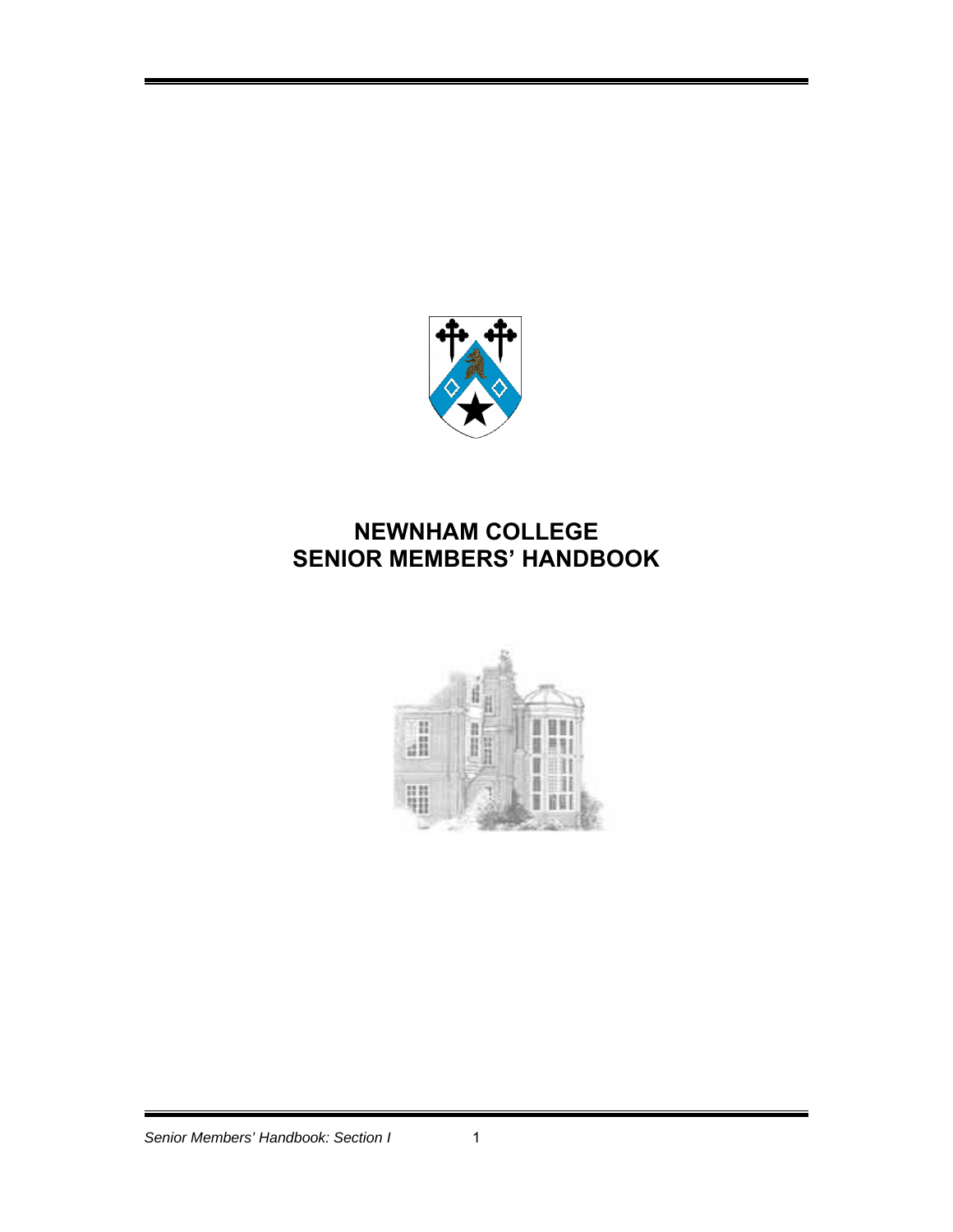# NEWNHAM COLLEGE
# SENIOR MEMBERS' HANDBOOK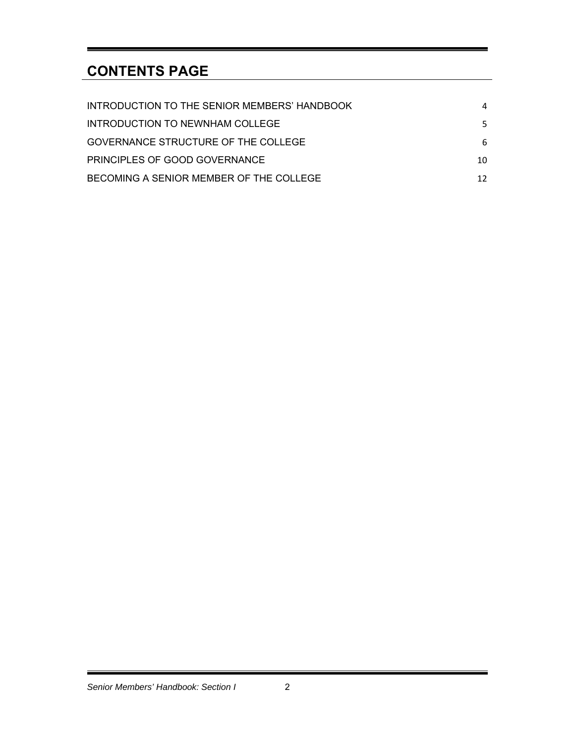# CONTENTS PAGE

| | |
|---|---|
| INTRODUCTION TO THE SENIOR MEMBERS' HANDBOOK | 4 |
| INTRODUCTION TO NEWNHAM COLLEGE | 5 |
| GOVERNANCE STRUCTURE OF THE COLLEGE | 6 |
| PRINCIPLES OF GOOD GOVERNANCE | 10 |
| BECOMING A SENIOR MEMBER OF THE COLLEGE | 12 |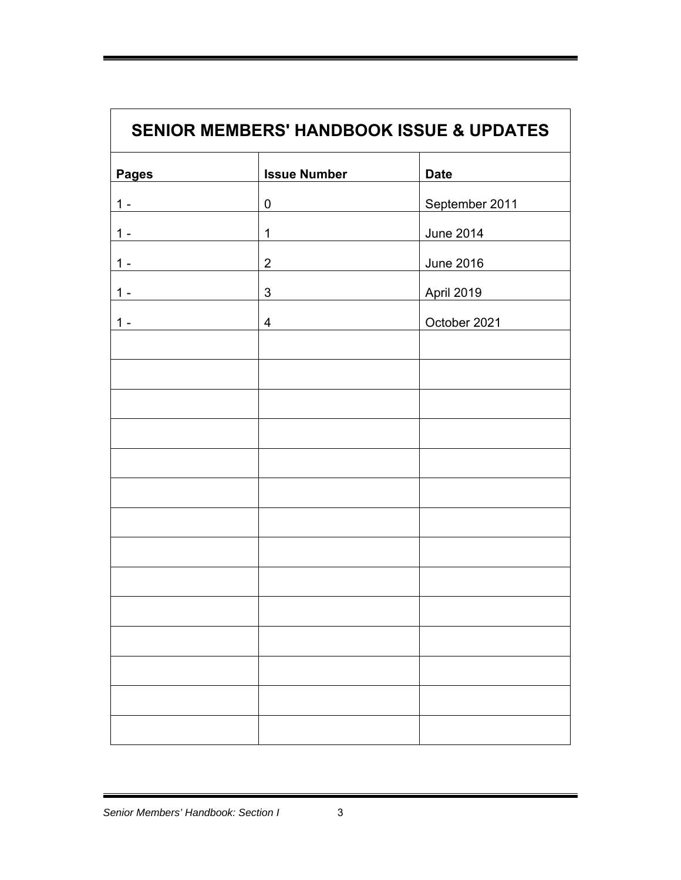| SENIOR MEMBERS' HANDBOOK ISSUE & UPDATES | | |
|---|---|---|
| **Pages** | **Issue Number** | **Date** |
| 1 - | 0 | September 2011 |
| 1 - | 1 | June 2014 |
| 1 - | 2 | June 2016 |
| 1 - | 3 | April 2019 |
| 1 - | 4 | October 2021 |
| | | |
| | | |
| | | |
| | | |
| | | |
| | | |
| | | |
| | | |
| | | |
| | | |
| | | |
| | | |
| | | |
| | | |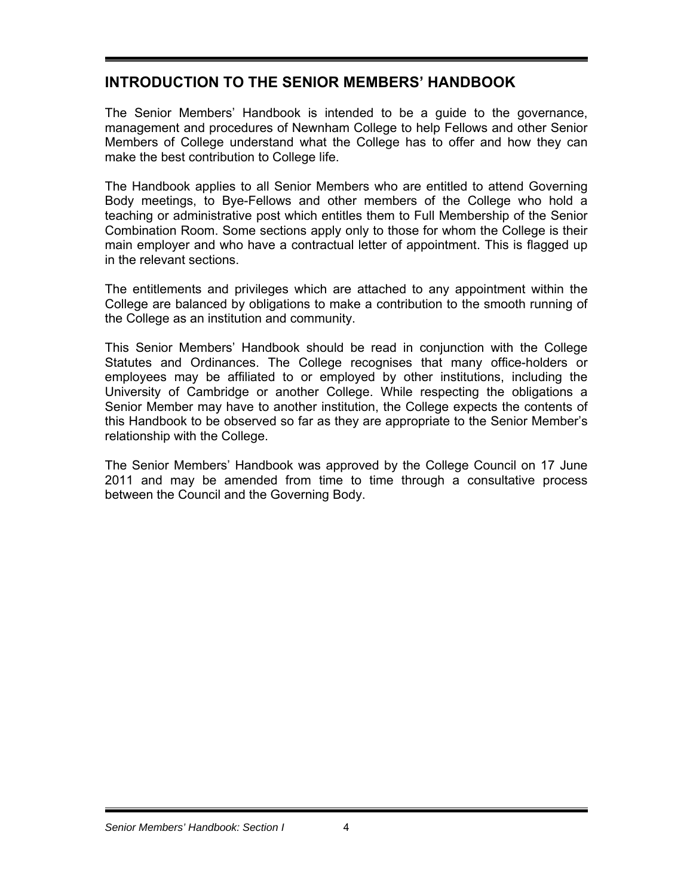## INTRODUCTION TO THE SENIOR MEMBERS' HANDBOOK

The Senior Members' Handbook is intended to be a guide to the governance, management and procedures of Newnham College to help Fellows and other Senior Members of College understand what the College has to offer and how they can make the best contribution to College life.

The Handbook applies to all Senior Members who are entitled to attend Governing Body meetings, to Bye-Fellows and other members of the College who hold a teaching or administrative post which entitles them to Full Membership of the Senior Combination Room. Some sections apply only to those for whom the College is their main employer and who have a contractual letter of appointment. This is flagged up in the relevant sections.

The entitlements and privileges which are attached to any appointment within the College are balanced by obligations to make a contribution to the smooth running of the College as an institution and community.

This Senior Members' Handbook should be read in conjunction with the College Statutes and Ordinances. The College recognises that many office-holders or employees may be affiliated to or employed by other institutions, including the University of Cambridge or another College. While respecting the obligations a Senior Member may have to another institution, the College expects the contents of this Handbook to be observed so far as they are appropriate to the Senior Member's relationship with the College.

The Senior Members' Handbook was approved by the College Council on 17 June 2011 and may be amended from time to time through a consultative process between the Council and the Governing Body.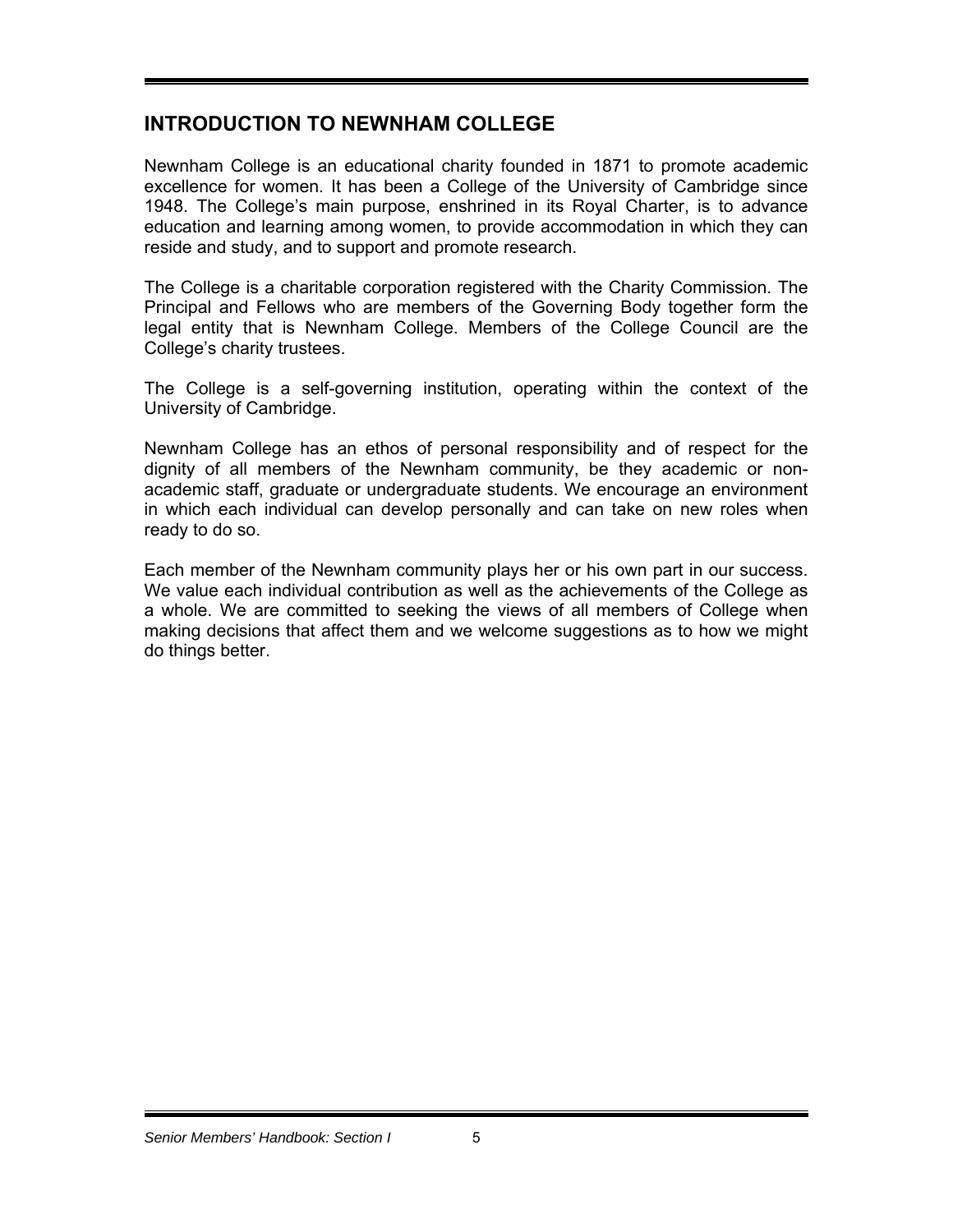## INTRODUCTION TO NEWNHAM COLLEGE

Newnham College is an educational charity founded in 1871 to promote academic excellence for women. It has been a College of the University of Cambridge since 1948. The College's main purpose, enshrined in its Royal Charter, is to advance education and learning among women, to provide accommodation in which they can reside and study, and to support and promote research.

The College is a charitable corporation registered with the Charity Commission. The Principal and Fellows who are members of the Governing Body together form the legal entity that is Newnham College. Members of the College Council are the College's charity trustees.

The College is a self-governing institution, operating within the context of the University of Cambridge.

Newnham College has an ethos of personal responsibility and of respect for the dignity of all members of the Newnham community, be they academic or non-academic staff, graduate or undergraduate students. We encourage an environment in which each individual can develop personally and can take on new roles when ready to do so.

Each member of the Newnham community plays her or his own part in our success. We value each individual contribution as well as the achievements of the College as a whole. We are committed to seeking the views of all members of College when making decisions that affect them and we welcome suggestions as to how we might do things better.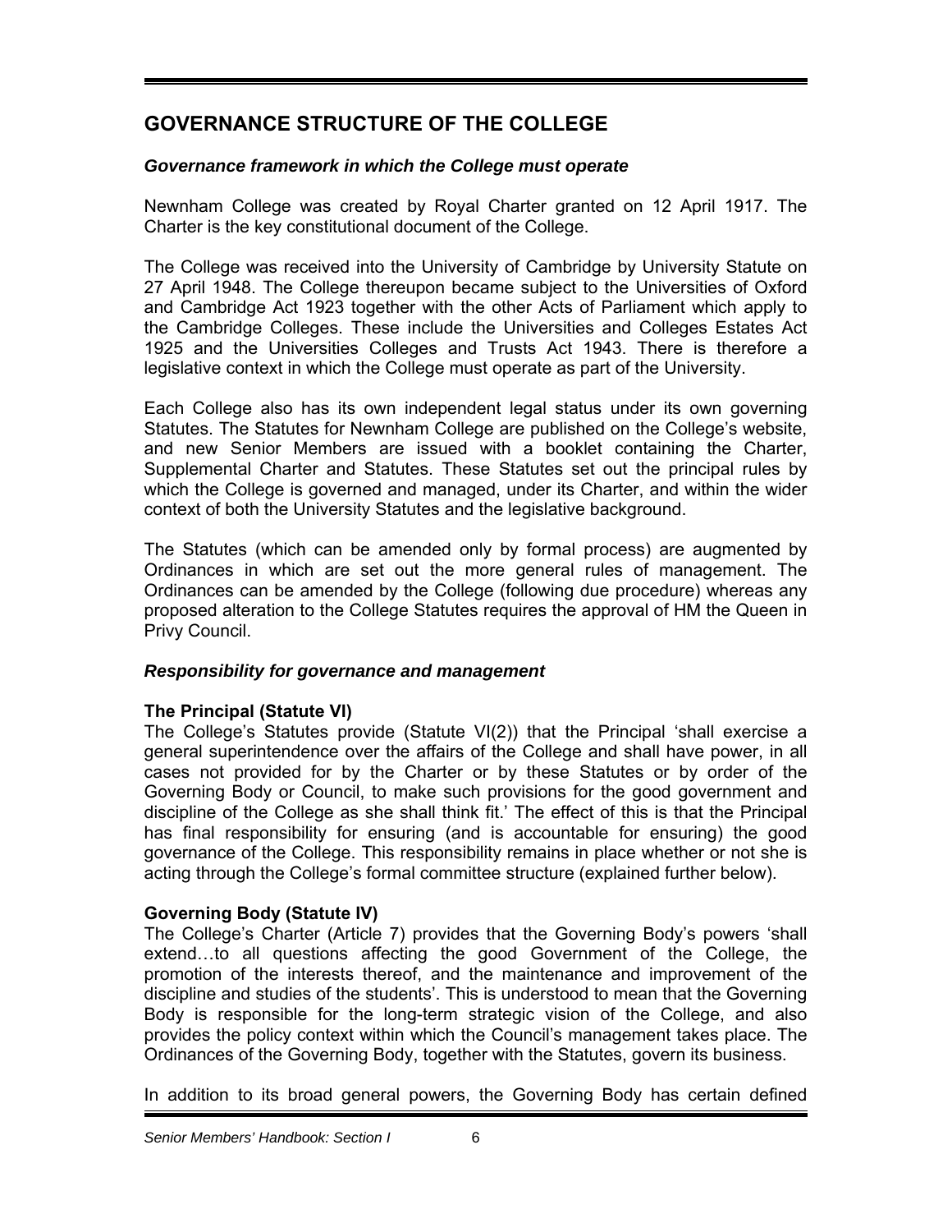## GOVERNANCE STRUCTURE OF THE COLLEGE

### *Governance framework in which the College must operate*

Newnham College was created by Royal Charter granted on 12 April 1917. The Charter is the key constitutional document of the College.

The College was received into the University of Cambridge by University Statute on 27 April 1948. The College thereupon became subject to the Universities of Oxford and Cambridge Act 1923 together with the other Acts of Parliament which apply to the Cambridge Colleges. These include the Universities and Colleges Estates Act 1925 and the Universities Colleges and Trusts Act 1943. There is therefore a legislative context in which the College must operate as part of the University.

Each College also has its own independent legal status under its own governing Statutes. The Statutes for Newnham College are published on the College's website, and new Senior Members are issued with a booklet containing the Charter, Supplemental Charter and Statutes. These Statutes set out the principal rules by which the College is governed and managed, under its Charter, and within the wider context of both the University Statutes and the legislative background.

The Statutes (which can be amended only by formal process) are augmented by Ordinances in which are set out the more general rules of management. The Ordinances can be amended by the College (following due procedure) whereas any proposed alteration to the College Statutes requires the approval of HM the Queen in Privy Council.

### *Responsibility for governance and management*

**The Principal (Statute VI)**

The College's Statutes provide (Statute VI(2)) that the Principal 'shall exercise a general superintendence over the affairs of the College and shall have power, in all cases not provided for by the Charter or by these Statutes or by order of the Governing Body or Council, to make such provisions for the good government and discipline of the College as she shall think fit.' The effect of this is that the Principal has final responsibility for ensuring (and is accountable for ensuring) the good governance of the College. This responsibility remains in place whether or not she is acting through the College's formal committee structure (explained further below).

**Governing Body (Statute IV)**

The College's Charter (Article 7) provides that the Governing Body's powers 'shall extend…to all questions affecting the good Government of the College, the promotion of the interests thereof, and the maintenance and improvement of the discipline and studies of the students'. This is understood to mean that the Governing Body is responsible for the long-term strategic vision of the College, and also provides the policy context within which the Council's management takes place. The Ordinances of the Governing Body, together with the Statutes, govern its business.

In addition to its broad general powers, the Governing Body has certain defined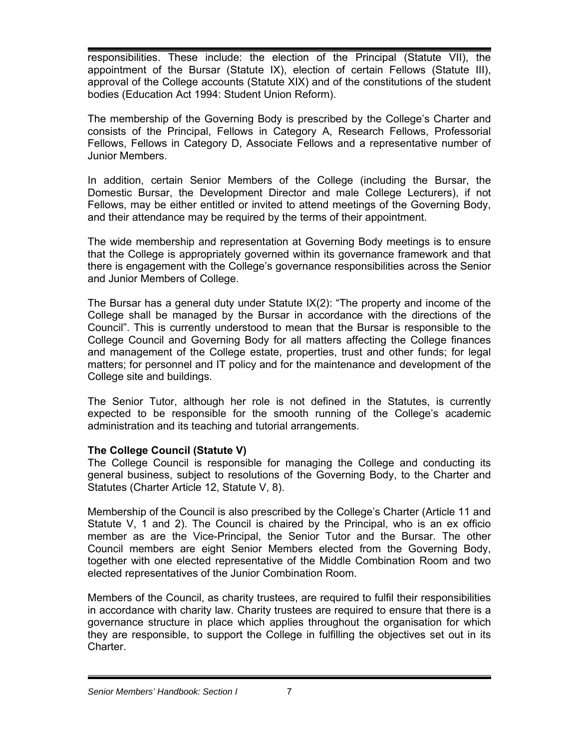responsibilities. These include: the election of the Principal (Statute VII), the appointment of the Bursar (Statute IX), election of certain Fellows (Statute III), approval of the College accounts (Statute XIX) and of the constitutions of the student bodies (Education Act 1994: Student Union Reform).

The membership of the Governing Body is prescribed by the College's Charter and consists of the Principal, Fellows in Category A, Research Fellows, Professorial Fellows, Fellows in Category D, Associate Fellows and a representative number of Junior Members.

In addition, certain Senior Members of the College (including the Bursar, the Domestic Bursar, the Development Director and male College Lecturers), if not Fellows, may be either entitled or invited to attend meetings of the Governing Body, and their attendance may be required by the terms of their appointment.

The wide membership and representation at Governing Body meetings is to ensure that the College is appropriately governed within its governance framework and that there is engagement with the College's governance responsibilities across the Senior and Junior Members of College.

The Bursar has a general duty under Statute IX(2): "The property and income of the College shall be managed by the Bursar in accordance with the directions of the Council". This is currently understood to mean that the Bursar is responsible to the College Council and Governing Body for all matters affecting the College finances and management of the College estate, properties, trust and other funds; for legal matters; for personnel and IT policy and for the maintenance and development of the College site and buildings.

The Senior Tutor, although her role is not defined in the Statutes, is currently expected to be responsible for the smooth running of the College's academic administration and its teaching and tutorial arrangements.

**The College Council (Statute V)**

The College Council is responsible for managing the College and conducting its general business, subject to resolutions of the Governing Body, to the Charter and Statutes (Charter Article 12, Statute V, 8).

Membership of the Council is also prescribed by the College's Charter (Article 11 and Statute V, 1 and 2). The Council is chaired by the Principal, who is an ex officio member as are the Vice-Principal, the Senior Tutor and the Bursar. The other Council members are eight Senior Members elected from the Governing Body, together with one elected representative of the Middle Combination Room and two elected representatives of the Junior Combination Room.

Members of the Council, as charity trustees, are required to fulfil their responsibilities in accordance with charity law. Charity trustees are required to ensure that there is a governance structure in place which applies throughout the organisation for which they are responsible, to support the College in fulfilling the objectives set out in its Charter.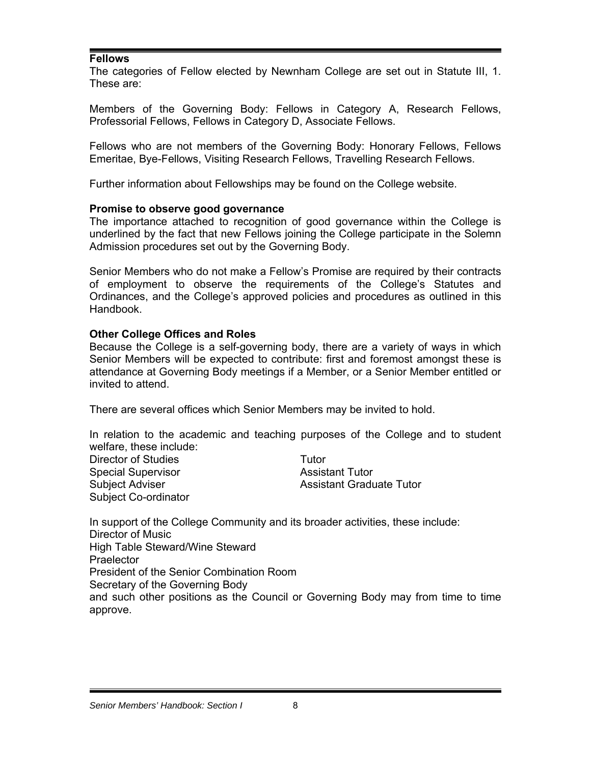## Fellows

The categories of Fellow elected by Newnham College are set out in Statute III, 1. These are:

Members of the Governing Body: Fellows in Category A, Research Fellows, Professorial Fellows, Fellows in Category D, Associate Fellows.

Fellows who are not members of the Governing Body: Honorary Fellows, Fellows Emeritae, Bye-Fellows, Visiting Research Fellows, Travelling Research Fellows.

Further information about Fellowships may be found on the College website.

### Promise to observe good governance

The importance attached to recognition of good governance within the College is underlined by the fact that new Fellows joining the College participate in the Solemn Admission procedures set out by the Governing Body.

Senior Members who do not make a Fellow's Promise are required by their contracts of employment to observe the requirements of the College's Statutes and Ordinances, and the College's approved policies and procedures as outlined in this Handbook.

### Other College Offices and Roles

Because the College is a self-governing body, there are a variety of ways in which Senior Members will be expected to contribute: first and foremost amongst these is attendance at Governing Body meetings if a Member, or a Senior Member entitled or invited to attend.

There are several offices which Senior Members may be invited to hold.

In relation to the academic and teaching purposes of the College and to student welfare, these include:

- Director of Studies
- Special Supervisor
- Subject Adviser
- Subject Co-ordinator
- Tutor
- Assistant Tutor
- Assistant Graduate Tutor

In support of the College Community and its broader activities, these include:

- Director of Music
- High Table Steward/Wine Steward
- Praelector
- President of the Senior Combination Room
- Secretary of the Governing Body

and such other positions as the Council or Governing Body may from time to time approve.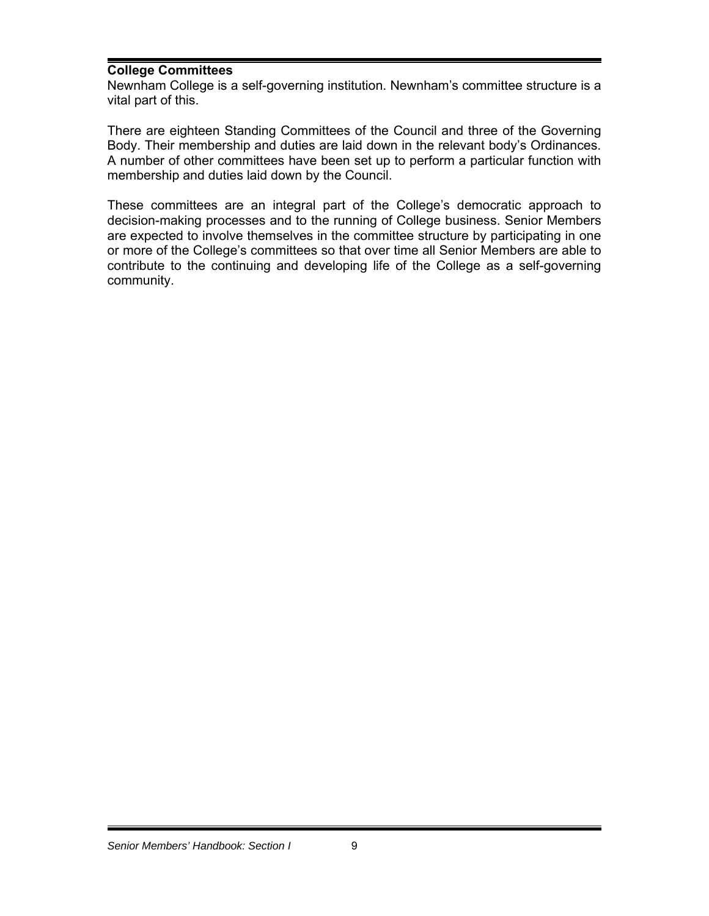## College Committees

Newnham College is a self-governing institution. Newnham's committee structure is a vital part of this.

There are eighteen Standing Committees of the Council and three of the Governing Body. Their membership and duties are laid down in the relevant body's Ordinances. A number of other committees have been set up to perform a particular function with membership and duties laid down by the Council.

These committees are an integral part of the College's democratic approach to decision-making processes and to the running of College business. Senior Members are expected to involve themselves in the committee structure by participating in one or more of the College's committees so that over time all Senior Members are able to contribute to the continuing and developing life of the College as a self-governing community.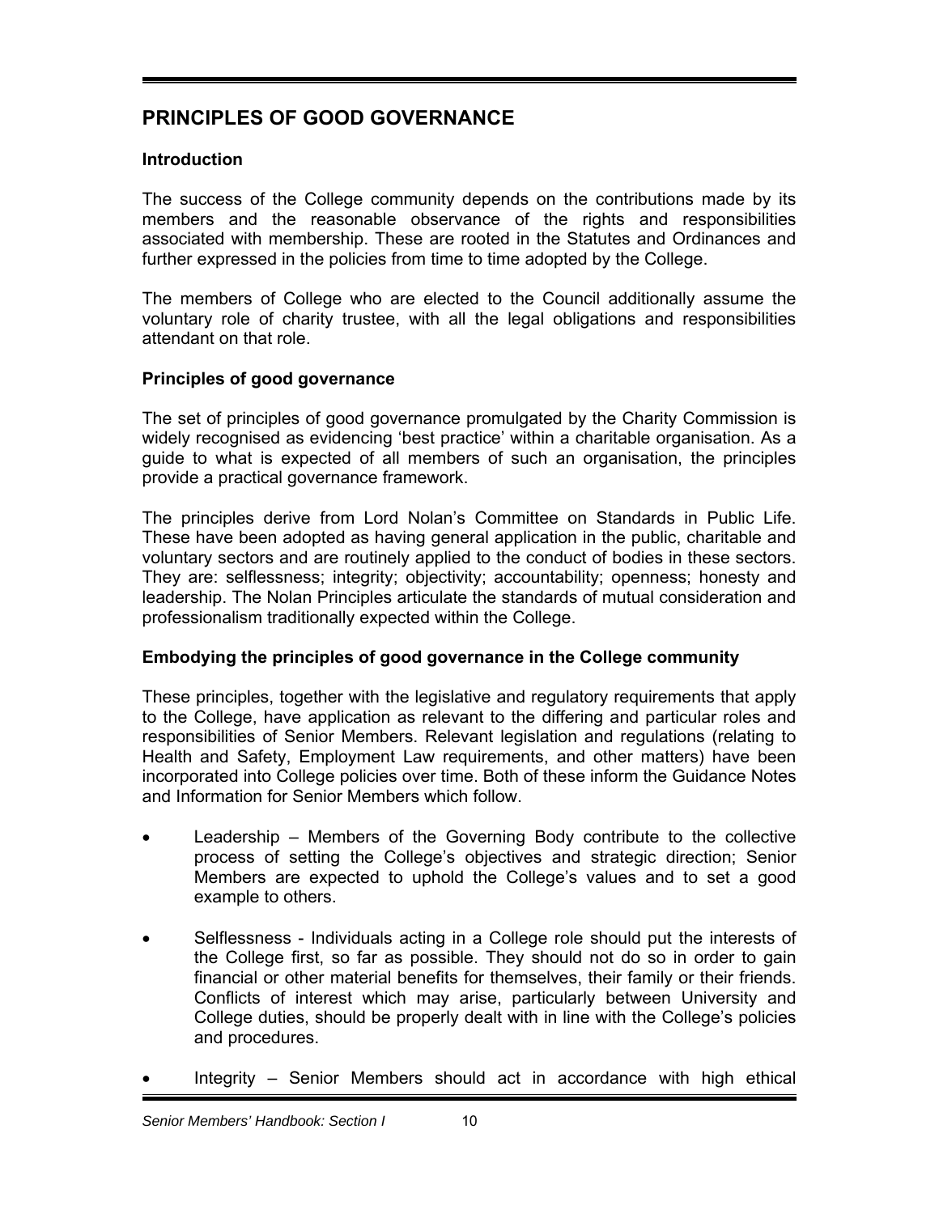# PRINCIPLES OF GOOD GOVERNANCE

### Introduction

The success of the College community depends on the contributions made by its members and the reasonable observance of the rights and responsibilities associated with membership. These are rooted in the Statutes and Ordinances and further expressed in the policies from time to time adopted by the College.

The members of College who are elected to the Council additionally assume the voluntary role of charity trustee, with all the legal obligations and responsibilities attendant on that role.

### Principles of good governance

The set of principles of good governance promulgated by the Charity Commission is widely recognised as evidencing 'best practice' within a charitable organisation. As a guide to what is expected of all members of such an organisation, the principles provide a practical governance framework.

The principles derive from Lord Nolan's Committee on Standards in Public Life. These have been adopted as having general application in the public, charitable and voluntary sectors and are routinely applied to the conduct of bodies in these sectors. They are: selflessness; integrity; objectivity; accountability; openness; honesty and leadership. The Nolan Principles articulate the standards of mutual consideration and professionalism traditionally expected within the College.

### Embodying the principles of good governance in the College community

These principles, together with the legislative and regulatory requirements that apply to the College, have application as relevant to the differing and particular roles and responsibilities of Senior Members. Relevant legislation and regulations (relating to Health and Safety, Employment Law requirements, and other matters) have been incorporated into College policies over time. Both of these inform the Guidance Notes and Information for Senior Members which follow.

- Leadership – Members of the Governing Body contribute to the collective process of setting the College's objectives and strategic direction; Senior Members are expected to uphold the College's values and to set a good example to others.
- Selflessness - Individuals acting in a College role should put the interests of the College first, so far as possible. They should not do so in order to gain financial or other material benefits for themselves, their family or their friends. Conflicts of interest which may arise, particularly between University and College duties, should be properly dealt with in line with the College's policies and procedures.
- Integrity – Senior Members should act in accordance with high ethical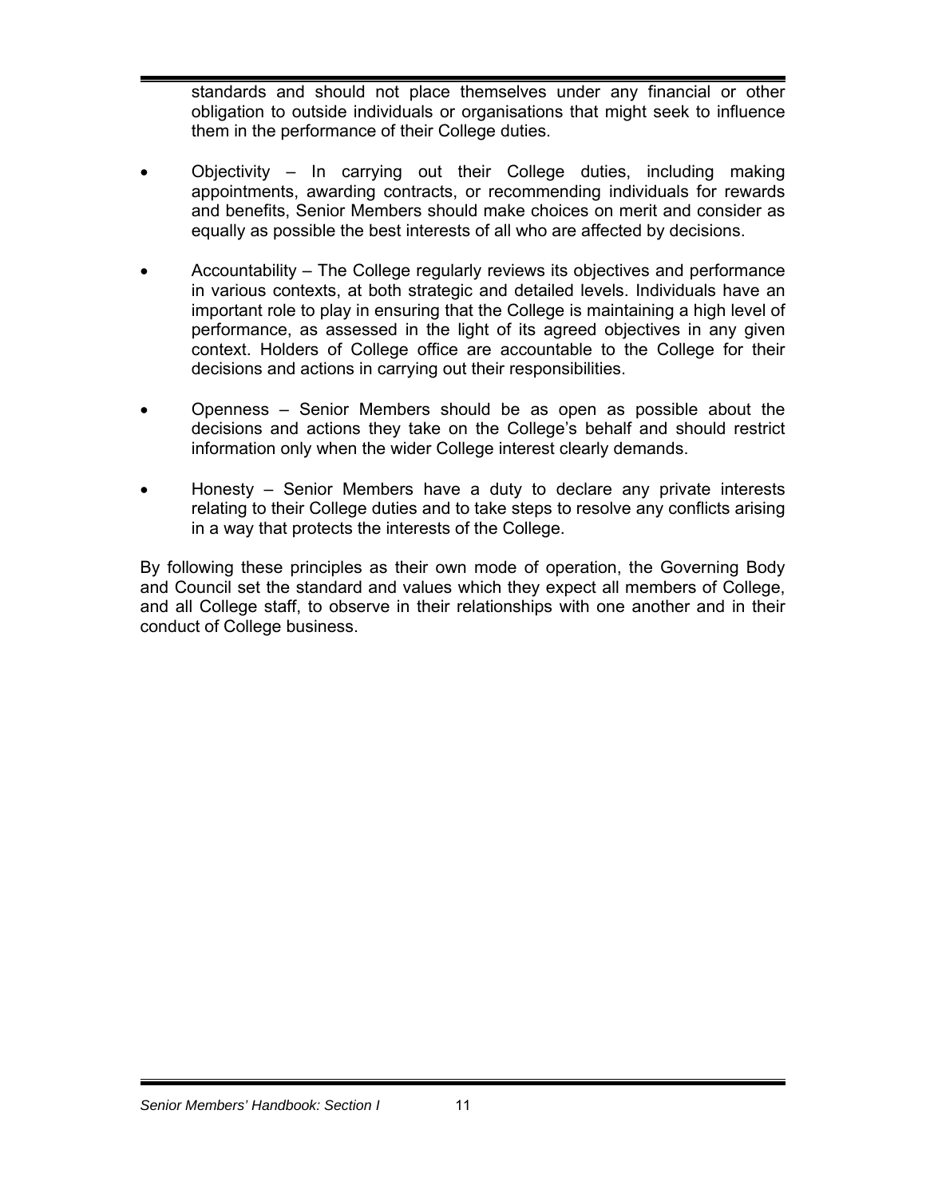standards and should not place themselves under any financial or other obligation to outside individuals or organisations that might seek to influence them in the performance of their College duties.

- Objectivity – In carrying out their College duties, including making appointments, awarding contracts, or recommending individuals for rewards and benefits, Senior Members should make choices on merit and consider as equally as possible the best interests of all who are affected by decisions.

- Accountability – The College regularly reviews its objectives and performance in various contexts, at both strategic and detailed levels. Individuals have an important role to play in ensuring that the College is maintaining a high level of performance, as assessed in the light of its agreed objectives in any given context. Holders of College office are accountable to the College for their decisions and actions in carrying out their responsibilities.

- Openness – Senior Members should be as open as possible about the decisions and actions they take on the College's behalf and should restrict information only when the wider College interest clearly demands.

- Honesty – Senior Members have a duty to declare any private interests relating to their College duties and to take steps to resolve any conflicts arising in a way that protects the interests of the College.

By following these principles as their own mode of operation, the Governing Body and Council set the standard and values which they expect all members of College, and all College staff, to observe in their relationships with one another and in their conduct of College business.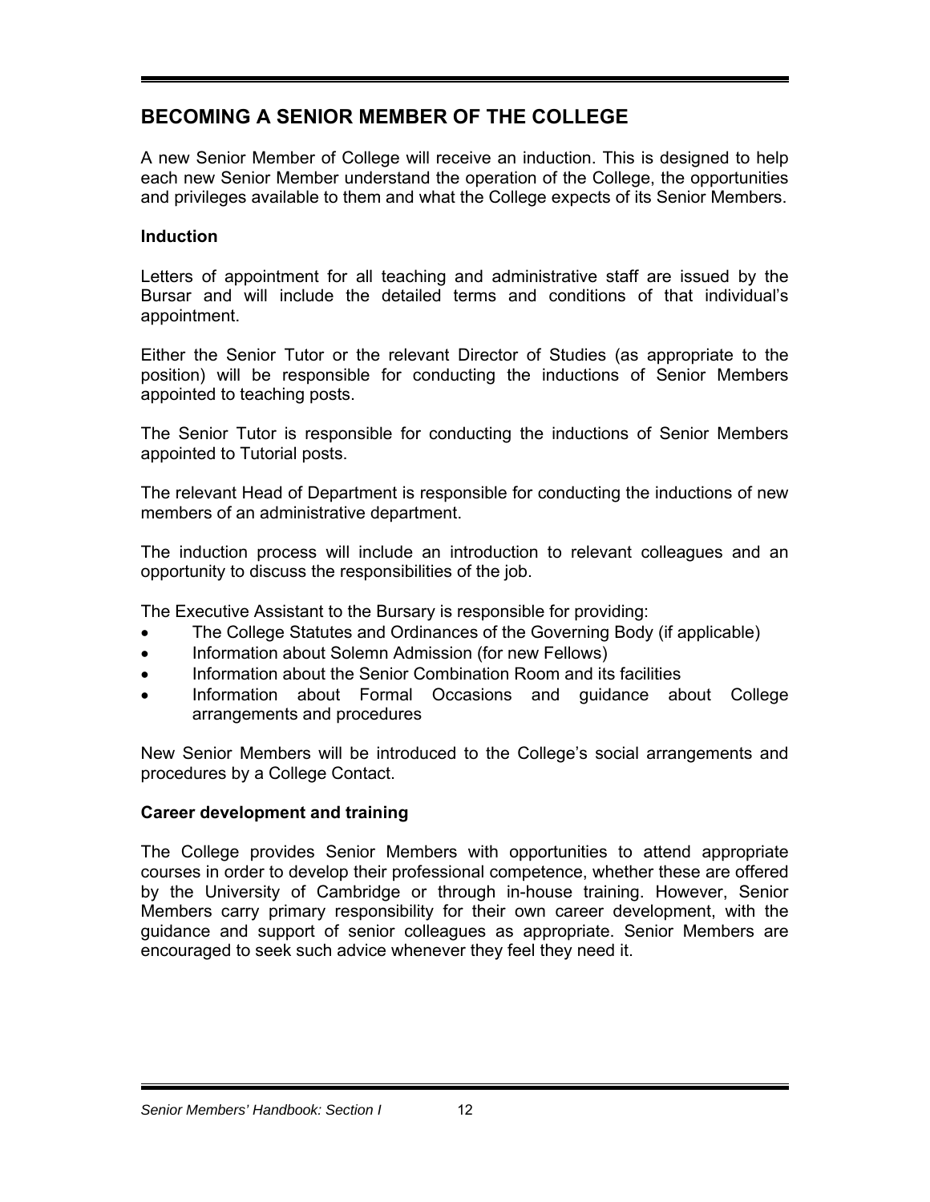## BECOMING A SENIOR MEMBER OF THE COLLEGE

A new Senior Member of College will receive an induction. This is designed to help each new Senior Member understand the operation of the College, the opportunities and privileges available to them and what the College expects of its Senior Members.

### Induction

Letters of appointment for all teaching and administrative staff are issued by the Bursar and will include the detailed terms and conditions of that individual's appointment.

Either the Senior Tutor or the relevant Director of Studies (as appropriate to the position) will be responsible for conducting the inductions of Senior Members appointed to teaching posts.

The Senior Tutor is responsible for conducting the inductions of Senior Members appointed to Tutorial posts.

The relevant Head of Department is responsible for conducting the inductions of new members of an administrative department.

The induction process will include an introduction to relevant colleagues and an opportunity to discuss the responsibilities of the job.

The Executive Assistant to the Bursary is responsible for providing:

- The College Statutes and Ordinances of the Governing Body (if applicable)
- Information about Solemn Admission (for new Fellows)
- Information about the Senior Combination Room and its facilities
- Information about Formal Occasions and guidance about College arrangements and procedures

New Senior Members will be introduced to the College's social arrangements and procedures by a College Contact.

### Career development and training

The College provides Senior Members with opportunities to attend appropriate courses in order to develop their professional competence, whether these are offered by the University of Cambridge or through in-house training. However, Senior Members carry primary responsibility for their own career development, with the guidance and support of senior colleagues as appropriate. Senior Members are encouraged to seek such advice whenever they feel they need it.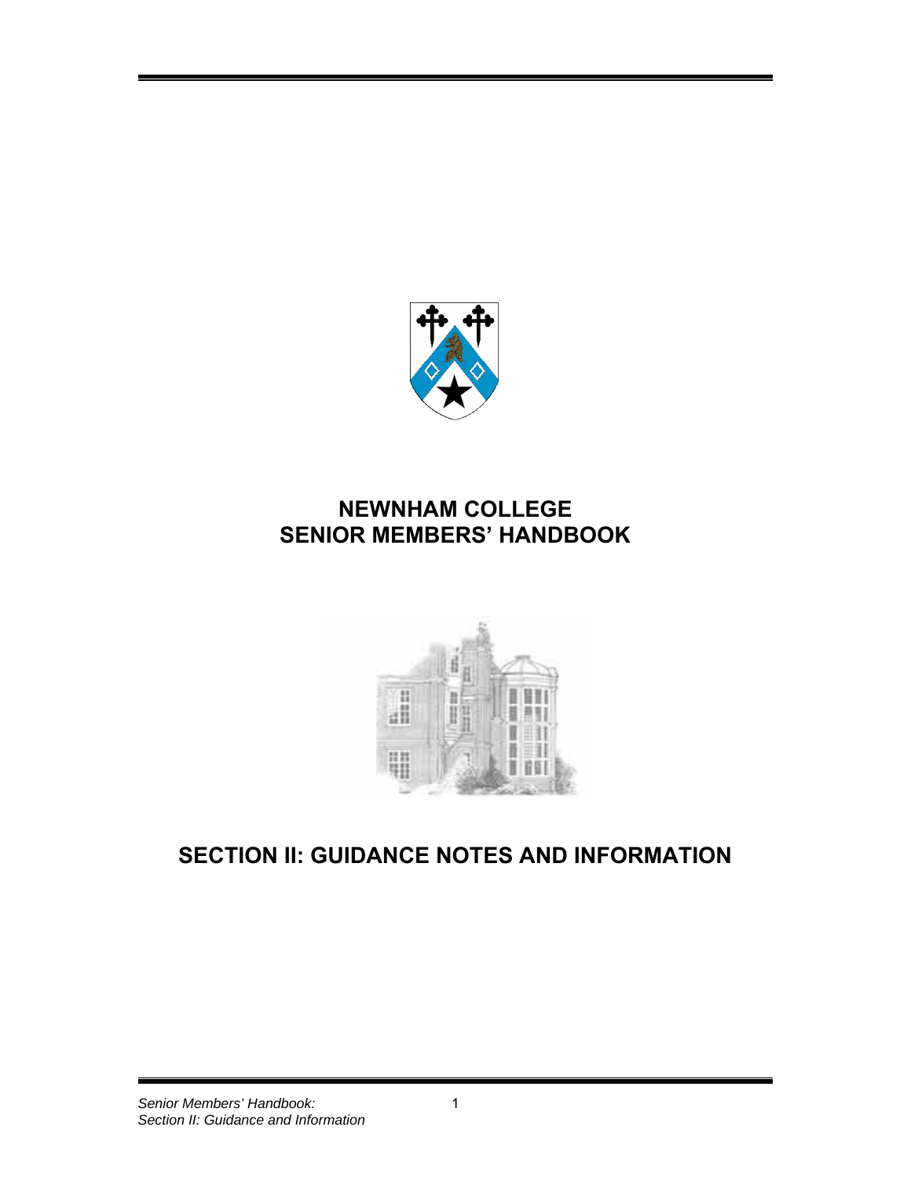# NEWNHAM COLLEGE
# SENIOR MEMBERS' HANDBOOK

## SECTION II: GUIDANCE NOTES AND INFORMATION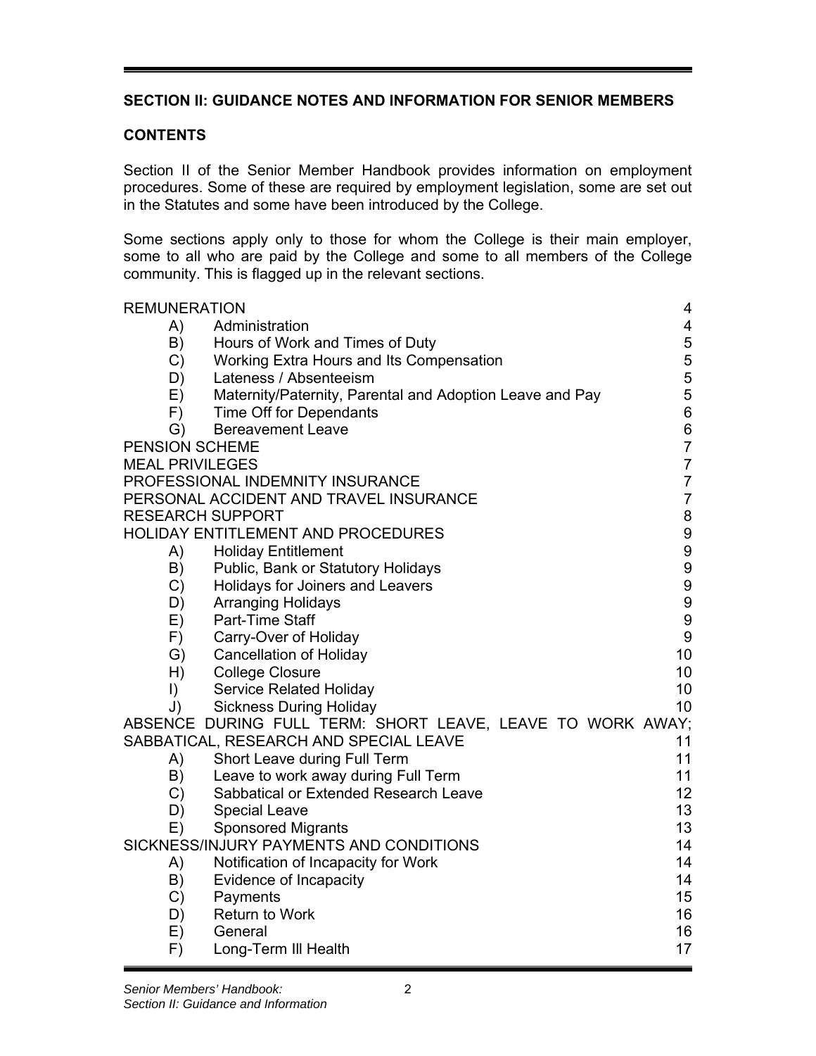## SECTION II: GUIDANCE NOTES AND INFORMATION FOR SENIOR MEMBERS

### CONTENTS

Section II of the Senior Member Handbook provides information on employment procedures. Some of these are required by employment legislation, some are set out in the Statutes and some have been introduced by the College.

Some sections apply only to those for whom the College is their main employer, some to all who are paid by the College and some to all members of the College community. This is flagged up in the relevant sections.

| | | |
|---|---|---|
| REMUNERATION | | 4 |
| A) | Administration | 4 |
| B) | Hours of Work and Times of Duty | 5 |
| C) | Working Extra Hours and Its Compensation | 5 |
| D) | Lateness / Absenteeism | 5 |
| E) | Maternity/Paternity, Parental and Adoption Leave and Pay | 5 |
| F) | Time Off for Dependants | 6 |
| G) | Bereavement Leave | 6 |
| PENSION SCHEME | | 7 |
| MEAL PRIVILEGES | | 7 |
| PROFESSIONAL INDEMNITY INSURANCE | | 7 |
| PERSONAL ACCIDENT AND TRAVEL INSURANCE | | 7 |
| RESEARCH SUPPORT | | 8 |
| HOLIDAY ENTITLEMENT AND PROCEDURES | | 9 |
| A) | Holiday Entitlement | 9 |
| B) | Public, Bank or Statutory Holidays | 9 |
| C) | Holidays for Joiners and Leavers | 9 |
| D) | Arranging Holidays | 9 |
| E) | Part-Time Staff | 9 |
| F) | Carry-Over of Holiday | 9 |
| G) | Cancellation of Holiday | 10 |
| H) | College Closure | 10 |
| I) | Service Related Holiday | 10 |
| J) | Sickness During Holiday | 10 |
| ABSENCE DURING FULL TERM: SHORT LEAVE, LEAVE TO WORK AWAY; SABBATICAL, RESEARCH AND SPECIAL LEAVE | | 11 |
| A) | Short Leave during Full Term | 11 |
| B) | Leave to work away during Full Term | 11 |
| C) | Sabbatical or Extended Research Leave | 12 |
| D) | Special Leave | 13 |
| E) | Sponsored Migrants | 13 |
| SICKNESS/INJURY PAYMENTS AND CONDITIONS | | 14 |
| A) | Notification of Incapacity for Work | 14 |
| B) | Evidence of Incapacity | 14 |
| C) | Payments | 15 |
| D) | Return to Work | 16 |
| E) | General | 16 |
| F) | Long-Term Ill Health | 17 |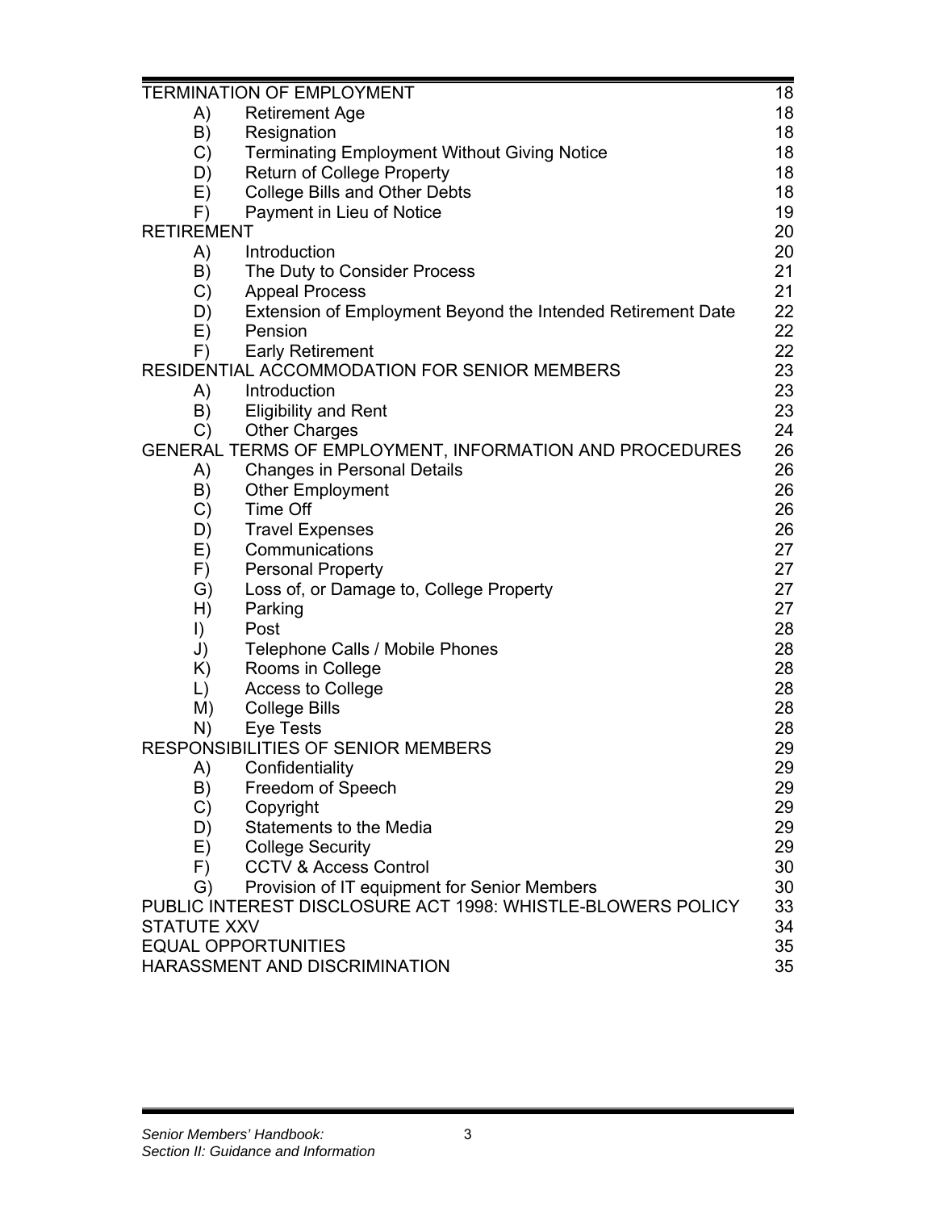| | | |
|---|---|---|
| TERMINATION OF EMPLOYMENT | | 18 |
| A) | Retirement Age | 18 |
| B) | Resignation | 18 |
| C) | Terminating Employment Without Giving Notice | 18 |
| D) | Return of College Property | 18 |
| E) | College Bills and Other Debts | 18 |
| F) | Payment in Lieu of Notice | 19 |
| RETIREMENT | | 20 |
| A) | Introduction | 20 |
| B) | The Duty to Consider Process | 21 |
| C) | Appeal Process | 21 |
| D) | Extension of Employment Beyond the Intended Retirement Date | 22 |
| E) | Pension | 22 |
| F) | Early Retirement | 22 |
| RESIDENTIAL ACCOMMODATION FOR SENIOR MEMBERS | | 23 |
| A) | Introduction | 23 |
| B) | Eligibility and Rent | 23 |
| C) | Other Charges | 24 |
| GENERAL TERMS OF EMPLOYMENT, INFORMATION AND PROCEDURES | | 26 |
| A) | Changes in Personal Details | 26 |
| B) | Other Employment | 26 |
| C) | Time Off | 26 |
| D) | Travel Expenses | 26 |
| E) | Communications | 27 |
| F) | Personal Property | 27 |
| G) | Loss of, or Damage to, College Property | 27 |
| H) | Parking | 27 |
| I) | Post | 28 |
| J) | Telephone Calls / Mobile Phones | 28 |
| K) | Rooms in College | 28 |
| L) | Access to College | 28 |
| M) | College Bills | 28 |
| N) | Eye Tests | 28 |
| RESPONSIBILITIES OF SENIOR MEMBERS | | 29 |
| A) | Confidentiality | 29 |
| B) | Freedom of Speech | 29 |
| C) | Copyright | 29 |
| D) | Statements to the Media | 29 |
| E) | College Security | 29 |
| F) | CCTV & Access Control | 30 |
| G) | Provision of IT equipment for Senior Members | 30 |
| PUBLIC INTEREST DISCLOSURE ACT 1998: WHISTLE-BLOWERS POLICY | | 33 |
| STATUTE XXV | | 34 |
| EQUAL OPPORTUNITIES | | 35 |
| HARASSMENT AND DISCRIMINATION | | 35 |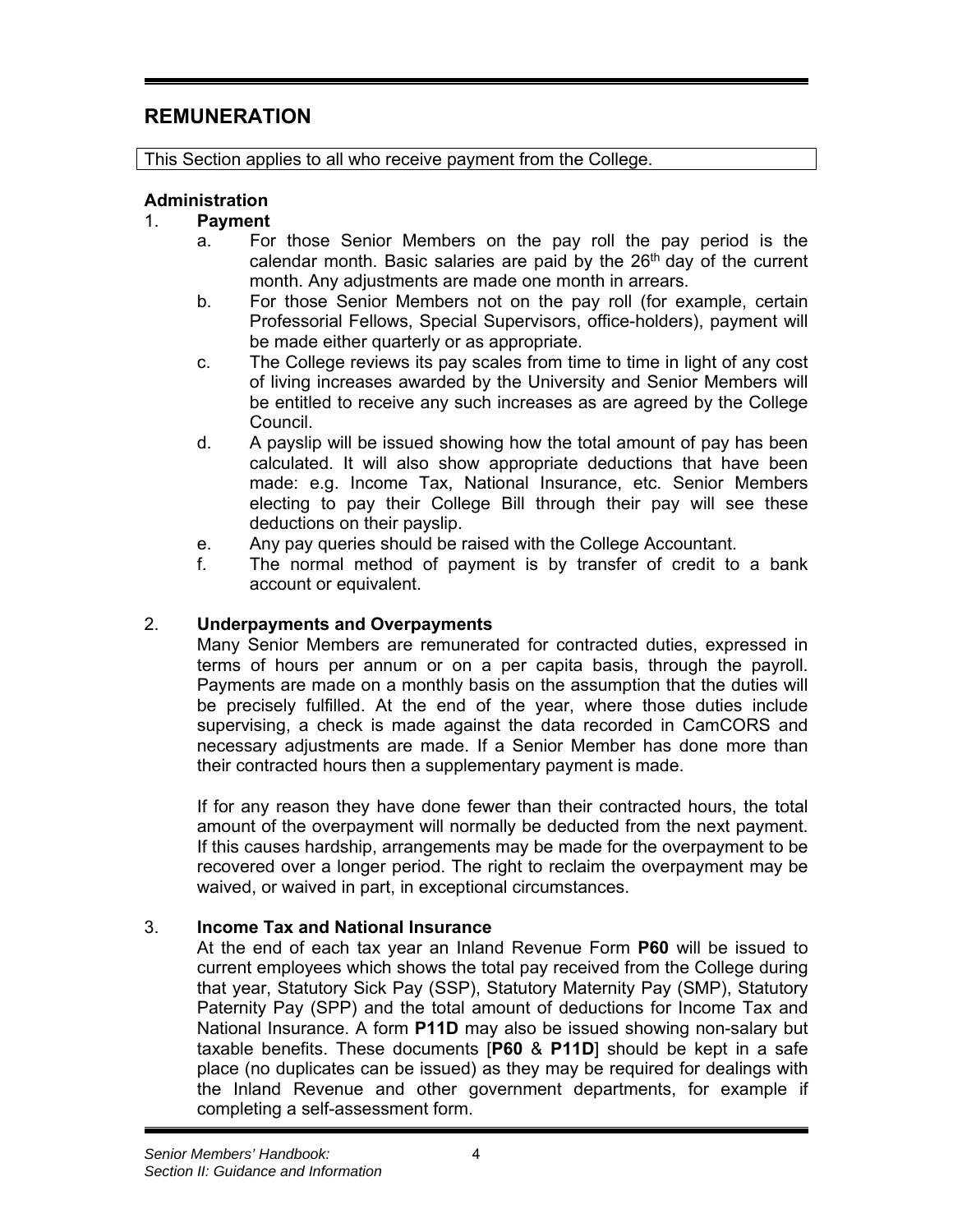# REMUNERATION

This Section applies to all who receive payment from the College.

### Administration

1. **Payment**
   a. For those Senior Members on the pay roll the pay period is the calendar month. Basic salaries are paid by the 26th day of the current month. Any adjustments are made one month in arrears.
   b. For those Senior Members not on the pay roll (for example, certain Professorial Fellows, Special Supervisors, office-holders), payment will be made either quarterly or as appropriate.
   c. The College reviews its pay scales from time to time in light of any cost of living increases awarded by the University and Senior Members will be entitled to receive any such increases as are agreed by the College Council.
   d. A payslip will be issued showing how the total amount of pay has been calculated. It will also show appropriate deductions that have been made: e.g. Income Tax, National Insurance, etc. Senior Members electing to pay their College Bill through their pay will see these deductions on their payslip.
   e. Any pay queries should be raised with the College Accountant.
   f. The normal method of payment is by transfer of credit to a bank account or equivalent.

2. **Underpayments and Overpayments**

   Many Senior Members are remunerated for contracted duties, expressed in terms of hours per annum or on a per capita basis, through the payroll. Payments are made on a monthly basis on the assumption that the duties will be precisely fulfilled. At the end of the year, where those duties include supervising, a check is made against the data recorded in CamCORS and necessary adjustments are made. If a Senior Member has done more than their contracted hours then a supplementary payment is made.

   If for any reason they have done fewer than their contracted hours, the total amount of the overpayment will normally be deducted from the next payment. If this causes hardship, arrangements may be made for the overpayment to be recovered over a longer period. The right to reclaim the overpayment may be waived, or waived in part, in exceptional circumstances.

3. **Income Tax and National Insurance**

   At the end of each tax year an Inland Revenue Form **P60** will be issued to current employees which shows the total pay received from the College during that year, Statutory Sick Pay (SSP), Statutory Maternity Pay (SMP), Statutory Paternity Pay (SPP) and the total amount of deductions for Income Tax and National Insurance. A form **P11D** may also be issued showing non-salary but taxable benefits. These documents [**P60** & **P11D**] should be kept in a safe place (no duplicates can be issued) as they may be required for dealings with the Inland Revenue and other government departments, for example if completing a self-assessment form.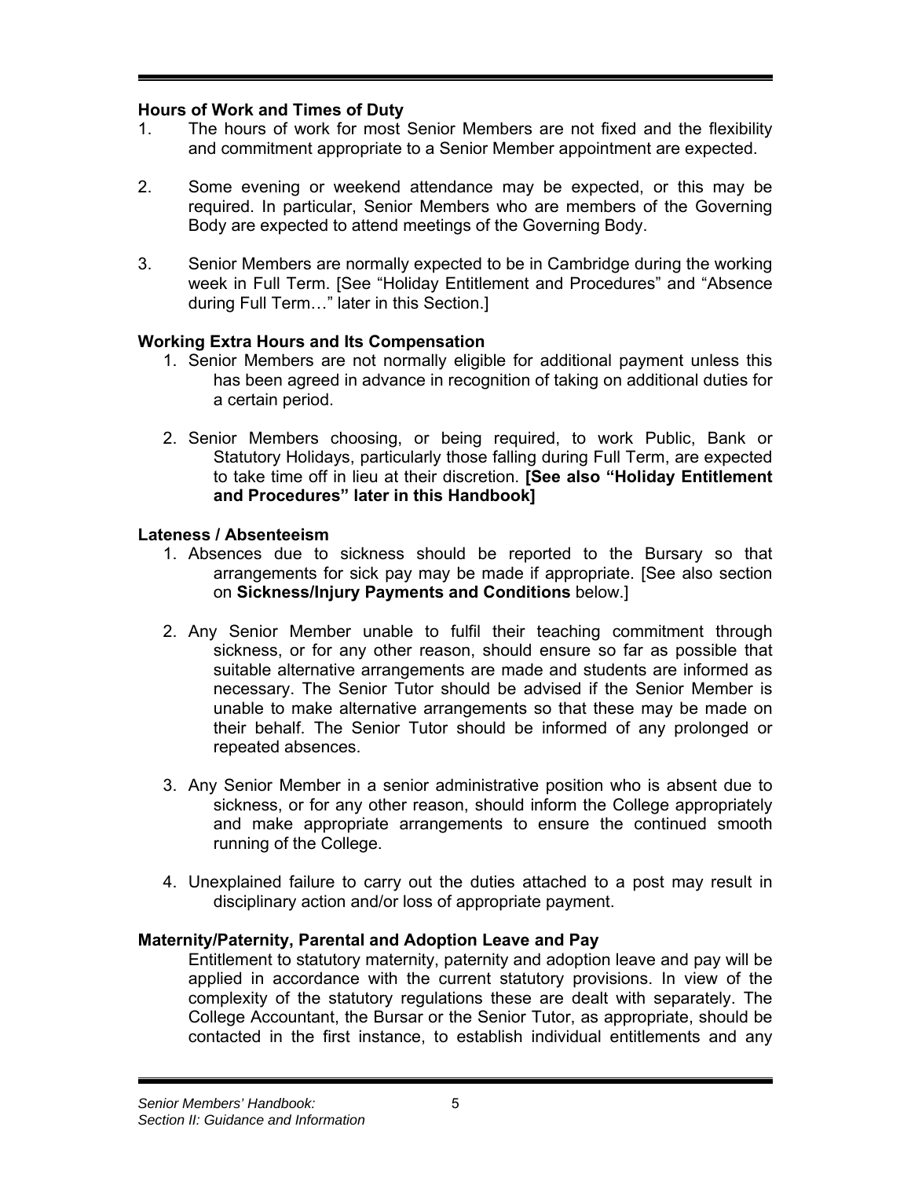**Hours of Work and Times of Duty**

1. The hours of work for most Senior Members are not fixed and the flexibility and commitment appropriate to a Senior Member appointment are expected.

2. Some evening or weekend attendance may be expected, or this may be required. In particular, Senior Members who are members of the Governing Body are expected to attend meetings of the Governing Body.

3. Senior Members are normally expected to be in Cambridge during the working week in Full Term. [See "Holiday Entitlement and Procedures" and "Absence during Full Term…" later in this Section.]

**Working Extra Hours and Its Compensation**

1. Senior Members are not normally eligible for additional payment unless this has been agreed in advance in recognition of taking on additional duties for a certain period.

2. Senior Members choosing, or being required, to work Public, Bank or Statutory Holidays, particularly those falling during Full Term, are expected to take time off in lieu at their discretion. **[See also "Holiday Entitlement and Procedures" later in this Handbook]**

**Lateness / Absenteeism**

1. Absences due to sickness should be reported to the Bursary so that arrangements for sick pay may be made if appropriate. [See also section on **Sickness/Injury Payments and Conditions** below.]

2. Any Senior Member unable to fulfil their teaching commitment through sickness, or for any other reason, should ensure so far as possible that suitable alternative arrangements are made and students are informed as necessary. The Senior Tutor should be advised if the Senior Member is unable to make alternative arrangements so that these may be made on their behalf. The Senior Tutor should be informed of any prolonged or repeated absences.

3. Any Senior Member in a senior administrative position who is absent due to sickness, or for any other reason, should inform the College appropriately and make appropriate arrangements to ensure the continued smooth running of the College.

4. Unexplained failure to carry out the duties attached to a post may result in disciplinary action and/or loss of appropriate payment.

**Maternity/Paternity, Parental and Adoption Leave and Pay**

Entitlement to statutory maternity, paternity and adoption leave and pay will be applied in accordance with the current statutory provisions. In view of the complexity of the statutory regulations these are dealt with separately. The College Accountant, the Bursar or the Senior Tutor, as appropriate, should be contacted in the first instance, to establish individual entitlements and any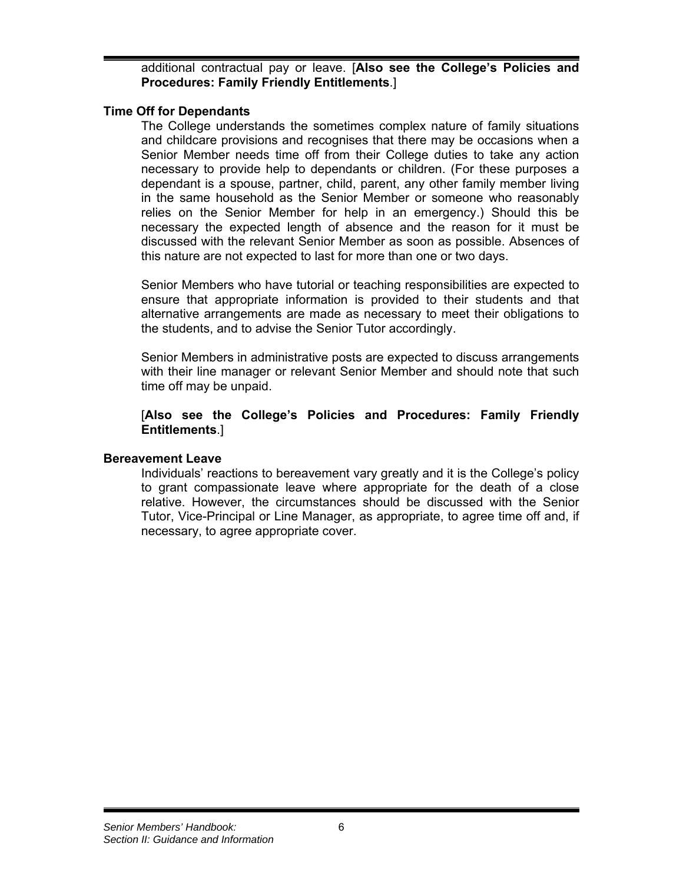additional contractual pay or leave. [**Also see the College's Policies and Procedures: Family Friendly Entitlements**.]

**Time Off for Dependants**

The College understands the sometimes complex nature of family situations and childcare provisions and recognises that there may be occasions when a Senior Member needs time off from their College duties to take any action necessary to provide help to dependants or children. (For these purposes a dependant is a spouse, partner, child, parent, any other family member living in the same household as the Senior Member or someone who reasonably relies on the Senior Member for help in an emergency.) Should this be necessary the expected length of absence and the reason for it must be discussed with the relevant Senior Member as soon as possible. Absences of this nature are not expected to last for more than one or two days.

Senior Members who have tutorial or teaching responsibilities are expected to ensure that appropriate information is provided to their students and that alternative arrangements are made as necessary to meet their obligations to the students, and to advise the Senior Tutor accordingly.

Senior Members in administrative posts are expected to discuss arrangements with their line manager or relevant Senior Member and should note that such time off may be unpaid.

[**Also see the College's Policies and Procedures: Family Friendly Entitlements**.]

**Bereavement Leave**

Individuals' reactions to bereavement vary greatly and it is the College's policy to grant compassionate leave where appropriate for the death of a close relative. However, the circumstances should be discussed with the Senior Tutor, Vice-Principal or Line Manager, as appropriate, to agree time off and, if necessary, to agree appropriate cover.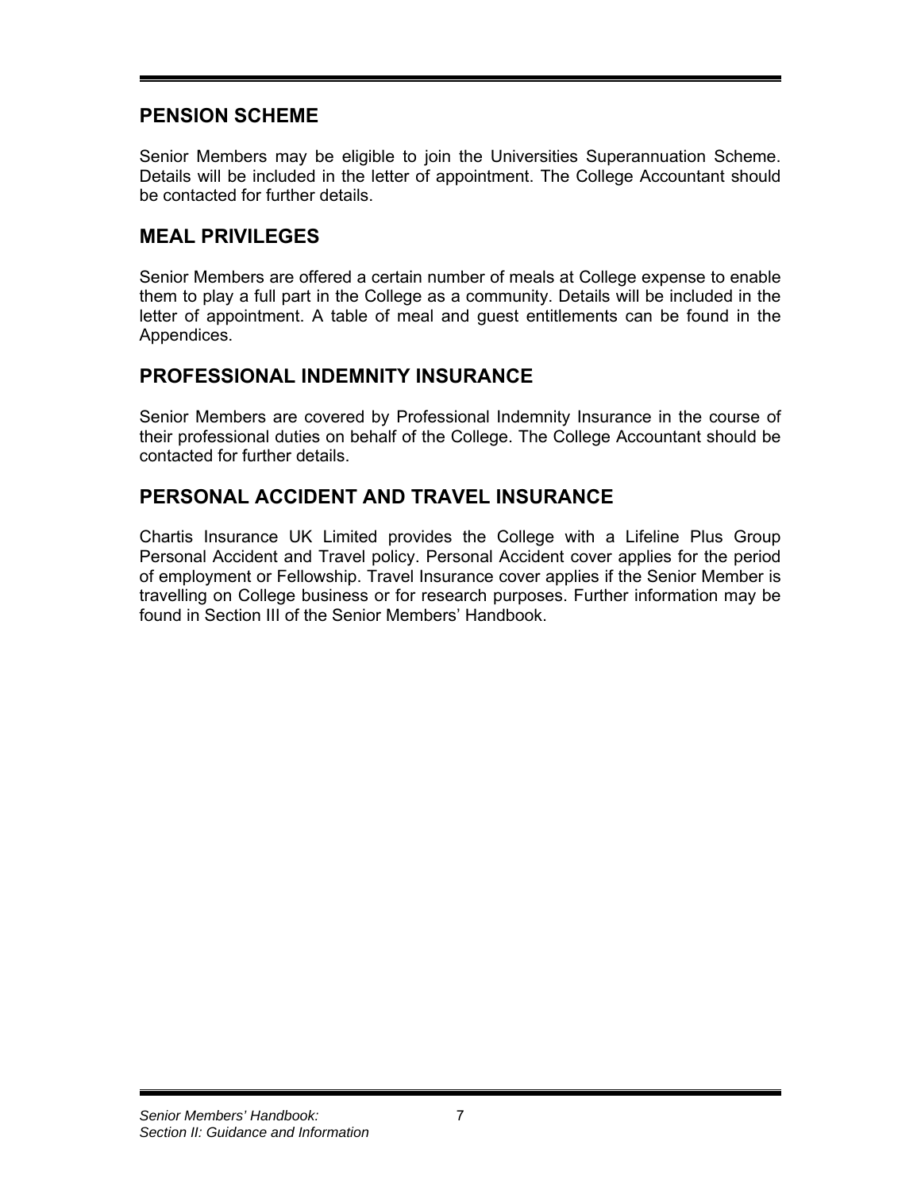## PENSION SCHEME

Senior Members may be eligible to join the Universities Superannuation Scheme. Details will be included in the letter of appointment. The College Accountant should be contacted for further details.

## MEAL PRIVILEGES

Senior Members are offered a certain number of meals at College expense to enable them to play a full part in the College as a community. Details will be included in the letter of appointment. A table of meal and guest entitlements can be found in the Appendices.

## PROFESSIONAL INDEMNITY INSURANCE

Senior Members are covered by Professional Indemnity Insurance in the course of their professional duties on behalf of the College. The College Accountant should be contacted for further details.

## PERSONAL ACCIDENT AND TRAVEL INSURANCE

Chartis Insurance UK Limited provides the College with a Lifeline Plus Group Personal Accident and Travel policy. Personal Accident cover applies for the period of employment or Fellowship. Travel Insurance cover applies if the Senior Member is travelling on College business or for research purposes. Further information may be found in Section III of the Senior Members' Handbook.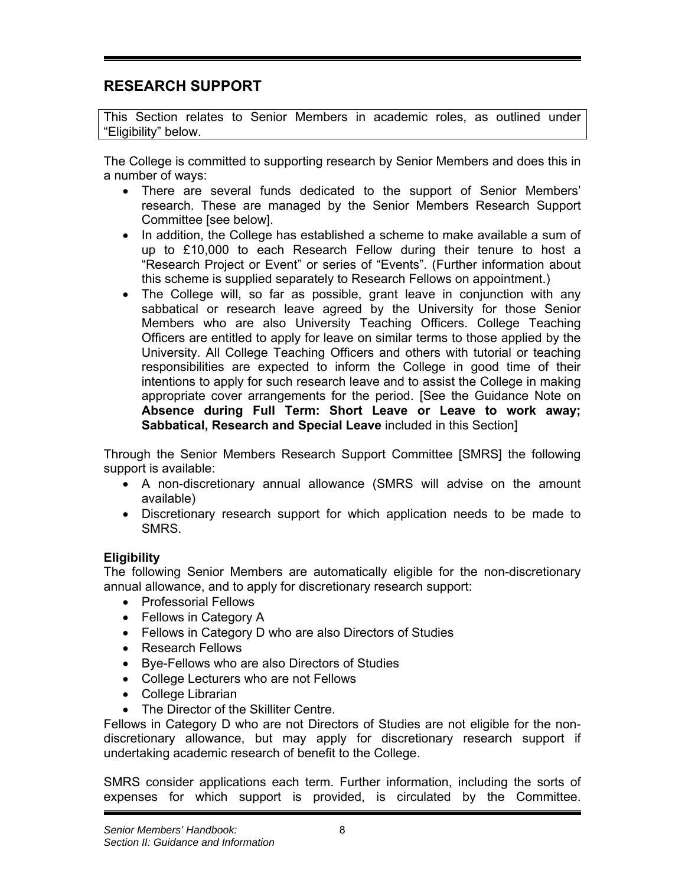## RESEARCH SUPPORT

This Section relates to Senior Members in academic roles, as outlined under "Eligibility" below.

The College is committed to supporting research by Senior Members and does this in a number of ways:

- There are several funds dedicated to the support of Senior Members' research. These are managed by the Senior Members Research Support Committee [see below].
- In addition, the College has established a scheme to make available a sum of up to £10,000 to each Research Fellow during their tenure to host a "Research Project or Event" or series of "Events". (Further information about this scheme is supplied separately to Research Fellows on appointment.)
- The College will, so far as possible, grant leave in conjunction with any sabbatical or research leave agreed by the University for those Senior Members who are also University Teaching Officers. College Teaching Officers are entitled to apply for leave on similar terms to those applied by the University. All College Teaching Officers and others with tutorial or teaching responsibilities are expected to inform the College in good time of their intentions to apply for such research leave and to assist the College in making appropriate cover arrangements for the period. [See the Guidance Note on **Absence during Full Term: Short Leave or Leave to work away; Sabbatical, Research and Special Leave** included in this Section]

Through the Senior Members Research Support Committee [SMRS] the following support is available:

- A non-discretionary annual allowance (SMRS will advise on the amount available)
- Discretionary research support for which application needs to be made to SMRS.

### Eligibility

The following Senior Members are automatically eligible for the non-discretionary annual allowance, and to apply for discretionary research support:

- Professorial Fellows
- Fellows in Category A
- Fellows in Category D who are also Directors of Studies
- Research Fellows
- Bye-Fellows who are also Directors of Studies
- College Lecturers who are not Fellows
- College Librarian
- The Director of the Skilliter Centre.

Fellows in Category D who are not Directors of Studies are not eligible for the non-discretionary allowance, but may apply for discretionary research support if undertaking academic research of benefit to the College.

SMRS consider applications each term. Further information, including the sorts of expenses for which support is provided, is circulated by the Committee.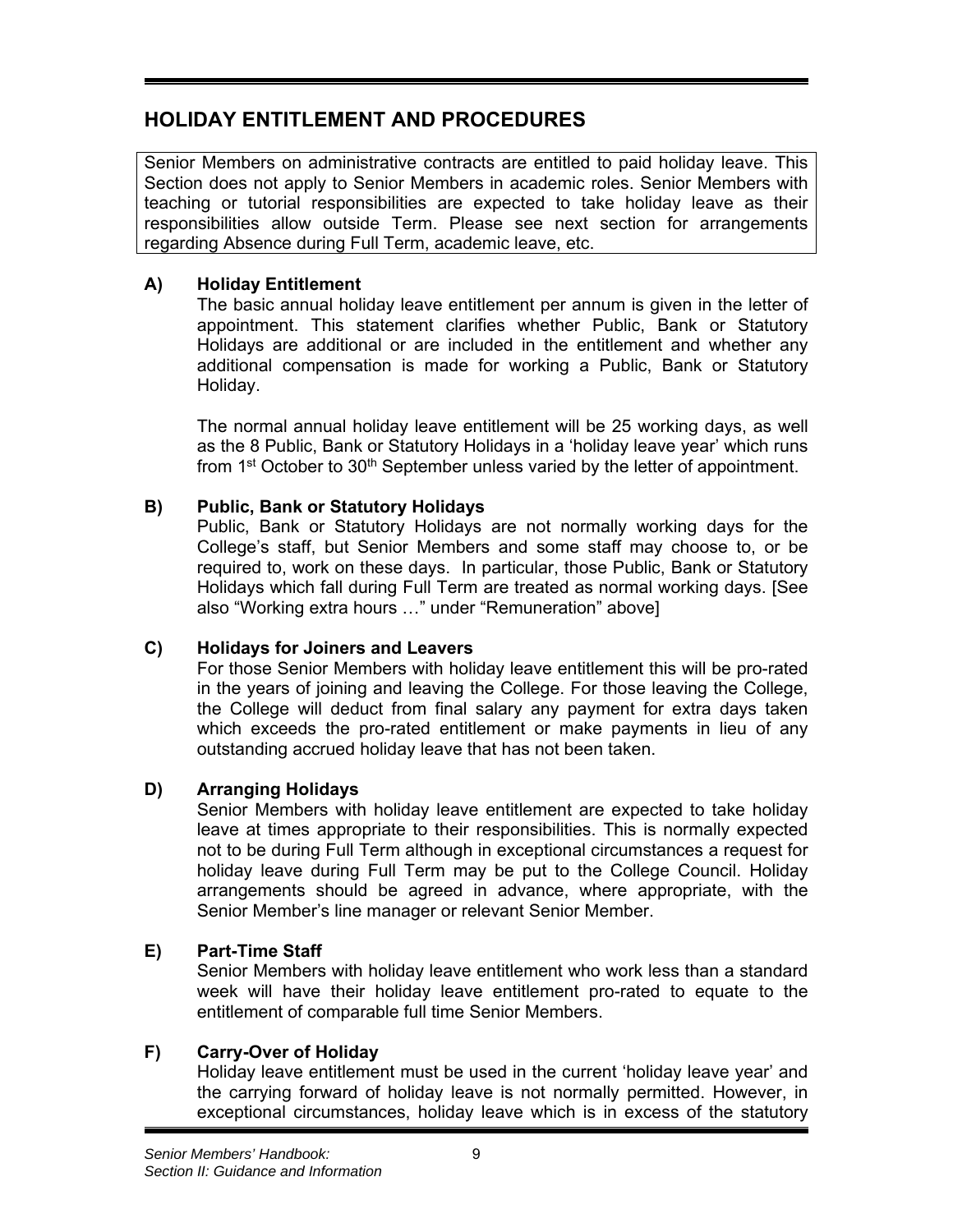## HOLIDAY ENTITLEMENT AND PROCEDURES

Senior Members on administrative contracts are entitled to paid holiday leave. This Section does not apply to Senior Members in academic roles. Senior Members with teaching or tutorial responsibilities are expected to take holiday leave as their responsibilities allow outside Term. Please see next section for arrangements regarding Absence during Full Term, academic leave, etc.

### A) Holiday Entitlement

The basic annual holiday leave entitlement per annum is given in the letter of appointment. This statement clarifies whether Public, Bank or Statutory Holidays are additional or are included in the entitlement and whether any additional compensation is made for working a Public, Bank or Statutory Holiday.

The normal annual holiday leave entitlement will be 25 working days, as well as the 8 Public, Bank or Statutory Holidays in a 'holiday leave year' which runs from 1st October to 30th September unless varied by the letter of appointment.

### B) Public, Bank or Statutory Holidays

Public, Bank or Statutory Holidays are not normally working days for the College's staff, but Senior Members and some staff may choose to, or be required to, work on these days. In particular, those Public, Bank or Statutory Holidays which fall during Full Term are treated as normal working days. [See also "Working extra hours …" under "Remuneration" above]

### C) Holidays for Joiners and Leavers

For those Senior Members with holiday leave entitlement this will be pro-rated in the years of joining and leaving the College. For those leaving the College, the College will deduct from final salary any payment for extra days taken which exceeds the pro-rated entitlement or make payments in lieu of any outstanding accrued holiday leave that has not been taken.

### D) Arranging Holidays

Senior Members with holiday leave entitlement are expected to take holiday leave at times appropriate to their responsibilities. This is normally expected not to be during Full Term although in exceptional circumstances a request for holiday leave during Full Term may be put to the College Council. Holiday arrangements should be agreed in advance, where appropriate, with the Senior Member's line manager or relevant Senior Member.

### E) Part-Time Staff

Senior Members with holiday leave entitlement who work less than a standard week will have their holiday leave entitlement pro-rated to equate to the entitlement of comparable full time Senior Members.

### F) Carry-Over of Holiday

Holiday leave entitlement must be used in the current 'holiday leave year' and the carrying forward of holiday leave is not normally permitted. However, in exceptional circumstances, holiday leave which is in excess of the statutory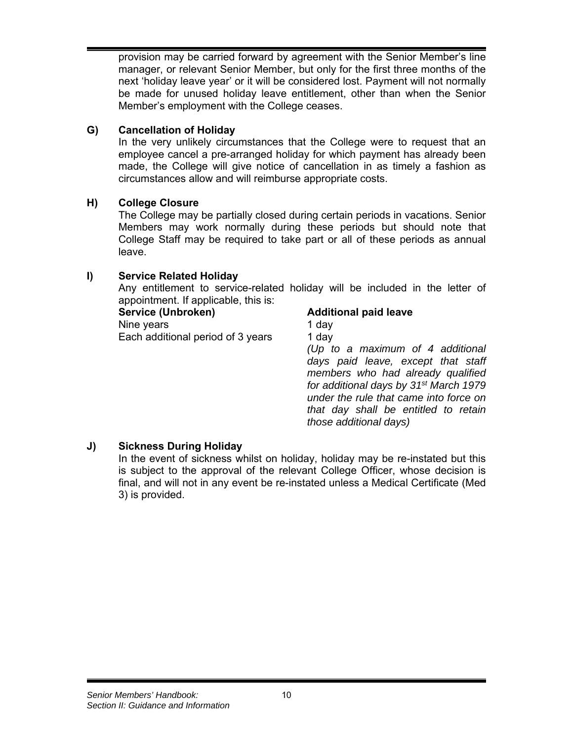provision may be carried forward by agreement with the Senior Member's line manager, or relevant Senior Member, but only for the first three months of the next 'holiday leave year' or it will be considered lost. Payment will not normally be made for unused holiday leave entitlement, other than when the Senior Member's employment with the College ceases.

### G) Cancellation of Holiday

In the very unlikely circumstances that the College were to request that an employee cancel a pre-arranged holiday for which payment has already been made, the College will give notice of cancellation in as timely a fashion as circumstances allow and will reimburse appropriate costs.

### H) College Closure

The College may be partially closed during certain periods in vacations. Senior Members may work normally during these periods but should note that College Staff may be required to take part or all of these periods as annual leave.

### I) Service Related Holiday

Any entitlement to service-related holiday will be included in the letter of appointment. If applicable, this is:

| Service (Unbroken) | Additional paid leave |
|---|---|
| Nine years | 1 day |
| Each additional period of 3 years | 1 day |
| | *(Up to a maximum of 4 additional days paid leave, except that staff members who had already qualified for additional days by 31st March 1979 under the rule that came into force on that day shall be entitled to retain those additional days)* |

### J) Sickness During Holiday

In the event of sickness whilst on holiday, holiday may be re-instated but this is subject to the approval of the relevant College Officer, whose decision is final, and will not in any event be re-instated unless a Medical Certificate (Med 3) is provided.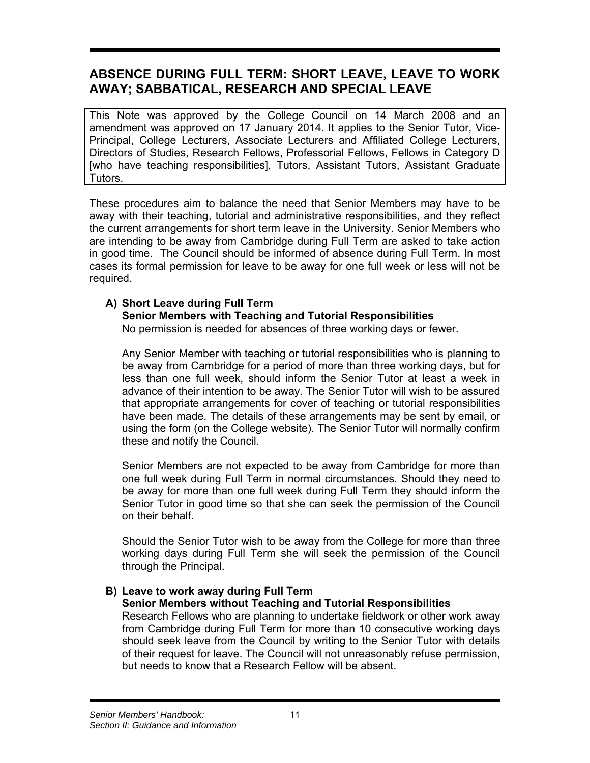## ABSENCE DURING FULL TERM: SHORT LEAVE, LEAVE TO WORK AWAY; SABBATICAL, RESEARCH AND SPECIAL LEAVE

This Note was approved by the College Council on 14 March 2008 and an amendment was approved on 17 January 2014. It applies to the Senior Tutor, Vice-Principal, College Lecturers, Associate Lecturers and Affiliated College Lecturers, Directors of Studies, Research Fellows, Professorial Fellows, Fellows in Category D [who have teaching responsibilities], Tutors, Assistant Tutors, Assistant Graduate Tutors.

These procedures aim to balance the need that Senior Members may have to be away with their teaching, tutorial and administrative responsibilities, and they reflect the current arrangements for short term leave in the University. Senior Members who are intending to be away from Cambridge during Full Term are asked to take action in good time. The Council should be informed of absence during Full Term. In most cases its formal permission for leave to be away for one full week or less will not be required.

**A) Short Leave during Full Term**
**Senior Members with Teaching and Tutorial Responsibilities**
No permission is needed for absences of three working days or fewer.

Any Senior Member with teaching or tutorial responsibilities who is planning to be away from Cambridge for a period of more than three working days, but for less than one full week, should inform the Senior Tutor at least a week in advance of their intention to be away. The Senior Tutor will wish to be assured that appropriate arrangements for cover of teaching or tutorial responsibilities have been made. The details of these arrangements may be sent by email, or using the form (on the College website). The Senior Tutor will normally confirm these and notify the Council.

Senior Members are not expected to be away from Cambridge for more than one full week during Full Term in normal circumstances. Should they need to be away for more than one full week during Full Term they should inform the Senior Tutor in good time so that she can seek the permission of the Council on their behalf.

Should the Senior Tutor wish to be away from the College for more than three working days during Full Term she will seek the permission of the Council through the Principal.

**B) Leave to work away during Full Term**
**Senior Members without Teaching and Tutorial Responsibilities**
Research Fellows who are planning to undertake fieldwork or other work away from Cambridge during Full Term for more than 10 consecutive working days should seek leave from the Council by writing to the Senior Tutor with details of their request for leave. The Council will not unreasonably refuse permission, but needs to know that a Research Fellow will be absent.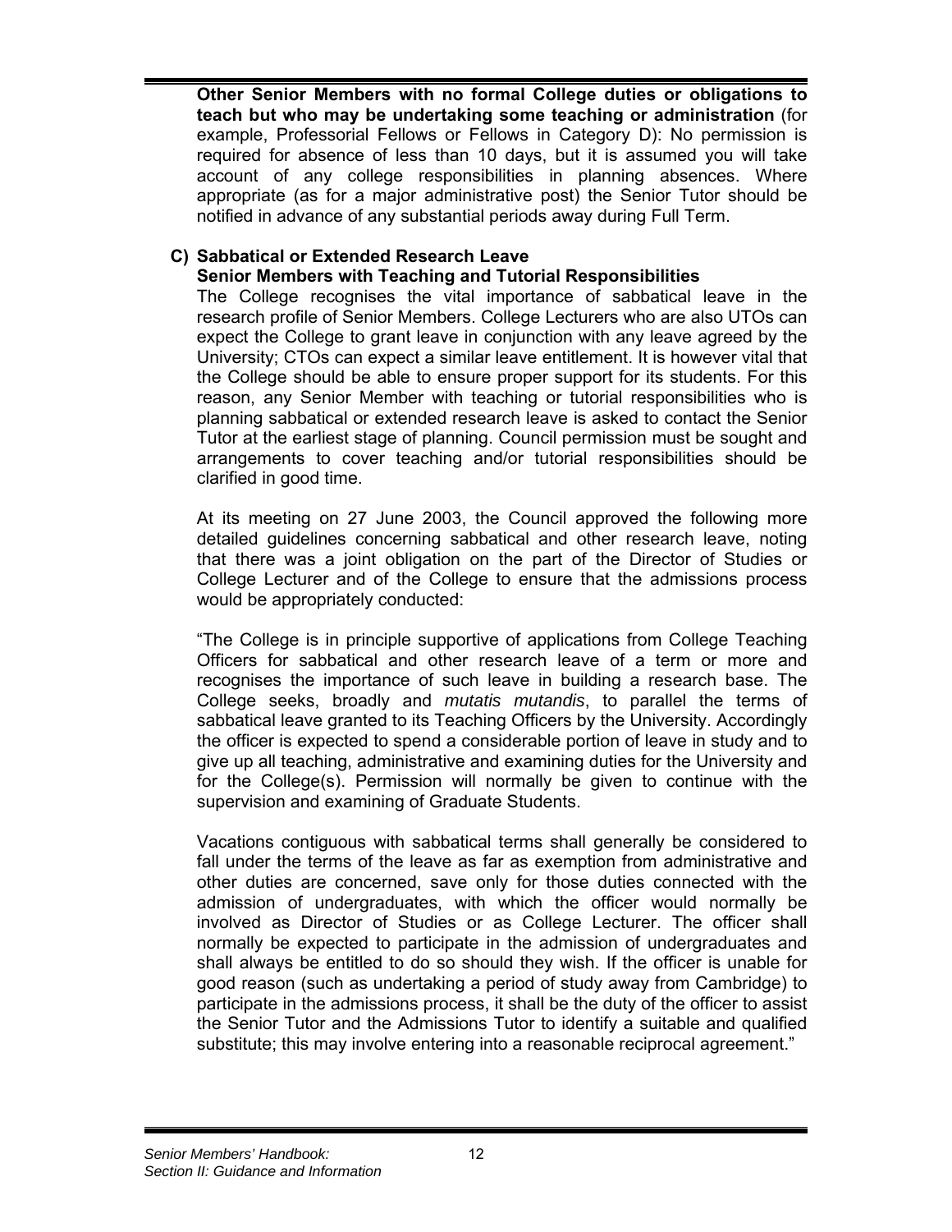**Other Senior Members with no formal College duties or obligations to teach but who may be undertaking some teaching or administration** (for example, Professorial Fellows or Fellows in Category D): No permission is required for absence of less than 10 days, but it is assumed you will take account of any college responsibilities in planning absences. Where appropriate (as for a major administrative post) the Senior Tutor should be notified in advance of any substantial periods away during Full Term.

### C) Sabbatical or Extended Research Leave

**Senior Members with Teaching and Tutorial Responsibilities**

The College recognises the vital importance of sabbatical leave in the research profile of Senior Members. College Lecturers who are also UTOs can expect the College to grant leave in conjunction with any leave agreed by the University; CTOs can expect a similar leave entitlement. It is however vital that the College should be able to ensure proper support for its students. For this reason, any Senior Member with teaching or tutorial responsibilities who is planning sabbatical or extended research leave is asked to contact the Senior Tutor at the earliest stage of planning. Council permission must be sought and arrangements to cover teaching and/or tutorial responsibilities should be clarified in good time.

At its meeting on 27 June 2003, the Council approved the following more detailed guidelines concerning sabbatical and other research leave, noting that there was a joint obligation on the part of the Director of Studies or College Lecturer and of the College to ensure that the admissions process would be appropriately conducted:

"The College is in principle supportive of applications from College Teaching Officers for sabbatical and other research leave of a term or more and recognises the importance of such leave in building a research base. The College seeks, broadly and *mutatis mutandis*, to parallel the terms of sabbatical leave granted to its Teaching Officers by the University. Accordingly the officer is expected to spend a considerable portion of leave in study and to give up all teaching, administrative and examining duties for the University and for the College(s). Permission will normally be given to continue with the supervision and examining of Graduate Students.

Vacations contiguous with sabbatical terms shall generally be considered to fall under the terms of the leave as far as exemption from administrative and other duties are concerned, save only for those duties connected with the admission of undergraduates, with which the officer would normally be involved as Director of Studies or as College Lecturer. The officer shall normally be expected to participate in the admission of undergraduates and shall always be entitled to do so should they wish. If the officer is unable for good reason (such as undertaking a period of study away from Cambridge) to participate in the admissions process, it shall be the duty of the officer to assist the Senior Tutor and the Admissions Tutor to identify a suitable and qualified substitute; this may involve entering into a reasonable reciprocal agreement."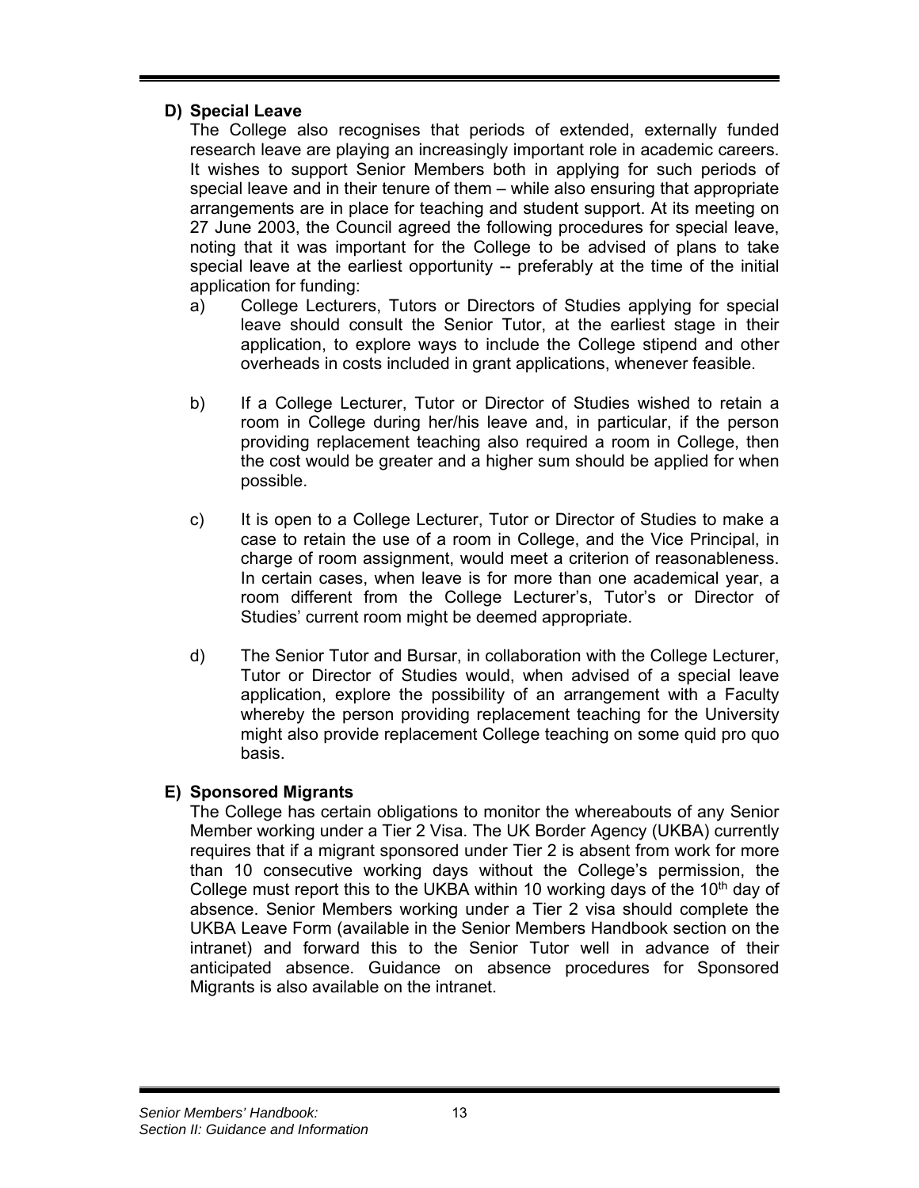**D) Special Leave**

The College also recognises that periods of extended, externally funded research leave are playing an increasingly important role in academic careers. It wishes to support Senior Members both in applying for such periods of special leave and in their tenure of them – while also ensuring that appropriate arrangements are in place for teaching and student support. At its meeting on 27 June 2003, the Council agreed the following procedures for special leave, noting that it was important for the College to be advised of plans to take special leave at the earliest opportunity -- preferably at the time of the initial application for funding:

a) College Lecturers, Tutors or Directors of Studies applying for special leave should consult the Senior Tutor, at the earliest stage in their application, to explore ways to include the College stipend and other overheads in costs included in grant applications, whenever feasible.

b) If a College Lecturer, Tutor or Director of Studies wished to retain a room in College during her/his leave and, in particular, if the person providing replacement teaching also required a room in College, then the cost would be greater and a higher sum should be applied for when possible.

c) It is open to a College Lecturer, Tutor or Director of Studies to make a case to retain the use of a room in College, and the Vice Principal, in charge of room assignment, would meet a criterion of reasonableness. In certain cases, when leave is for more than one academical year, a room different from the College Lecturer's, Tutor's or Director of Studies' current room might be deemed appropriate.

d) The Senior Tutor and Bursar, in collaboration with the College Lecturer, Tutor or Director of Studies would, when advised of a special leave application, explore the possibility of an arrangement with a Faculty whereby the person providing replacement teaching for the University might also provide replacement College teaching on some quid pro quo basis.

**E) Sponsored Migrants**

The College has certain obligations to monitor the whereabouts of any Senior Member working under a Tier 2 Visa. The UK Border Agency (UKBA) currently requires that if a migrant sponsored under Tier 2 is absent from work for more than 10 consecutive working days without the College's permission, the College must report this to the UKBA within 10 working days of the 10th day of absence. Senior Members working under a Tier 2 visa should complete the UKBA Leave Form (available in the Senior Members Handbook section on the intranet) and forward this to the Senior Tutor well in advance of their anticipated absence. Guidance on absence procedures for Sponsored Migrants is also available on the intranet.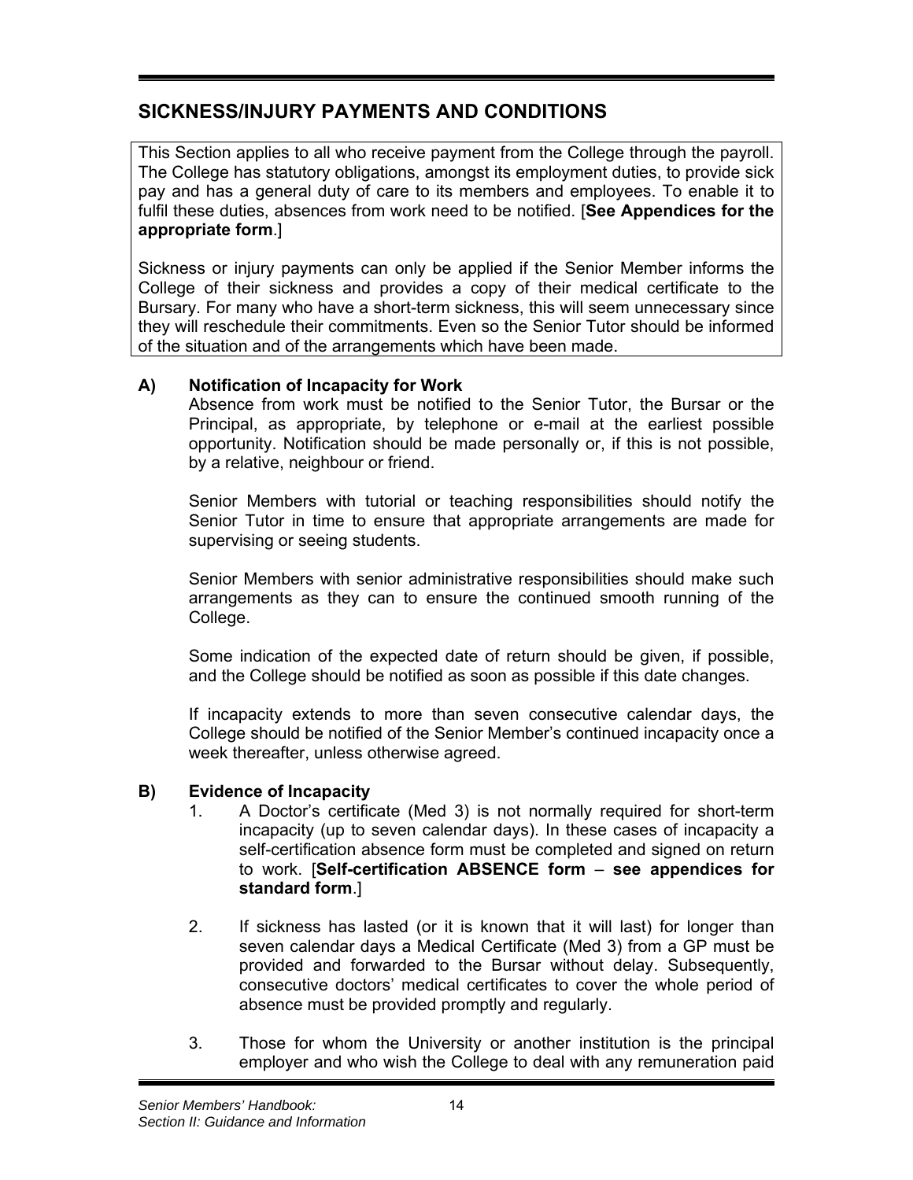## SICKNESS/INJURY PAYMENTS AND CONDITIONS

This Section applies to all who receive payment from the College through the payroll. The College has statutory obligations, amongst its employment duties, to provide sick pay and has a general duty of care to its members and employees. To enable it to fulfil these duties, absences from work need to be notified. [**See Appendices for the appropriate form**.]

Sickness or injury payments can only be applied if the Senior Member informs the College of their sickness and provides a copy of their medical certificate to the Bursary. For many who have a short-term sickness, this will seem unnecessary since they will reschedule their commitments. Even so the Senior Tutor should be informed of the situation and of the arrangements which have been made.

### A) Notification of Incapacity for Work

Absence from work must be notified to the Senior Tutor, the Bursar or the Principal, as appropriate, by telephone or e-mail at the earliest possible opportunity. Notification should be made personally or, if this is not possible, by a relative, neighbour or friend.

Senior Members with tutorial or teaching responsibilities should notify the Senior Tutor in time to ensure that appropriate arrangements are made for supervising or seeing students.

Senior Members with senior administrative responsibilities should make such arrangements as they can to ensure the continued smooth running of the College.

Some indication of the expected date of return should be given, if possible, and the College should be notified as soon as possible if this date changes.

If incapacity extends to more than seven consecutive calendar days, the College should be notified of the Senior Member's continued incapacity once a week thereafter, unless otherwise agreed.

### B) Evidence of Incapacity

1. A Doctor's certificate (Med 3) is not normally required for short-term incapacity (up to seven calendar days). In these cases of incapacity a self-certification absence form must be completed and signed on return to work. [**Self-certification ABSENCE form** – **see appendices for standard form**.]

2. If sickness has lasted (or it is known that it will last) for longer than seven calendar days a Medical Certificate (Med 3) from a GP must be provided and forwarded to the Bursar without delay. Subsequently, consecutive doctors' medical certificates to cover the whole period of absence must be provided promptly and regularly.

3. Those for whom the University or another institution is the principal employer and who wish the College to deal with any remuneration paid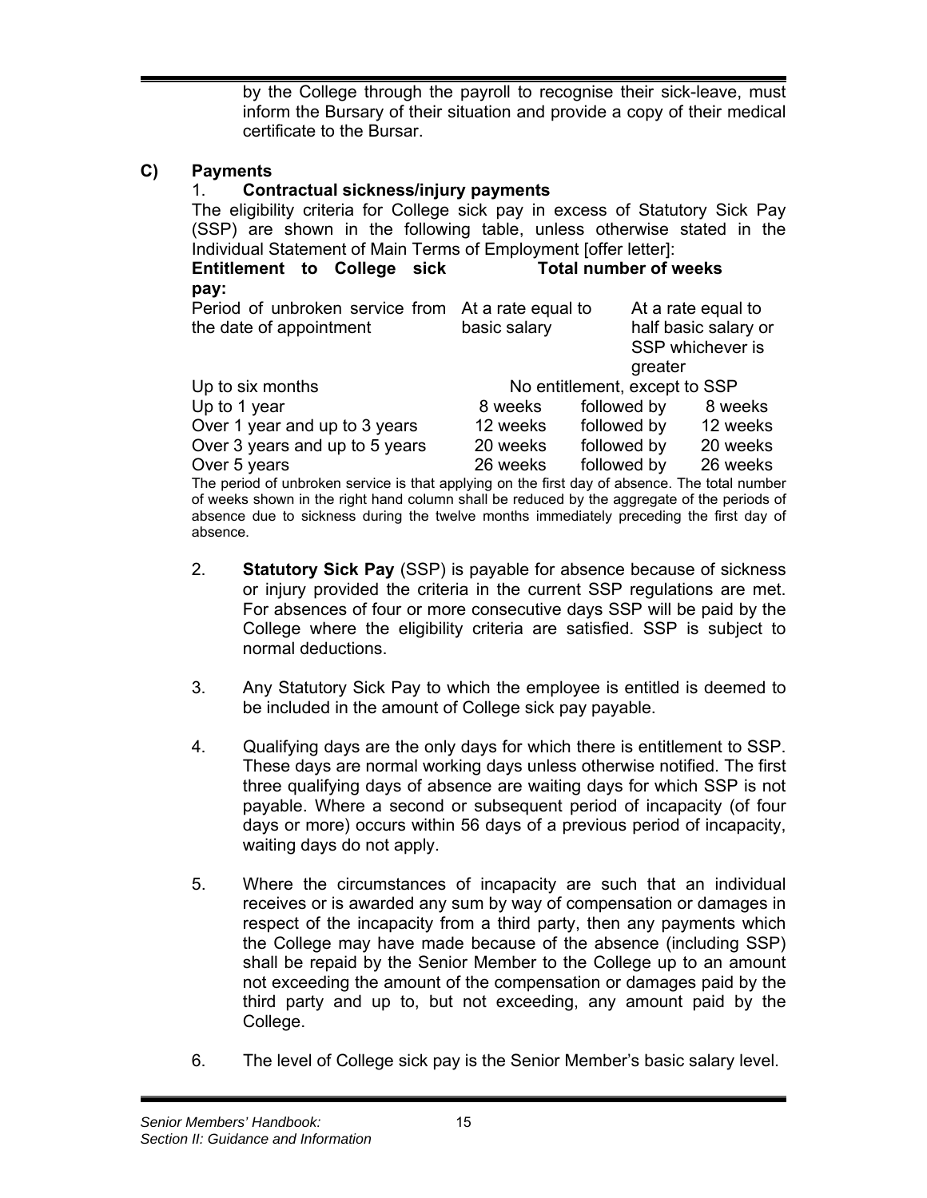by the College through the payroll to recognise their sick-leave, must inform the Bursary of their situation and provide a copy of their medical certificate to the Bursar.

## C) Payments

### 1. Contractual sickness/injury payments

The eligibility criteria for College sick pay in excess of Statutory Sick Pay (SSP) are shown in the following table, unless otherwise stated in the Individual Statement of Main Terms of Employment [offer letter]:

| **Entitlement to College sick pay:** | **Total number of weeks** | | |
|---|---|---|---|
| Period of unbroken service from the date of appointment | At a rate equal to basic salary | | At a rate equal to half basic salary or SSP whichever is greater |
| Up to six months | No entitlement, except to SSP | | |
| Up to 1 year | 8 weeks | followed by | 8 weeks |
| Over 1 year and up to 3 years | 12 weeks | followed by | 12 weeks |
| Over 3 years and up to 5 years | 20 weeks | followed by | 20 weeks |
| Over 5 years | 26 weeks | followed by | 26 weeks |

The period of unbroken service is that applying on the first day of absence. The total number of weeks shown in the right hand column shall be reduced by the aggregate of the periods of absence due to sickness during the twelve months immediately preceding the first day of absence.

2. **Statutory Sick Pay** (SSP) is payable for absence because of sickness or injury provided the criteria in the current SSP regulations are met. For absences of four or more consecutive days SSP will be paid by the College where the eligibility criteria are satisfied. SSP is subject to normal deductions.

3. Any Statutory Sick Pay to which the employee is entitled is deemed to be included in the amount of College sick pay payable.

4. Qualifying days are the only days for which there is entitlement to SSP. These days are normal working days unless otherwise notified. The first three qualifying days of absence are waiting days for which SSP is not payable. Where a second or subsequent period of incapacity (of four days or more) occurs within 56 days of a previous period of incapacity, waiting days do not apply.

5. Where the circumstances of incapacity are such that an individual receives or is awarded any sum by way of compensation or damages in respect of the incapacity from a third party, then any payments which the College may have made because of the absence (including SSP) shall be repaid by the Senior Member to the College up to an amount not exceeding the amount of the compensation or damages paid by the third party and up to, but not exceeding, any amount paid by the College.

6. The level of College sick pay is the Senior Member's basic salary level.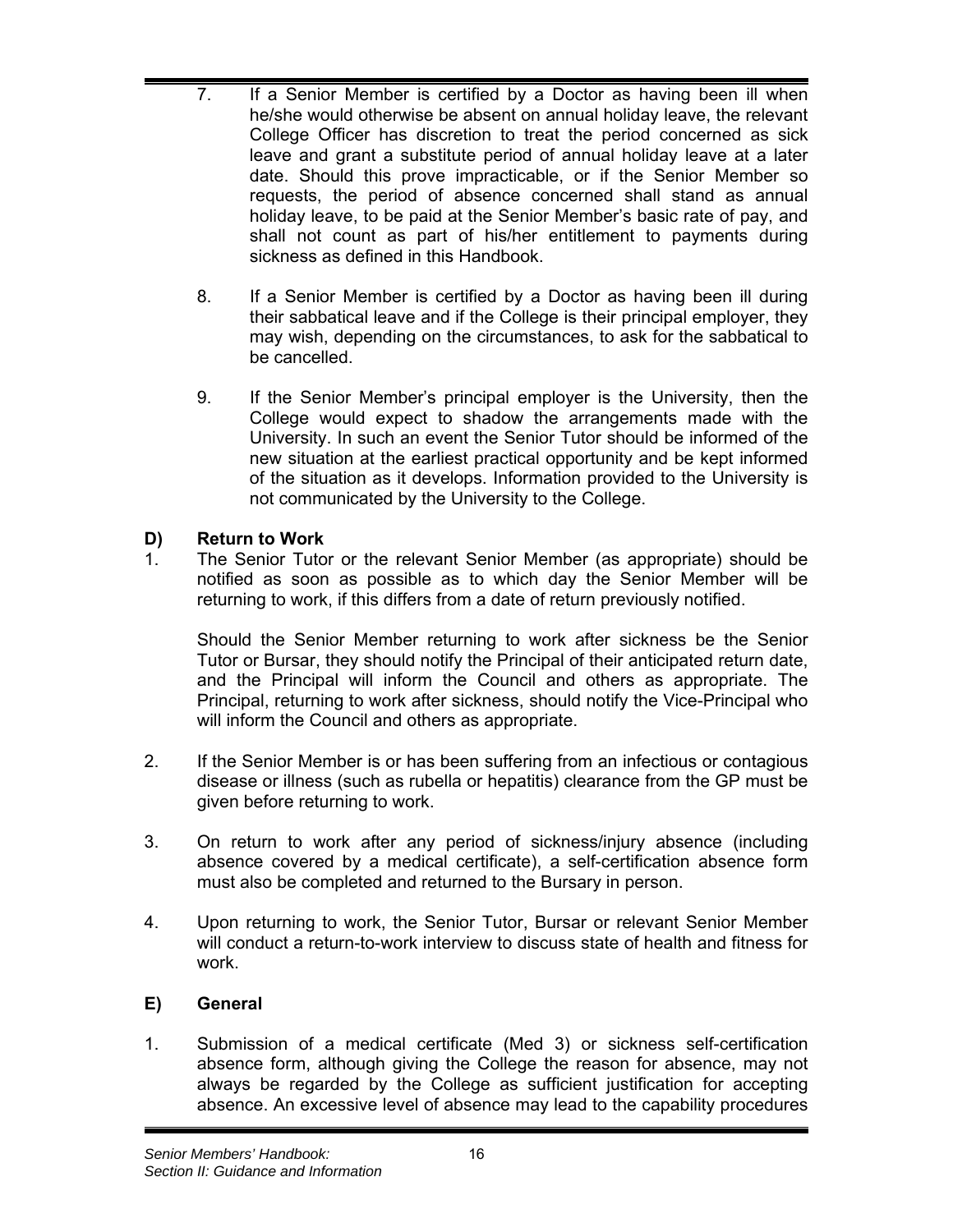7. If a Senior Member is certified by a Doctor as having been ill when he/she would otherwise be absent on annual holiday leave, the relevant College Officer has discretion to treat the period concerned as sick leave and grant a substitute period of annual holiday leave at a later date. Should this prove impracticable, or if the Senior Member so requests, the period of absence concerned shall stand as annual holiday leave, to be paid at the Senior Member's basic rate of pay, and shall not count as part of his/her entitlement to payments during sickness as defined in this Handbook.

8. If a Senior Member is certified by a Doctor as having been ill during their sabbatical leave and if the College is their principal employer, they may wish, depending on the circumstances, to ask for the sabbatical to be cancelled.

9. If the Senior Member's principal employer is the University, then the College would expect to shadow the arrangements made with the University. In such an event the Senior Tutor should be informed of the new situation at the earliest practical opportunity and be kept informed of the situation as it develops. Information provided to the University is not communicated by the University to the College.

### D) Return to Work

1. The Senior Tutor or the relevant Senior Member (as appropriate) should be notified as soon as possible as to which day the Senior Member will be returning to work, if this differs from a date of return previously notified.

   Should the Senior Member returning to work after sickness be the Senior Tutor or Bursar, they should notify the Principal of their anticipated return date, and the Principal will inform the Council and others as appropriate. The Principal, returning to work after sickness, should notify the Vice-Principal who will inform the Council and others as appropriate.

2. If the Senior Member is or has been suffering from an infectious or contagious disease or illness (such as rubella or hepatitis) clearance from the GP must be given before returning to work.

3. On return to work after any period of sickness/injury absence (including absence covered by a medical certificate), a self-certification absence form must also be completed and returned to the Bursary in person.

4. Upon returning to work, the Senior Tutor, Bursar or relevant Senior Member will conduct a return-to-work interview to discuss state of health and fitness for work.

### E) General

1. Submission of a medical certificate (Med 3) or sickness self-certification absence form, although giving the College the reason for absence, may not always be regarded by the College as sufficient justification for accepting absence. An excessive level of absence may lead to the capability procedures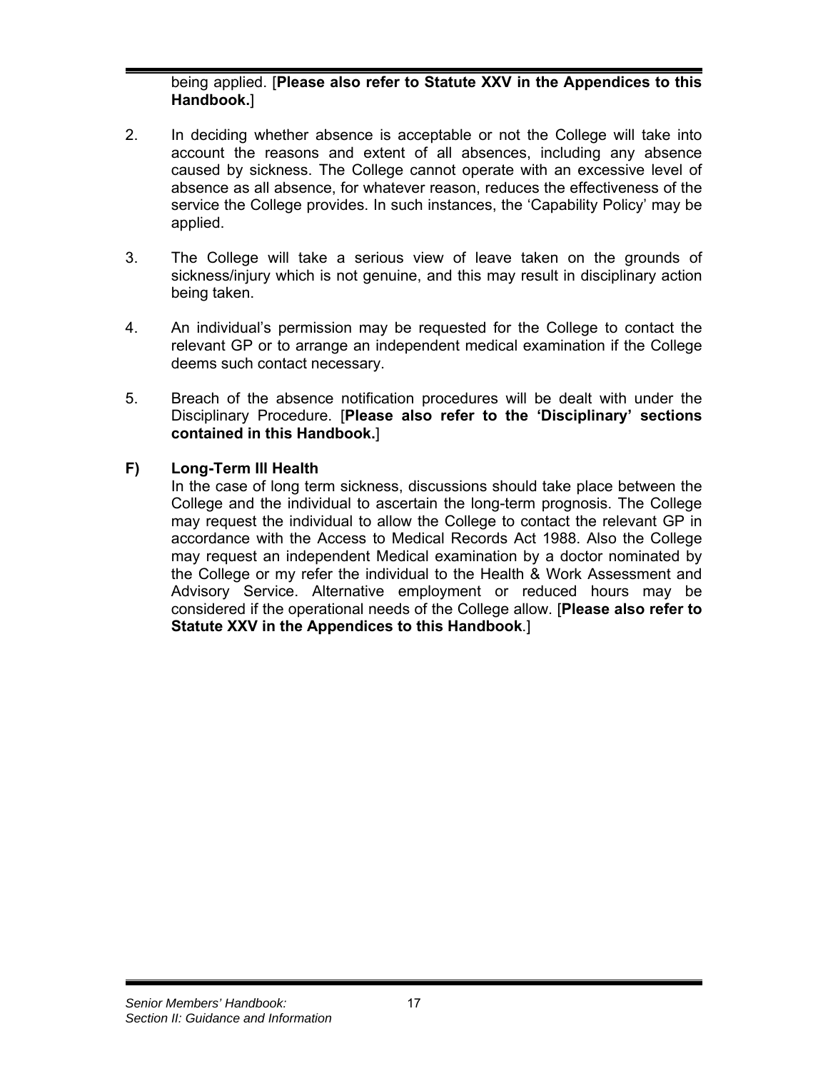being applied. [**Please also refer to Statute XXV in the Appendices to this Handbook.**]

2. In deciding whether absence is acceptable or not the College will take into account the reasons and extent of all absences, including any absence caused by sickness. The College cannot operate with an excessive level of absence as all absence, for whatever reason, reduces the effectiveness of the service the College provides. In such instances, the 'Capability Policy' may be applied.

3. The College will take a serious view of leave taken on the grounds of sickness/injury which is not genuine, and this may result in disciplinary action being taken.

4. An individual's permission may be requested for the College to contact the relevant GP or to arrange an independent medical examination if the College deems such contact necessary.

5. Breach of the absence notification procedures will be dealt with under the Disciplinary Procedure. [**Please also refer to the 'Disciplinary' sections contained in this Handbook.**]

### F) Long-Term Ill Health

In the case of long term sickness, discussions should take place between the College and the individual to ascertain the long-term prognosis. The College may request the individual to allow the College to contact the relevant GP in accordance with the Access to Medical Records Act 1988. Also the College may request an independent Medical examination by a doctor nominated by the College or my refer the individual to the Health & Work Assessment and Advisory Service. Alternative employment or reduced hours may be considered if the operational needs of the College allow. [**Please also refer to Statute XXV in the Appendices to this Handbook**.]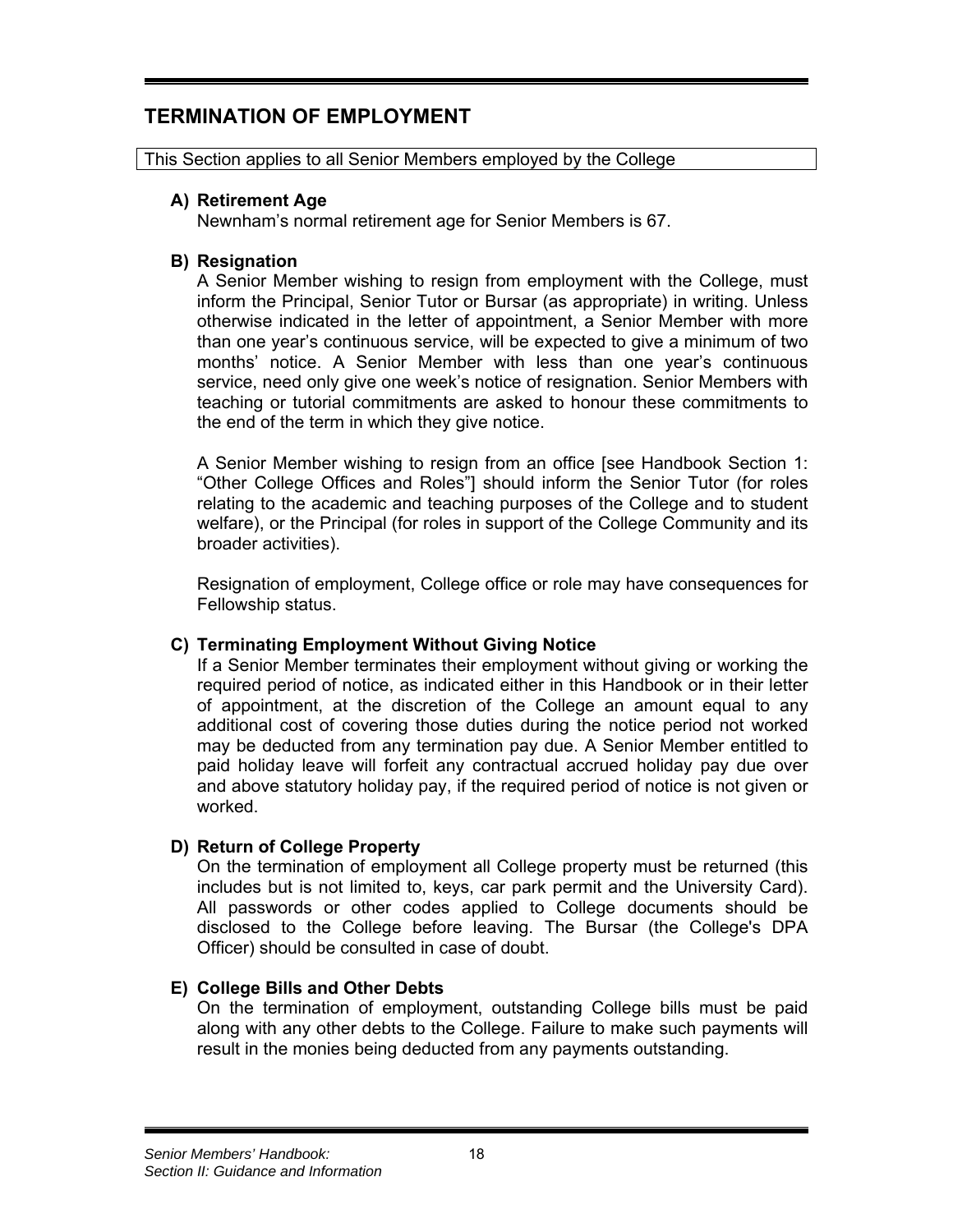## TERMINATION OF EMPLOYMENT

This Section applies to all Senior Members employed by the College

### A) Retirement Age

Newnham's normal retirement age for Senior Members is 67.

### B) Resignation

A Senior Member wishing to resign from employment with the College, must inform the Principal, Senior Tutor or Bursar (as appropriate) in writing. Unless otherwise indicated in the letter of appointment, a Senior Member with more than one year's continuous service, will be expected to give a minimum of two months' notice. A Senior Member with less than one year's continuous service, need only give one week's notice of resignation. Senior Members with teaching or tutorial commitments are asked to honour these commitments to the end of the term in which they give notice.

A Senior Member wishing to resign from an office [see Handbook Section 1: "Other College Offices and Roles"] should inform the Senior Tutor (for roles relating to the academic and teaching purposes of the College and to student welfare), or the Principal (for roles in support of the College Community and its broader activities).

Resignation of employment, College office or role may have consequences for Fellowship status.

### C) Terminating Employment Without Giving Notice

If a Senior Member terminates their employment without giving or working the required period of notice, as indicated either in this Handbook or in their letter of appointment, at the discretion of the College an amount equal to any additional cost of covering those duties during the notice period not worked may be deducted from any termination pay due. A Senior Member entitled to paid holiday leave will forfeit any contractual accrued holiday pay due over and above statutory holiday pay, if the required period of notice is not given or worked.

### D) Return of College Property

On the termination of employment all College property must be returned (this includes but is not limited to, keys, car park permit and the University Card). All passwords or other codes applied to College documents should be disclosed to the College before leaving. The Bursar (the College's DPA Officer) should be consulted in case of doubt.

### E) College Bills and Other Debts

On the termination of employment, outstanding College bills must be paid along with any other debts to the College. Failure to make such payments will result in the monies being deducted from any payments outstanding.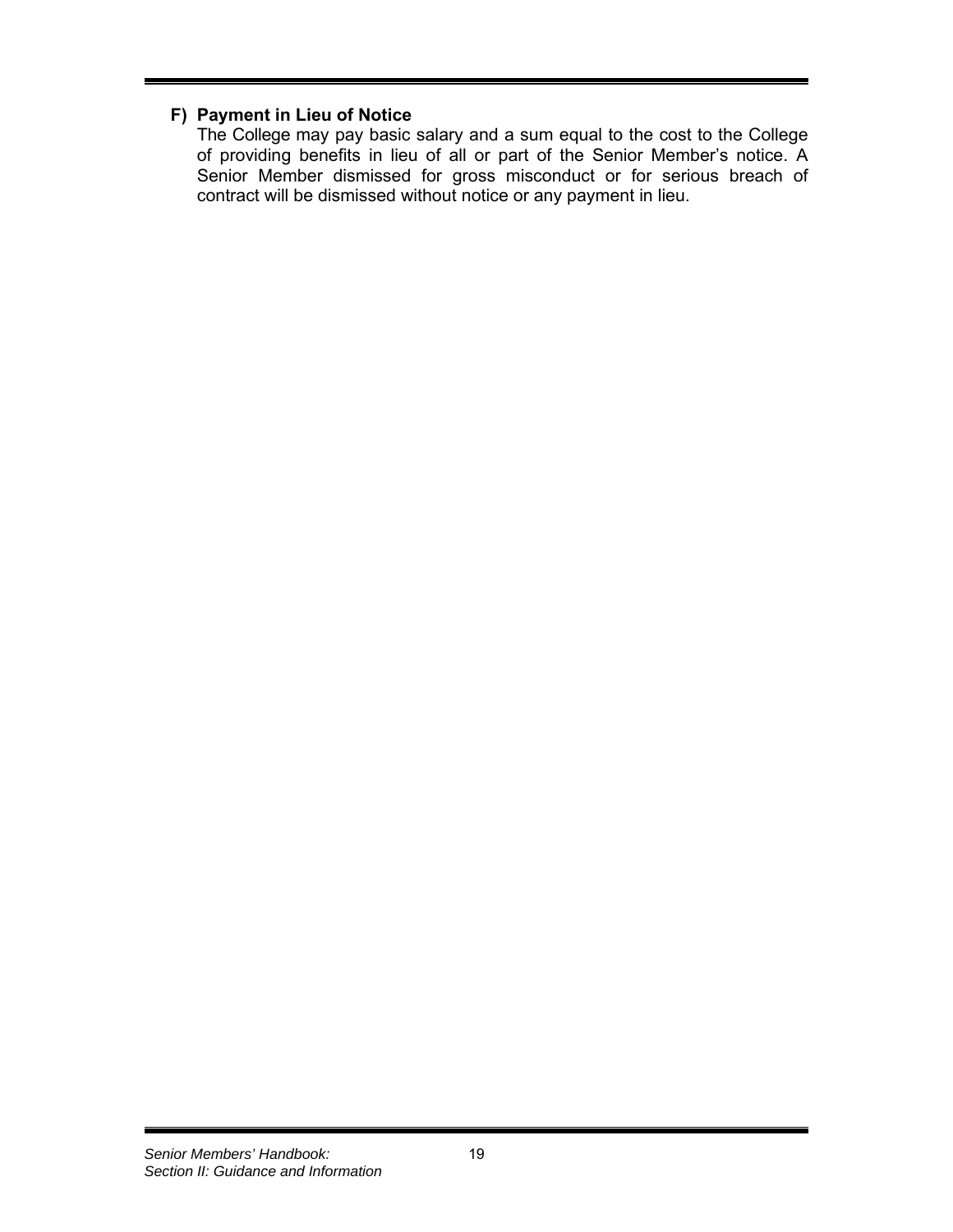**F) Payment in Lieu of Notice**

The College may pay basic salary and a sum equal to the cost to the College of providing benefits in lieu of all or part of the Senior Member's notice. A Senior Member dismissed for gross misconduct or for serious breach of contract will be dismissed without notice or any payment in lieu.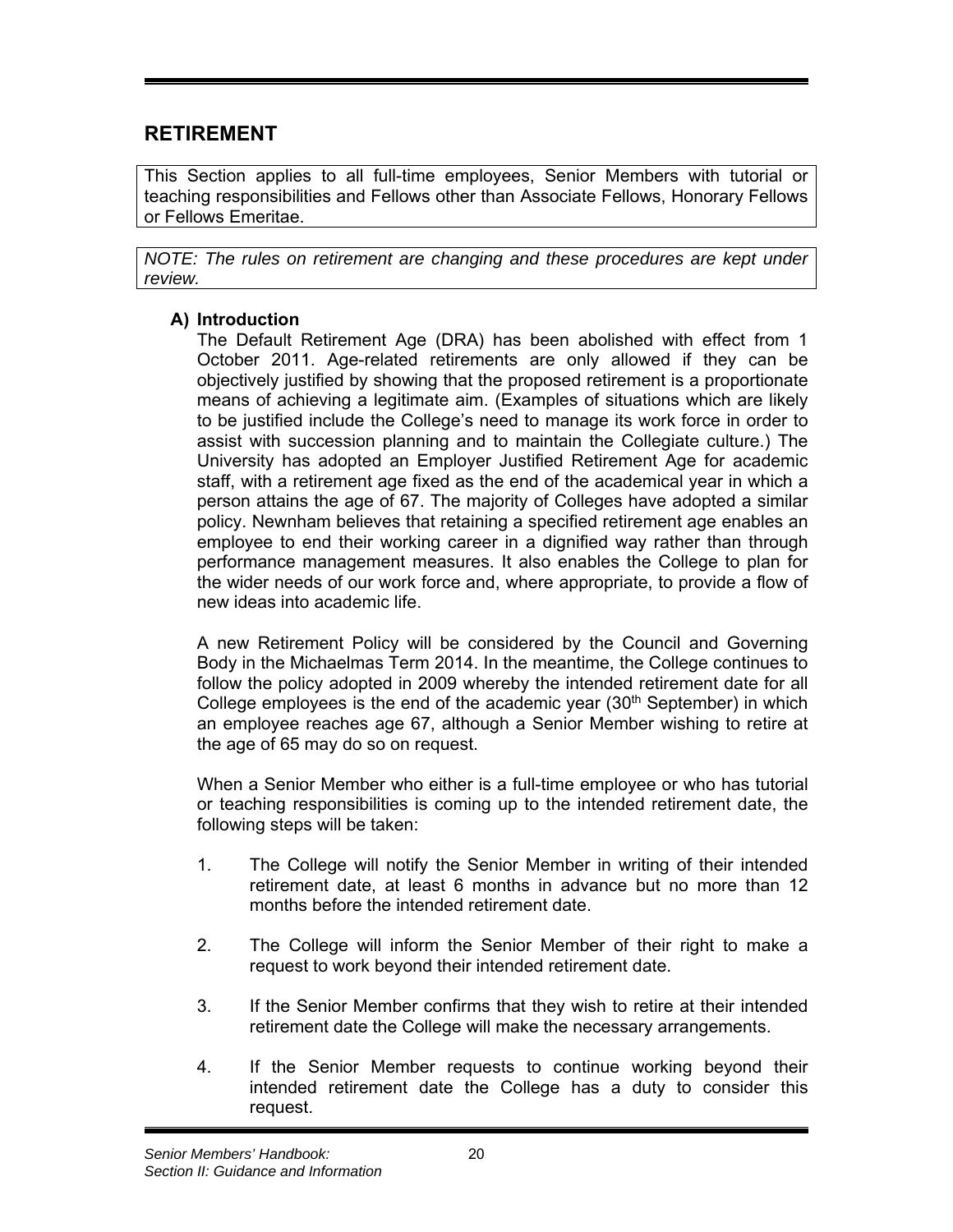## RETIREMENT

This Section applies to all full-time employees, Senior Members with tutorial or teaching responsibilities and Fellows other than Associate Fellows, Honorary Fellows or Fellows Emeritae.

*NOTE: The rules on retirement are changing and these procedures are kept under review.*

### A) Introduction

The Default Retirement Age (DRA) has been abolished with effect from 1 October 2011. Age-related retirements are only allowed if they can be objectively justified by showing that the proposed retirement is a proportionate means of achieving a legitimate aim. (Examples of situations which are likely to be justified include the College's need to manage its work force in order to assist with succession planning and to maintain the Collegiate culture.) The University has adopted an Employer Justified Retirement Age for academic staff, with a retirement age fixed as the end of the academical year in which a person attains the age of 67. The majority of Colleges have adopted a similar policy. Newnham believes that retaining a specified retirement age enables an employee to end their working career in a dignified way rather than through performance management measures. It also enables the College to plan for the wider needs of our work force and, where appropriate, to provide a flow of new ideas into academic life.

A new Retirement Policy will be considered by the Council and Governing Body in the Michaelmas Term 2014. In the meantime, the College continues to follow the policy adopted in 2009 whereby the intended retirement date for all College employees is the end of the academic year (30th September) in which an employee reaches age 67, although a Senior Member wishing to retire at the age of 65 may do so on request.

When a Senior Member who either is a full-time employee or who has tutorial or teaching responsibilities is coming up to the intended retirement date, the following steps will be taken:

1. The College will notify the Senior Member in writing of their intended retirement date, at least 6 months in advance but no more than 12 months before the intended retirement date.

2. The College will inform the Senior Member of their right to make a request to work beyond their intended retirement date.

3. If the Senior Member confirms that they wish to retire at their intended retirement date the College will make the necessary arrangements.

4. If the Senior Member requests to continue working beyond their intended retirement date the College has a duty to consider this request.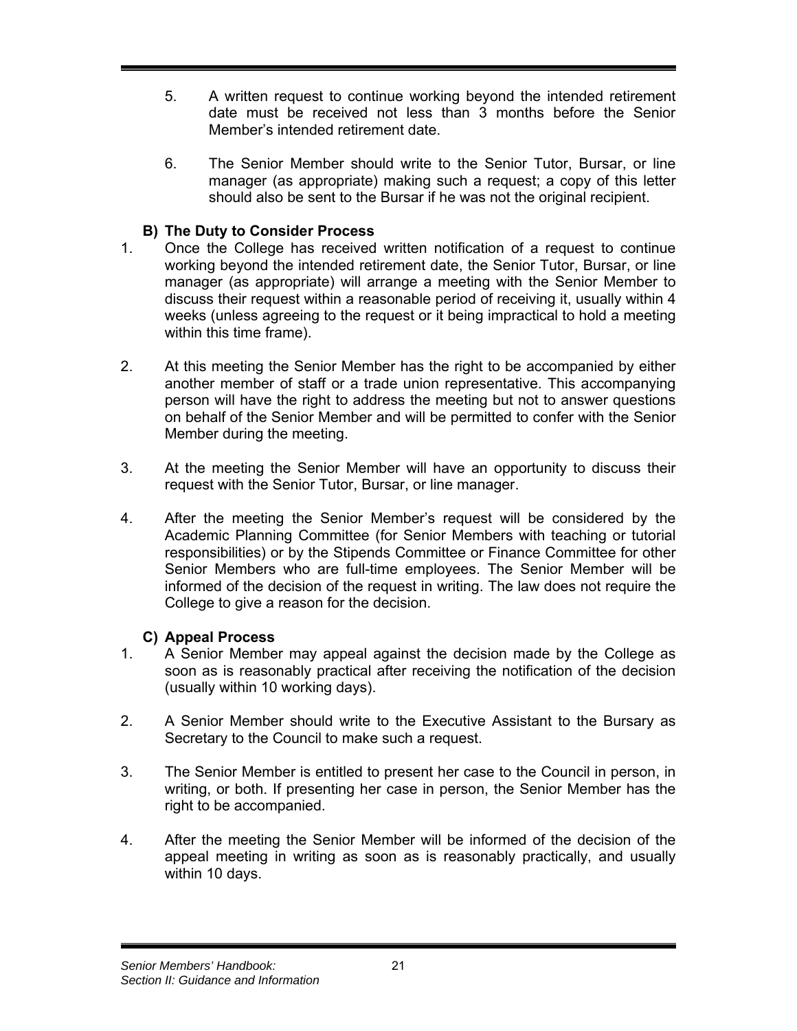5. A written request to continue working beyond the intended retirement date must be received not less than 3 months before the Senior Member's intended retirement date.

6. The Senior Member should write to the Senior Tutor, Bursar, or line manager (as appropriate) making such a request; a copy of this letter should also be sent to the Bursar if he was not the original recipient.

### B) The Duty to Consider Process

1. Once the College has received written notification of a request to continue working beyond the intended retirement date, the Senior Tutor, Bursar, or line manager (as appropriate) will arrange a meeting with the Senior Member to discuss their request within a reasonable period of receiving it, usually within 4 weeks (unless agreeing to the request or it being impractical to hold a meeting within this time frame).

2. At this meeting the Senior Member has the right to be accompanied by either another member of staff or a trade union representative. This accompanying person will have the right to address the meeting but not to answer questions on behalf of the Senior Member and will be permitted to confer with the Senior Member during the meeting.

3. At the meeting the Senior Member will have an opportunity to discuss their request with the Senior Tutor, Bursar, or line manager.

4. After the meeting the Senior Member's request will be considered by the Academic Planning Committee (for Senior Members with teaching or tutorial responsibilities) or by the Stipends Committee or Finance Committee for other Senior Members who are full-time employees. The Senior Member will be informed of the decision of the request in writing. The law does not require the College to give a reason for the decision.

### C) Appeal Process

1. A Senior Member may appeal against the decision made by the College as soon as is reasonably practical after receiving the notification of the decision (usually within 10 working days).

2. A Senior Member should write to the Executive Assistant to the Bursary as Secretary to the Council to make such a request.

3. The Senior Member is entitled to present her case to the Council in person, in writing, or both. If presenting her case in person, the Senior Member has the right to be accompanied.

4. After the meeting the Senior Member will be informed of the decision of the appeal meeting in writing as soon as is reasonably practically, and usually within 10 days.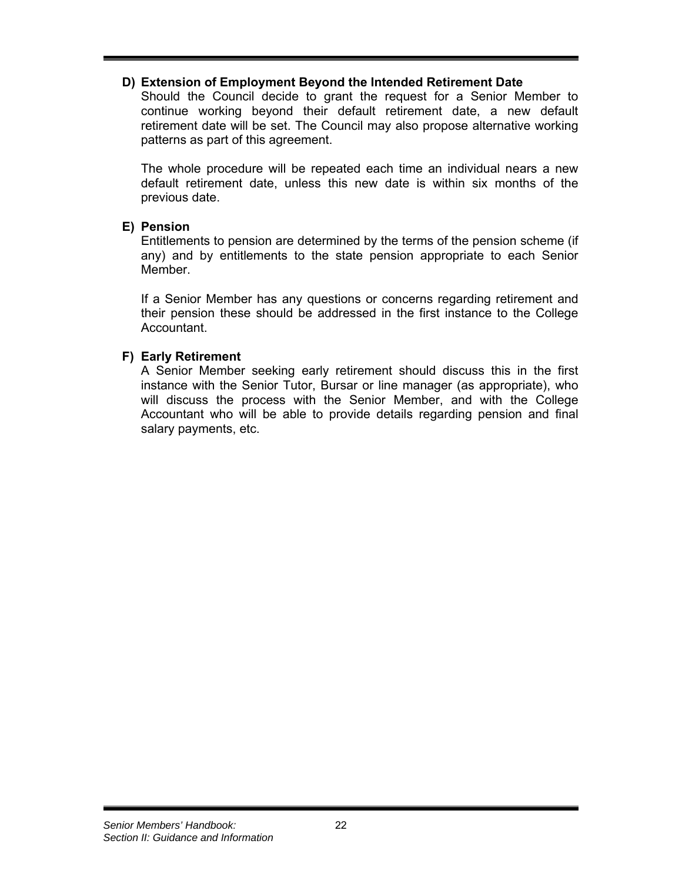### D) Extension of Employment Beyond the Intended Retirement Date

Should the Council decide to grant the request for a Senior Member to continue working beyond their default retirement date, a new default retirement date will be set. The Council may also propose alternative working patterns as part of this agreement.

The whole procedure will be repeated each time an individual nears a new default retirement date, unless this new date is within six months of the previous date.

### E) Pension

Entitlements to pension are determined by the terms of the pension scheme (if any) and by entitlements to the state pension appropriate to each Senior Member.

If a Senior Member has any questions or concerns regarding retirement and their pension these should be addressed in the first instance to the College Accountant.

### F) Early Retirement

A Senior Member seeking early retirement should discuss this in the first instance with the Senior Tutor, Bursar or line manager (as appropriate), who will discuss the process with the Senior Member, and with the College Accountant who will be able to provide details regarding pension and final salary payments, etc.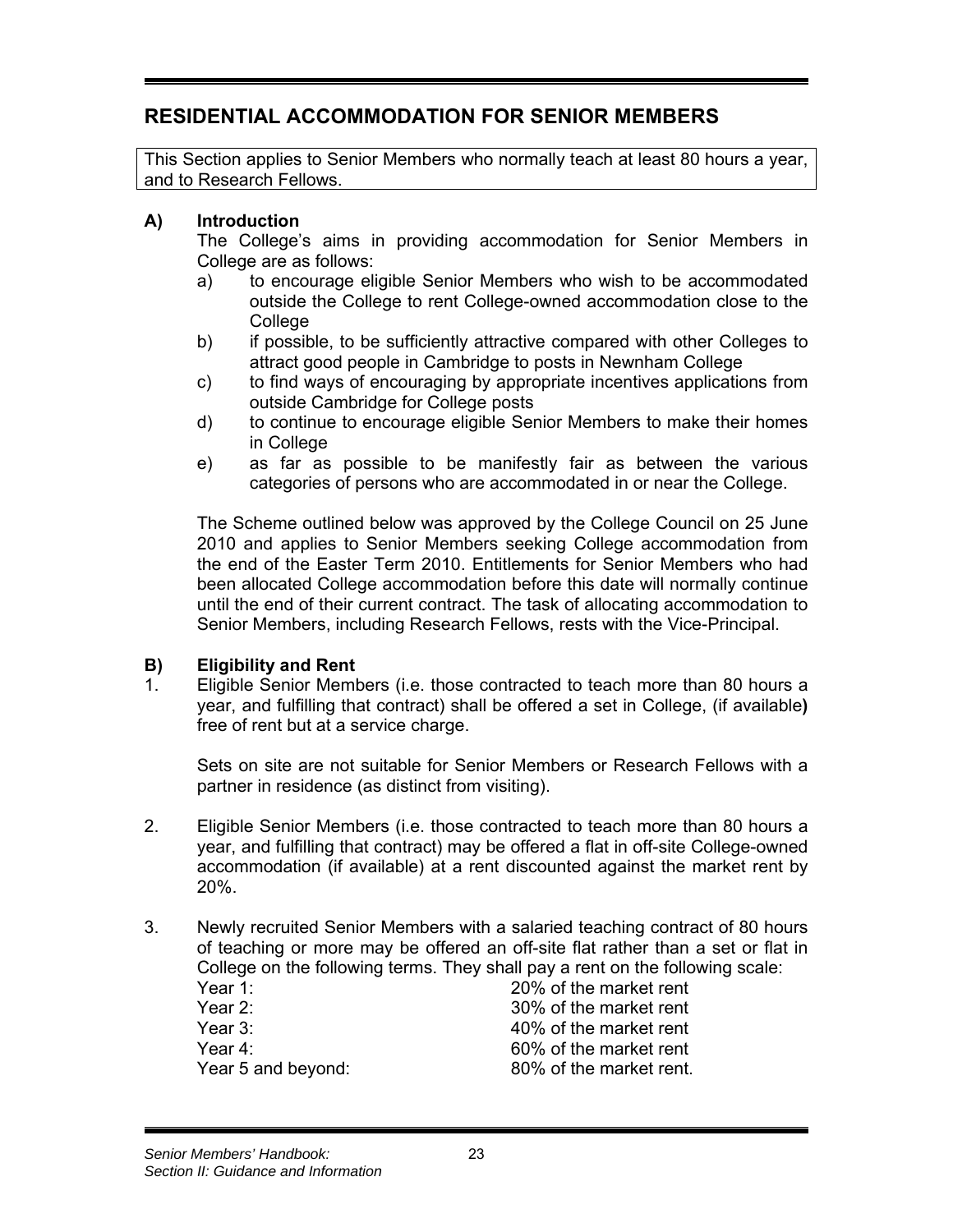## RESIDENTIAL ACCOMMODATION FOR SENIOR MEMBERS

This Section applies to Senior Members who normally teach at least 80 hours a year, and to Research Fellows.

### A) Introduction

The College's aims in providing accommodation for Senior Members in College are as follows:

a) to encourage eligible Senior Members who wish to be accommodated outside the College to rent College-owned accommodation close to the College

b) if possible, to be sufficiently attractive compared with other Colleges to attract good people in Cambridge to posts in Newnham College

c) to find ways of encouraging by appropriate incentives applications from outside Cambridge for College posts

d) to continue to encourage eligible Senior Members to make their homes in College

e) as far as possible to be manifestly fair as between the various categories of persons who are accommodated in or near the College.

The Scheme outlined below was approved by the College Council on 25 June 2010 and applies to Senior Members seeking College accommodation from the end of the Easter Term 2010. Entitlements for Senior Members who had been allocated College accommodation before this date will normally continue until the end of their current contract. The task of allocating accommodation to Senior Members, including Research Fellows, rests with the Vice-Principal.

### B) Eligibility and Rent

1. Eligible Senior Members (i.e. those contracted to teach more than 80 hours a year, and fulfilling that contract) shall be offered a set in College, (if available) free of rent but at a service charge.

   Sets on site are not suitable for Senior Members or Research Fellows with a partner in residence (as distinct from visiting).

2. Eligible Senior Members (i.e. those contracted to teach more than 80 hours a year, and fulfilling that contract) may be offered a flat in off-site College-owned accommodation (if available) at a rent discounted against the market rent by 20%.

3. Newly recruited Senior Members with a salaried teaching contract of 80 hours of teaching or more may be offered an off-site flat rather than a set or flat in College on the following terms. They shall pay a rent on the following scale:

   | | |
   |---|---|
   | Year 1: | 20% of the market rent |
   | Year 2: | 30% of the market rent |
   | Year 3: | 40% of the market rent |
   | Year 4: | 60% of the market rent |
   | Year 5 and beyond: | 80% of the market rent. |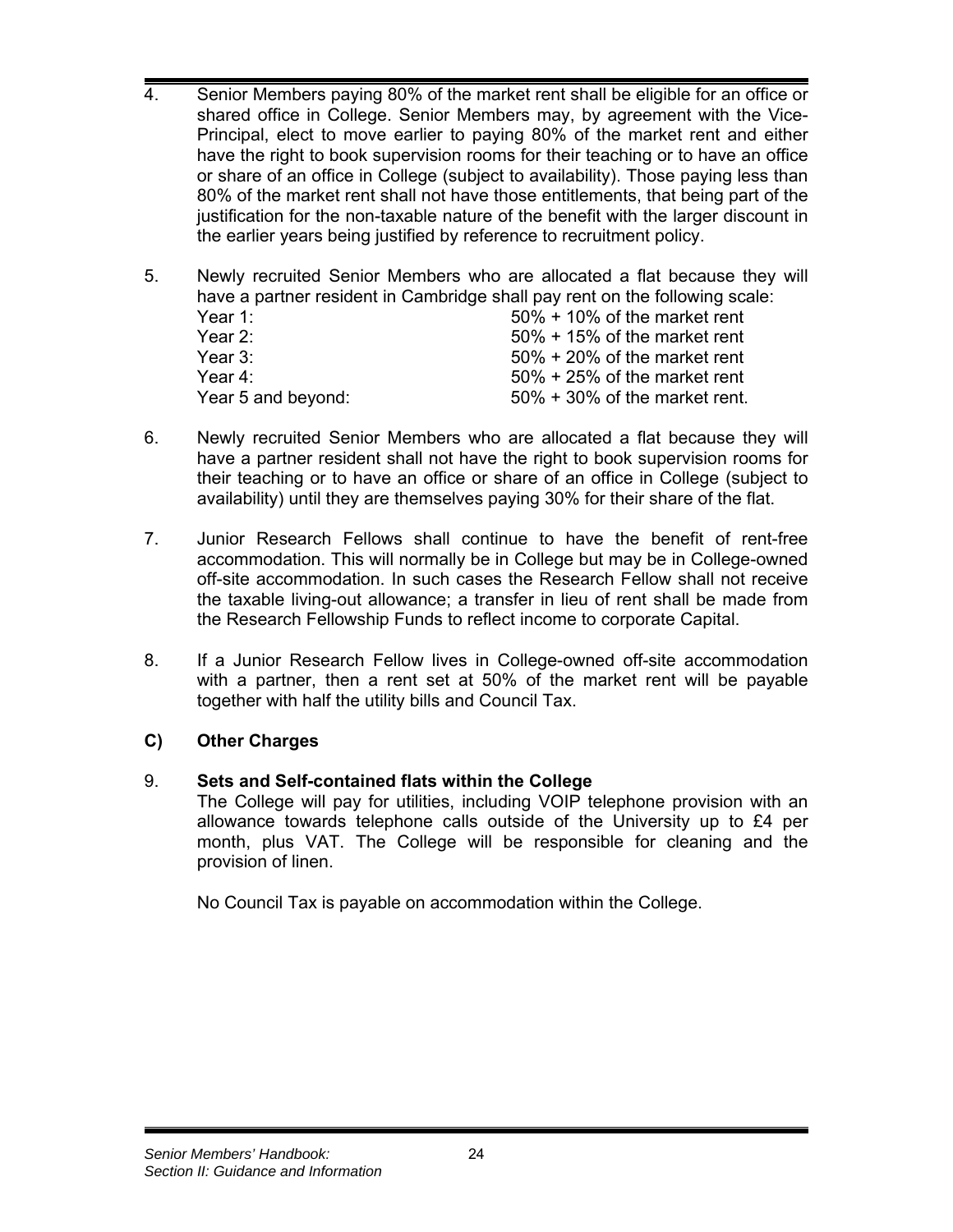4. Senior Members paying 80% of the market rent shall be eligible for an office or shared office in College. Senior Members may, by agreement with the Vice-Principal, elect to move earlier to paying 80% of the market rent and either have the right to book supervision rooms for their teaching or to have an office or share of an office in College (subject to availability). Those paying less than 80% of the market rent shall not have those entitlements, that being part of the justification for the non-taxable nature of the benefit with the larger discount in the earlier years being justified by reference to recruitment policy.

5. Newly recruited Senior Members who are allocated a flat because they will have a partner resident in Cambridge shall pay rent on the following scale:

| | |
|---|---|
| Year 1: | 50% + 10% of the market rent |
| Year 2: | 50% + 15% of the market rent |
| Year 3: | 50% + 20% of the market rent |
| Year 4: | 50% + 25% of the market rent |
| Year 5 and beyond: | 50% + 30% of the market rent. |

6. Newly recruited Senior Members who are allocated a flat because they will have a partner resident shall not have the right to book supervision rooms for their teaching or to have an office or share of an office in College (subject to availability) until they are themselves paying 30% for their share of the flat.

7. Junior Research Fellows shall continue to have the benefit of rent-free accommodation. This will normally be in College but may be in College-owned off-site accommodation. In such cases the Research Fellow shall not receive the taxable living-out allowance; a transfer in lieu of rent shall be made from the Research Fellowship Funds to reflect income to corporate Capital.

8. If a Junior Research Fellow lives in College-owned off-site accommodation with a partner, then a rent set at 50% of the market rent will be payable together with half the utility bills and Council Tax.

### C) Other Charges

9. **Sets and Self-contained flats within the College**

   The College will pay for utilities, including VOIP telephone provision with an allowance towards telephone calls outside of the University up to £4 per month, plus VAT. The College will be responsible for cleaning and the provision of linen.

   No Council Tax is payable on accommodation within the College.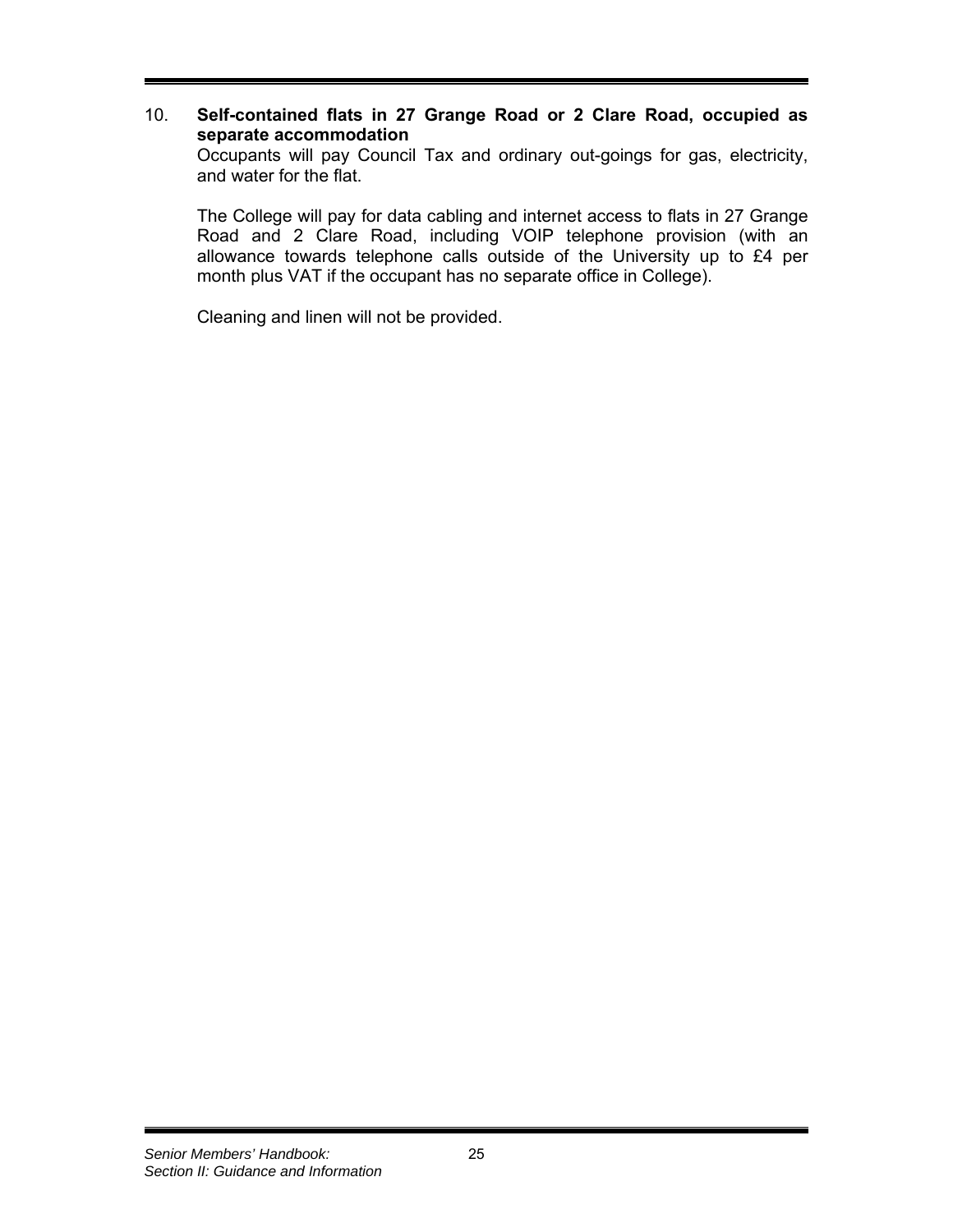10. **Self-contained flats in 27 Grange Road or 2 Clare Road, occupied as separate accommodation**

Occupants will pay Council Tax and ordinary out-goings for gas, electricity, and water for the flat.

The College will pay for data cabling and internet access to flats in 27 Grange Road and 2 Clare Road, including VOIP telephone provision (with an allowance towards telephone calls outside of the University up to £4 per month plus VAT if the occupant has no separate office in College).

Cleaning and linen will not be provided.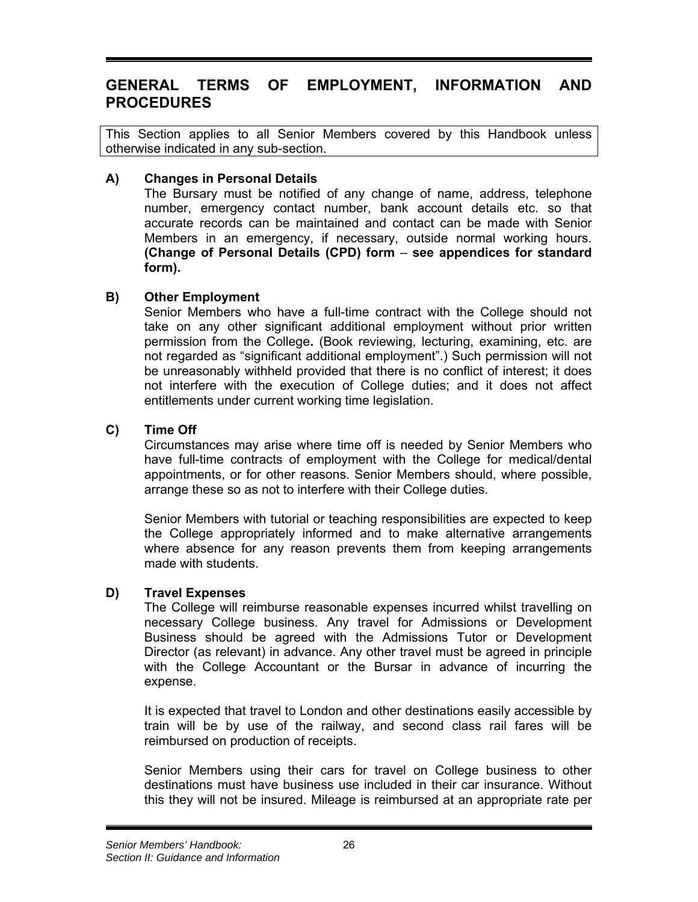## GENERAL TERMS OF EMPLOYMENT, INFORMATION AND PROCEDURES

This Section applies to all Senior Members covered by this Handbook unless otherwise indicated in any sub-section.

### A) Changes in Personal Details

The Bursary must be notified of any change of name, address, telephone number, emergency contact number, bank account details etc. so that accurate records can be maintained and contact can be made with Senior Members in an emergency, if necessary, outside normal working hours. **(Change of Personal Details (CPD) form – see appendices for standard form).**

### B) Other Employment

Senior Members who have a full-time contract with the College should not take on any other significant additional employment without prior written permission from the College**.** (Book reviewing, lecturing, examining, etc. are not regarded as "significant additional employment".) Such permission will not be unreasonably withheld provided that there is no conflict of interest; it does not interfere with the execution of College duties; and it does not affect entitlements under current working time legislation.

### C) Time Off

Circumstances may arise where time off is needed by Senior Members who have full-time contracts of employment with the College for medical/dental appointments, or for other reasons. Senior Members should, where possible, arrange these so as not to interfere with their College duties.

Senior Members with tutorial or teaching responsibilities are expected to keep the College appropriately informed and to make alternative arrangements where absence for any reason prevents them from keeping arrangements made with students.

### D) Travel Expenses

The College will reimburse reasonable expenses incurred whilst travelling on necessary College business. Any travel for Admissions or Development Business should be agreed with the Admissions Tutor or Development Director (as relevant) in advance. Any other travel must be agreed in principle with the College Accountant or the Bursar in advance of incurring the expense.

It is expected that travel to London and other destinations easily accessible by train will be by use of the railway, and second class rail fares will be reimbursed on production of receipts.

Senior Members using their cars for travel on College business to other destinations must have business use included in their car insurance. Without this they will not be insured. Mileage is reimbursed at an appropriate rate per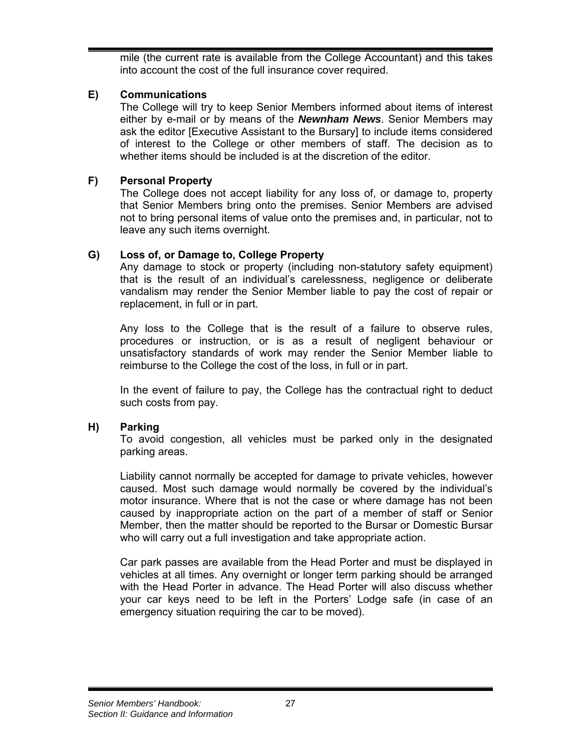mile (the current rate is available from the College Accountant) and this takes into account the cost of the full insurance cover required.

### E) Communications

The College will try to keep Senior Members informed about items of interest either by e-mail or by means of the ***Newnham News***. Senior Members may ask the editor [Executive Assistant to the Bursary] to include items considered of interest to the College or other members of staff. The decision as to whether items should be included is at the discretion of the editor.

### F) Personal Property

The College does not accept liability for any loss of, or damage to, property that Senior Members bring onto the premises. Senior Members are advised not to bring personal items of value onto the premises and, in particular, not to leave any such items overnight.

### G) Loss of, or Damage to, College Property

Any damage to stock or property (including non-statutory safety equipment) that is the result of an individual's carelessness, negligence or deliberate vandalism may render the Senior Member liable to pay the cost of repair or replacement, in full or in part.

Any loss to the College that is the result of a failure to observe rules, procedures or instruction, or is as a result of negligent behaviour or unsatisfactory standards of work may render the Senior Member liable to reimburse to the College the cost of the loss, in full or in part.

In the event of failure to pay, the College has the contractual right to deduct such costs from pay.

### H) Parking

To avoid congestion, all vehicles must be parked only in the designated parking areas.

Liability cannot normally be accepted for damage to private vehicles, however caused. Most such damage would normally be covered by the individual's motor insurance. Where that is not the case or where damage has not been caused by inappropriate action on the part of a member of staff or Senior Member, then the matter should be reported to the Bursar or Domestic Bursar who will carry out a full investigation and take appropriate action.

Car park passes are available from the Head Porter and must be displayed in vehicles at all times. Any overnight or longer term parking should be arranged with the Head Porter in advance. The Head Porter will also discuss whether your car keys need to be left in the Porters' Lodge safe (in case of an emergency situation requiring the car to be moved).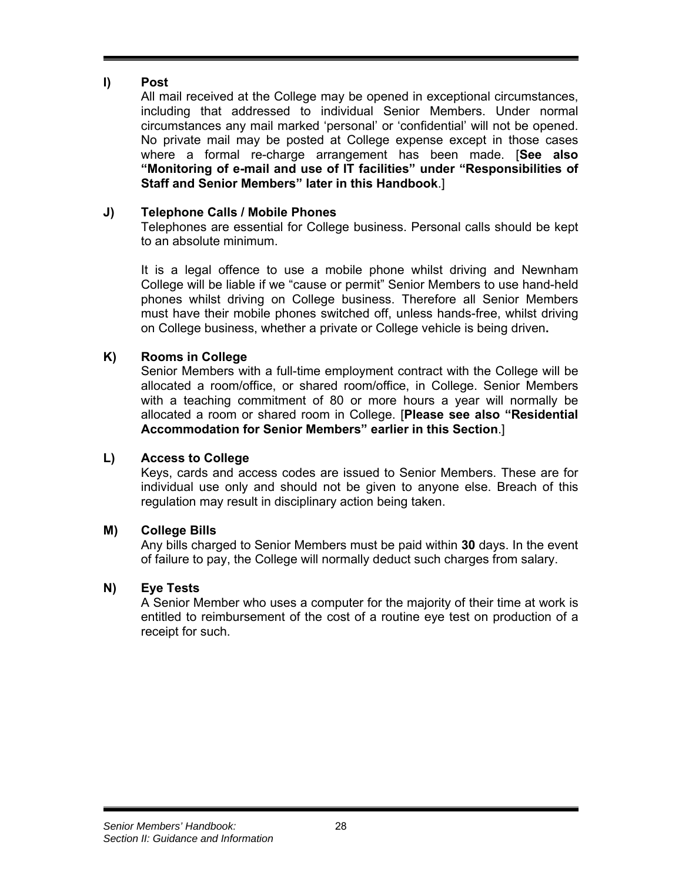### I) Post

All mail received at the College may be opened in exceptional circumstances, including that addressed to individual Senior Members. Under normal circumstances any mail marked 'personal' or 'confidential' will not be opened. No private mail may be posted at College expense except in those cases where a formal re-charge arrangement has been made. [**See also "Monitoring of e-mail and use of IT facilities" under "Responsibilities of Staff and Senior Members" later in this Handbook**.]

### J) Telephone Calls / Mobile Phones

Telephones are essential for College business. Personal calls should be kept to an absolute minimum.

It is a legal offence to use a mobile phone whilst driving and Newnham College will be liable if we "cause or permit" Senior Members to use hand-held phones whilst driving on College business. Therefore all Senior Members must have their mobile phones switched off, unless hands-free, whilst driving on College business, whether a private or College vehicle is being driven**.**

### K) Rooms in College

Senior Members with a full-time employment contract with the College will be allocated a room/office, or shared room/office, in College. Senior Members with a teaching commitment of 80 or more hours a year will normally be allocated a room or shared room in College. [**Please see also "Residential Accommodation for Senior Members" earlier in this Section**.]

### L) Access to College

Keys, cards and access codes are issued to Senior Members. These are for individual use only and should not be given to anyone else. Breach of this regulation may result in disciplinary action being taken.

### M) College Bills

Any bills charged to Senior Members must be paid within **30** days. In the event of failure to pay, the College will normally deduct such charges from salary.

### N) Eye Tests

A Senior Member who uses a computer for the majority of their time at work is entitled to reimbursement of the cost of a routine eye test on production of a receipt for such.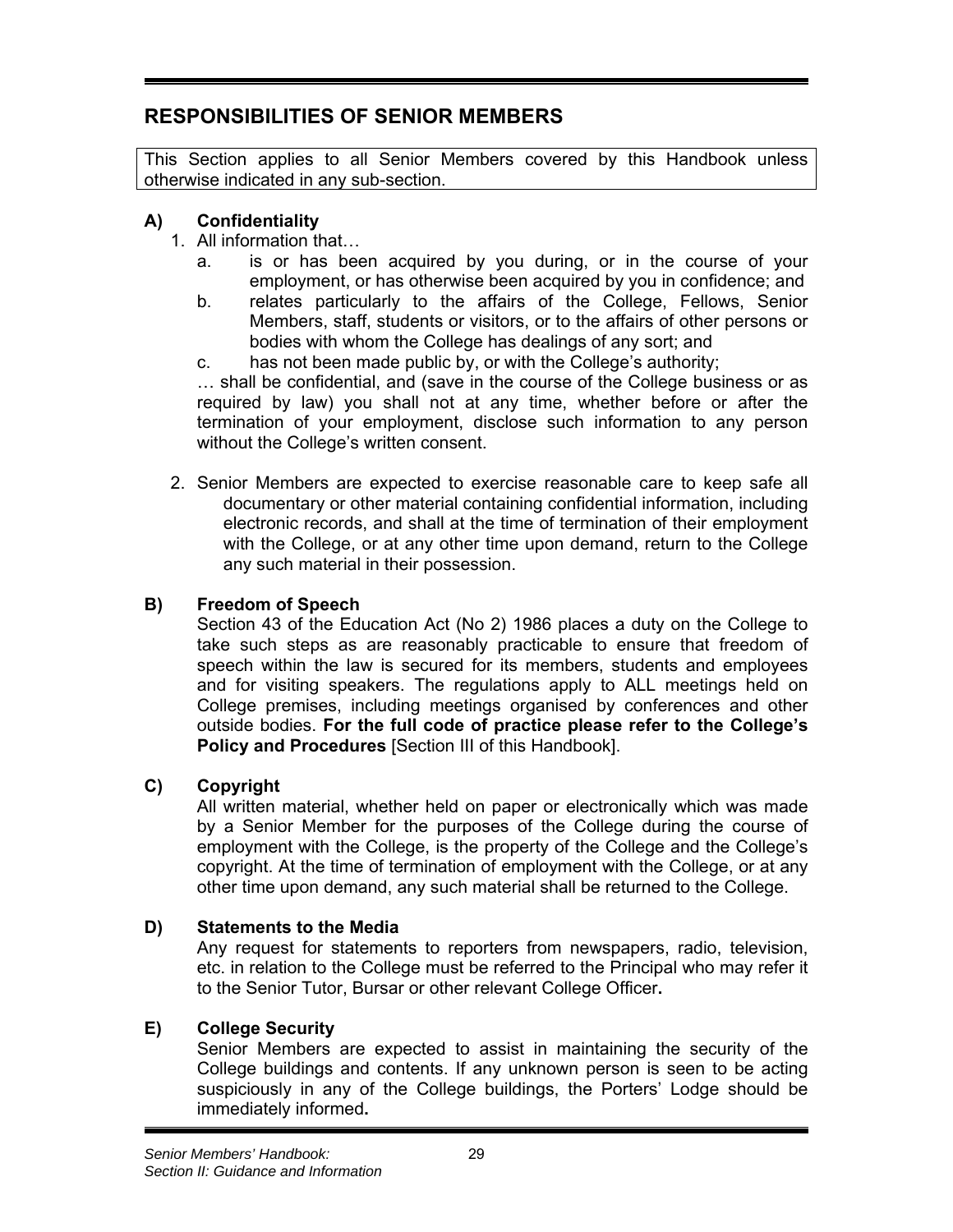## RESPONSIBILITIES OF SENIOR MEMBERS

This Section applies to all Senior Members covered by this Handbook unless otherwise indicated in any sub-section.

### A) Confidentiality

1. All information that…
   a. is or has been acquired by you during, or in the course of your employment, or has otherwise been acquired by you in confidence; and
   b. relates particularly to the affairs of the College, Fellows, Senior Members, staff, students or visitors, or to the affairs of other persons or bodies with whom the College has dealings of any sort; and
   c. has not been made public by, or with the College's authority;

   … shall be confidential, and (save in the course of the College business or as required by law) you shall not at any time, whether before or after the termination of your employment, disclose such information to any person without the College's written consent.

2. Senior Members are expected to exercise reasonable care to keep safe all documentary or other material containing confidential information, including electronic records, and shall at the time of termination of their employment with the College, or at any other time upon demand, return to the College any such material in their possession.

### B) Freedom of Speech

Section 43 of the Education Act (No 2) 1986 places a duty on the College to take such steps as are reasonably practicable to ensure that freedom of speech within the law is secured for its members, students and employees and for visiting speakers. The regulations apply to ALL meetings held on College premises, including meetings organised by conferences and other outside bodies. **For the full code of practice please refer to the College's Policy and Procedures** [Section III of this Handbook].

### C) Copyright

All written material, whether held on paper or electronically which was made by a Senior Member for the purposes of the College during the course of employment with the College, is the property of the College and the College's copyright. At the time of termination of employment with the College, or at any other time upon demand, any such material shall be returned to the College.

### D) Statements to the Media

Any request for statements to reporters from newspapers, radio, television, etc. in relation to the College must be referred to the Principal who may refer it to the Senior Tutor, Bursar or other relevant College Officer**.**

### E) College Security

Senior Members are expected to assist in maintaining the security of the College buildings and contents. If any unknown person is seen to be acting suspiciously in any of the College buildings, the Porters' Lodge should be immediately informed**.**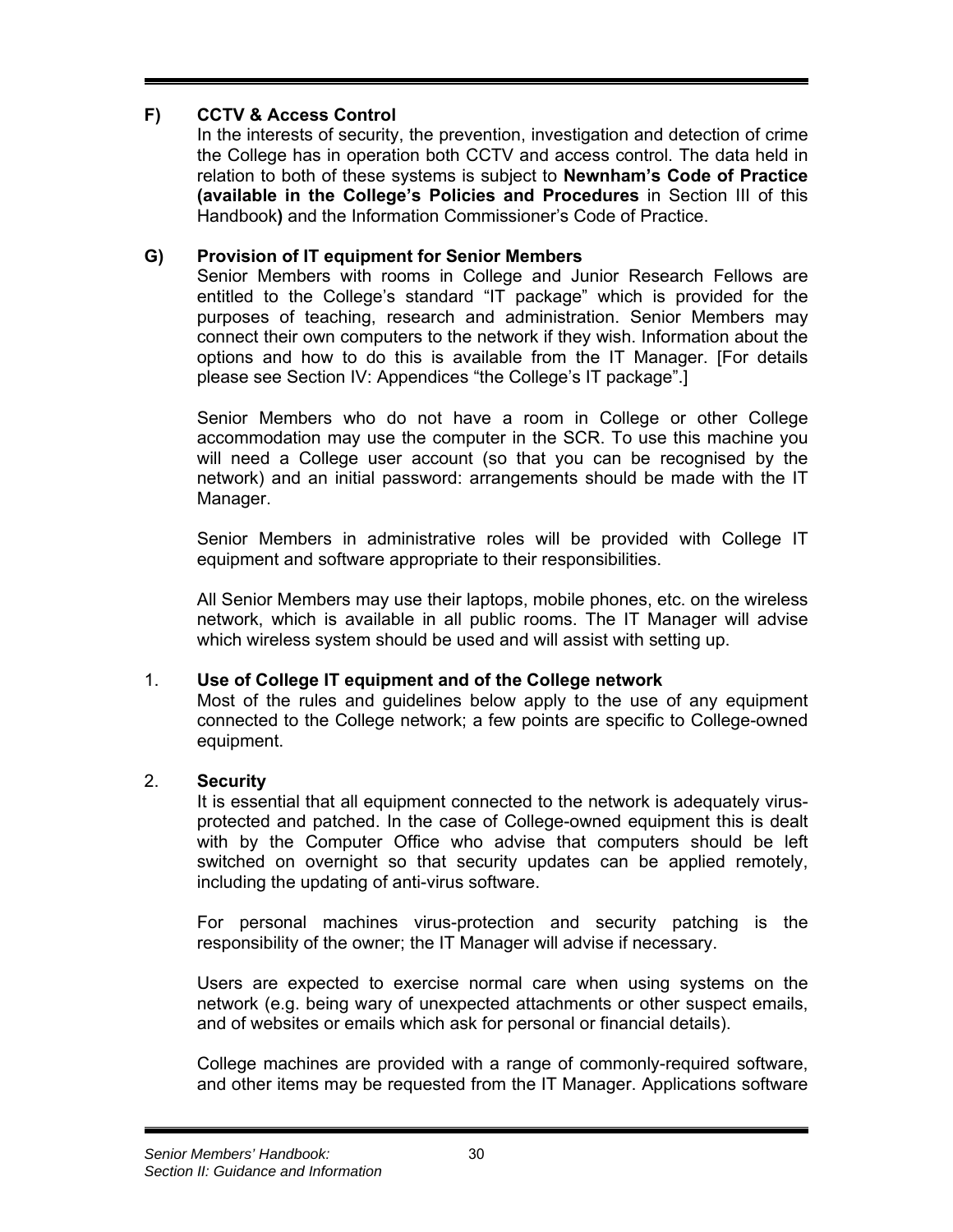## F) CCTV & Access Control

In the interests of security, the prevention, investigation and detection of crime the College has in operation both CCTV and access control. The data held in relation to both of these systems is subject to **Newnham's Code of Practice (available in the College's Policies and Procedures** in Section III of this Handbook**)** and the Information Commissioner's Code of Practice.

## G) Provision of IT equipment for Senior Members

Senior Members with rooms in College and Junior Research Fellows are entitled to the College's standard "IT package" which is provided for the purposes of teaching, research and administration. Senior Members may connect their own computers to the network if they wish. Information about the options and how to do this is available from the IT Manager. [For details please see Section IV: Appendices "the College's IT package".]

Senior Members who do not have a room in College or other College accommodation may use the computer in the SCR. To use this machine you will need a College user account (so that you can be recognised by the network) and an initial password: arrangements should be made with the IT Manager.

Senior Members in administrative roles will be provided with College IT equipment and software appropriate to their responsibilities.

All Senior Members may use their laptops, mobile phones, etc. on the wireless network, which is available in all public rooms. The IT Manager will advise which wireless system should be used and will assist with setting up.

### 1. Use of College IT equipment and of the College network

Most of the rules and guidelines below apply to the use of any equipment connected to the College network; a few points are specific to College-owned equipment.

### 2. Security

It is essential that all equipment connected to the network is adequately virus-protected and patched. In the case of College-owned equipment this is dealt with by the Computer Office who advise that computers should be left switched on overnight so that security updates can be applied remotely, including the updating of anti-virus software.

For personal machines virus-protection and security patching is the responsibility of the owner; the IT Manager will advise if necessary.

Users are expected to exercise normal care when using systems on the network (e.g. being wary of unexpected attachments or other suspect emails, and of websites or emails which ask for personal or financial details).

College machines are provided with a range of commonly-required software, and other items may be requested from the IT Manager. Applications software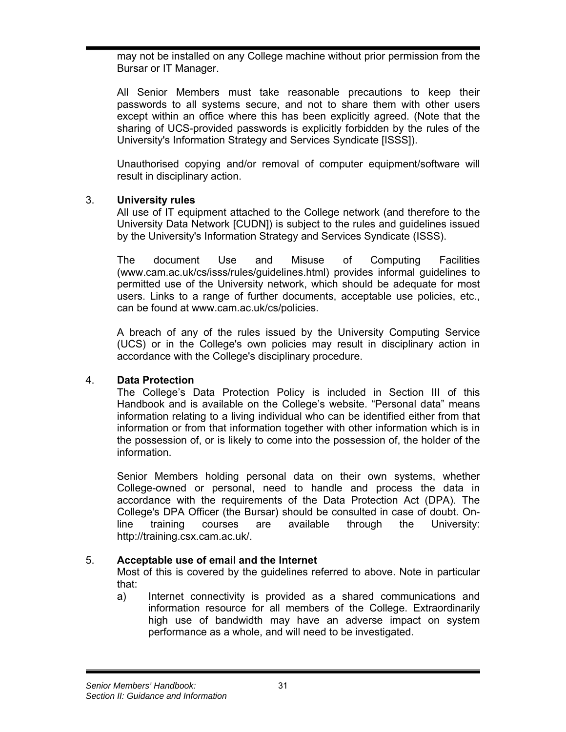may not be installed on any College machine without prior permission from the Bursar or IT Manager.

All Senior Members must take reasonable precautions to keep their passwords to all systems secure, and not to share them with other users except within an office where this has been explicitly agreed. (Note that the sharing of UCS-provided passwords is explicitly forbidden by the rules of the University's Information Strategy and Services Syndicate [ISSS]).

Unauthorised copying and/or removal of computer equipment/software will result in disciplinary action.

3. **University rules**

All use of IT equipment attached to the College network (and therefore to the University Data Network [CUDN]) is subject to the rules and guidelines issued by the University's Information Strategy and Services Syndicate (ISSS).

The document Use and Misuse of Computing Facilities (www.cam.ac.uk/cs/isss/rules/guidelines.html) provides informal guidelines to permitted use of the University network, which should be adequate for most users. Links to a range of further documents, acceptable use policies, etc., can be found at www.cam.ac.uk/cs/policies.

A breach of any of the rules issued by the University Computing Service (UCS) or in the College's own policies may result in disciplinary action in accordance with the College's disciplinary procedure.

4. **Data Protection**

The College's Data Protection Policy is included in Section III of this Handbook and is available on the College's website. "Personal data" means information relating to a living individual who can be identified either from that information or from that information together with other information which is in the possession of, or is likely to come into the possession of, the holder of the information.

Senior Members holding personal data on their own systems, whether College-owned or personal, need to handle and process the data in accordance with the requirements of the Data Protection Act (DPA). The College's DPA Officer (the Bursar) should be consulted in case of doubt. On-line training courses are available through the University: http://training.csx.cam.ac.uk/.

5. **Acceptable use of email and the Internet**

Most of this is covered by the guidelines referred to above. Note in particular that:

a) Internet connectivity is provided as a shared communications and information resource for all members of the College. Extraordinarily high use of bandwidth may have an adverse impact on system performance as a whole, and will need to be investigated.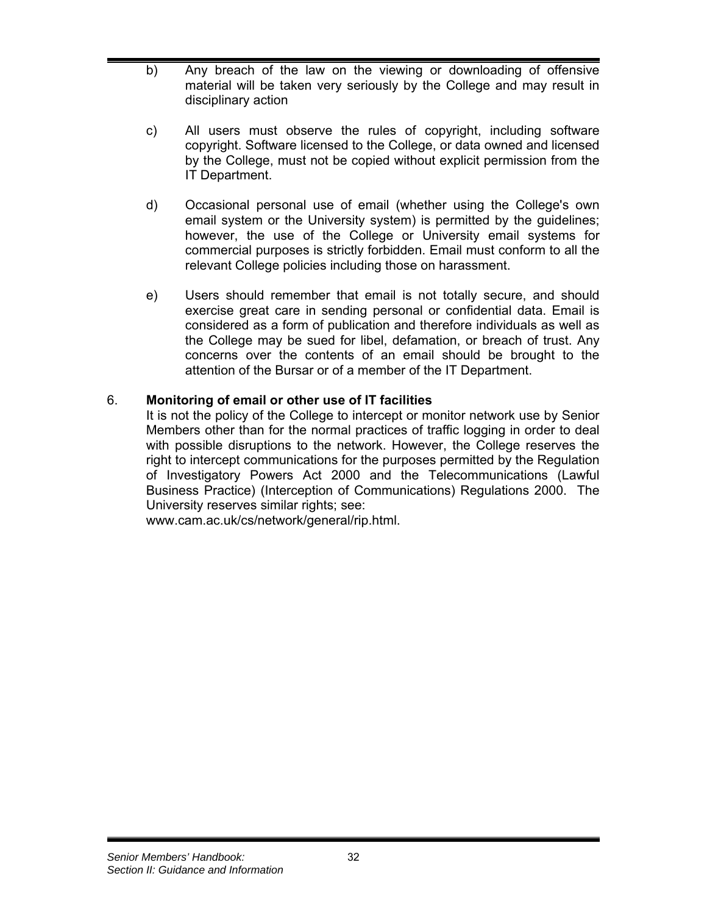b) Any breach of the law on the viewing or downloading of offensive material will be taken very seriously by the College and may result in disciplinary action

c) All users must observe the rules of copyright, including software copyright. Software licensed to the College, or data owned and licensed by the College, must not be copied without explicit permission from the IT Department.

d) Occasional personal use of email (whether using the College's own email system or the University system) is permitted by the guidelines; however, the use of the College or University email systems for commercial purposes is strictly forbidden. Email must conform to all the relevant College policies including those on harassment.

e) Users should remember that email is not totally secure, and should exercise great care in sending personal or confidential data. Email is considered as a form of publication and therefore individuals as well as the College may be sued for libel, defamation, or breach of trust. Any concerns over the contents of an email should be brought to the attention of the Bursar or of a member of the IT Department.

6. **Monitoring of email or other use of IT facilities**

It is not the policy of the College to intercept or monitor network use by Senior Members other than for the normal practices of traffic logging in order to deal with possible disruptions to the network. However, the College reserves the right to intercept communications for the purposes permitted by the Regulation of Investigatory Powers Act 2000 and the Telecommunications (Lawful Business Practice) (Interception of Communications) Regulations 2000. The University reserves similar rights; see:
www.cam.ac.uk/cs/network/general/rip.html.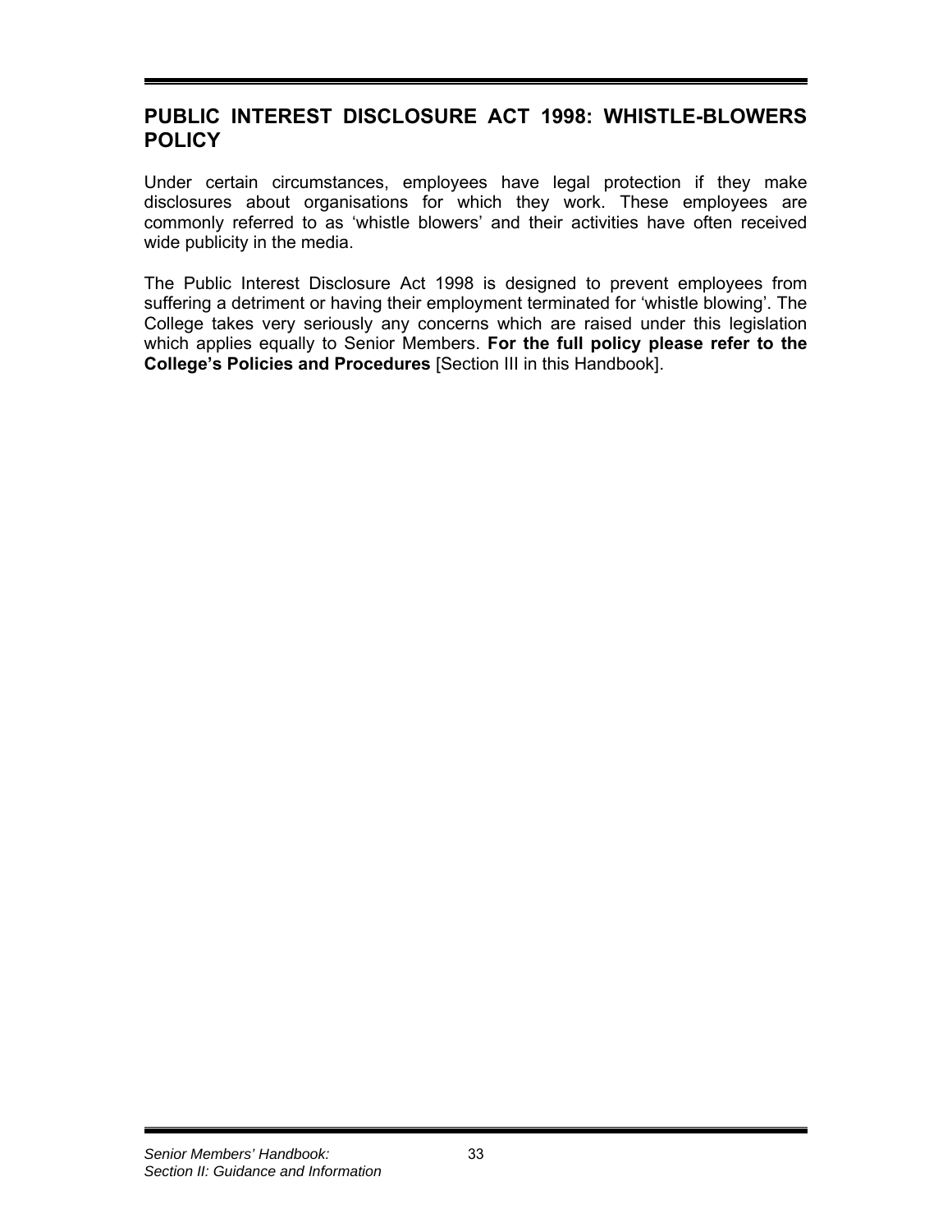## PUBLIC INTEREST DISCLOSURE ACT 1998: WHISTLE-BLOWERS POLICY

Under certain circumstances, employees have legal protection if they make disclosures about organisations for which they work. These employees are commonly referred to as 'whistle blowers' and their activities have often received wide publicity in the media.

The Public Interest Disclosure Act 1998 is designed to prevent employees from suffering a detriment or having their employment terminated for 'whistle blowing'. The College takes very seriously any concerns which are raised under this legislation which applies equally to Senior Members. **For the full policy please refer to the College's Policies and Procedures** [Section III in this Handbook].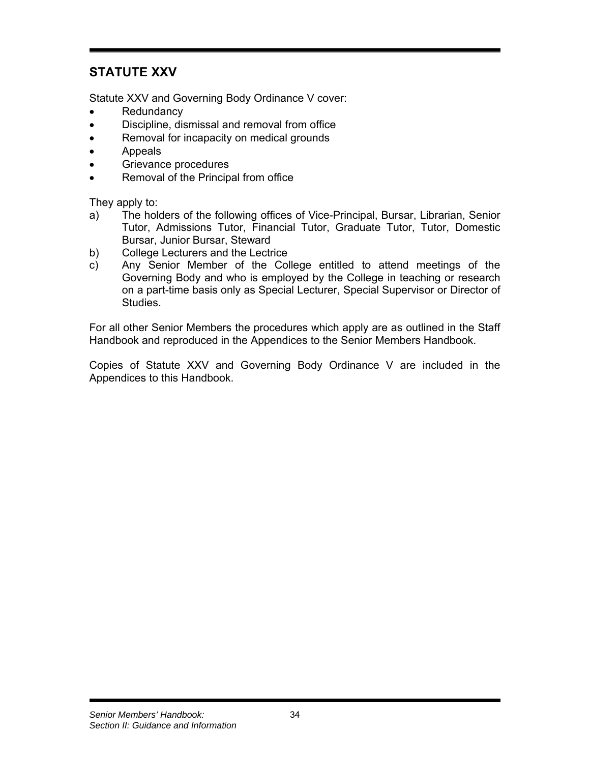## STATUTE XXV

Statute XXV and Governing Body Ordinance V cover:

- Redundancy
- Discipline, dismissal and removal from office
- Removal for incapacity on medical grounds
- Appeals
- Grievance procedures
- Removal of the Principal from office

They apply to:

a) The holders of the following offices of Vice-Principal, Bursar, Librarian, Senior Tutor, Admissions Tutor, Financial Tutor, Graduate Tutor, Tutor, Domestic Bursar, Junior Bursar, Steward
b) College Lecturers and the Lectrice
c) Any Senior Member of the College entitled to attend meetings of the Governing Body and who is employed by the College in teaching or research on a part-time basis only as Special Lecturer, Special Supervisor or Director of Studies.

For all other Senior Members the procedures which apply are as outlined in the Staff Handbook and reproduced in the Appendices to the Senior Members Handbook.

Copies of Statute XXV and Governing Body Ordinance V are included in the Appendices to this Handbook.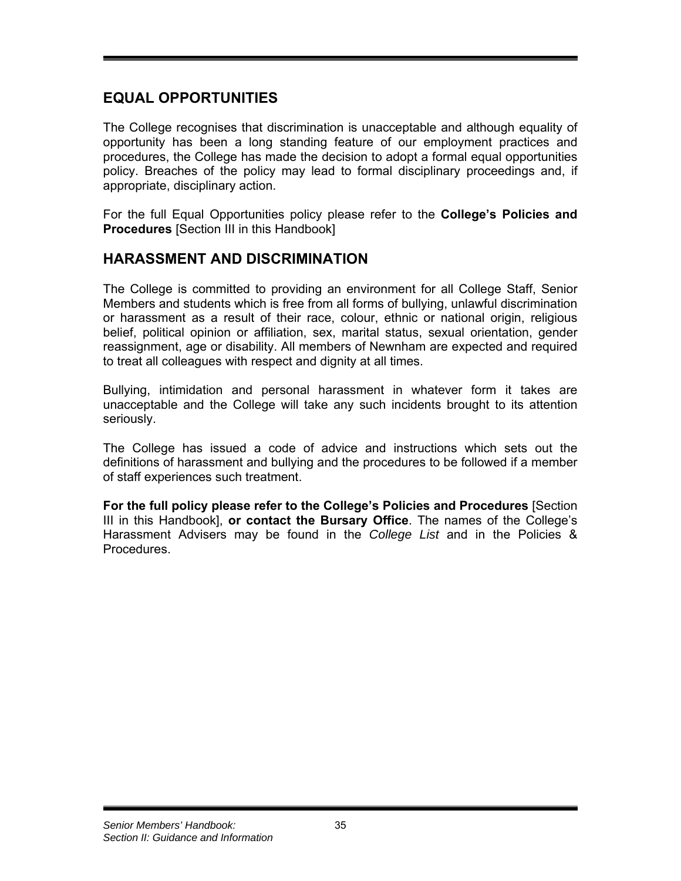## EQUAL OPPORTUNITIES

The College recognises that discrimination is unacceptable and although equality of opportunity has been a long standing feature of our employment practices and procedures, the College has made the decision to adopt a formal equal opportunities policy. Breaches of the policy may lead to formal disciplinary proceedings and, if appropriate, disciplinary action.

For the full Equal Opportunities policy please refer to the **College's Policies and Procedures** [Section III in this Handbook]

## HARASSMENT AND DISCRIMINATION

The College is committed to providing an environment for all College Staff, Senior Members and students which is free from all forms of bullying, unlawful discrimination or harassment as a result of their race, colour, ethnic or national origin, religious belief, political opinion or affiliation, sex, marital status, sexual orientation, gender reassignment, age or disability. All members of Newnham are expected and required to treat all colleagues with respect and dignity at all times.

Bullying, intimidation and personal harassment in whatever form it takes are unacceptable and the College will take any such incidents brought to its attention seriously.

The College has issued a code of advice and instructions which sets out the definitions of harassment and bullying and the procedures to be followed if a member of staff experiences such treatment.

**For the full policy please refer to the College's Policies and Procedures** [Section III in this Handbook], **or contact the Bursary Office**. The names of the College's Harassment Advisers may be found in the *College List* and in the Policies & Procedures.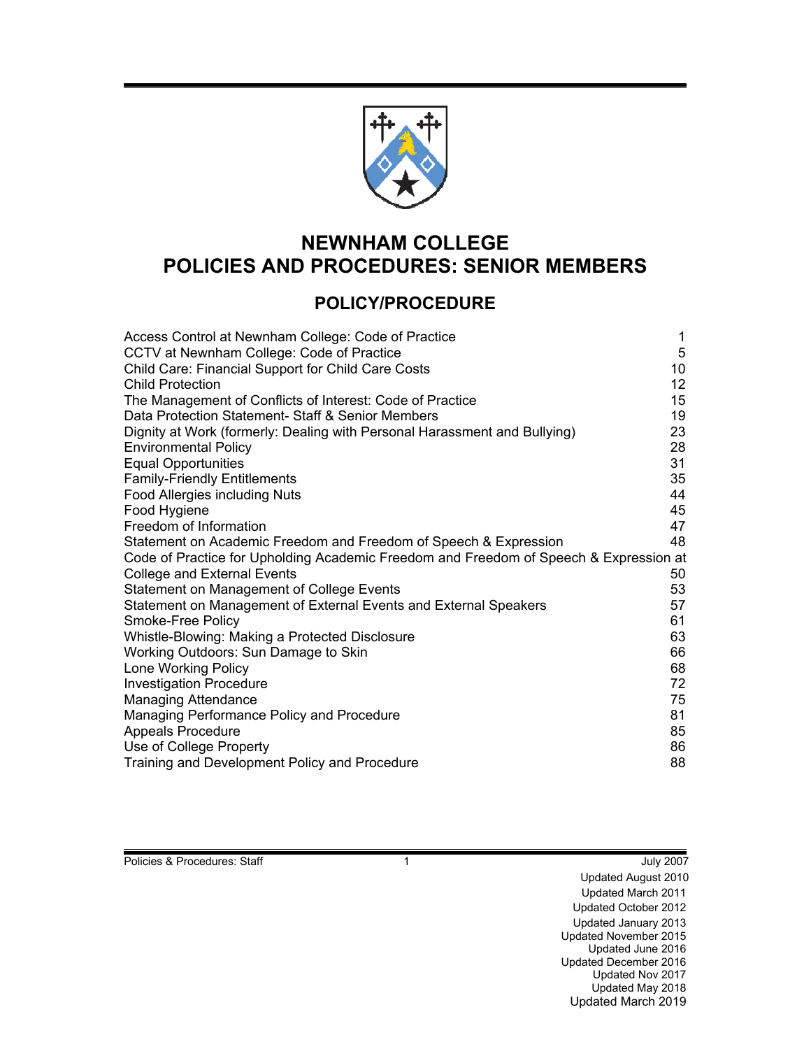# NEWNHAM COLLEGE
# POLICIES AND PROCEDURES: SENIOR MEMBERS

## POLICY/PROCEDURE

| | |
|---|---|
| Access Control at Newnham College: Code of Practice | 1 |
| CCTV at Newnham College: Code of Practice | 5 |
| Child Care: Financial Support for Child Care Costs | 10 |
| Child Protection | 12 |
| The Management of Conflicts of Interest: Code of Practice | 15 |
| Data Protection Statement- Staff & Senior Members | 19 |
| Dignity at Work (formerly: Dealing with Personal Harassment and Bullying) | 23 |
| Environmental Policy | 28 |
| Equal Opportunities | 31 |
| Family-Friendly Entitlements | 35 |
| Food Allergies including Nuts | 44 |
| Food Hygiene | 45 |
| Freedom of Information | 47 |
| Statement on Academic Freedom and Freedom of Speech & Expression | 48 |
| Code of Practice for Upholding Academic Freedom and Freedom of Speech & Expression at College and External Events | 50 |
| Statement on Management of College Events | 53 |
| Statement on Management of External Events and External Speakers | 57 |
| Smoke-Free Policy | 61 |
| Whistle-Blowing: Making a Protected Disclosure | 63 |
| Working Outdoors: Sun Damage to Skin | 66 |
| Lone Working Policy | 68 |
| Investigation Procedure | 72 |
| Managing Attendance | 75 |
| Managing Performance Policy and Procedure | 81 |
| Appeals Procedure | 85 |
| Use of College Property | 86 |
| Training and Development Policy and Procedure | 88 |

July 2007
Updated August 2010
Updated March 2011
Updated October 2012
Updated January 2013
Updated November 2015
Updated June 2016
Updated December 2016
Updated Nov 2017
Updated May 2018
Updated March 2019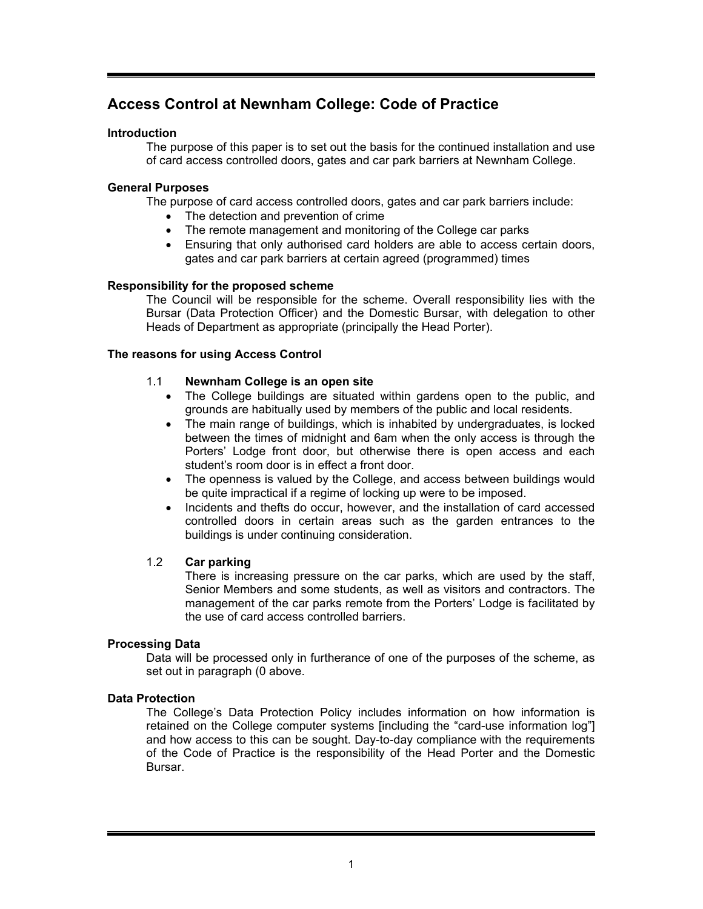## Access Control at Newnham College: Code of Practice

**Introduction**

The purpose of this paper is to set out the basis for the continued installation and use of card access controlled doors, gates and car park barriers at Newnham College.

**General Purposes**

The purpose of card access controlled doors, gates and car park barriers include:

- The detection and prevention of crime
- The remote management and monitoring of the College car parks
- Ensuring that only authorised card holders are able to access certain doors, gates and car park barriers at certain agreed (programmed) times

**Responsibility for the proposed scheme**

The Council will be responsible for the scheme. Overall responsibility lies with the Bursar (Data Protection Officer) and the Domestic Bursar, with delegation to other Heads of Department as appropriate (principally the Head Porter).

**The reasons for using Access Control**

1.1 **Newnham College is an open site**

- The College buildings are situated within gardens open to the public, and grounds are habitually used by members of the public and local residents.
- The main range of buildings, which is inhabited by undergraduates, is locked between the times of midnight and 6am when the only access is through the Porters' Lodge front door, but otherwise there is open access and each student's room door is in effect a front door.
- The openness is valued by the College, and access between buildings would be quite impractical if a regime of locking up were to be imposed.
- Incidents and thefts do occur, however, and the installation of card accessed controlled doors in certain areas such as the garden entrances to the buildings is under continuing consideration.

1.2 **Car parking**

There is increasing pressure on the car parks, which are used by the staff, Senior Members and some students, as well as visitors and contractors. The management of the car parks remote from the Porters' Lodge is facilitated by the use of card access controlled barriers.

**Processing Data**

Data will be processed only in furtherance of one of the purposes of the scheme, as set out in paragraph (0 above.

**Data Protection**

The College's Data Protection Policy includes information on how information is retained on the College computer systems [including the "card-use information log"] and how access to this can be sought. Day-to-day compliance with the requirements of the Code of Practice is the responsibility of the Head Porter and the Domestic Bursar.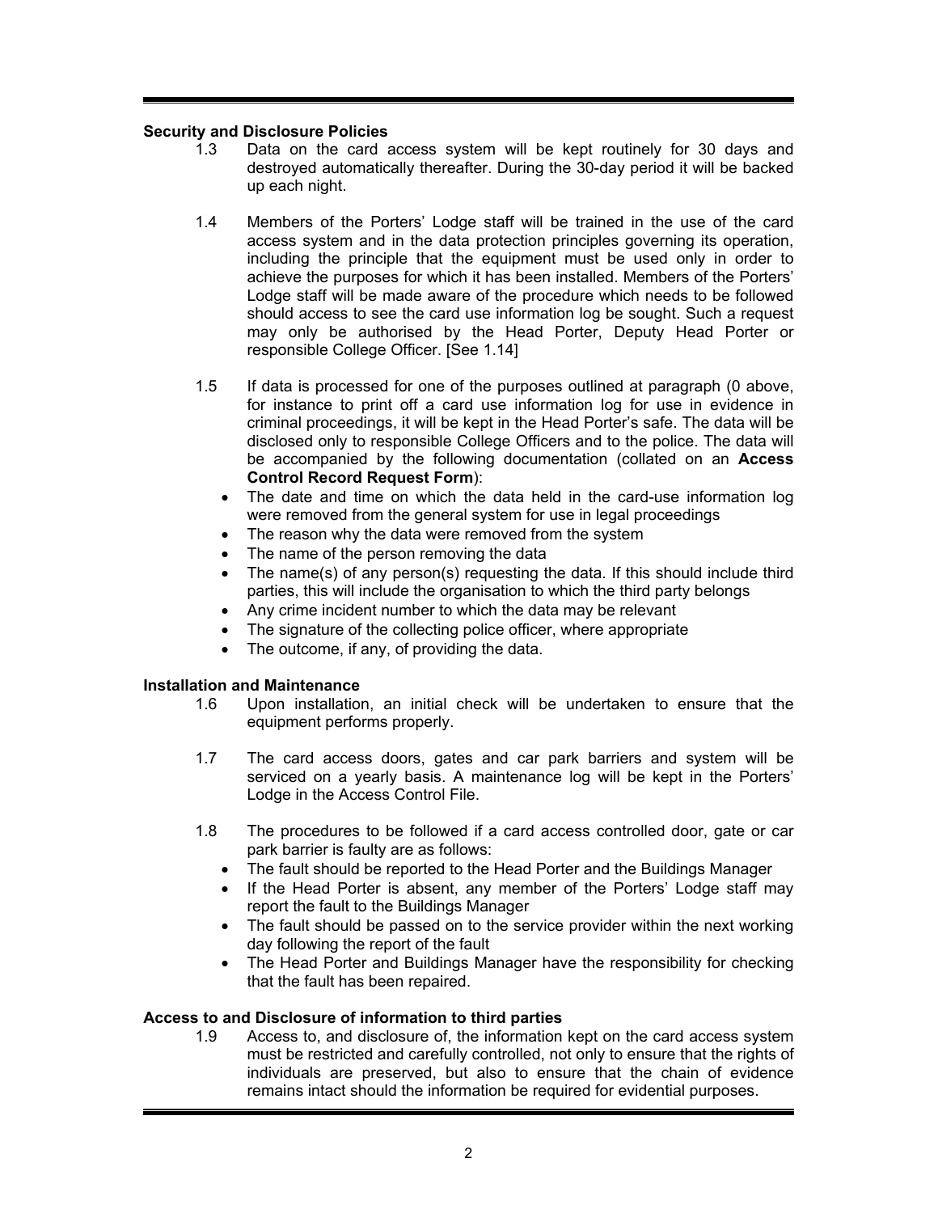### Security and Disclosure Policies

1.3 Data on the card access system will be kept routinely for 30 days and destroyed automatically thereafter. During the 30-day period it will be backed up each night.

1.4 Members of the Porters' Lodge staff will be trained in the use of the card access system and in the data protection principles governing its operation, including the principle that the equipment must be used only in order to achieve the purposes for which it has been installed. Members of the Porters' Lodge staff will be made aware of the procedure which needs to be followed should access to see the card use information log be sought. Such a request may only be authorised by the Head Porter, Deputy Head Porter or responsible College Officer. [See 1.14]

1.5 If data is processed for one of the purposes outlined at paragraph (0 above, for instance to print off a card use information log for use in evidence in criminal proceedings, it will be kept in the Head Porter's safe. The data will be disclosed only to responsible College Officers and to the police. The data will be accompanied by the following documentation (collated on an **Access Control Record Request Form**):

- The date and time on which the data held in the card-use information log were removed from the general system for use in legal proceedings
- The reason why the data were removed from the system
- The name of the person removing the data
- The name(s) of any person(s) requesting the data. If this should include third parties, this will include the organisation to which the third party belongs
- Any crime incident number to which the data may be relevant
- The signature of the collecting police officer, where appropriate
- The outcome, if any, of providing the data.

### Installation and Maintenance

1.6 Upon installation, an initial check will be undertaken to ensure that the equipment performs properly.

1.7 The card access doors, gates and car park barriers and system will be serviced on a yearly basis. A maintenance log will be kept in the Porters' Lodge in the Access Control File.

1.8 The procedures to be followed if a card access controlled door, gate or car park barrier is faulty are as follows:

- The fault should be reported to the Head Porter and the Buildings Manager
- If the Head Porter is absent, any member of the Porters' Lodge staff may report the fault to the Buildings Manager
- The fault should be passed on to the service provider within the next working day following the report of the fault
- The Head Porter and Buildings Manager have the responsibility for checking that the fault has been repaired.

### Access to and Disclosure of information to third parties

1.9 Access to, and disclosure of, the information kept on the card access system must be restricted and carefully controlled, not only to ensure that the rights of individuals are preserved, but also to ensure that the chain of evidence remains intact should the information be required for evidential purposes.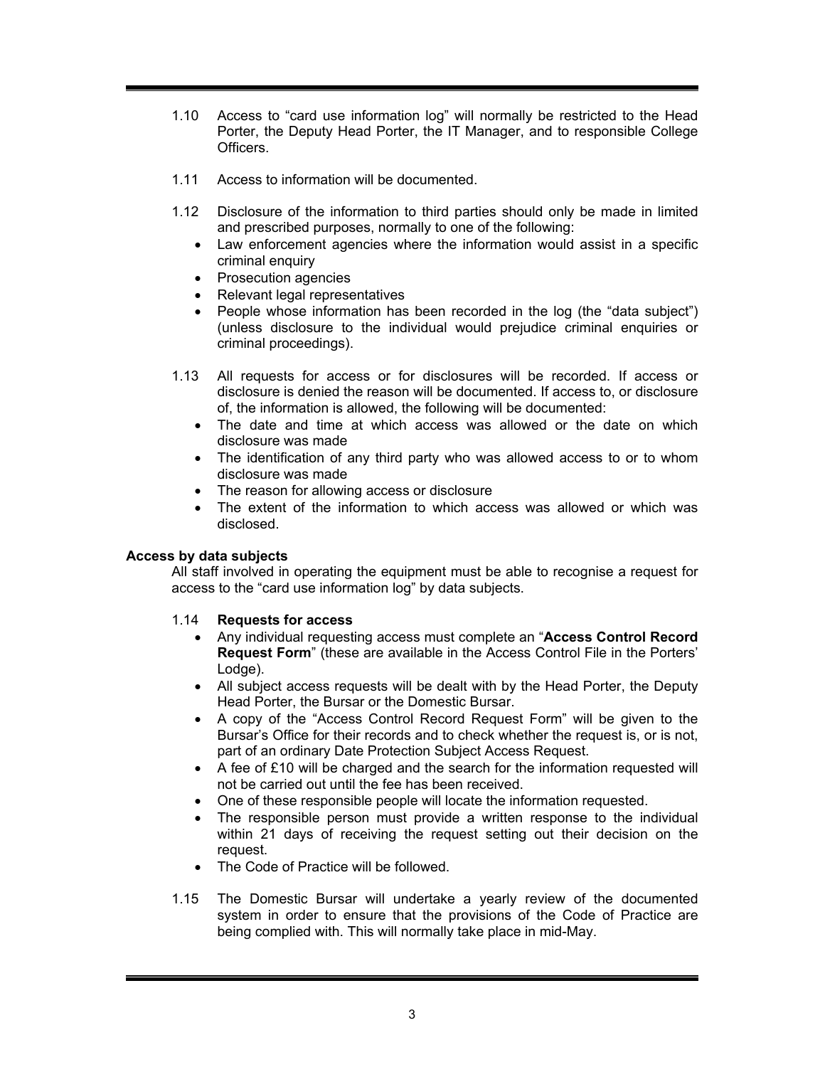1.10 Access to "card use information log" will normally be restricted to the Head Porter, the Deputy Head Porter, the IT Manager, and to responsible College Officers.

1.11 Access to information will be documented.

1.12 Disclosure of the information to third parties should only be made in limited and prescribed purposes, normally to one of the following:

- Law enforcement agencies where the information would assist in a specific criminal enquiry
- Prosecution agencies
- Relevant legal representatives
- People whose information has been recorded in the log (the "data subject") (unless disclosure to the individual would prejudice criminal enquiries or criminal proceedings).

1.13 All requests for access or for disclosures will be recorded. If access or disclosure is denied the reason will be documented. If access to, or disclosure of, the information is allowed, the following will be documented:

- The date and time at which access was allowed or the date on which disclosure was made
- The identification of any third party who was allowed access to or to whom disclosure was made
- The reason for allowing access or disclosure
- The extent of the information to which access was allowed or which was disclosed.

**Access by data subjects**

All staff involved in operating the equipment must be able to recognise a request for access to the "card use information log" by data subjects.

1.14 **Requests for access**

- Any individual requesting access must complete an "**Access Control Record Request Form**" (these are available in the Access Control File in the Porters' Lodge).
- All subject access requests will be dealt with by the Head Porter, the Deputy Head Porter, the Bursar or the Domestic Bursar.
- A copy of the "Access Control Record Request Form" will be given to the Bursar's Office for their records and to check whether the request is, or is not, part of an ordinary Date Protection Subject Access Request.
- A fee of £10 will be charged and the search for the information requested will not be carried out until the fee has been received.
- One of these responsible people will locate the information requested.
- The responsible person must provide a written response to the individual within 21 days of receiving the request setting out their decision on the request.
- The Code of Practice will be followed.

1.15 The Domestic Bursar will undertake a yearly review of the documented system in order to ensure that the provisions of the Code of Practice are being complied with. This will normally take place in mid-May.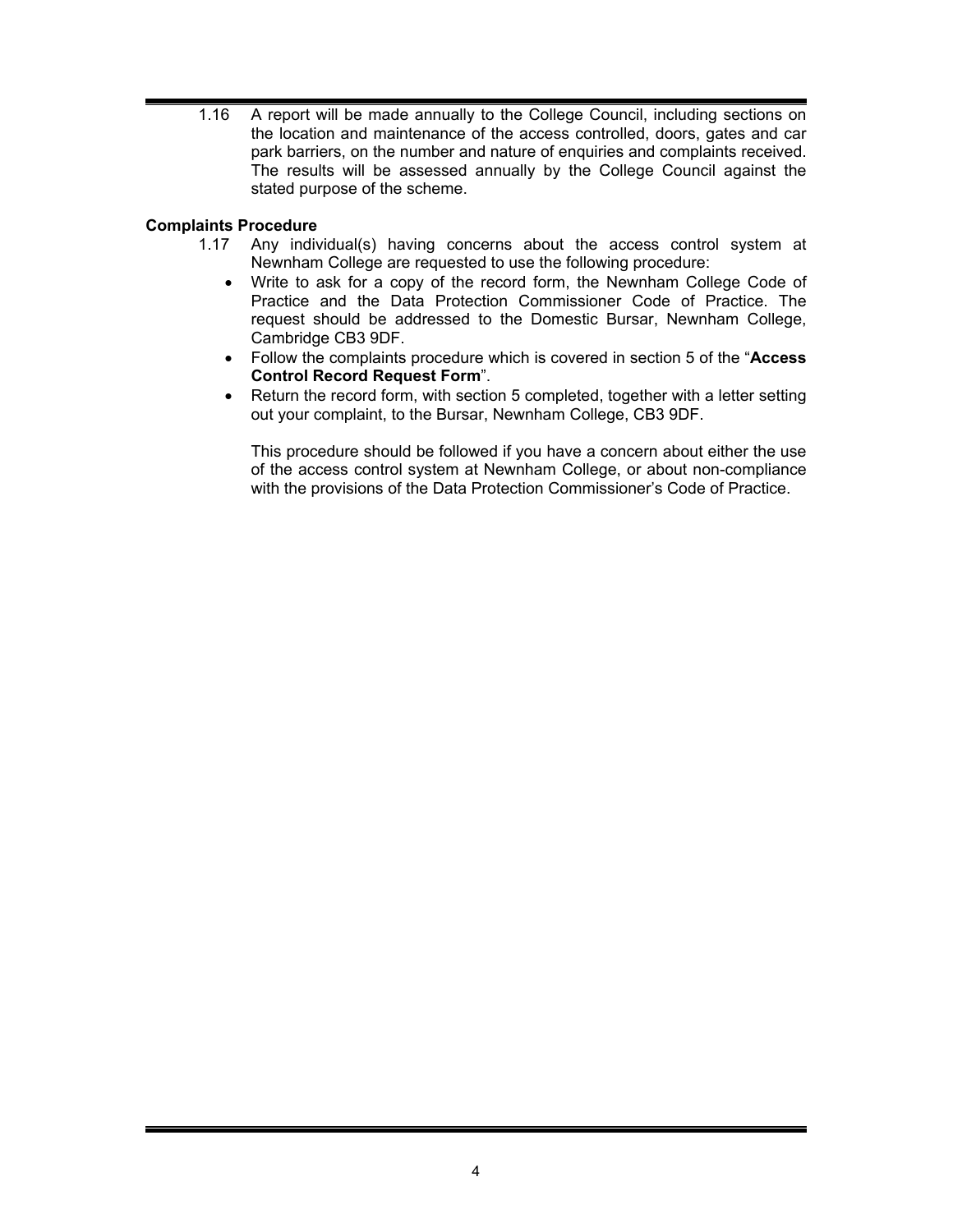1.16 A report will be made annually to the College Council, including sections on the location and maintenance of the access controlled, doors, gates and car park barriers, on the number and nature of enquiries and complaints received. The results will be assessed annually by the College Council against the stated purpose of the scheme.

**Complaints Procedure**

1.17 Any individual(s) having concerns about the access control system at Newnham College are requested to use the following procedure:

- Write to ask for a copy of the record form, the Newnham College Code of Practice and the Data Protection Commissioner Code of Practice. The request should be addressed to the Domestic Bursar, Newnham College, Cambridge CB3 9DF.
- Follow the complaints procedure which is covered in section 5 of the "**Access Control Record Request Form**".
- Return the record form, with section 5 completed, together with a letter setting out your complaint, to the Bursar, Newnham College, CB3 9DF.

This procedure should be followed if you have a concern about either the use of the access control system at Newnham College, or about non-compliance with the provisions of the Data Protection Commissioner's Code of Practice.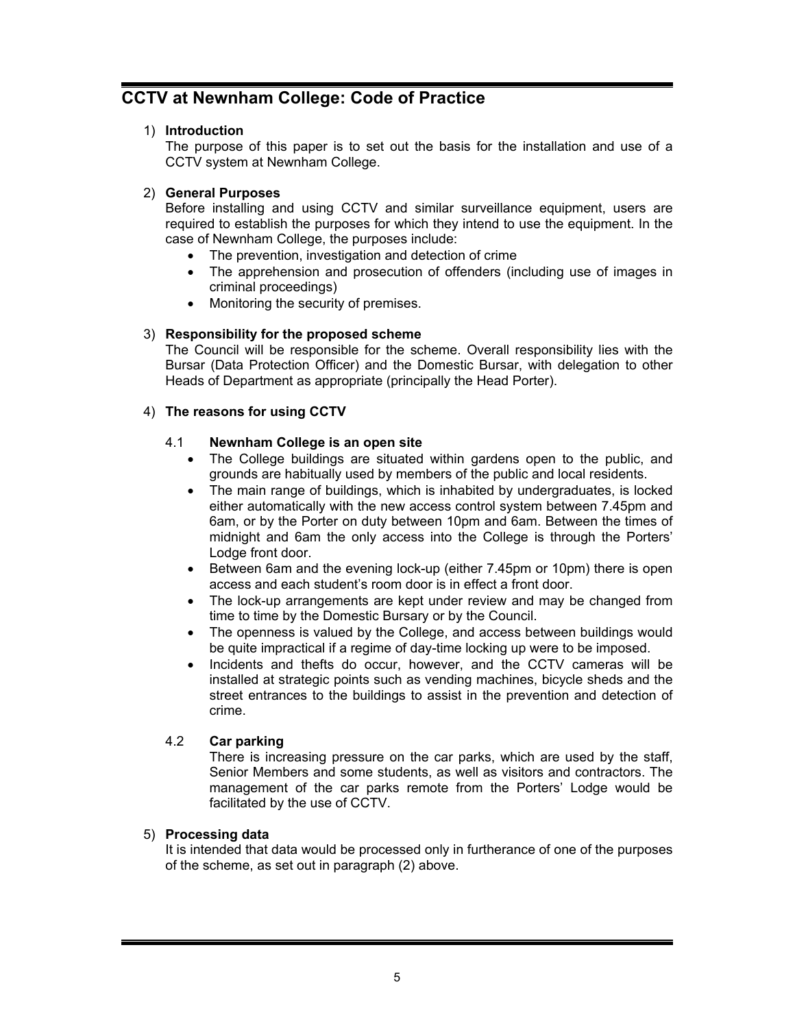## CCTV at Newnham College: Code of Practice

1) **Introduction**
   The purpose of this paper is to set out the basis for the installation and use of a CCTV system at Newnham College.

2) **General Purposes**
   Before installing and using CCTV and similar surveillance equipment, users are required to establish the purposes for which they intend to use the equipment. In the case of Newnham College, the purposes include:
   - The prevention, investigation and detection of crime
   - The apprehension and prosecution of offenders (including use of images in criminal proceedings)
   - Monitoring the security of premises.

3) **Responsibility for the proposed scheme**
   The Council will be responsible for the scheme. Overall responsibility lies with the Bursar (Data Protection Officer) and the Domestic Bursar, with delegation to other Heads of Department as appropriate (principally the Head Porter).

4) **The reasons for using CCTV**

   4.1 **Newnham College is an open site**
   - The College buildings are situated within gardens open to the public, and grounds are habitually used by members of the public and local residents.
   - The main range of buildings, which is inhabited by undergraduates, is locked either automatically with the new access control system between 7.45pm and 6am, or by the Porter on duty between 10pm and 6am. Between the times of midnight and 6am the only access into the College is through the Porters' Lodge front door.
   - Between 6am and the evening lock-up (either 7.45pm or 10pm) there is open access and each student's room door is in effect a front door.
   - The lock-up arrangements are kept under review and may be changed from time to time by the Domestic Bursary or by the Council.
   - The openness is valued by the College, and access between buildings would be quite impractical if a regime of day-time locking up were to be imposed.
   - Incidents and thefts do occur, however, and the CCTV cameras will be installed at strategic points such as vending machines, bicycle sheds and the street entrances to the buildings to assist in the prevention and detection of crime.

   4.2 **Car parking**
   There is increasing pressure on the car parks, which are used by the staff, Senior Members and some students, as well as visitors and contractors. The management of the car parks remote from the Porters' Lodge would be facilitated by the use of CCTV.

5) **Processing data**
   It is intended that data would be processed only in furtherance of one of the purposes of the scheme, as set out in paragraph (2) above.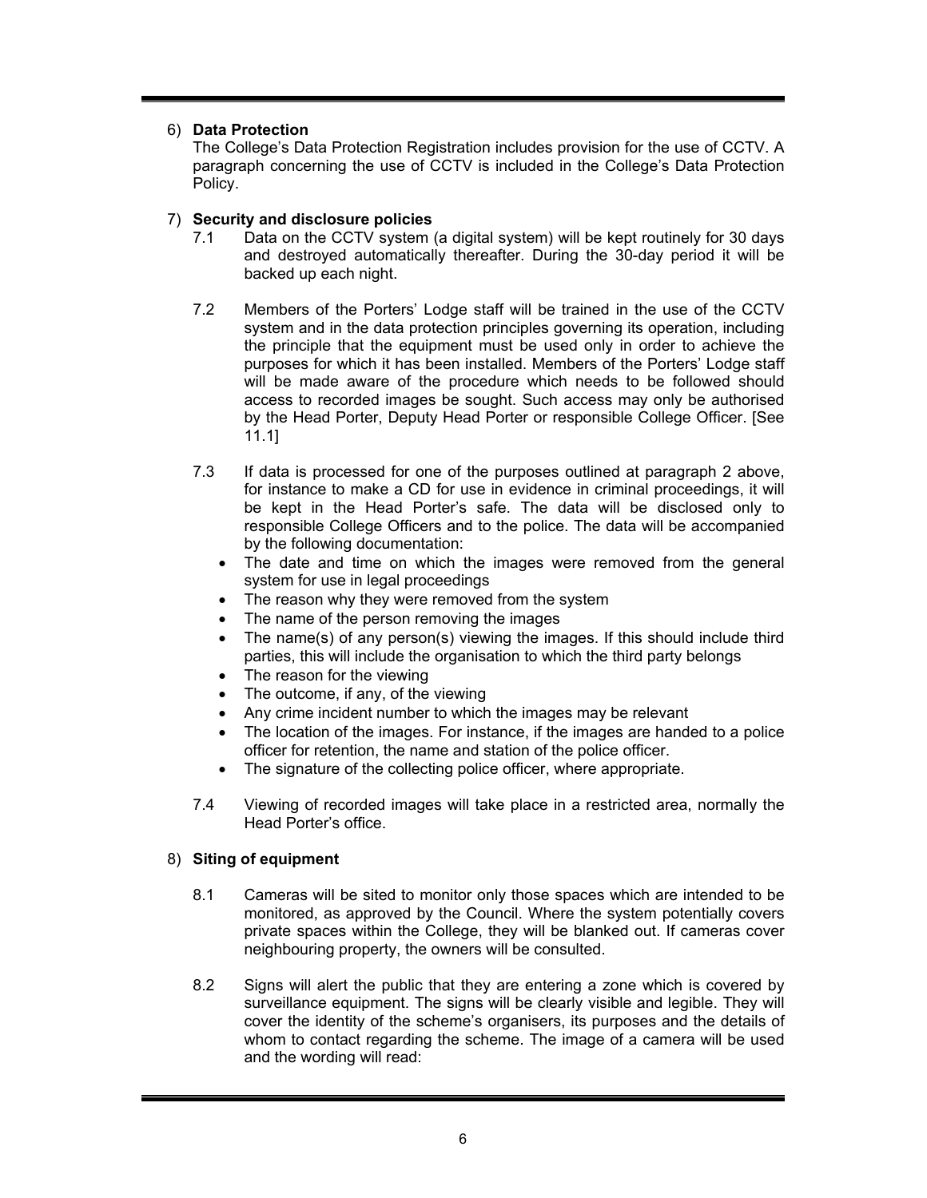6) **Data Protection**

The College's Data Protection Registration includes provision for the use of CCTV. A paragraph concerning the use of CCTV is included in the College's Data Protection Policy.

7) **Security and disclosure policies**

7.1 Data on the CCTV system (a digital system) will be kept routinely for 30 days and destroyed automatically thereafter. During the 30-day period it will be backed up each night.

7.2 Members of the Porters' Lodge staff will be trained in the use of the CCTV system and in the data protection principles governing its operation, including the principle that the equipment must be used only in order to achieve the purposes for which it has been installed. Members of the Porters' Lodge staff will be made aware of the procedure which needs to be followed should access to recorded images be sought. Such access may only be authorised by the Head Porter, Deputy Head Porter or responsible College Officer. [See 11.1]

7.3 If data is processed for one of the purposes outlined at paragraph 2 above, for instance to make a CD for use in evidence in criminal proceedings, it will be kept in the Head Porter's safe. The data will be disclosed only to responsible College Officers and to the police. The data will be accompanied by the following documentation:

- The date and time on which the images were removed from the general system for use in legal proceedings
- The reason why they were removed from the system
- The name of the person removing the images
- The name(s) of any person(s) viewing the images. If this should include third parties, this will include the organisation to which the third party belongs
- The reason for the viewing
- The outcome, if any, of the viewing
- Any crime incident number to which the images may be relevant
- The location of the images. For instance, if the images are handed to a police officer for retention, the name and station of the police officer.
- The signature of the collecting police officer, where appropriate.

7.4 Viewing of recorded images will take place in a restricted area, normally the Head Porter's office.

8) **Siting of equipment**

8.1 Cameras will be sited to monitor only those spaces which are intended to be monitored, as approved by the Council. Where the system potentially covers private spaces within the College, they will be blanked out. If cameras cover neighbouring property, the owners will be consulted.

8.2 Signs will alert the public that they are entering a zone which is covered by surveillance equipment. The signs will be clearly visible and legible. They will cover the identity of the scheme's organisers, its purposes and the details of whom to contact regarding the scheme. The image of a camera will be used and the wording will read: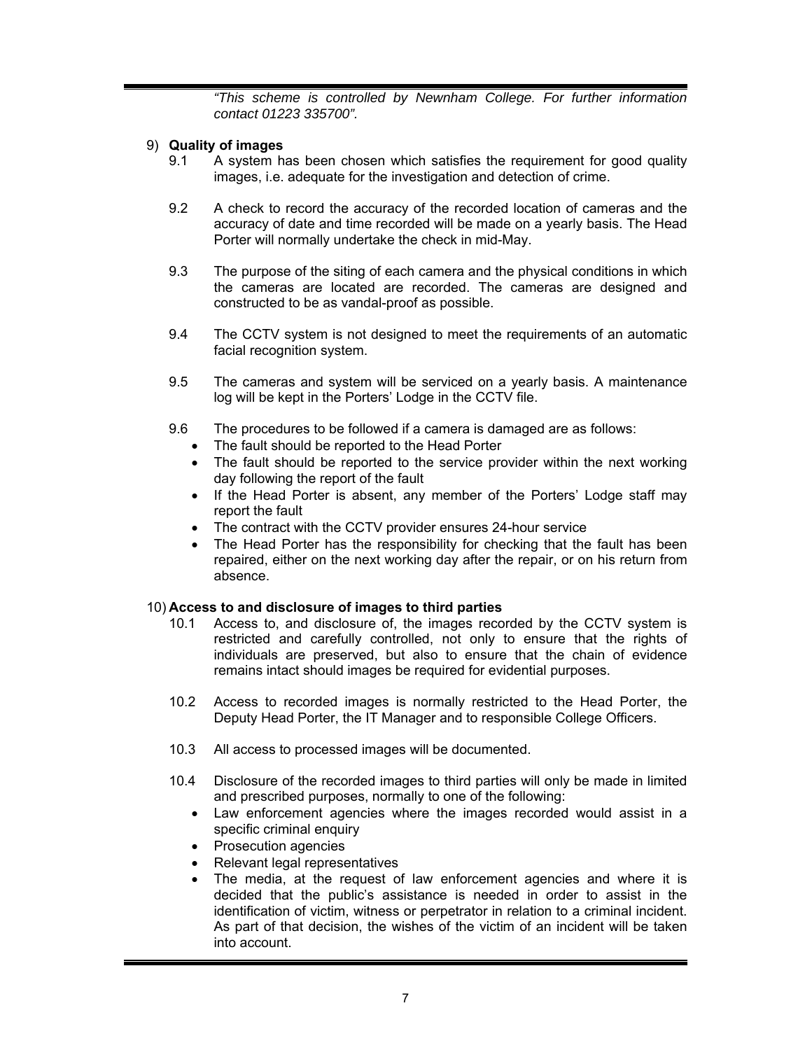*"This scheme is controlled by Newnham College. For further information contact 01223 335700".*

9) **Quality of images**

9.1 A system has been chosen which satisfies the requirement for good quality images, i.e. adequate for the investigation and detection of crime.

9.2 A check to record the accuracy of the recorded location of cameras and the accuracy of date and time recorded will be made on a yearly basis. The Head Porter will normally undertake the check in mid-May.

9.3 The purpose of the siting of each camera and the physical conditions in which the cameras are located are recorded. The cameras are designed and constructed to be as vandal-proof as possible.

9.4 The CCTV system is not designed to meet the requirements of an automatic facial recognition system.

9.5 The cameras and system will be serviced on a yearly basis. A maintenance log will be kept in the Porters' Lodge in the CCTV file.

9.6 The procedures to be followed if a camera is damaged are as follows:

- The fault should be reported to the Head Porter
- The fault should be reported to the service provider within the next working day following the report of the fault
- If the Head Porter is absent, any member of the Porters' Lodge staff may report the fault
- The contract with the CCTV provider ensures 24-hour service
- The Head Porter has the responsibility for checking that the fault has been repaired, either on the next working day after the repair, or on his return from absence.

10) **Access to and disclosure of images to third parties**

10.1 Access to, and disclosure of, the images recorded by the CCTV system is restricted and carefully controlled, not only to ensure that the rights of individuals are preserved, but also to ensure that the chain of evidence remains intact should images be required for evidential purposes.

10.2 Access to recorded images is normally restricted to the Head Porter, the Deputy Head Porter, the IT Manager and to responsible College Officers.

10.3 All access to processed images will be documented.

10.4 Disclosure of the recorded images to third parties will only be made in limited and prescribed purposes, normally to one of the following:

- Law enforcement agencies where the images recorded would assist in a specific criminal enquiry
- Prosecution agencies
- Relevant legal representatives
- The media, at the request of law enforcement agencies and where it is decided that the public's assistance is needed in order to assist in the identification of victim, witness or perpetrator in relation to a criminal incident. As part of that decision, the wishes of the victim of an incident will be taken into account.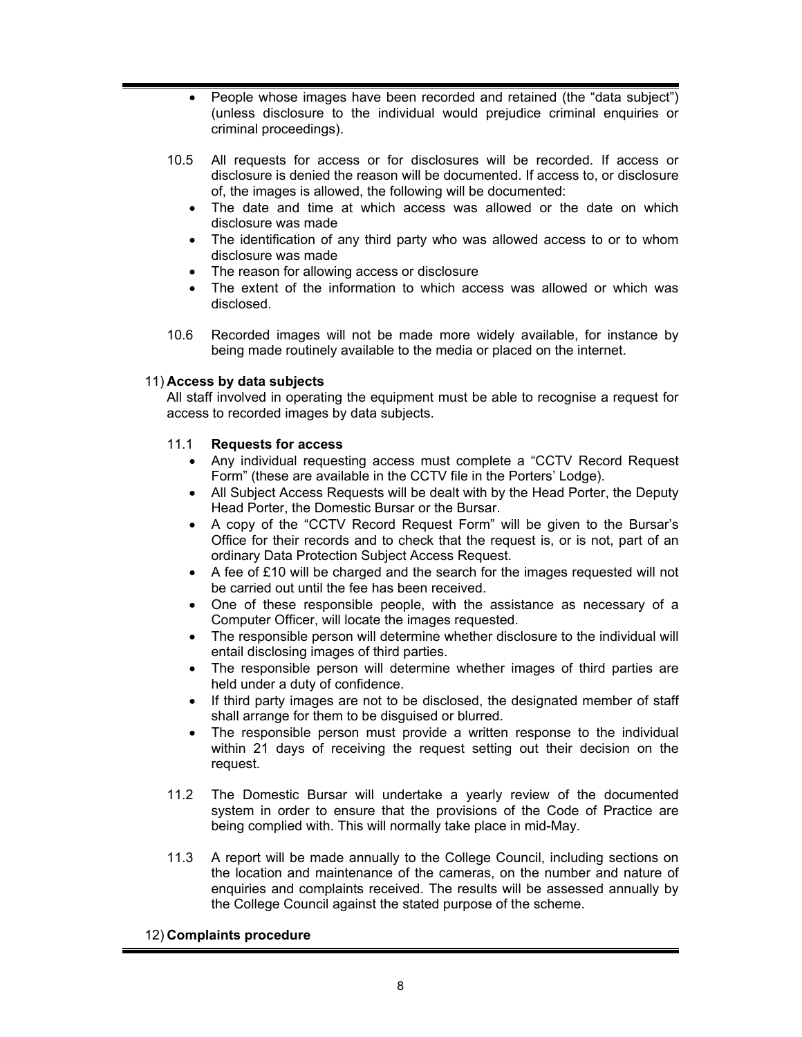- People whose images have been recorded and retained (the "data subject") (unless disclosure to the individual would prejudice criminal enquiries or criminal proceedings).

10.5 All requests for access or for disclosures will be recorded. If access or disclosure is denied the reason will be documented. If access to, or disclosure of, the images is allowed, the following will be documented:

- The date and time at which access was allowed or the date on which disclosure was made
- The identification of any third party who was allowed access to or to whom disclosure was made
- The reason for allowing access or disclosure
- The extent of the information to which access was allowed or which was disclosed.

10.6 Recorded images will not be made more widely available, for instance by being made routinely available to the media or placed on the internet.

## 11) Access by data subjects

All staff involved in operating the equipment must be able to recognise a request for access to recorded images by data subjects.

### 11.1 Requests for access

- Any individual requesting access must complete a "CCTV Record Request Form" (these are available in the CCTV file in the Porters' Lodge).
- All Subject Access Requests will be dealt with by the Head Porter, the Deputy Head Porter, the Domestic Bursar or the Bursar.
- A copy of the "CCTV Record Request Form" will be given to the Bursar's Office for their records and to check that the request is, or is not, part of an ordinary Data Protection Subject Access Request.
- A fee of £10 will be charged and the search for the images requested will not be carried out until the fee has been received.
- One of these responsible people, with the assistance as necessary of a Computer Officer, will locate the images requested.
- The responsible person will determine whether disclosure to the individual will entail disclosing images of third parties.
- The responsible person will determine whether images of third parties are held under a duty of confidence.
- If third party images are not to be disclosed, the designated member of staff shall arrange for them to be disguised or blurred.
- The responsible person must provide a written response to the individual within 21 days of receiving the request setting out their decision on the request.

11.2 The Domestic Bursar will undertake a yearly review of the documented system in order to ensure that the provisions of the Code of Practice are being complied with. This will normally take place in mid-May.

11.3 A report will be made annually to the College Council, including sections on the location and maintenance of the cameras, on the number and nature of enquiries and complaints received. The results will be assessed annually by the College Council against the stated purpose of the scheme.

## 12) Complaints procedure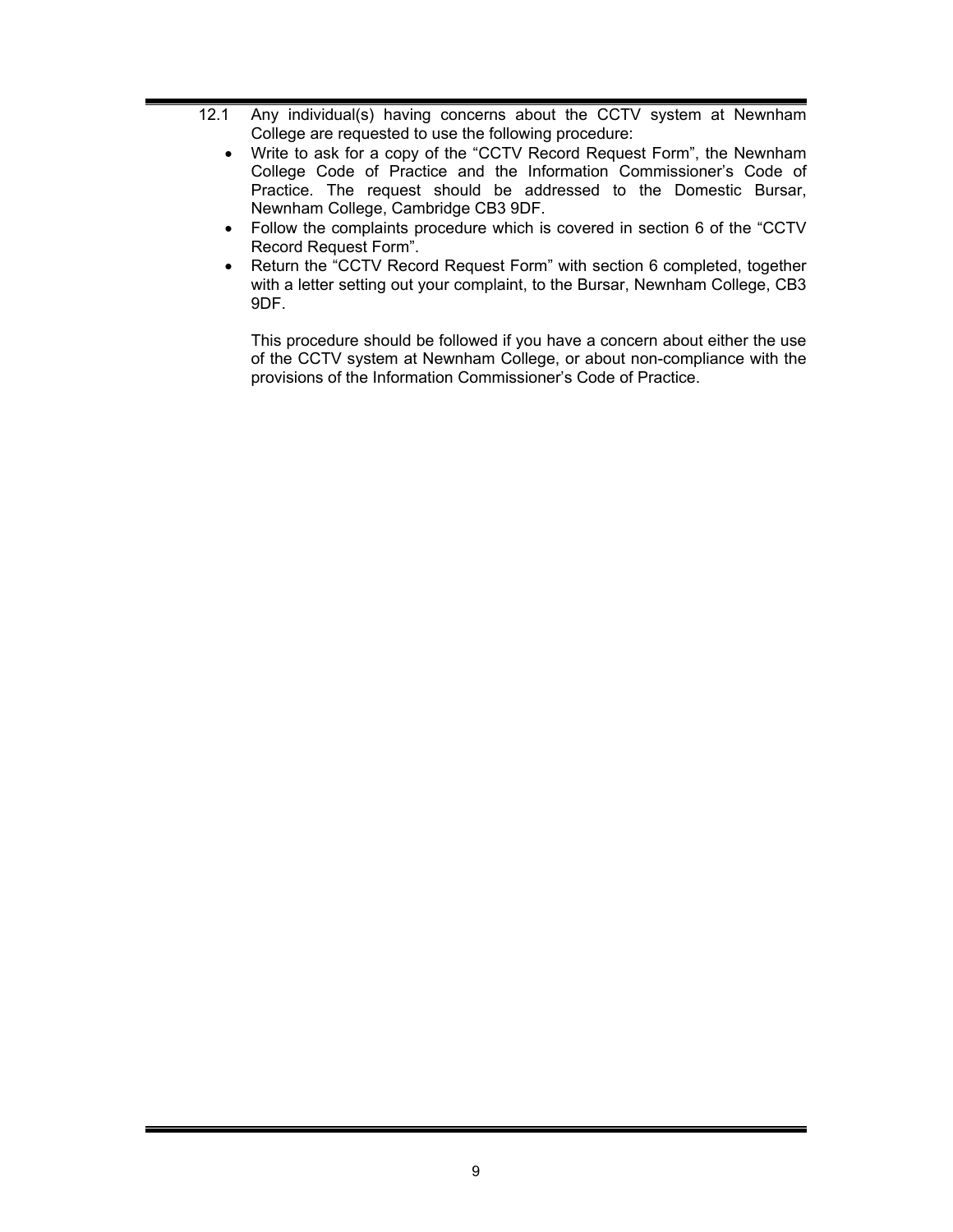12.1 Any individual(s) having concerns about the CCTV system at Newnham College are requested to use the following procedure:

- Write to ask for a copy of the "CCTV Record Request Form", the Newnham College Code of Practice and the Information Commissioner's Code of Practice. The request should be addressed to the Domestic Bursar, Newnham College, Cambridge CB3 9DF.
- Follow the complaints procedure which is covered in section 6 of the "CCTV Record Request Form".
- Return the "CCTV Record Request Form" with section 6 completed, together with a letter setting out your complaint, to the Bursar, Newnham College, CB3 9DF.

This procedure should be followed if you have a concern about either the use of the CCTV system at Newnham College, or about non-compliance with the provisions of the Information Commissioner's Code of Practice.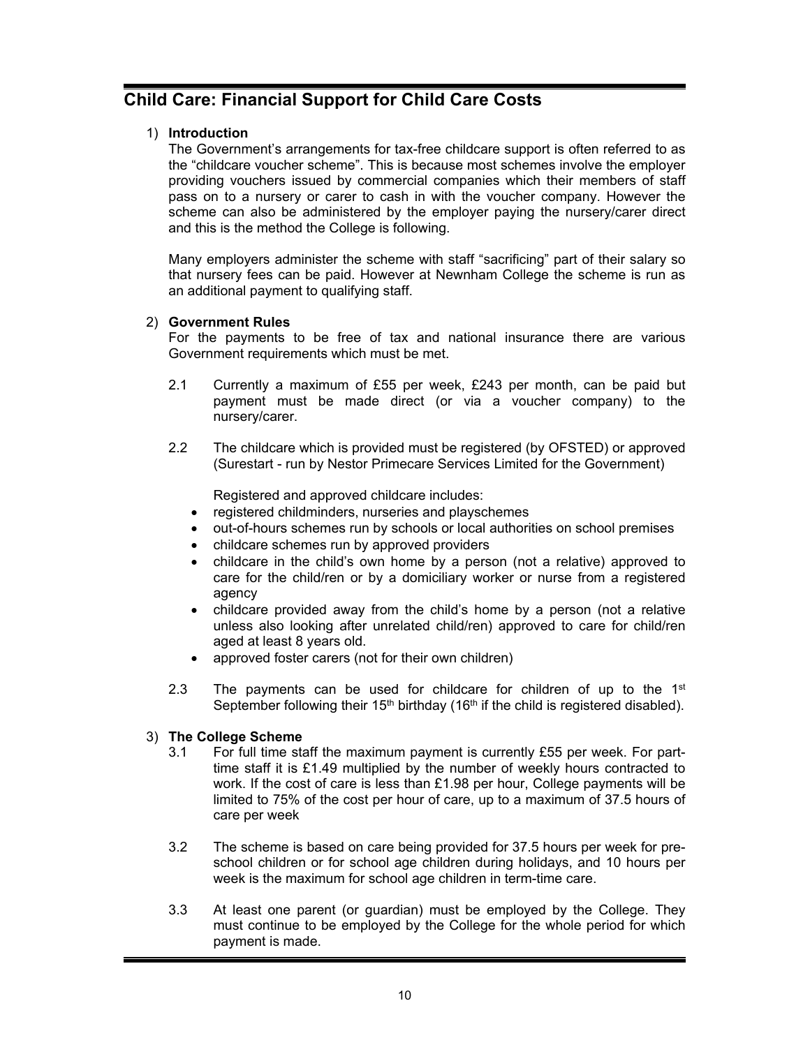## Child Care: Financial Support for Child Care Costs

1) **Introduction**

The Government's arrangements for tax-free childcare support is often referred to as the "childcare voucher scheme". This is because most schemes involve the employer providing vouchers issued by commercial companies which their members of staff pass on to a nursery or carer to cash in with the voucher company. However the scheme can also be administered by the employer paying the nursery/carer direct and this is the method the College is following.

Many employers administer the scheme with staff "sacrificing" part of their salary so that nursery fees can be paid. However at Newnham College the scheme is run as an additional payment to qualifying staff.

2) **Government Rules**

For the payments to be free of tax and national insurance there are various Government requirements which must be met.

2.1 Currently a maximum of £55 per week, £243 per month, can be paid but payment must be made direct (or via a voucher company) to the nursery/carer.

2.2 The childcare which is provided must be registered (by OFSTED) or approved (Surestart - run by Nestor Primecare Services Limited for the Government)

Registered and approved childcare includes:

- registered childminders, nurseries and playschemes
- out-of-hours schemes run by schools or local authorities on school premises
- childcare schemes run by approved providers
- childcare in the child's own home by a person (not a relative) approved to care for the child/ren or by a domiciliary worker or nurse from a registered agency
- childcare provided away from the child's home by a person (not a relative unless also looking after unrelated child/ren) approved to care for child/ren aged at least 8 years old.
- approved foster carers (not for their own children)

2.3 The payments can be used for childcare for children of up to the 1st September following their 15th birthday (16th if the child is registered disabled).

3) **The College Scheme**

3.1 For full time staff the maximum payment is currently £55 per week. For part-time staff it is £1.49 multiplied by the number of weekly hours contracted to work. If the cost of care is less than £1.98 per hour, College payments will be limited to 75% of the cost per hour of care, up to a maximum of 37.5 hours of care per week

3.2 The scheme is based on care being provided for 37.5 hours per week for pre-school children or for school age children during holidays, and 10 hours per week is the maximum for school age children in term-time care.

3.3 At least one parent (or guardian) must be employed by the College. They must continue to be employed by the College for the whole period for which payment is made.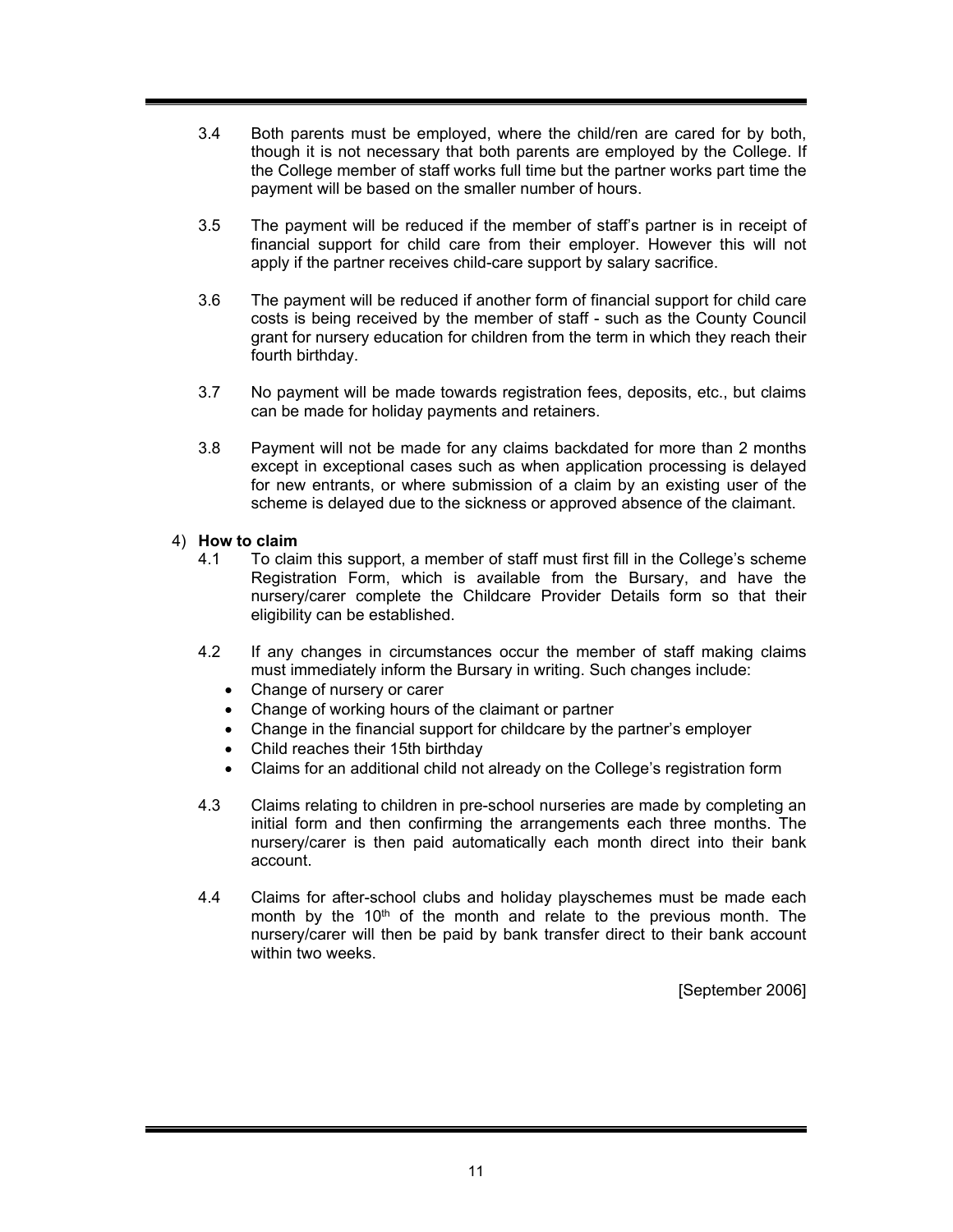3.4 Both parents must be employed, where the child/ren are cared for by both, though it is not necessary that both parents are employed by the College. If the College member of staff works full time but the partner works part time the payment will be based on the smaller number of hours.

3.5 The payment will be reduced if the member of staff's partner is in receipt of financial support for child care from their employer. However this will not apply if the partner receives child-care support by salary sacrifice.

3.6 The payment will be reduced if another form of financial support for child care costs is being received by the member of staff - such as the County Council grant for nursery education for children from the term in which they reach their fourth birthday.

3.7 No payment will be made towards registration fees, deposits, etc., but claims can be made for holiday payments and retainers.

3.8 Payment will not be made for any claims backdated for more than 2 months except in exceptional cases such as when application processing is delayed for new entrants, or where submission of a claim by an existing user of the scheme is delayed due to the sickness or approved absence of the claimant.

4) **How to claim**

4.1 To claim this support, a member of staff must first fill in the College's scheme Registration Form, which is available from the Bursary, and have the nursery/carer complete the Childcare Provider Details form so that their eligibility can be established.

4.2 If any changes in circumstances occur the member of staff making claims must immediately inform the Bursary in writing. Such changes include:

- Change of nursery or carer
- Change of working hours of the claimant or partner
- Change in the financial support for childcare by the partner's employer
- Child reaches their 15th birthday
- Claims for an additional child not already on the College's registration form

4.3 Claims relating to children in pre-school nurseries are made by completing an initial form and then confirming the arrangements each three months. The nursery/carer is then paid automatically each month direct into their bank account.

4.4 Claims for after-school clubs and holiday playschemes must be made each month by the 10th of the month and relate to the previous month. The nursery/carer will then be paid by bank transfer direct to their bank account within two weeks.

[September 2006]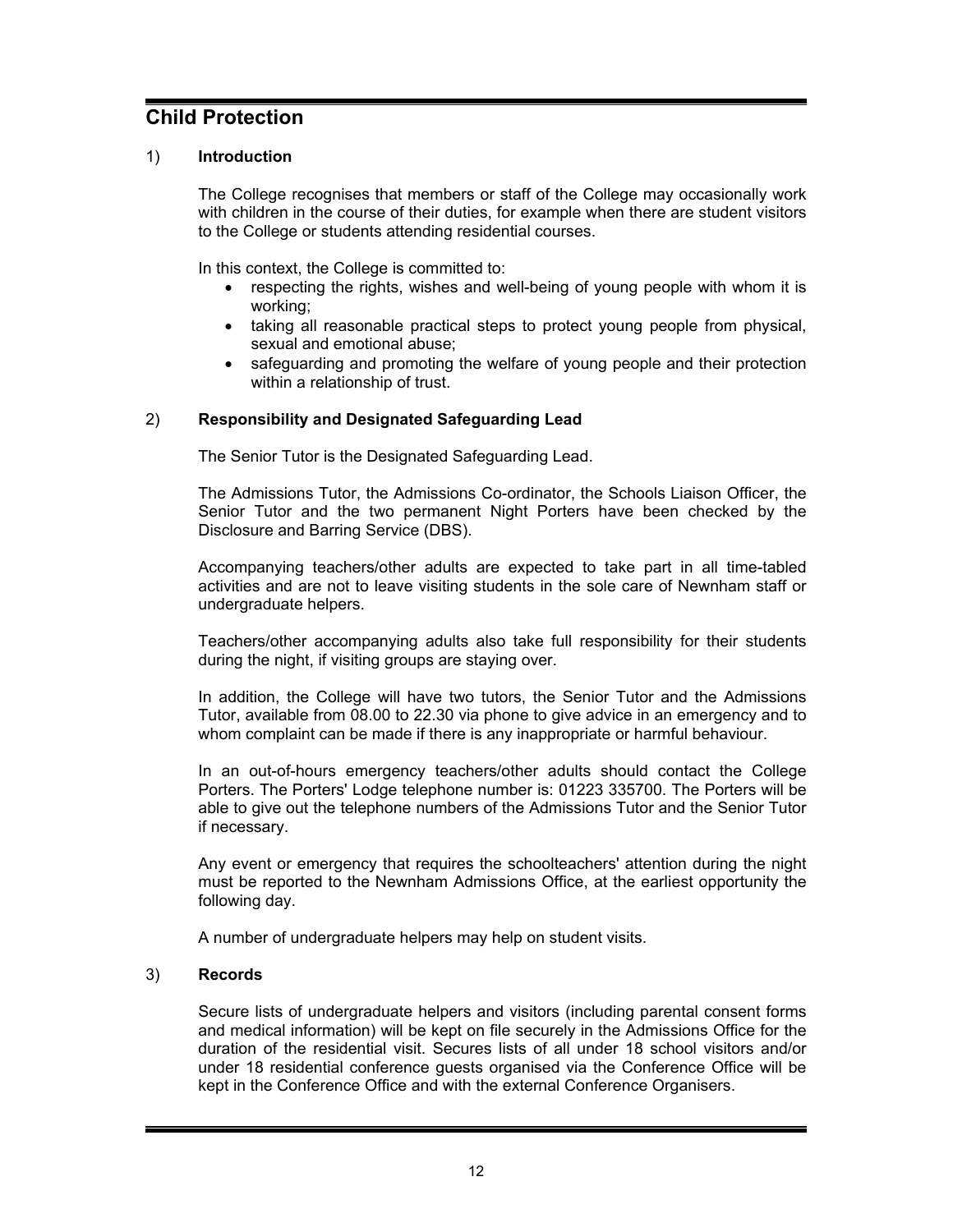## Child Protection

### 1) Introduction

The College recognises that members or staff of the College may occasionally work with children in the course of their duties, for example when there are student visitors to the College or students attending residential courses.

In this context, the College is committed to:

- respecting the rights, wishes and well-being of young people with whom it is working;
- taking all reasonable practical steps to protect young people from physical, sexual and emotional abuse;
- safeguarding and promoting the welfare of young people and their protection within a relationship of trust.

### 2) Responsibility and Designated Safeguarding Lead

The Senior Tutor is the Designated Safeguarding Lead.

The Admissions Tutor, the Admissions Co-ordinator, the Schools Liaison Officer, the Senior Tutor and the two permanent Night Porters have been checked by the Disclosure and Barring Service (DBS).

Accompanying teachers/other adults are expected to take part in all time-tabled activities and are not to leave visiting students in the sole care of Newnham staff or undergraduate helpers.

Teachers/other accompanying adults also take full responsibility for their students during the night, if visiting groups are staying over.

In addition, the College will have two tutors, the Senior Tutor and the Admissions Tutor, available from 08.00 to 22.30 via phone to give advice in an emergency and to whom complaint can be made if there is any inappropriate or harmful behaviour.

In an out-of-hours emergency teachers/other adults should contact the College Porters. The Porters' Lodge telephone number is: 01223 335700. The Porters will be able to give out the telephone numbers of the Admissions Tutor and the Senior Tutor if necessary.

Any event or emergency that requires the schoolteachers' attention during the night must be reported to the Newnham Admissions Office, at the earliest opportunity the following day.

A number of undergraduate helpers may help on student visits.

### 3) Records

Secure lists of undergraduate helpers and visitors (including parental consent forms and medical information) will be kept on file securely in the Admissions Office for the duration of the residential visit. Secures lists of all under 18 school visitors and/or under 18 residential conference guests organised via the Conference Office will be kept in the Conference Office and with the external Conference Organisers.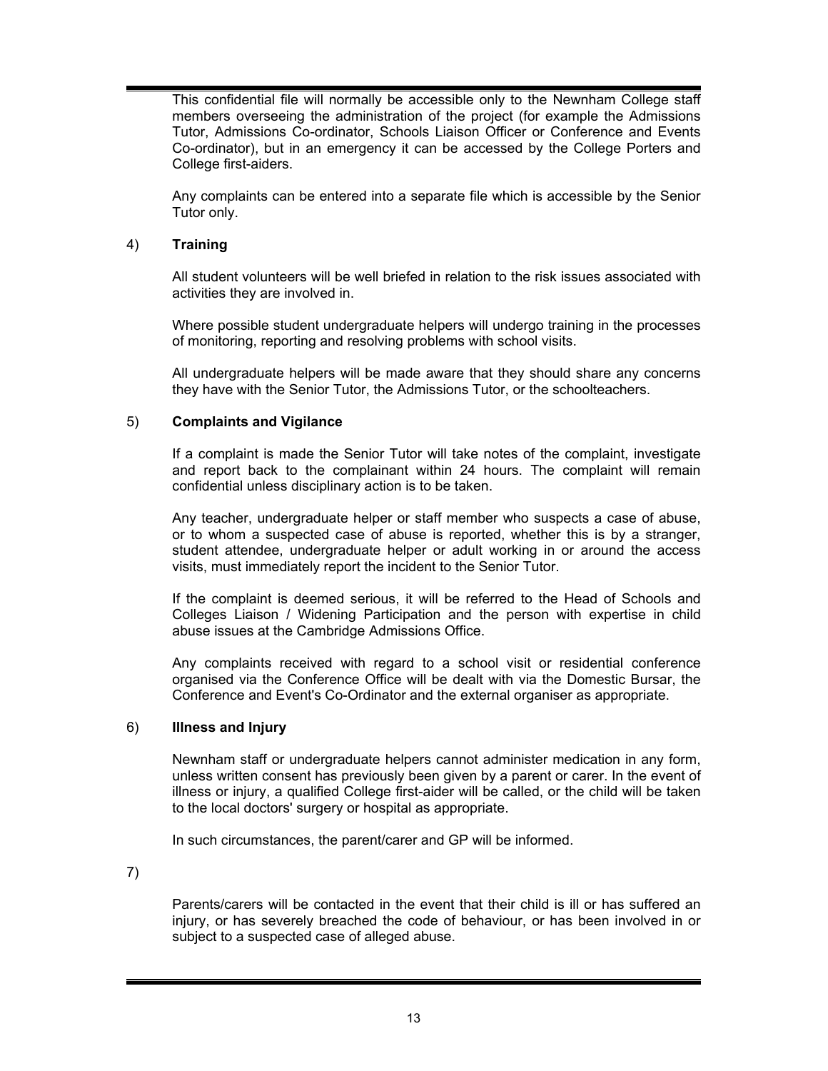This confidential file will normally be accessible only to the Newnham College staff members overseeing the administration of the project (for example the Admissions Tutor, Admissions Co-ordinator, Schools Liaison Officer or Conference and Events Co-ordinator), but in an emergency it can be accessed by the College Porters and College first-aiders.

Any complaints can be entered into a separate file which is accessible by the Senior Tutor only.

4) **Training**

All student volunteers will be well briefed in relation to the risk issues associated with activities they are involved in.

Where possible student undergraduate helpers will undergo training in the processes of monitoring, reporting and resolving problems with school visits.

All undergraduate helpers will be made aware that they should share any concerns they have with the Senior Tutor, the Admissions Tutor, or the schoolteachers.

5) **Complaints and Vigilance**

If a complaint is made the Senior Tutor will take notes of the complaint, investigate and report back to the complainant within 24 hours. The complaint will remain confidential unless disciplinary action is to be taken.

Any teacher, undergraduate helper or staff member who suspects a case of abuse, or to whom a suspected case of abuse is reported, whether this is by a stranger, student attendee, undergraduate helper or adult working in or around the access visits, must immediately report the incident to the Senior Tutor.

If the complaint is deemed serious, it will be referred to the Head of Schools and Colleges Liaison / Widening Participation and the person with expertise in child abuse issues at the Cambridge Admissions Office.

Any complaints received with regard to a school visit or residential conference organised via the Conference Office will be dealt with via the Domestic Bursar, the Conference and Event's Co-Ordinator and the external organiser as appropriate.

6) **Illness and Injury**

Newnham staff or undergraduate helpers cannot administer medication in any form, unless written consent has previously been given by a parent or carer. In the event of illness or injury, a qualified College first-aider will be called, or the child will be taken to the local doctors' surgery or hospital as appropriate.

In such circumstances, the parent/carer and GP will be informed.

7)

Parents/carers will be contacted in the event that their child is ill or has suffered an injury, or has severely breached the code of behaviour, or has been involved in or subject to a suspected case of alleged abuse.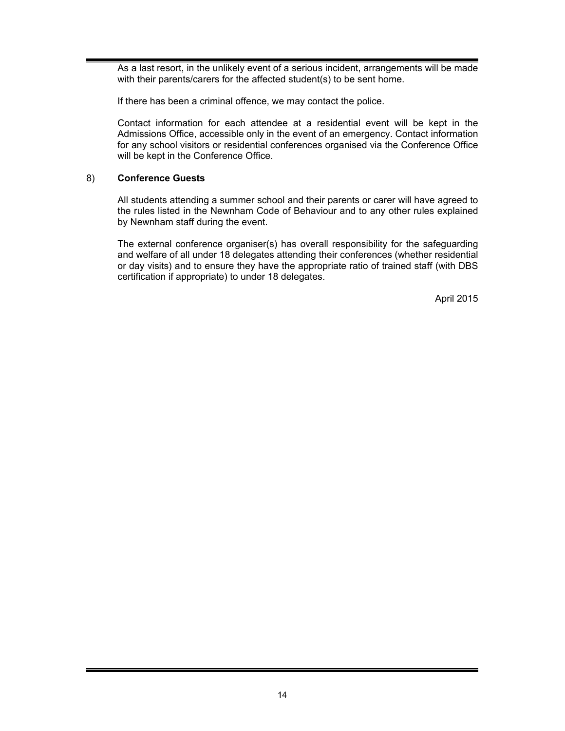As a last resort, in the unlikely event of a serious incident, arrangements will be made with their parents/carers for the affected student(s) to be sent home.

If there has been a criminal offence, we may contact the police.

Contact information for each attendee at a residential event will be kept in the Admissions Office, accessible only in the event of an emergency. Contact information for any school visitors or residential conferences organised via the Conference Office will be kept in the Conference Office.

8) **Conference Guests**

All students attending a summer school and their parents or carer will have agreed to the rules listed in the Newnham Code of Behaviour and to any other rules explained by Newnham staff during the event.

The external conference organiser(s) has overall responsibility for the safeguarding and welfare of all under 18 delegates attending their conferences (whether residential or day visits) and to ensure they have the appropriate ratio of trained staff (with DBS certification if appropriate) to under 18 delegates.

April 2015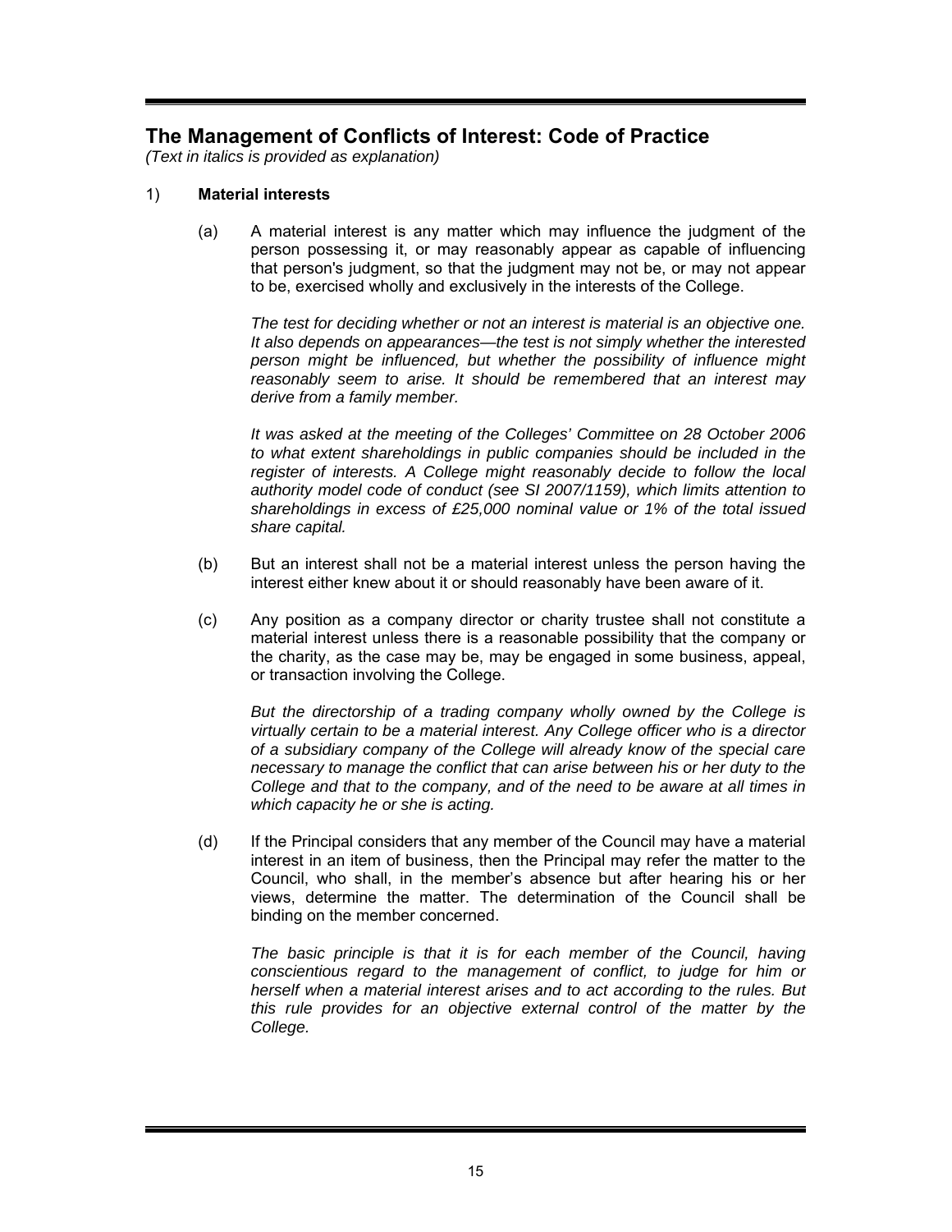## The Management of Conflicts of Interest: Code of Practice

*(Text in italics is provided as explanation)*

1) **Material interests**

(a) A material interest is any matter which may influence the judgment of the person possessing it, or may reasonably appear as capable of influencing that person's judgment, so that the judgment may not be, or may not appear to be, exercised wholly and exclusively in the interests of the College.

*The test for deciding whether or not an interest is material is an objective one. It also depends on appearances—the test is not simply whether the interested person might be influenced, but whether the possibility of influence might reasonably seem to arise. It should be remembered that an interest may derive from a family member.*

*It was asked at the meeting of the Colleges' Committee on 28 October 2006 to what extent shareholdings in public companies should be included in the register of interests. A College might reasonably decide to follow the local authority model code of conduct (see SI 2007/1159), which limits attention to shareholdings in excess of £25,000 nominal value or 1% of the total issued share capital.*

(b) But an interest shall not be a material interest unless the person having the interest either knew about it or should reasonably have been aware of it.

(c) Any position as a company director or charity trustee shall not constitute a material interest unless there is a reasonable possibility that the company or the charity, as the case may be, may be engaged in some business, appeal, or transaction involving the College.

*But the directorship of a trading company wholly owned by the College is virtually certain to be a material interest. Any College officer who is a director of a subsidiary company of the College will already know of the special care necessary to manage the conflict that can arise between his or her duty to the College and that to the company, and of the need to be aware at all times in which capacity he or she is acting.*

(d) If the Principal considers that any member of the Council may have a material interest in an item of business, then the Principal may refer the matter to the Council, who shall, in the member's absence but after hearing his or her views, determine the matter. The determination of the Council shall be binding on the member concerned.

*The basic principle is that it is for each member of the Council, having conscientious regard to the management of conflict, to judge for him or herself when a material interest arises and to act according to the rules. But this rule provides for an objective external control of the matter by the College.*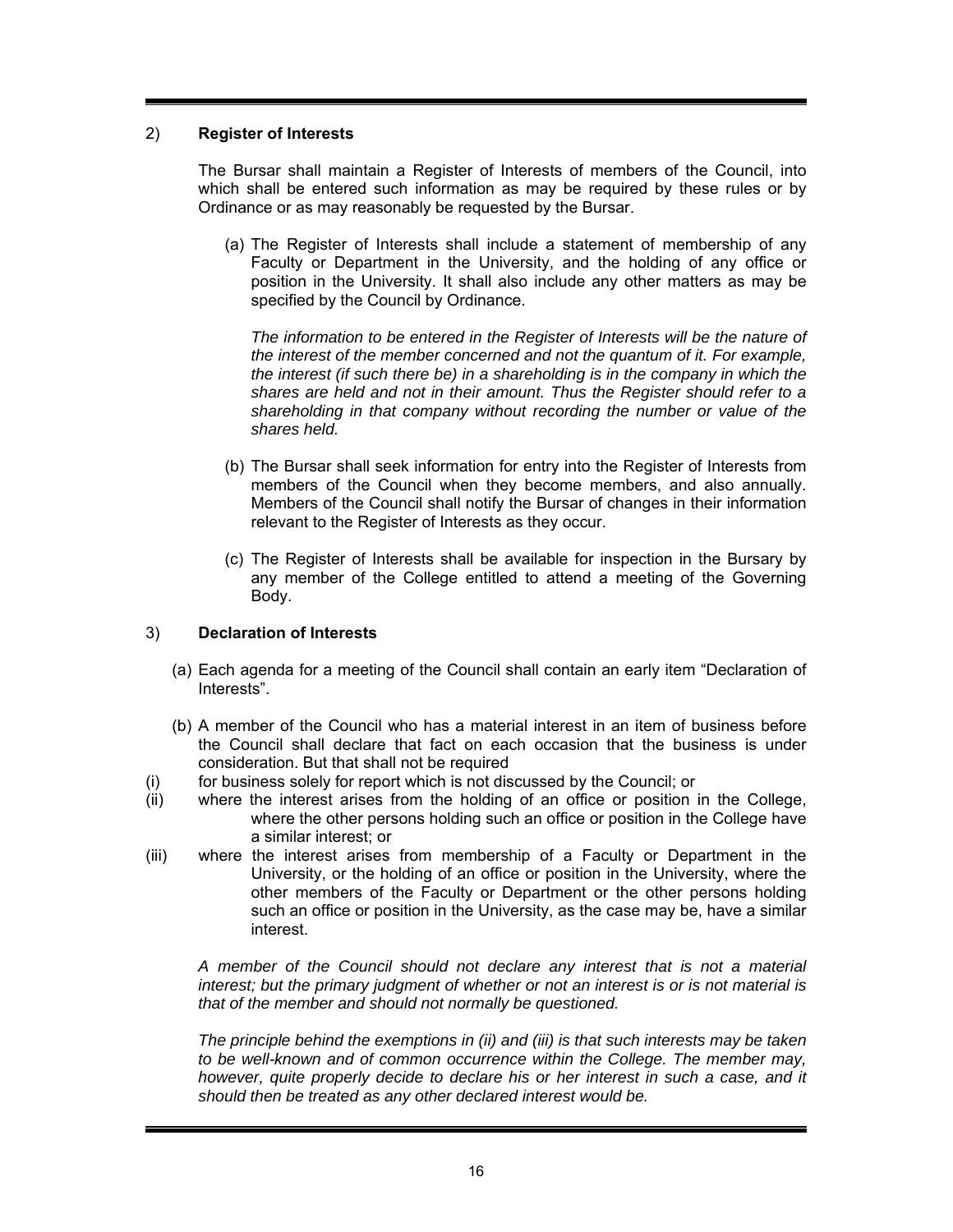## 2) Register of Interests

The Bursar shall maintain a Register of Interests of members of the Council, into which shall be entered such information as may be required by these rules or by Ordinance or as may reasonably be requested by the Bursar.

(a) The Register of Interests shall include a statement of membership of any Faculty or Department in the University, and the holding of any office or position in the University. It shall also include any other matters as may be specified by the Council by Ordinance.

*The information to be entered in the Register of Interests will be the nature of the interest of the member concerned and not the quantum of it. For example, the interest (if such there be) in a shareholding is in the company in which the shares are held and not in their amount. Thus the Register should refer to a shareholding in that company without recording the number or value of the shares held.*

(b) The Bursar shall seek information for entry into the Register of Interests from members of the Council when they become members, and also annually. Members of the Council shall notify the Bursar of changes in their information relevant to the Register of Interests as they occur.

(c) The Register of Interests shall be available for inspection in the Bursary by any member of the College entitled to attend a meeting of the Governing Body.

## 3) Declaration of Interests

(a) Each agenda for a meeting of the Council shall contain an early item "Declaration of Interests".

(b) A member of the Council who has a material interest in an item of business before the Council shall declare that fact on each occasion that the business is under consideration. But that shall not be required

(i) for business solely for report which is not discussed by the Council; or

(ii) where the interest arises from the holding of an office or position in the College, where the other persons holding such an office or position in the College have a similar interest; or

(iii) where the interest arises from membership of a Faculty or Department in the University, or the holding of an office or position in the University, where the other members of the Faculty or Department or the other persons holding such an office or position in the University, as the case may be, have a similar interest.

*A member of the Council should not declare any interest that is not a material interest; but the primary judgment of whether or not an interest is or is not material is that of the member and should not normally be questioned.*

*The principle behind the exemptions in (ii) and (iii) is that such interests may be taken to be well-known and of common occurrence within the College. The member may, however, quite properly decide to declare his or her interest in such a case, and it should then be treated as any other declared interest would be.*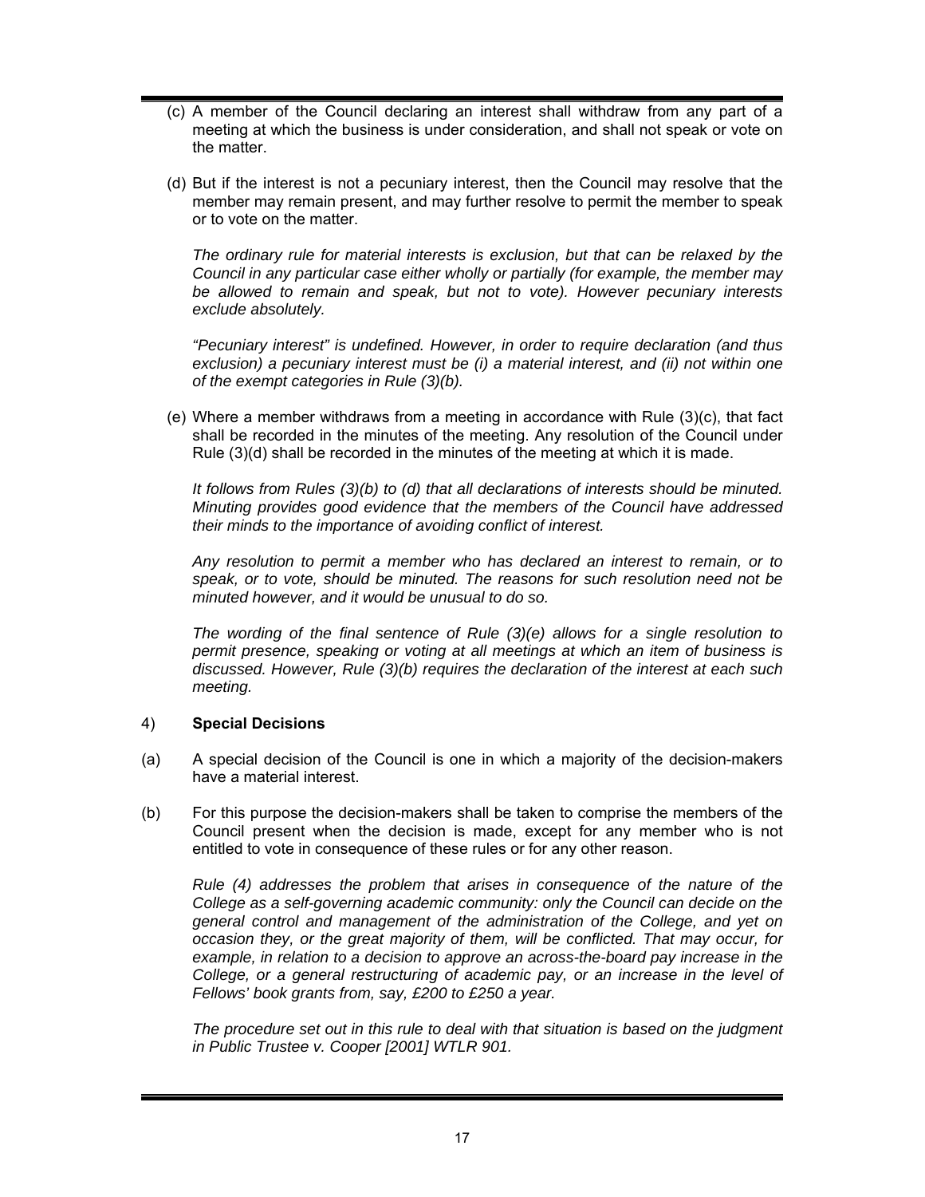(c) A member of the Council declaring an interest shall withdraw from any part of a meeting at which the business is under consideration, and shall not speak or vote on the matter.

(d) But if the interest is not a pecuniary interest, then the Council may resolve that the member may remain present, and may further resolve to permit the member to speak or to vote on the matter.

*The ordinary rule for material interests is exclusion, but that can be relaxed by the Council in any particular case either wholly or partially (for example, the member may be allowed to remain and speak, but not to vote). However pecuniary interests exclude absolutely.*

*"Pecuniary interest" is undefined. However, in order to require declaration (and thus exclusion) a pecuniary interest must be (i) a material interest, and (ii) not within one of the exempt categories in Rule (3)(b).*

(e) Where a member withdraws from a meeting in accordance with Rule (3)(c), that fact shall be recorded in the minutes of the meeting. Any resolution of the Council under Rule (3)(d) shall be recorded in the minutes of the meeting at which it is made.

*It follows from Rules (3)(b) to (d) that all declarations of interests should be minuted. Minuting provides good evidence that the members of the Council have addressed their minds to the importance of avoiding conflict of interest.*

*Any resolution to permit a member who has declared an interest to remain, or to speak, or to vote, should be minuted. The reasons for such resolution need not be minuted however, and it would be unusual to do so.*

*The wording of the final sentence of Rule (3)(e) allows for a single resolution to permit presence, speaking or voting at all meetings at which an item of business is discussed. However, Rule (3)(b) requires the declaration of the interest at each such meeting.*

4) **Special Decisions**

(a) A special decision of the Council is one in which a majority of the decision-makers have a material interest.

(b) For this purpose the decision-makers shall be taken to comprise the members of the Council present when the decision is made, except for any member who is not entitled to vote in consequence of these rules or for any other reason.

*Rule (4) addresses the problem that arises in consequence of the nature of the College as a self-governing academic community: only the Council can decide on the general control and management of the administration of the College, and yet on occasion they, or the great majority of them, will be conflicted. That may occur, for example, in relation to a decision to approve an across-the-board pay increase in the College, or a general restructuring of academic pay, or an increase in the level of Fellows' book grants from, say, £200 to £250 a year.*

*The procedure set out in this rule to deal with that situation is based on the judgment in Public Trustee v. Cooper [2001] WTLR 901.*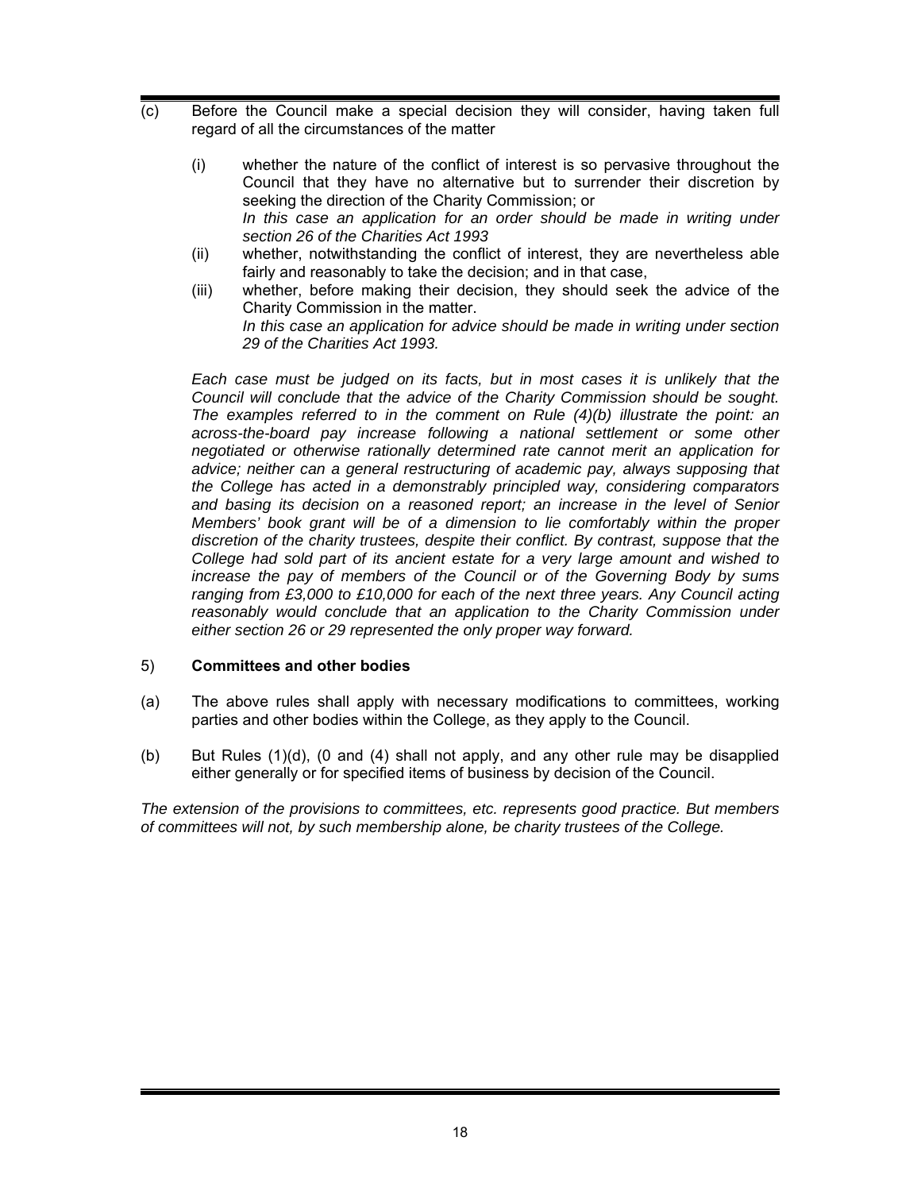(c) Before the Council make a special decision they will consider, having taken full regard of all the circumstances of the matter

   (i) whether the nature of the conflict of interest is so pervasive throughout the Council that they have no alternative but to surrender their discretion by seeking the direction of the Charity Commission; or
   *In this case an application for an order should be made in writing under section 26 of the Charities Act 1993*

   (ii) whether, notwithstanding the conflict of interest, they are nevertheless able fairly and reasonably to take the decision; and in that case,

   (iii) whether, before making their decision, they should seek the advice of the Charity Commission in the matter.
   *In this case an application for advice should be made in writing under section 29 of the Charities Act 1993.*

*Each case must be judged on its facts, but in most cases it is unlikely that the Council will conclude that the advice of the Charity Commission should be sought. The examples referred to in the comment on Rule (4)(b) illustrate the point: an across-the-board pay increase following a national settlement or some other negotiated or otherwise rationally determined rate cannot merit an application for advice; neither can a general restructuring of academic pay, always supposing that the College has acted in a demonstrably principled way, considering comparators and basing its decision on a reasoned report; an increase in the level of Senior Members' book grant will be of a dimension to lie comfortably within the proper discretion of the charity trustees, despite their conflict. By contrast, suppose that the College had sold part of its ancient estate for a very large amount and wished to increase the pay of members of the Council or of the Governing Body by sums ranging from £3,000 to £10,000 for each of the next three years. Any Council acting reasonably would conclude that an application to the Charity Commission under either section 26 or 29 represented the only proper way forward.*

5) **Committees and other bodies**

(a) The above rules shall apply with necessary modifications to committees, working parties and other bodies within the College, as they apply to the Council.

(b) But Rules (1)(d), (0 and (4) shall not apply, and any other rule may be disapplied either generally or for specified items of business by decision of the Council.

*The extension of the provisions to committees, etc. represents good practice. But members of committees will not, by such membership alone, be charity trustees of the College.*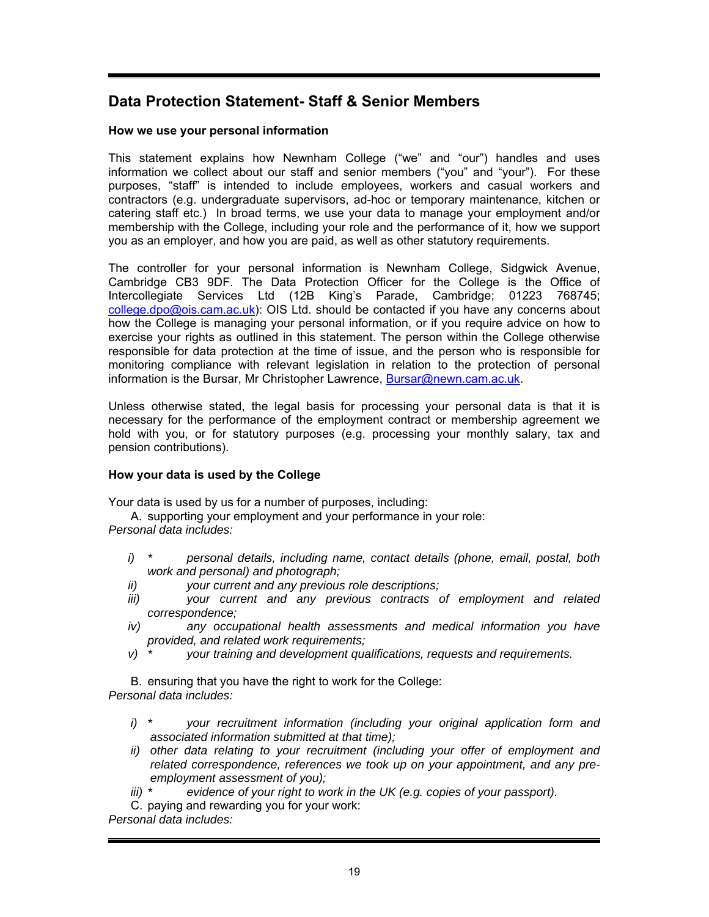## Data Protection Statement- Staff & Senior Members

**How we use your personal information**

This statement explains how Newnham College ("we" and "our") handles and uses information we collect about our staff and senior members ("you" and "your"). For these purposes, "staff" is intended to include employees, workers and casual workers and contractors (e.g. undergraduate supervisors, ad-hoc or temporary maintenance, kitchen or catering staff etc.) In broad terms, we use your data to manage your employment and/or membership with the College, including your role and the performance of it, how we support you as an employer, and how you are paid, as well as other statutory requirements.

The controller for your personal information is Newnham College, Sidgwick Avenue, Cambridge CB3 9DF. The Data Protection Officer for the College is the Office of Intercollegiate Services Ltd (12B King's Parade, Cambridge; 01223 768745; college.dpo@ois.cam.ac.uk): OIS Ltd. should be contacted if you have any concerns about how the College is managing your personal information, or if you require advice on how to exercise your rights as outlined in this statement. The person within the College otherwise responsible for data protection at the time of issue, and the person who is responsible for monitoring compliance with relevant legislation in relation to the protection of personal information is the Bursar, Mr Christopher Lawrence, Bursar@newn.cam.ac.uk.

Unless otherwise stated, the legal basis for processing your personal data is that it is necessary for the performance of the employment contract or membership agreement we hold with you, or for statutory purposes (e.g. processing your monthly salary, tax and pension contributions).

**How your data is used by the College**

Your data is used by us for a number of purposes, including:

A. supporting your employment and your performance in your role:

*Personal data includes:*

- *i) * personal details, including name, contact details (phone, email, postal, both work and personal) and photograph;*
- *ii) your current and any previous role descriptions;*
- *iii) your current and any previous contracts of employment and related correspondence;*
- *iv) any occupational health assessments and medical information you have provided, and related work requirements;*
- *v) * your training and development qualifications, requests and requirements.*

B. ensuring that you have the right to work for the College:

*Personal data includes:*

- *i) * your recruitment information (including your original application form and associated information submitted at that time);*
- *ii) other data relating to your recruitment (including your offer of employment and related correspondence, references we took up on your appointment, and any pre-employment assessment of you);*
- *iii) * evidence of your right to work in the UK (e.g. copies of your passport).*

C. paying and rewarding you for your work:

*Personal data includes:*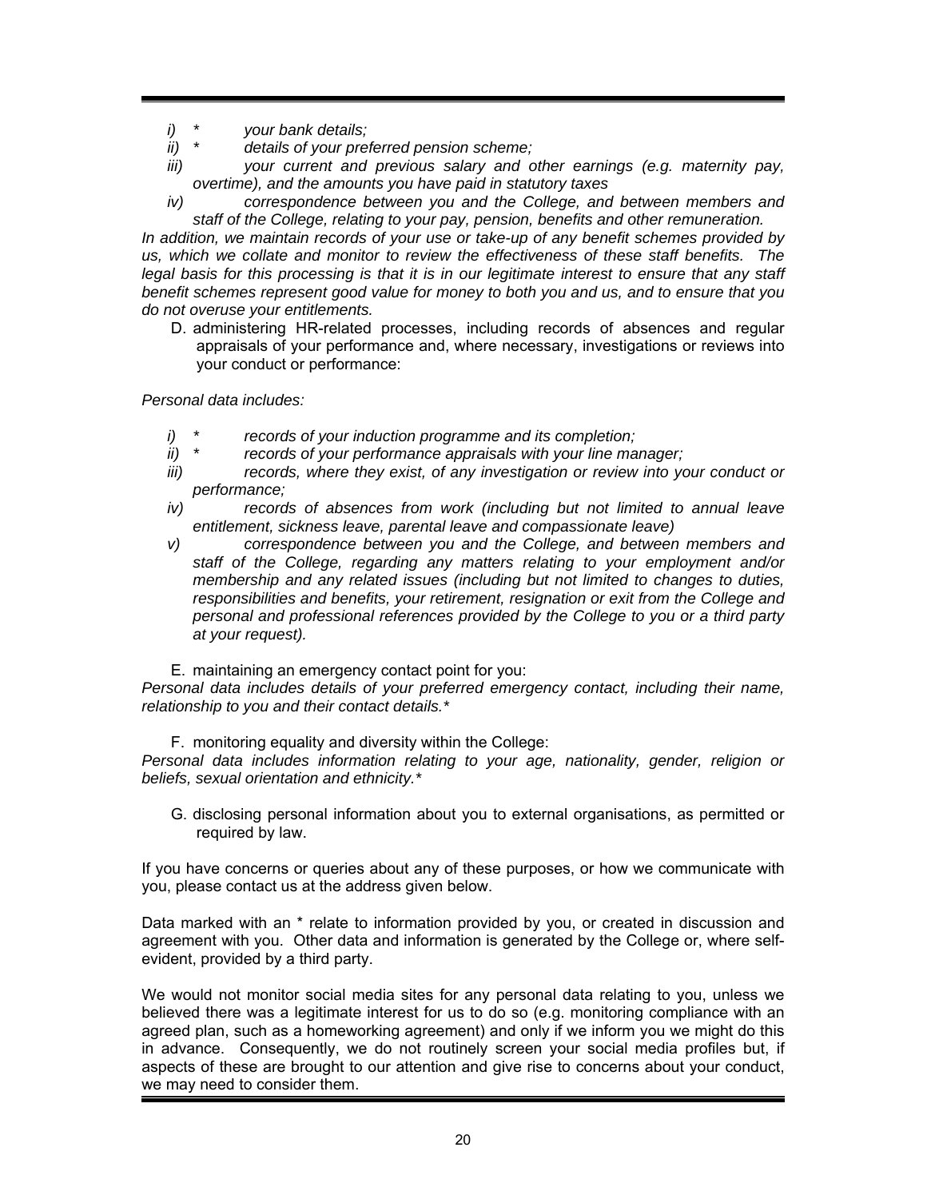- *i) \* your bank details;*
- *ii) \* details of your preferred pension scheme;*
- *iii) your current and previous salary and other earnings (e.g. maternity pay, overtime), and the amounts you have paid in statutory taxes*
- *iv) correspondence between you and the College, and between members and staff of the College, relating to your pay, pension, benefits and other remuneration.*

*In addition, we maintain records of your use or take-up of any benefit schemes provided by us, which we collate and monitor to review the effectiveness of these staff benefits. The legal basis for this processing is that it is in our legitimate interest to ensure that any staff benefit schemes represent good value for money to both you and us, and to ensure that you do not overuse your entitlements.*

D. administering HR-related processes, including records of absences and regular appraisals of your performance and, where necessary, investigations or reviews into your conduct or performance:

*Personal data includes:*

- *i) \* records of your induction programme and its completion;*
- *ii) \* records of your performance appraisals with your line manager;*
- *iii) records, where they exist, of any investigation or review into your conduct or performance;*
- *iv) records of absences from work (including but not limited to annual leave entitlement, sickness leave, parental leave and compassionate leave)*
- *v) correspondence between you and the College, and between members and staff of the College, regarding any matters relating to your employment and/or membership and any related issues (including but not limited to changes to duties, responsibilities and benefits, your retirement, resignation or exit from the College and personal and professional references provided by the College to you or a third party at your request).*

E. maintaining an emergency contact point for you:

*Personal data includes details of your preferred emergency contact, including their name, relationship to you and their contact details.\**

F. monitoring equality and diversity within the College:

*Personal data includes information relating to your age, nationality, gender, religion or beliefs, sexual orientation and ethnicity.\**

G. disclosing personal information about you to external organisations, as permitted or required by law.

If you have concerns or queries about any of these purposes, or how we communicate with you, please contact us at the address given below.

Data marked with an * relate to information provided by you, or created in discussion and agreement with you. Other data and information is generated by the College or, where self-evident, provided by a third party.

We would not monitor social media sites for any personal data relating to you, unless we believed there was a legitimate interest for us to do so (e.g. monitoring compliance with an agreed plan, such as a homeworking agreement) and only if we inform you we might do this in advance. Consequently, we do not routinely screen your social media profiles but, if aspects of these are brought to our attention and give rise to concerns about your conduct, we may need to consider them.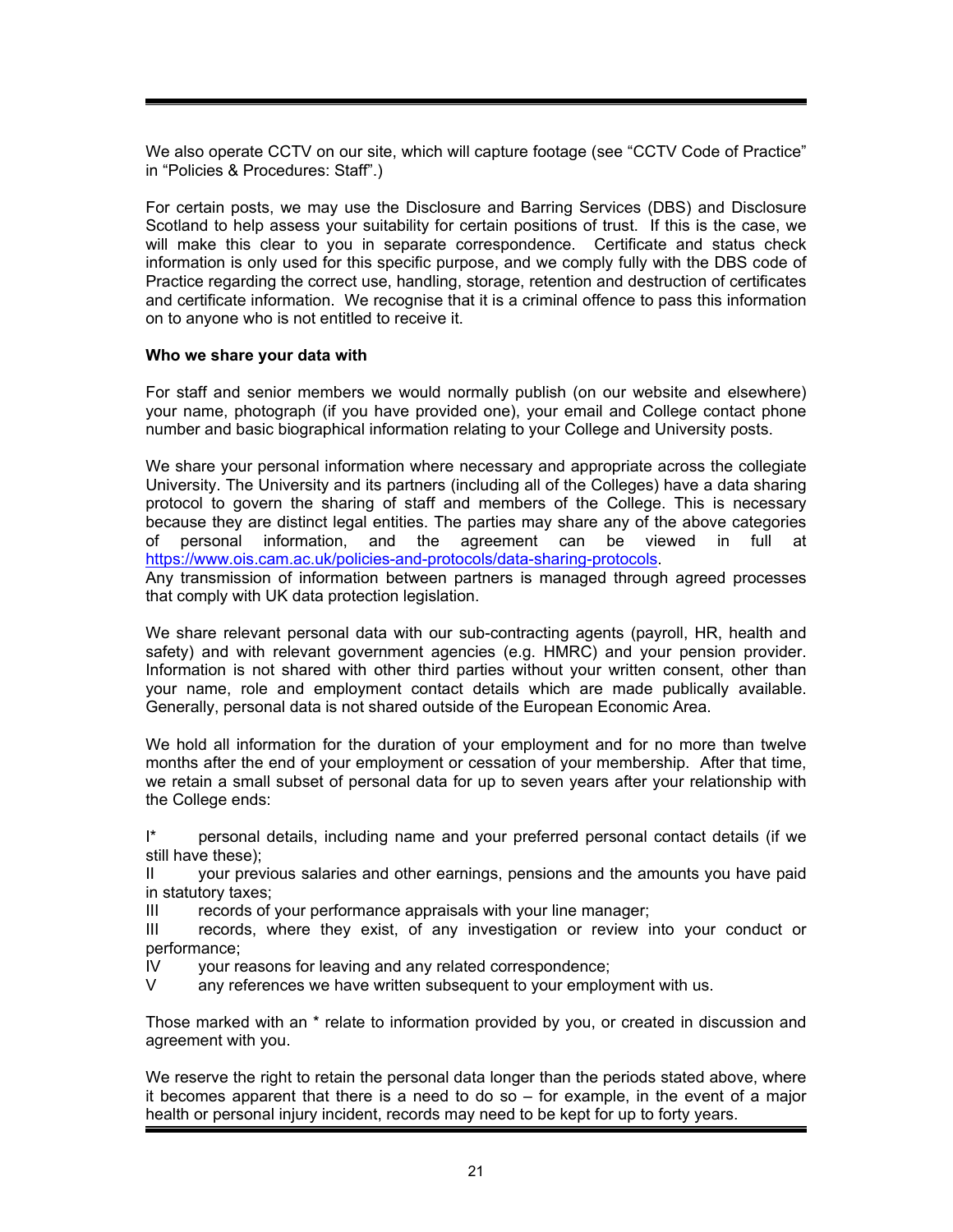We also operate CCTV on our site, which will capture footage (see "CCTV Code of Practice" in "Policies & Procedures: Staff".)

For certain posts, we may use the Disclosure and Barring Services (DBS) and Disclosure Scotland to help assess your suitability for certain positions of trust. If this is the case, we will make this clear to you in separate correspondence. Certificate and status check information is only used for this specific purpose, and we comply fully with the DBS code of Practice regarding the correct use, handling, storage, retention and destruction of certificates and certificate information. We recognise that it is a criminal offence to pass this information on to anyone who is not entitled to receive it.

**Who we share your data with**

For staff and senior members we would normally publish (on our website and elsewhere) your name, photograph (if you have provided one), your email and College contact phone number and basic biographical information relating to your College and University posts.

We share your personal information where necessary and appropriate across the collegiate University. The University and its partners (including all of the Colleges) have a data sharing protocol to govern the sharing of staff and members of the College. This is necessary because they are distinct legal entities. The parties may share any of the above categories of personal information, and the agreement can be viewed in full at [https://www.ois.cam.ac.uk/policies-and-protocols/data-sharing-protocols](https://www.ois.cam.ac.uk/policies-and-protocols/data-sharing-protocols).
Any transmission of information between partners is managed through agreed processes that comply with UK data protection legislation.

We share relevant personal data with our sub-contracting agents (payroll, HR, health and safety) and with relevant government agencies (e.g. HMRC) and your pension provider. Information is not shared with other third parties without your written consent, other than your name, role and employment contact details which are made publically available. Generally, personal data is not shared outside of the European Economic Area.

We hold all information for the duration of your employment and for no more than twelve months after the end of your employment or cessation of your membership. After that time, we retain a small subset of personal data for up to seven years after your relationship with the College ends:

I* personal details, including name and your preferred personal contact details (if we still have these);
II your previous salaries and other earnings, pensions and the amounts you have paid in statutory taxes;
III records of your performance appraisals with your line manager;
III records, where they exist, of any investigation or review into your conduct or performance;
IV your reasons for leaving and any related correspondence;
V any references we have written subsequent to your employment with us.

Those marked with an * relate to information provided by you, or created in discussion and agreement with you.

We reserve the right to retain the personal data longer than the periods stated above, where it becomes apparent that there is a need to do so – for example, in the event of a major health or personal injury incident, records may need to be kept for up to forty years.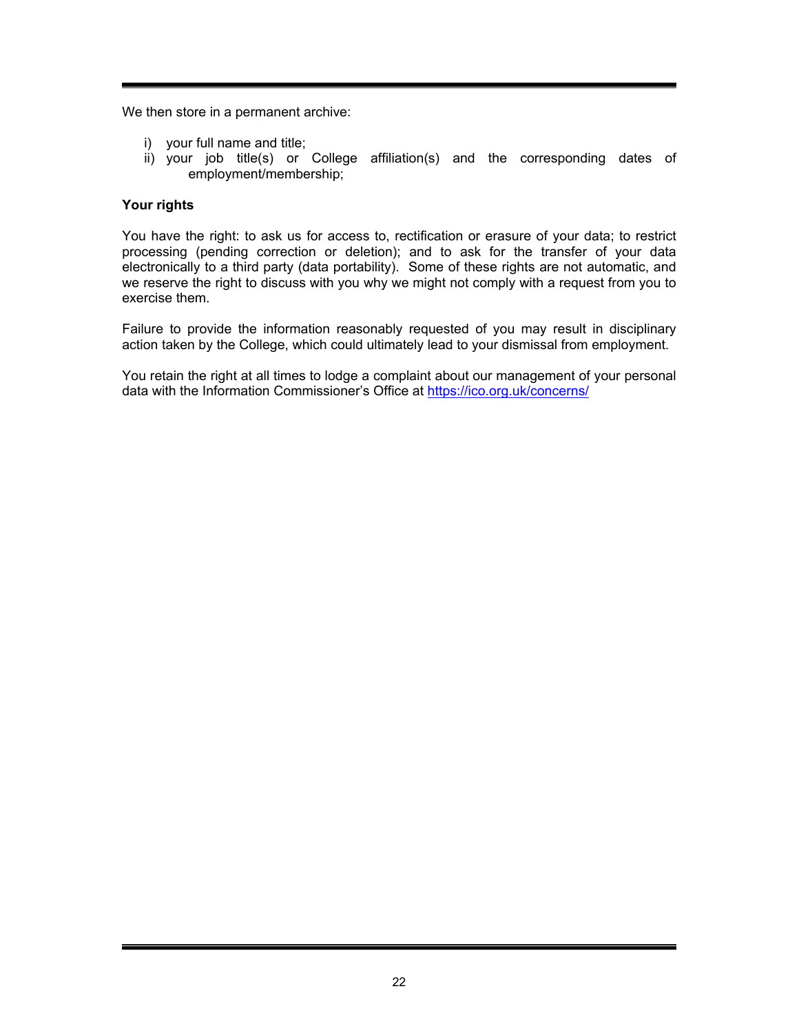We then store in a permanent archive:

i) your full name and title;
ii) your job title(s) or College affiliation(s) and the corresponding dates of employment/membership;

**Your rights**

You have the right: to ask us for access to, rectification or erasure of your data; to restrict processing (pending correction or deletion); and to ask for the transfer of your data electronically to a third party (data portability). Some of these rights are not automatic, and we reserve the right to discuss with you why we might not comply with a request from you to exercise them.

Failure to provide the information reasonably requested of you may result in disciplinary action taken by the College, which could ultimately lead to your dismissal from employment.

You retain the right at all times to lodge a complaint about our management of your personal data with the Information Commissioner's Office at [https://ico.org.uk/concerns/](https://ico.org.uk/concerns/)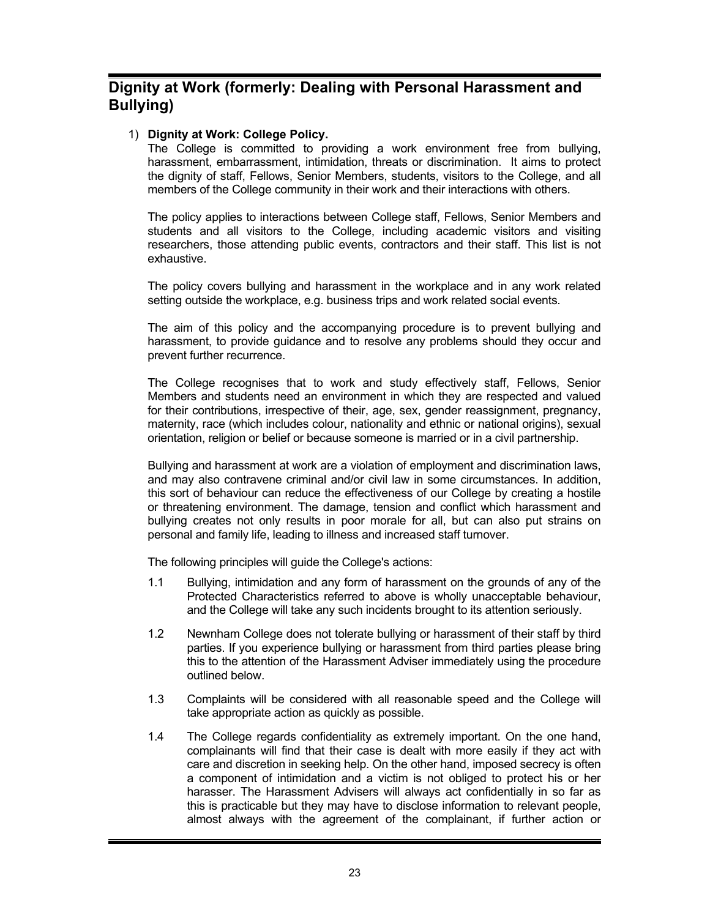# Dignity at Work (formerly: Dealing with Personal Harassment and Bullying)

1) **Dignity at Work: College Policy.**

The College is committed to providing a work environment free from bullying, harassment, embarrassment, intimidation, threats or discrimination. It aims to protect the dignity of staff, Fellows, Senior Members, students, visitors to the College, and all members of the College community in their work and their interactions with others.

The policy applies to interactions between College staff, Fellows, Senior Members and students and all visitors to the College, including academic visitors and visiting researchers, those attending public events, contractors and their staff. This list is not exhaustive.

The policy covers bullying and harassment in the workplace and in any work related setting outside the workplace, e.g. business trips and work related social events.

The aim of this policy and the accompanying procedure is to prevent bullying and harassment, to provide guidance and to resolve any problems should they occur and prevent further recurrence.

The College recognises that to work and study effectively staff, Fellows, Senior Members and students need an environment in which they are respected and valued for their contributions, irrespective of their, age, sex, gender reassignment, pregnancy, maternity, race (which includes colour, nationality and ethnic or national origins), sexual orientation, religion or belief or because someone is married or in a civil partnership.

Bullying and harassment at work are a violation of employment and discrimination laws, and may also contravene criminal and/or civil law in some circumstances. In addition, this sort of behaviour can reduce the effectiveness of our College by creating a hostile or threatening environment. The damage, tension and conflict which harassment and bullying creates not only results in poor morale for all, but can also put strains on personal and family life, leading to illness and increased staff turnover.

The following principles will guide the College's actions:

1.1 Bullying, intimidation and any form of harassment on the grounds of any of the Protected Characteristics referred to above is wholly unacceptable behaviour, and the College will take any such incidents brought to its attention seriously.

1.2 Newnham College does not tolerate bullying or harassment of their staff by third parties. If you experience bullying or harassment from third parties please bring this to the attention of the Harassment Adviser immediately using the procedure outlined below.

1.3 Complaints will be considered with all reasonable speed and the College will take appropriate action as quickly as possible.

1.4 The College regards confidentiality as extremely important. On the one hand, complainants will find that their case is dealt with more easily if they act with care and discretion in seeking help. On the other hand, imposed secrecy is often a component of intimidation and a victim is not obliged to protect his or her harasser. The Harassment Advisers will always act confidentially in so far as this is practicable but they may have to disclose information to relevant people, almost always with the agreement of the complainant, if further action or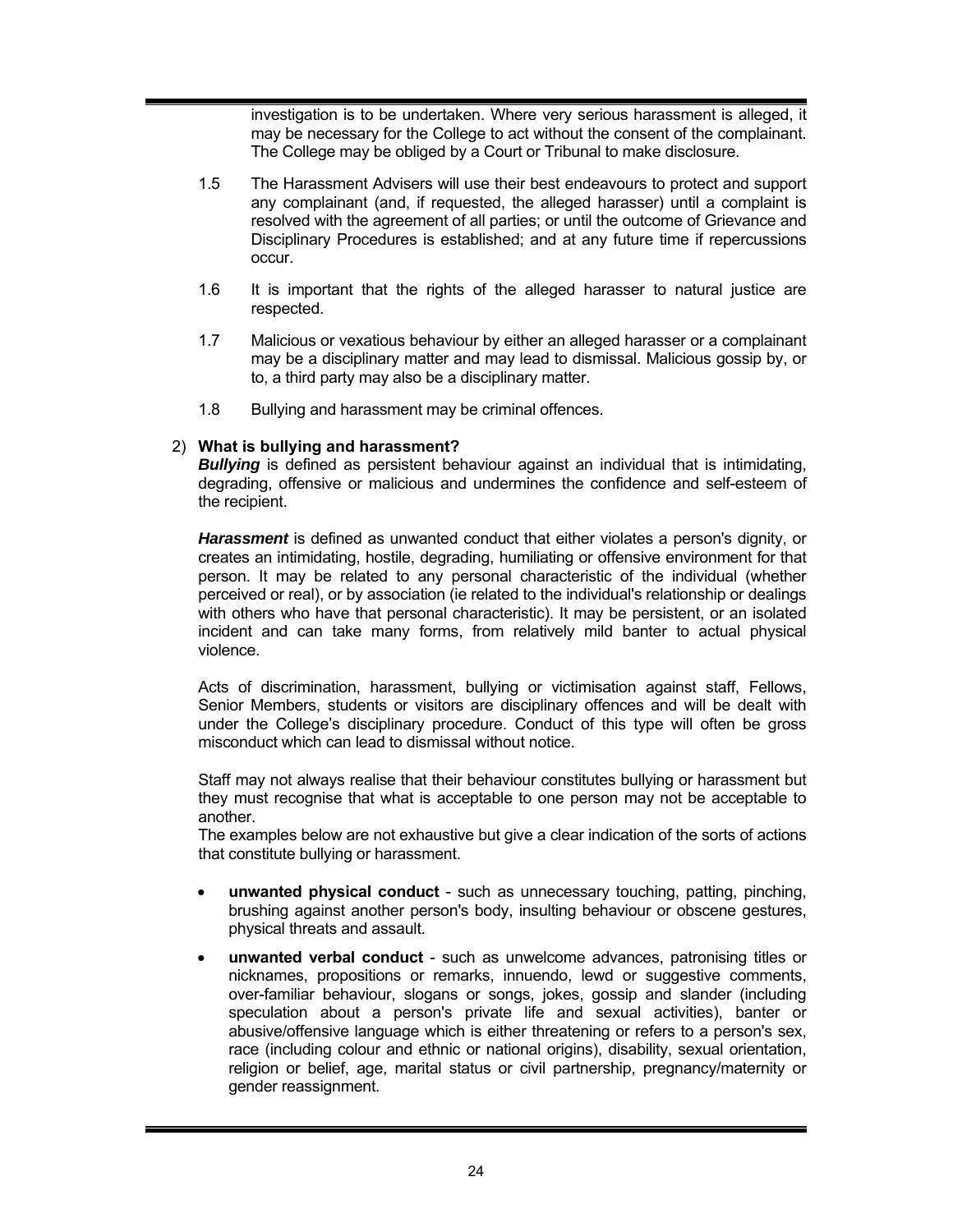investigation is to be undertaken. Where very serious harassment is alleged, it may be necessary for the College to act without the consent of the complainant. The College may be obliged by a Court or Tribunal to make disclosure.

1.5 The Harassment Advisers will use their best endeavours to protect and support any complainant (and, if requested, the alleged harasser) until a complaint is resolved with the agreement of all parties; or until the outcome of Grievance and Disciplinary Procedures is established; and at any future time if repercussions occur.

1.6 It is important that the rights of the alleged harasser to natural justice are respected.

1.7 Malicious or vexatious behaviour by either an alleged harasser or a complainant may be a disciplinary matter and may lead to dismissal. Malicious gossip by, or to, a third party may also be a disciplinary matter.

1.8 Bullying and harassment may be criminal offences.

2) **What is bullying and harassment?**

***Bullying*** is defined as persistent behaviour against an individual that is intimidating, degrading, offensive or malicious and undermines the confidence and self-esteem of the recipient.

***Harassment*** is defined as unwanted conduct that either violates a person's dignity, or creates an intimidating, hostile, degrading, humiliating or offensive environment for that person. It may be related to any personal characteristic of the individual (whether perceived or real), or by association (ie related to the individual's relationship or dealings with others who have that personal characteristic). It may be persistent, or an isolated incident and can take many forms, from relatively mild banter to actual physical violence.

Acts of discrimination, harassment, bullying or victimisation against staff, Fellows, Senior Members, students or visitors are disciplinary offences and will be dealt with under the College's disciplinary procedure. Conduct of this type will often be gross misconduct which can lead to dismissal without notice.

Staff may not always realise that their behaviour constitutes bullying or harassment but they must recognise that what is acceptable to one person may not be acceptable to another.

The examples below are not exhaustive but give a clear indication of the sorts of actions that constitute bullying or harassment.

- **unwanted physical conduct** - such as unnecessary touching, patting, pinching, brushing against another person's body, insulting behaviour or obscene gestures, physical threats and assault.
- **unwanted verbal conduct** - such as unwelcome advances, patronising titles or nicknames, propositions or remarks, innuendo, lewd or suggestive comments, over-familiar behaviour, slogans or songs, jokes, gossip and slander (including speculation about a person's private life and sexual activities), banter or abusive/offensive language which is either threatening or refers to a person's sex, race (including colour and ethnic or national origins), disability, sexual orientation, religion or belief, age, marital status or civil partnership, pregnancy/maternity or gender reassignment.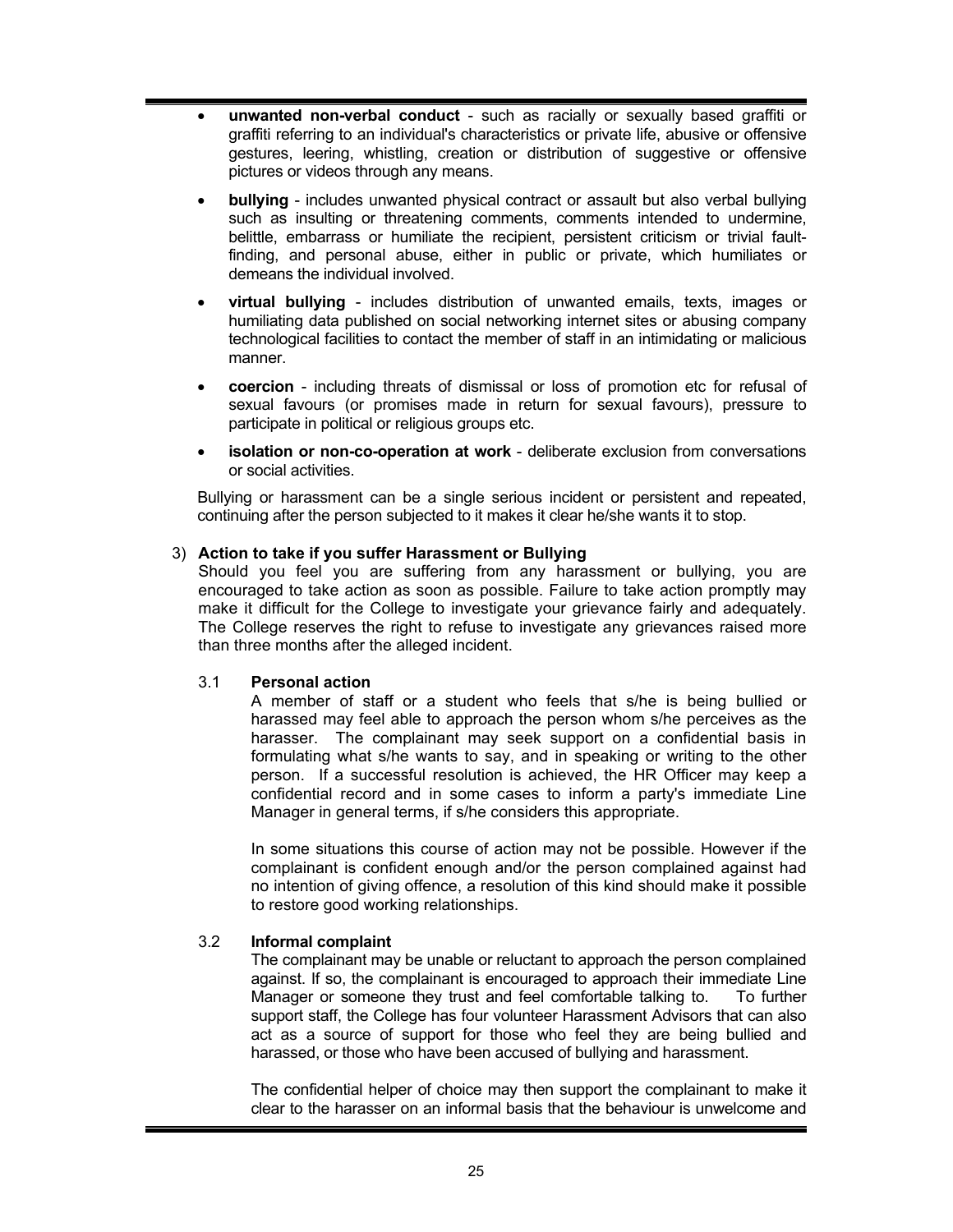- **unwanted non-verbal conduct** - such as racially or sexually based graffiti or graffiti referring to an individual's characteristics or private life, abusive or offensive gestures, leering, whistling, creation or distribution of suggestive or offensive pictures or videos through any means.
- **bullying** - includes unwanted physical contract or assault but also verbal bullying such as insulting or threatening comments, comments intended to undermine, belittle, embarrass or humiliate the recipient, persistent criticism or trivial fault-finding, and personal abuse, either in public or private, which humiliates or demeans the individual involved.
- **virtual bullying** - includes distribution of unwanted emails, texts, images or humiliating data published on social networking internet sites or abusing company technological facilities to contact the member of staff in an intimidating or malicious manner.
- **coercion** - including threats of dismissal or loss of promotion etc for refusal of sexual favours (or promises made in return for sexual favours), pressure to participate in political or religious groups etc.
- **isolation or non-co-operation at work** - deliberate exclusion from conversations or social activities.

Bullying or harassment can be a single serious incident or persistent and repeated, continuing after the person subjected to it makes it clear he/she wants it to stop.

3) **Action to take if you suffer Harassment or Bullying**

Should you feel you are suffering from any harassment or bullying, you are encouraged to take action as soon as possible. Failure to take action promptly may make it difficult for the College to investigate your grievance fairly and adequately. The College reserves the right to refuse to investigate any grievances raised more than three months after the alleged incident.

3.1 **Personal action**

A member of staff or a student who feels that s/he is being bullied or harassed may feel able to approach the person whom s/he perceives as the harasser. The complainant may seek support on a confidential basis in formulating what s/he wants to say, and in speaking or writing to the other person. If a successful resolution is achieved, the HR Officer may keep a confidential record and in some cases to inform a party's immediate Line Manager in general terms, if s/he considers this appropriate.

In some situations this course of action may not be possible. However if the complainant is confident enough and/or the person complained against had no intention of giving offence, a resolution of this kind should make it possible to restore good working relationships.

3.2 **Informal complaint**

The complainant may be unable or reluctant to approach the person complained against. If so, the complainant is encouraged to approach their immediate Line Manager or someone they trust and feel comfortable talking to. To further support staff, the College has four volunteer Harassment Advisors that can also act as a source of support for those who feel they are being bullied and harassed, or those who have been accused of bullying and harassment.

The confidential helper of choice may then support the complainant to make it clear to the harasser on an informal basis that the behaviour is unwelcome and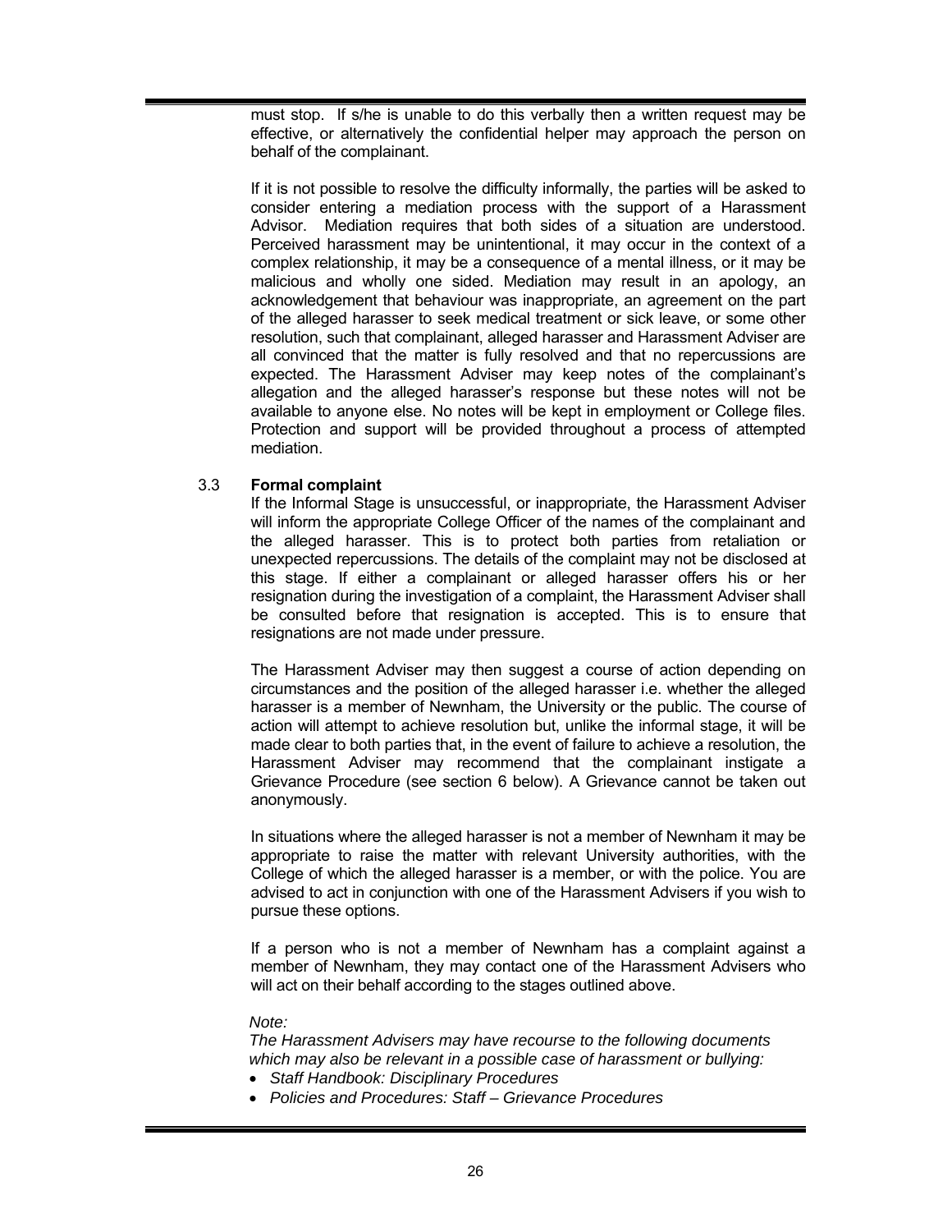must stop. If s/he is unable to do this verbally then a written request may be effective, or alternatively the confidential helper may approach the person on behalf of the complainant.

If it is not possible to resolve the difficulty informally, the parties will be asked to consider entering a mediation process with the support of a Harassment Advisor. Mediation requires that both sides of a situation are understood. Perceived harassment may be unintentional, it may occur in the context of a complex relationship, it may be a consequence of a mental illness, or it may be malicious and wholly one sided. Mediation may result in an apology, an acknowledgement that behaviour was inappropriate, an agreement on the part of the alleged harasser to seek medical treatment or sick leave, or some other resolution, such that complainant, alleged harasser and Harassment Adviser are all convinced that the matter is fully resolved and that no repercussions are expected. The Harassment Adviser may keep notes of the complainant's allegation and the alleged harasser's response but these notes will not be available to anyone else. No notes will be kept in employment or College files. Protection and support will be provided throughout a process of attempted mediation.

### 3.3 Formal complaint

If the Informal Stage is unsuccessful, or inappropriate, the Harassment Adviser will inform the appropriate College Officer of the names of the complainant and the alleged harasser. This is to protect both parties from retaliation or unexpected repercussions. The details of the complaint may not be disclosed at this stage. If either a complainant or alleged harasser offers his or her resignation during the investigation of a complaint, the Harassment Adviser shall be consulted before that resignation is accepted. This is to ensure that resignations are not made under pressure.

The Harassment Adviser may then suggest a course of action depending on circumstances and the position of the alleged harasser i.e. whether the alleged harasser is a member of Newnham, the University or the public. The course of action will attempt to achieve resolution but, unlike the informal stage, it will be made clear to both parties that, in the event of failure to achieve a resolution, the Harassment Adviser may recommend that the complainant instigate a Grievance Procedure (see section 6 below). A Grievance cannot be taken out anonymously.

In situations where the alleged harasser is not a member of Newnham it may be appropriate to raise the matter with relevant University authorities, with the College of which the alleged harasser is a member, or with the police. You are advised to act in conjunction with one of the Harassment Advisers if you wish to pursue these options.

If a person who is not a member of Newnham has a complaint against a member of Newnham, they may contact one of the Harassment Advisers who will act on their behalf according to the stages outlined above.

*Note:*

*The Harassment Advisers may have recourse to the following documents which may also be relevant in a possible case of harassment or bullying:*

- *Staff Handbook: Disciplinary Procedures*
- *Policies and Procedures: Staff – Grievance Procedures*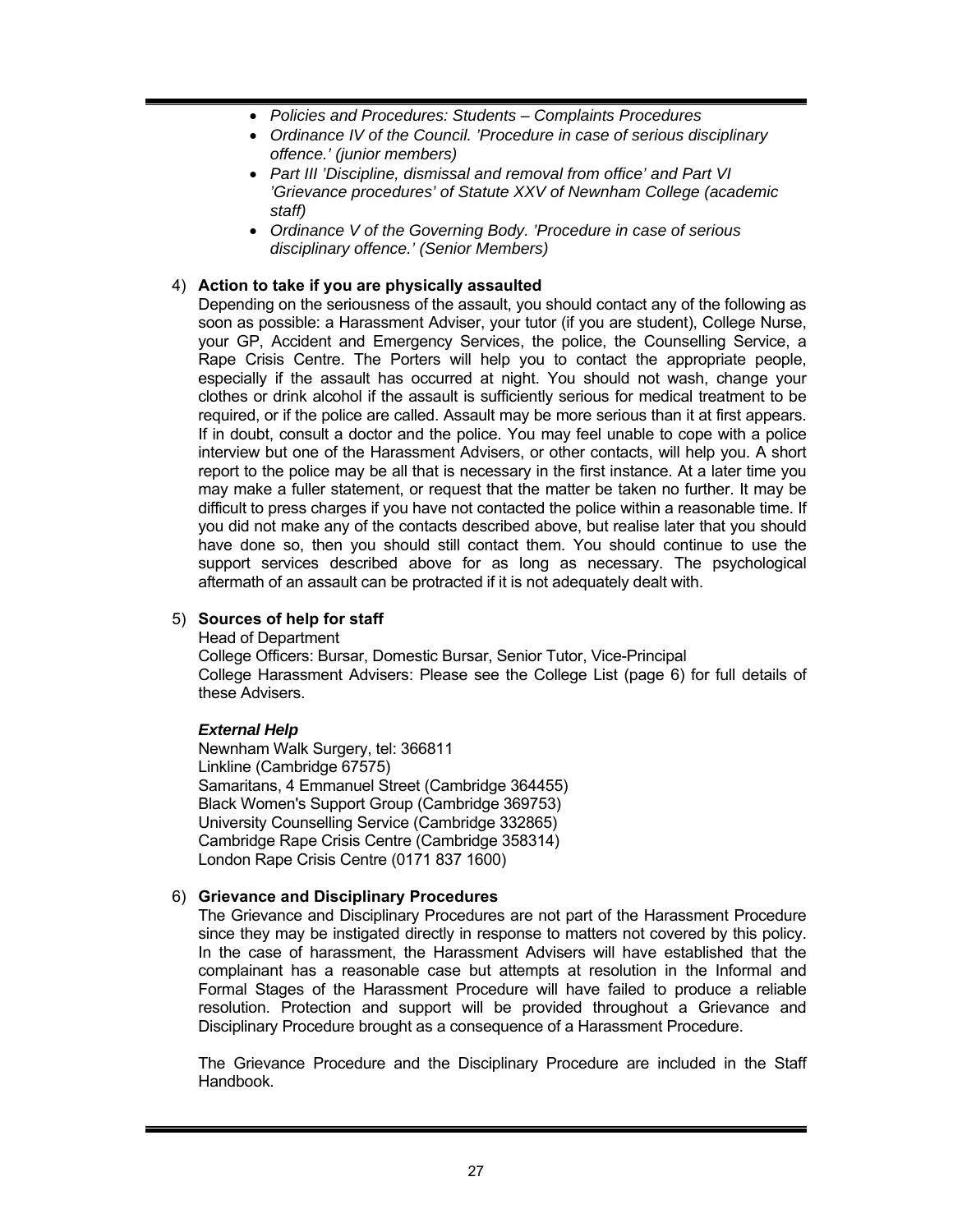- *Policies and Procedures: Students – Complaints Procedures*
- *Ordinance IV of the Council. 'Procedure in case of serious disciplinary offence.' (junior members)*
- *Part III 'Discipline, dismissal and removal from office' and Part VI 'Grievance procedures' of Statute XXV of Newnham College (academic staff)*
- *Ordinance V of the Governing Body. 'Procedure in case of serious disciplinary offence.' (Senior Members)*

4) **Action to take if you are physically assaulted**

Depending on the seriousness of the assault, you should contact any of the following as soon as possible: a Harassment Adviser, your tutor (if you are student), College Nurse, your GP, Accident and Emergency Services, the police, the Counselling Service, a Rape Crisis Centre. The Porters will help you to contact the appropriate people, especially if the assault has occurred at night. You should not wash, change your clothes or drink alcohol if the assault is sufficiently serious for medical treatment to be required, or if the police are called. Assault may be more serious than it at first appears. If in doubt, consult a doctor and the police. You may feel unable to cope with a police interview but one of the Harassment Advisers, or other contacts, will help you. A short report to the police may be all that is necessary in the first instance. At a later time you may make a fuller statement, or request that the matter be taken no further. It may be difficult to press charges if you have not contacted the police within a reasonable time. If you did not make any of the contacts described above, but realise later that you should have done so, then you should still contact them. You should continue to use the support services described above for as long as necessary. The psychological aftermath of an assault can be protracted if it is not adequately dealt with.

5) **Sources of help for staff**

Head of Department
College Officers: Bursar, Domestic Bursar, Senior Tutor, Vice-Principal
College Harassment Advisers: Please see the College List (page 6) for full details of these Advisers.

***External Help***

Newnham Walk Surgery, tel: 366811
Linkline (Cambridge 67575)
Samaritans, 4 Emmanuel Street (Cambridge 364455)
Black Women's Support Group (Cambridge 369753)
University Counselling Service (Cambridge 332865)
Cambridge Rape Crisis Centre (Cambridge 358314)
London Rape Crisis Centre (0171 837 1600)

6) **Grievance and Disciplinary Procedures**

The Grievance and Disciplinary Procedures are not part of the Harassment Procedure since they may be instigated directly in response to matters not covered by this policy. In the case of harassment, the Harassment Advisers will have established that the complainant has a reasonable case but attempts at resolution in the Informal and Formal Stages of the Harassment Procedure will have failed to produce a reliable resolution. Protection and support will be provided throughout a Grievance and Disciplinary Procedure brought as a consequence of a Harassment Procedure.

The Grievance Procedure and the Disciplinary Procedure are included in the Staff Handbook.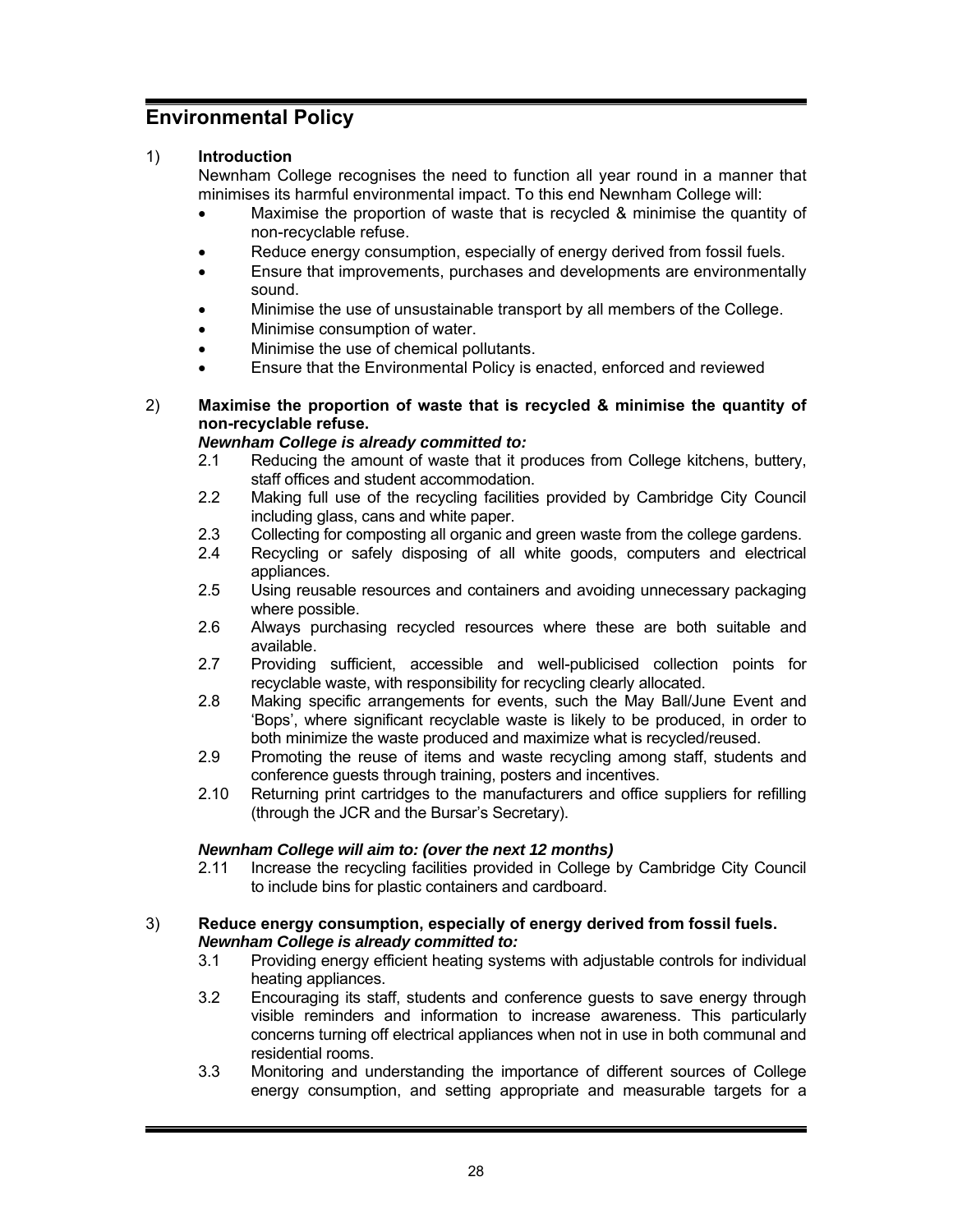## Environmental Policy

1) **Introduction**

Newnham College recognises the need to function all year round in a manner that minimises its harmful environmental impact. To this end Newnham College will:

- Maximise the proportion of waste that is recycled & minimise the quantity of non-recyclable refuse.
- Reduce energy consumption, especially of energy derived from fossil fuels.
- Ensure that improvements, purchases and developments are environmentally sound.
- Minimise the use of unsustainable transport by all members of the College.
- Minimise consumption of water.
- Minimise the use of chemical pollutants.
- Ensure that the Environmental Policy is enacted, enforced and reviewed

2) **Maximise the proportion of waste that is recycled & minimise the quantity of non-recyclable refuse.**

***Newnham College is already committed to:***

2.1 Reducing the amount of waste that it produces from College kitchens, buttery, staff offices and student accommodation.

2.2 Making full use of the recycling facilities provided by Cambridge City Council including glass, cans and white paper.

2.3 Collecting for composting all organic and green waste from the college gardens.

2.4 Recycling or safely disposing of all white goods, computers and electrical appliances.

2.5 Using reusable resources and containers and avoiding unnecessary packaging where possible.

2.6 Always purchasing recycled resources where these are both suitable and available.

2.7 Providing sufficient, accessible and well-publicised collection points for recyclable waste, with responsibility for recycling clearly allocated.

2.8 Making specific arrangements for events, such the May Ball/June Event and 'Bops', where significant recyclable waste is likely to be produced, in order to both minimize the waste produced and maximize what is recycled/reused.

2.9 Promoting the reuse of items and waste recycling among staff, students and conference guests through training, posters and incentives.

2.10 Returning print cartridges to the manufacturers and office suppliers for refilling (through the JCR and the Bursar's Secretary).

***Newnham College will aim to: (over the next 12 months)***

2.11 Increase the recycling facilities provided in College by Cambridge City Council to include bins for plastic containers and cardboard.

3) **Reduce energy consumption, especially of energy derived from fossil fuels.**

***Newnham College is already committed to:***

3.1 Providing energy efficient heating systems with adjustable controls for individual heating appliances.

3.2 Encouraging its staff, students and conference guests to save energy through visible reminders and information to increase awareness. This particularly concerns turning off electrical appliances when not in use in both communal and residential rooms.

3.3 Monitoring and understanding the importance of different sources of College energy consumption, and setting appropriate and measurable targets for a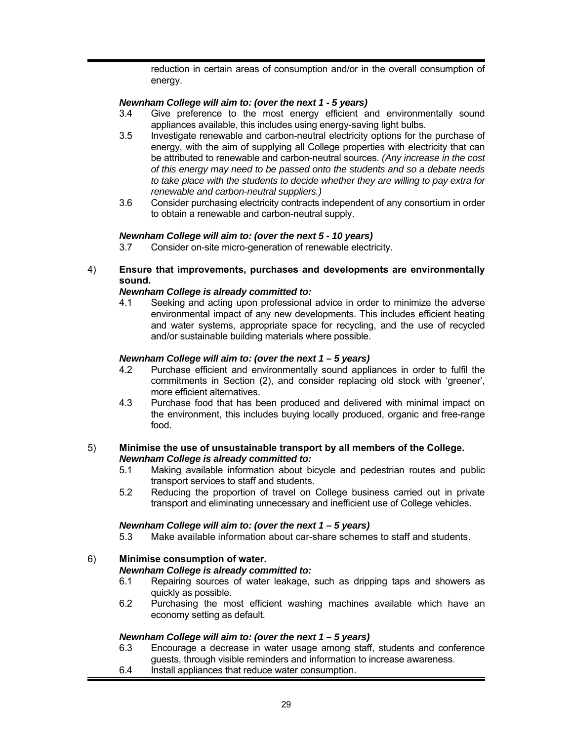reduction in certain areas of consumption and/or in the overall consumption of energy.

***Newnham College will aim to: (over the next 1 - 5 years)***

3.4 Give preference to the most energy efficient and environmentally sound appliances available, this includes using energy-saving light bulbs.

3.5 Investigate renewable and carbon-neutral electricity options for the purchase of energy, with the aim of supplying all College properties with electricity that can be attributed to renewable and carbon-neutral sources. *(Any increase in the cost of this energy may need to be passed onto the students and so a debate needs to take place with the students to decide whether they are willing to pay extra for renewable and carbon-neutral suppliers.)*

3.6 Consider purchasing electricity contracts independent of any consortium in order to obtain a renewable and carbon-neutral supply.

***Newnham College will aim to: (over the next 5 - 10 years)***

3.7 Consider on-site micro-generation of renewable electricity.

4) **Ensure that improvements, purchases and developments are environmentally sound.**

***Newnham College is already committed to:***

4.1 Seeking and acting upon professional advice in order to minimize the adverse environmental impact of any new developments. This includes efficient heating and water systems, appropriate space for recycling, and the use of recycled and/or sustainable building materials where possible.

***Newnham College will aim to: (over the next 1 – 5 years)***

4.2 Purchase efficient and environmentally sound appliances in order to fulfil the commitments in Section (2), and consider replacing old stock with 'greener', more efficient alternatives.

4.3 Purchase food that has been produced and delivered with minimal impact on the environment, this includes buying locally produced, organic and free-range food.

5) **Minimise the use of unsustainable transport by all members of the College.**

***Newnham College is already committed to:***

5.1 Making available information about bicycle and pedestrian routes and public transport services to staff and students.

5.2 Reducing the proportion of travel on College business carried out in private transport and eliminating unnecessary and inefficient use of College vehicles.

***Newnham College will aim to: (over the next 1 – 5 years)***

5.3 Make available information about car-share schemes to staff and students.

6) **Minimise consumption of water.**

***Newnham College is already committed to:***

6.1 Repairing sources of water leakage, such as dripping taps and showers as quickly as possible.

6.2 Purchasing the most efficient washing machines available which have an economy setting as default.

***Newnham College will aim to: (over the next 1 – 5 years)***

6.3 Encourage a decrease in water usage among staff, students and conference guests, through visible reminders and information to increase awareness.

6.4 Install appliances that reduce water consumption.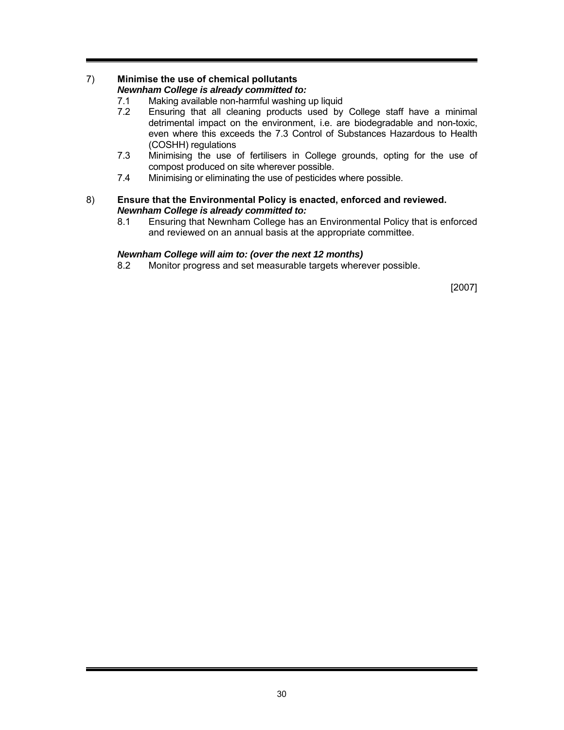7) **Minimise the use of chemical pollutants**
***Newnham College is already committed to:***

7.1 Making available non-harmful washing up liquid

7.2 Ensuring that all cleaning products used by College staff have a minimal detrimental impact on the environment, i.e. are biodegradable and non-toxic, even where this exceeds the 7.3 Control of Substances Hazardous to Health (COSHH) regulations

7.3 Minimising the use of fertilisers in College grounds, opting for the use of compost produced on site wherever possible.

7.4 Minimising or eliminating the use of pesticides where possible.

8) **Ensure that the Environmental Policy is enacted, enforced and reviewed.**
***Newnham College is already committed to:***

8.1 Ensuring that Newnham College has an Environmental Policy that is enforced and reviewed on an annual basis at the appropriate committee.

***Newnham College will aim to: (over the next 12 months)***

8.2 Monitor progress and set measurable targets wherever possible.

[2007]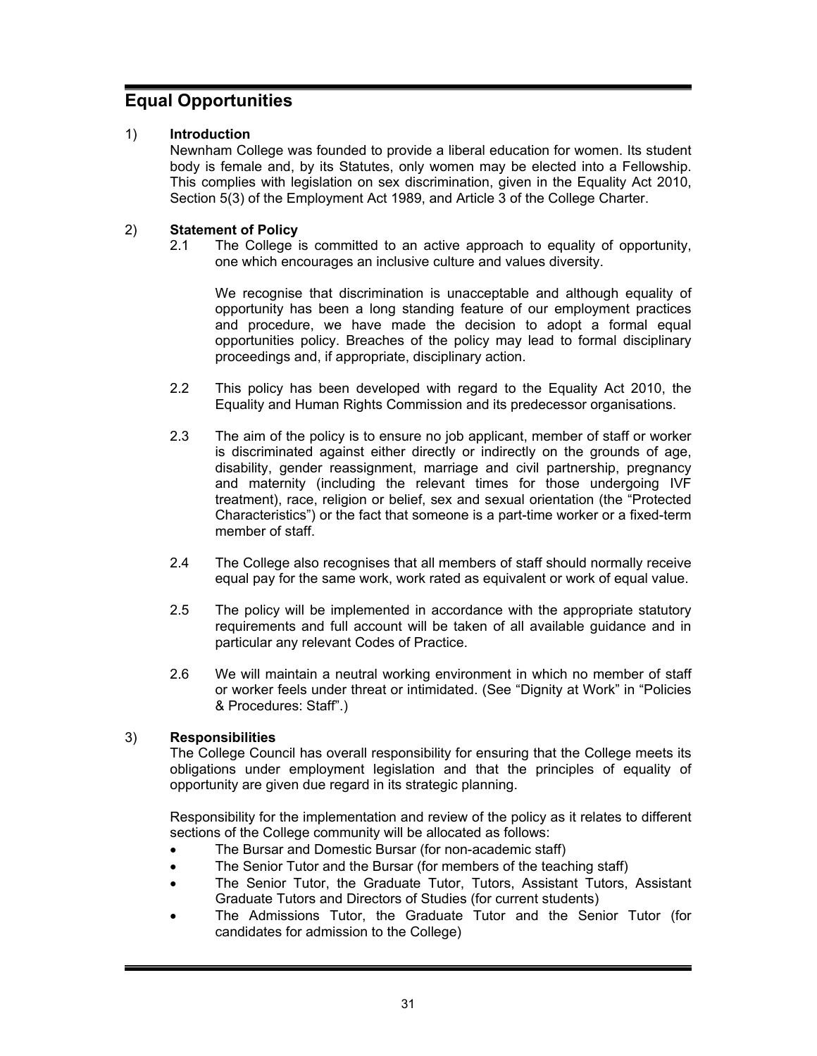# Equal Opportunities

1) **Introduction**

Newnham College was founded to provide a liberal education for women. Its student body is female and, by its Statutes, only women may be elected into a Fellowship. This complies with legislation on sex discrimination, given in the Equality Act 2010, Section 5(3) of the Employment Act 1989, and Article 3 of the College Charter.

2) **Statement of Policy**

2.1 The College is committed to an active approach to equality of opportunity, one which encourages an inclusive culture and values diversity.

We recognise that discrimination is unacceptable and although equality of opportunity has been a long standing feature of our employment practices and procedure, we have made the decision to adopt a formal equal opportunities policy. Breaches of the policy may lead to formal disciplinary proceedings and, if appropriate, disciplinary action.

2.2 This policy has been developed with regard to the Equality Act 2010, the Equality and Human Rights Commission and its predecessor organisations.

2.3 The aim of the policy is to ensure no job applicant, member of staff or worker is discriminated against either directly or indirectly on the grounds of age, disability, gender reassignment, marriage and civil partnership, pregnancy and maternity (including the relevant times for those undergoing IVF treatment), race, religion or belief, sex and sexual orientation (the "Protected Characteristics") or the fact that someone is a part-time worker or a fixed-term member of staff.

2.4 The College also recognises that all members of staff should normally receive equal pay for the same work, work rated as equivalent or work of equal value.

2.5 The policy will be implemented in accordance with the appropriate statutory requirements and full account will be taken of all available guidance and in particular any relevant Codes of Practice.

2.6 We will maintain a neutral working environment in which no member of staff or worker feels under threat or intimidated. (See "Dignity at Work" in "Policies & Procedures: Staff".)

3) **Responsibilities**

The College Council has overall responsibility for ensuring that the College meets its obligations under employment legislation and that the principles of equality of opportunity are given due regard in its strategic planning.

Responsibility for the implementation and review of the policy as it relates to different sections of the College community will be allocated as follows:

- The Bursar and Domestic Bursar (for non-academic staff)
- The Senior Tutor and the Bursar (for members of the teaching staff)
- The Senior Tutor, the Graduate Tutor, Tutors, Assistant Tutors, Assistant Graduate Tutors and Directors of Studies (for current students)
- The Admissions Tutor, the Graduate Tutor and the Senior Tutor (for candidates for admission to the College)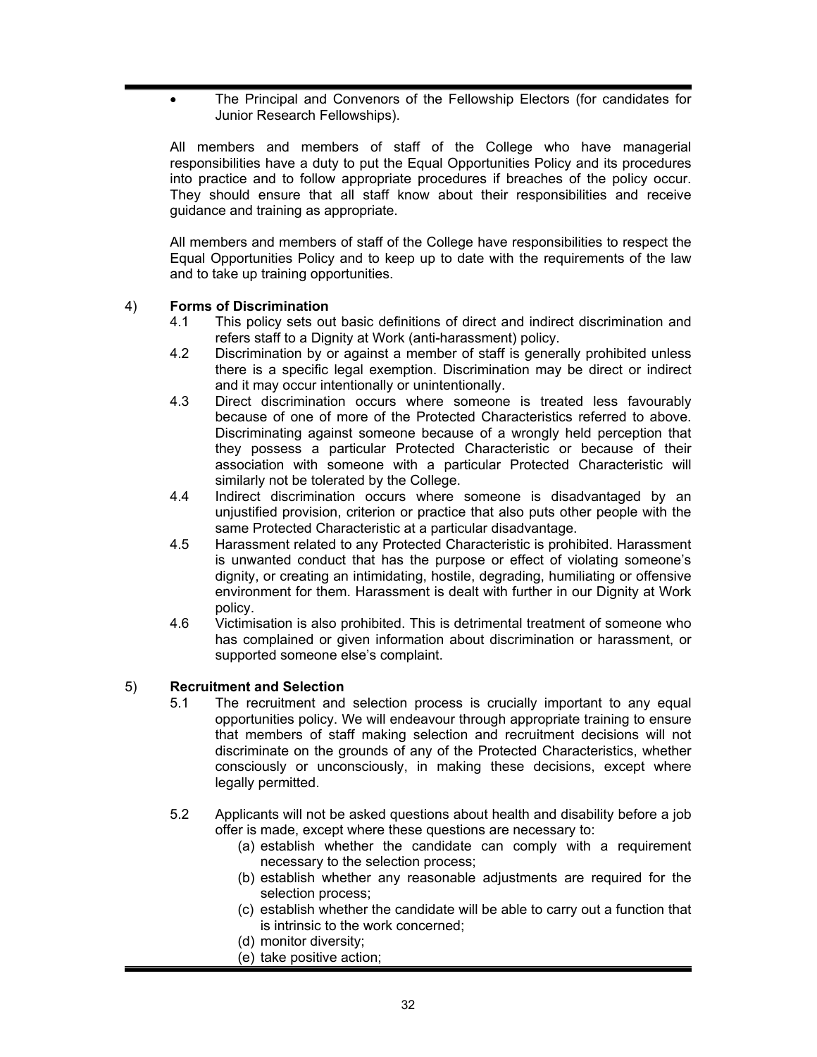- The Principal and Convenors of the Fellowship Electors (for candidates for Junior Research Fellowships).

All members and members of staff of the College who have managerial responsibilities have a duty to put the Equal Opportunities Policy and its procedures into practice and to follow appropriate procedures if breaches of the policy occur. They should ensure that all staff know about their responsibilities and receive guidance and training as appropriate.

All members and members of staff of the College have responsibilities to respect the Equal Opportunities Policy and to keep up to date with the requirements of the law and to take up training opportunities.

4) **Forms of Discrimination**

4.1 This policy sets out basic definitions of direct and indirect discrimination and refers staff to a Dignity at Work (anti-harassment) policy.

4.2 Discrimination by or against a member of staff is generally prohibited unless there is a specific legal exemption. Discrimination may be direct or indirect and it may occur intentionally or unintentionally.

4.3 Direct discrimination occurs where someone is treated less favourably because of one of more of the Protected Characteristics referred to above. Discriminating against someone because of a wrongly held perception that they possess a particular Protected Characteristic or because of their association with someone with a particular Protected Characteristic will similarly not be tolerated by the College.

4.4 Indirect discrimination occurs where someone is disadvantaged by an unjustified provision, criterion or practice that also puts other people with the same Protected Characteristic at a particular disadvantage.

4.5 Harassment related to any Protected Characteristic is prohibited. Harassment is unwanted conduct that has the purpose or effect of violating someone's dignity, or creating an intimidating, hostile, degrading, humiliating or offensive environment for them. Harassment is dealt with further in our Dignity at Work policy.

4.6 Victimisation is also prohibited. This is detrimental treatment of someone who has complained or given information about discrimination or harassment, or supported someone else's complaint.

5) **Recruitment and Selection**

5.1 The recruitment and selection process is crucially important to any equal opportunities policy. We will endeavour through appropriate training to ensure that members of staff making selection and recruitment decisions will not discriminate on the grounds of any of the Protected Characteristics, whether consciously or unconsciously, in making these decisions, except where legally permitted.

5.2 Applicants will not be asked questions about health and disability before a job offer is made, except where these questions are necessary to:

(a) establish whether the candidate can comply with a requirement necessary to the selection process;
(b) establish whether any reasonable adjustments are required for the selection process;
(c) establish whether the candidate will be able to carry out a function that is intrinsic to the work concerned;
(d) monitor diversity;
(e) take positive action;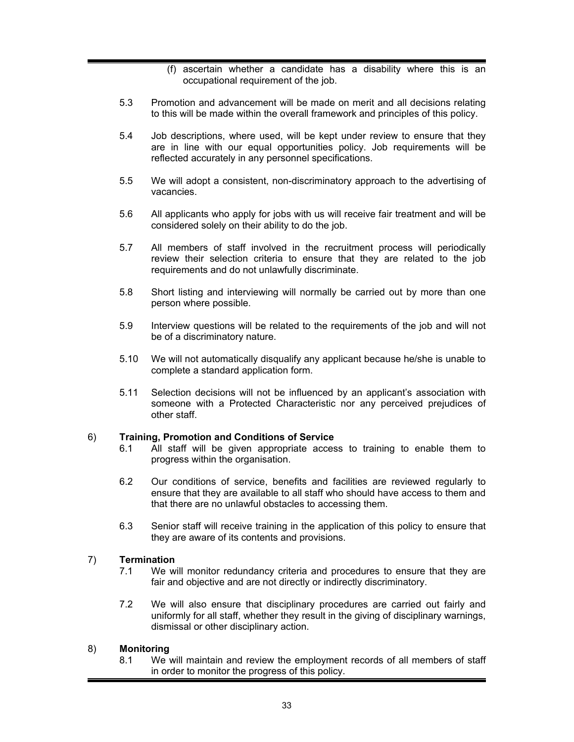(f) ascertain whether a candidate has a disability where this is an occupational requirement of the job.

5.3 Promotion and advancement will be made on merit and all decisions relating to this will be made within the overall framework and principles of this policy.

5.4 Job descriptions, where used, will be kept under review to ensure that they are in line with our equal opportunities policy. Job requirements will be reflected accurately in any personnel specifications.

5.5 We will adopt a consistent, non-discriminatory approach to the advertising of vacancies.

5.6 All applicants who apply for jobs with us will receive fair treatment and will be considered solely on their ability to do the job.

5.7 All members of staff involved in the recruitment process will periodically review their selection criteria to ensure that they are related to the job requirements and do not unlawfully discriminate.

5.8 Short listing and interviewing will normally be carried out by more than one person where possible.

5.9 Interview questions will be related to the requirements of the job and will not be of a discriminatory nature.

5.10 We will not automatically disqualify any applicant because he/she is unable to complete a standard application form.

5.11 Selection decisions will not be influenced by an applicant's association with someone with a Protected Characteristic nor any perceived prejudices of other staff.

6) **Training, Promotion and Conditions of Service**

6.1 All staff will be given appropriate access to training to enable them to progress within the organisation.

6.2 Our conditions of service, benefits and facilities are reviewed regularly to ensure that they are available to all staff who should have access to them and that there are no unlawful obstacles to accessing them.

6.3 Senior staff will receive training in the application of this policy to ensure that they are aware of its contents and provisions.

7) **Termination**

7.1 We will monitor redundancy criteria and procedures to ensure that they are fair and objective and are not directly or indirectly discriminatory.

7.2 We will also ensure that disciplinary procedures are carried out fairly and uniformly for all staff, whether they result in the giving of disciplinary warnings, dismissal or other disciplinary action.

8) **Monitoring**

8.1 We will maintain and review the employment records of all members of staff in order to monitor the progress of this policy.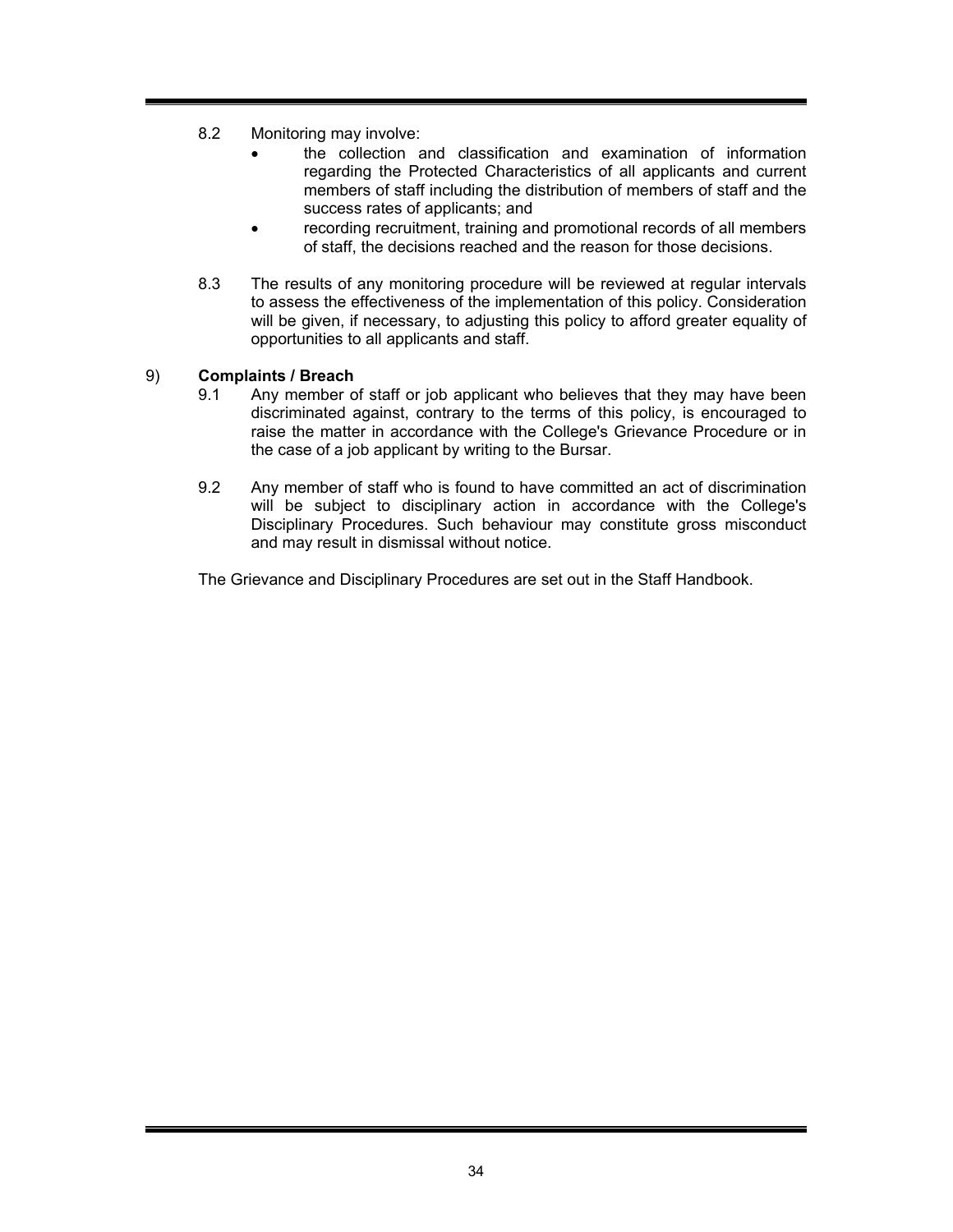8.2 Monitoring may involve:

- the collection and classification and examination of information regarding the Protected Characteristics of all applicants and current members of staff including the distribution of members of staff and the success rates of applicants; and
- recording recruitment, training and promotional records of all members of staff, the decisions reached and the reason for those decisions.

8.3 The results of any monitoring procedure will be reviewed at regular intervals to assess the effectiveness of the implementation of this policy. Consideration will be given, if necessary, to adjusting this policy to afford greater equality of opportunities to all applicants and staff.

9) **Complaints / Breach**

9.1 Any member of staff or job applicant who believes that they may have been discriminated against, contrary to the terms of this policy, is encouraged to raise the matter in accordance with the College's Grievance Procedure or in the case of a job applicant by writing to the Bursar.

9.2 Any member of staff who is found to have committed an act of discrimination will be subject to disciplinary action in accordance with the College's Disciplinary Procedures. Such behaviour may constitute gross misconduct and may result in dismissal without notice.

The Grievance and Disciplinary Procedures are set out in the Staff Handbook.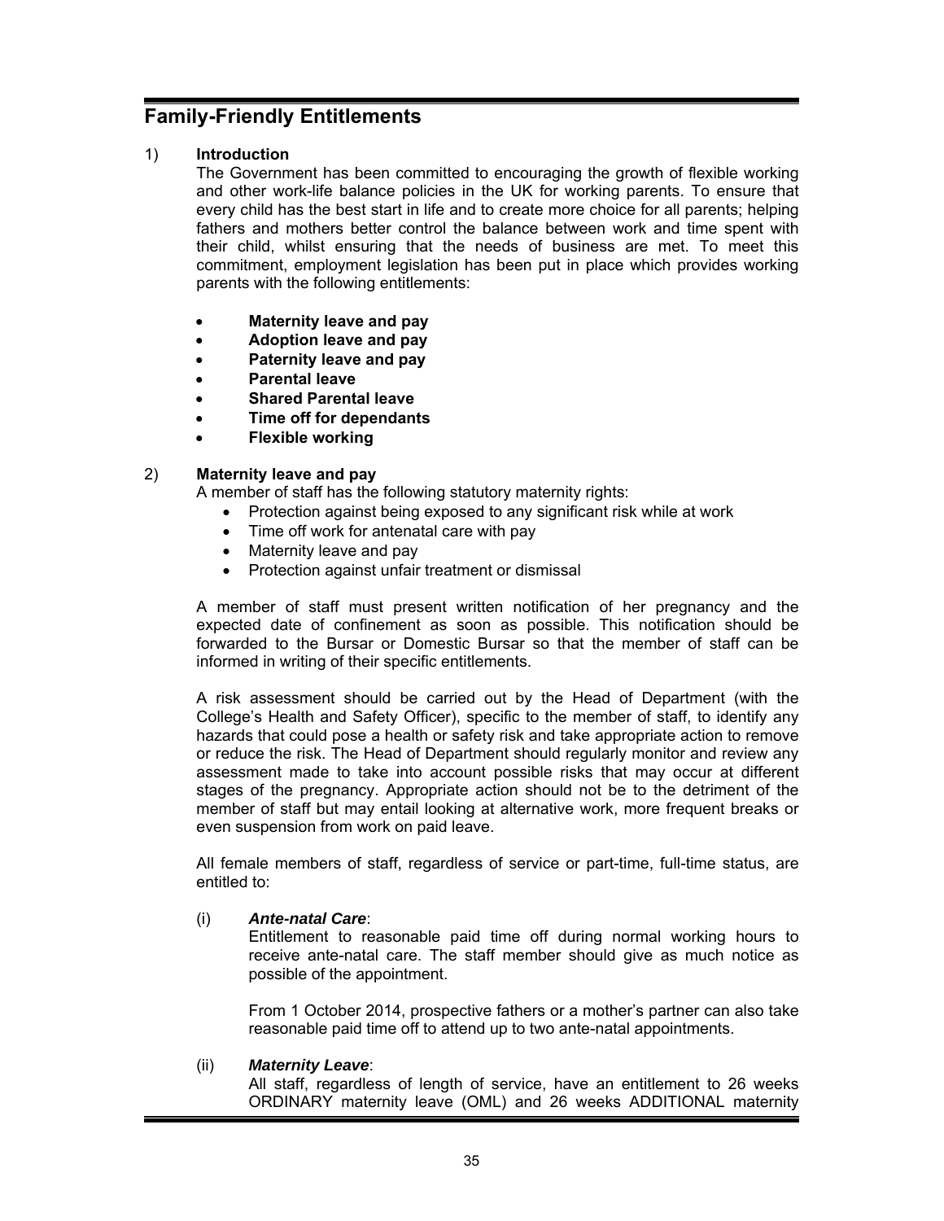## Family-Friendly Entitlements

1) **Introduction**

The Government has been committed to encouraging the growth of flexible working and other work-life balance policies in the UK for working parents. To ensure that every child has the best start in life and to create more choice for all parents; helping fathers and mothers better control the balance between work and time spent with their child, whilst ensuring that the needs of business are met. To meet this commitment, employment legislation has been put in place which provides working parents with the following entitlements:

- **Maternity leave and pay**
- **Adoption leave and pay**
- **Paternity leave and pay**
- **Parental leave**
- **Shared Parental leave**
- **Time off for dependants**
- **Flexible working**

2) **Maternity leave and pay**

A member of staff has the following statutory maternity rights:

- Protection against being exposed to any significant risk while at work
- Time off work for antenatal care with pay
- Maternity leave and pay
- Protection against unfair treatment or dismissal

A member of staff must present written notification of her pregnancy and the expected date of confinement as soon as possible. This notification should be forwarded to the Bursar or Domestic Bursar so that the member of staff can be informed in writing of their specific entitlements.

A risk assessment should be carried out by the Head of Department (with the College's Health and Safety Officer), specific to the member of staff, to identify any hazards that could pose a health or safety risk and take appropriate action to remove or reduce the risk. The Head of Department should regularly monitor and review any assessment made to take into account possible risks that may occur at different stages of the pregnancy. Appropriate action should not be to the detriment of the member of staff but may entail looking at alternative work, more frequent breaks or even suspension from work on paid leave.

All female members of staff, regardless of service or part-time, full-time status, are entitled to:

(i) ***Ante-natal Care***:

Entitlement to reasonable paid time off during normal working hours to receive ante-natal care. The staff member should give as much notice as possible of the appointment.

From 1 October 2014, prospective fathers or a mother's partner can also take reasonable paid time off to attend up to two ante-natal appointments.

(ii) ***Maternity Leave***:

All staff, regardless of length of service, have an entitlement to 26 weeks ORDINARY maternity leave (OML) and 26 weeks ADDITIONAL maternity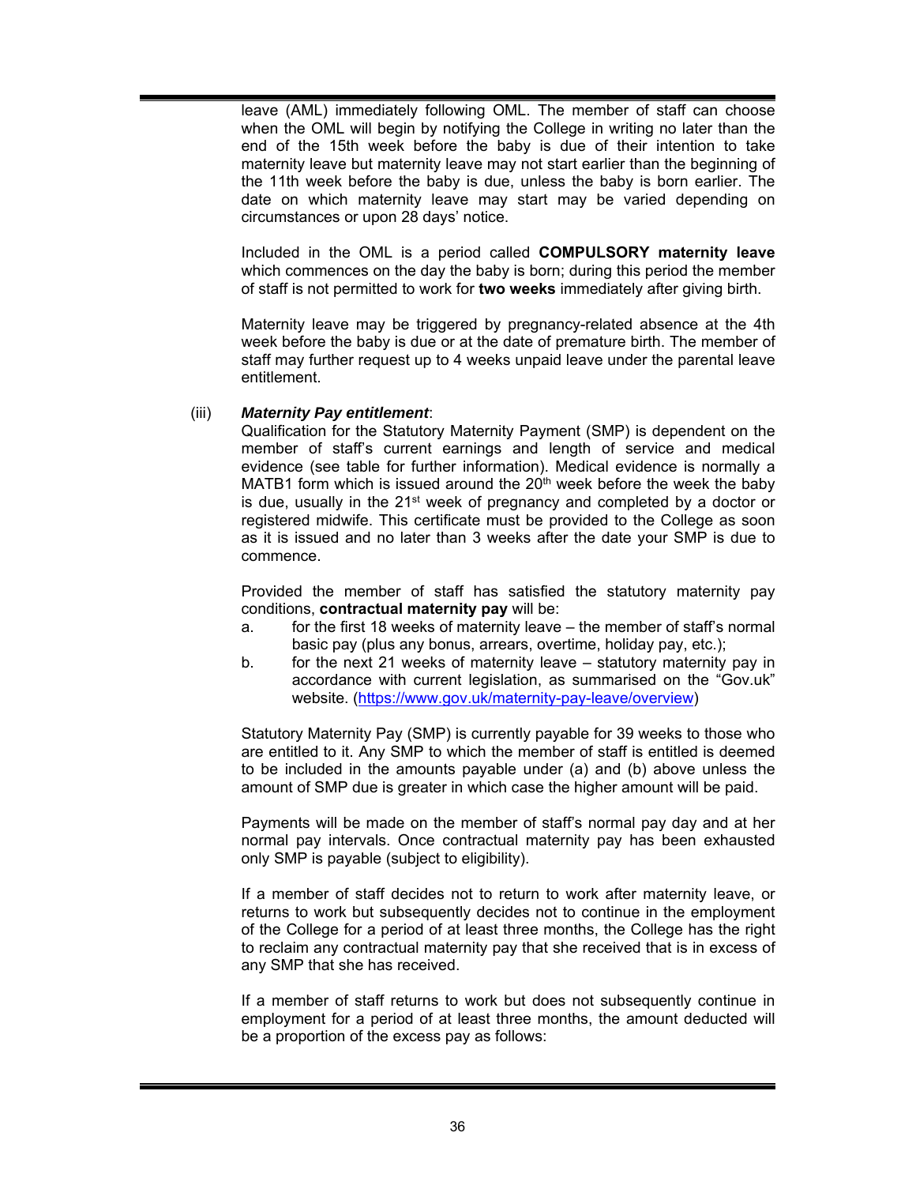leave (AML) immediately following OML. The member of staff can choose when the OML will begin by notifying the College in writing no later than the end of the 15th week before the baby is due of their intention to take maternity leave but maternity leave may not start earlier than the beginning of the 11th week before the baby is due, unless the baby is born earlier. The date on which maternity leave may start may be varied depending on circumstances or upon 28 days' notice.

Included in the OML is a period called **COMPULSORY maternity leave** which commences on the day the baby is born; during this period the member of staff is not permitted to work for **two weeks** immediately after giving birth.

Maternity leave may be triggered by pregnancy-related absence at the 4th week before the baby is due or at the date of premature birth. The member of staff may further request up to 4 weeks unpaid leave under the parental leave entitlement.

(iii) ***Maternity Pay entitlement***:

Qualification for the Statutory Maternity Payment (SMP) is dependent on the member of staff's current earnings and length of service and medical evidence (see table for further information). Medical evidence is normally a MATB1 form which is issued around the 20th week before the week the baby is due, usually in the 21st week of pregnancy and completed by a doctor or registered midwife. This certificate must be provided to the College as soon as it is issued and no later than 3 weeks after the date your SMP is due to commence.

Provided the member of staff has satisfied the statutory maternity pay conditions, **contractual maternity pay** will be:

a. for the first 18 weeks of maternity leave – the member of staff's normal basic pay (plus any bonus, arrears, overtime, holiday pay, etc.);
b. for the next 21 weeks of maternity leave – statutory maternity pay in accordance with current legislation, as summarised on the "Gov.uk" website. (https://www.gov.uk/maternity-pay-leave/overview)

Statutory Maternity Pay (SMP) is currently payable for 39 weeks to those who are entitled to it. Any SMP to which the member of staff is entitled is deemed to be included in the amounts payable under (a) and (b) above unless the amount of SMP due is greater in which case the higher amount will be paid.

Payments will be made on the member of staff's normal pay day and at her normal pay intervals. Once contractual maternity pay has been exhausted only SMP is payable (subject to eligibility).

If a member of staff decides not to return to work after maternity leave, or returns to work but subsequently decides not to continue in the employment of the College for a period of at least three months, the College has the right to reclaim any contractual maternity pay that she received that is in excess of any SMP that she has received.

If a member of staff returns to work but does not subsequently continue in employment for a period of at least three months, the amount deducted will be a proportion of the excess pay as follows: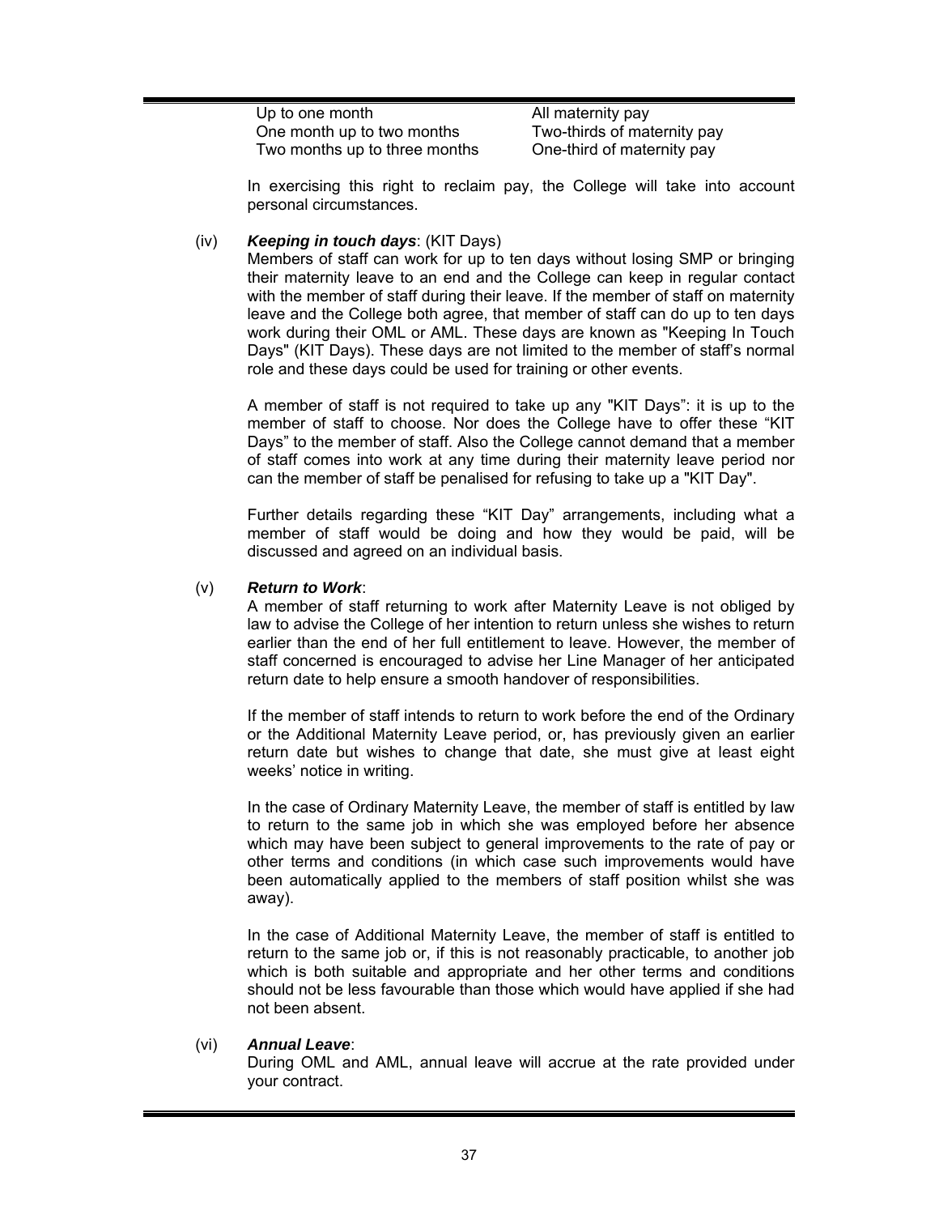| | |
|---|---|
| Up to one month | All maternity pay |
| One month up to two months | Two-thirds of maternity pay |
| Two months up to three months | One-third of maternity pay |

In exercising this right to reclaim pay, the College will take into account personal circumstances.

(iv) ***Keeping in touch days***: (KIT Days)

Members of staff can work for up to ten days without losing SMP or bringing their maternity leave to an end and the College can keep in regular contact with the member of staff during their leave. If the member of staff on maternity leave and the College both agree, that member of staff can do up to ten days work during their OML or AML. These days are known as "Keeping In Touch Days" (KIT Days). These days are not limited to the member of staff's normal role and these days could be used for training or other events.

A member of staff is not required to take up any "KIT Days": it is up to the member of staff to choose. Nor does the College have to offer these "KIT Days" to the member of staff. Also the College cannot demand that a member of staff comes into work at any time during their maternity leave period nor can the member of staff be penalised for refusing to take up a "KIT Day".

Further details regarding these "KIT Day" arrangements, including what a member of staff would be doing and how they would be paid, will be discussed and agreed on an individual basis.

(v) ***Return to Work***:

A member of staff returning to work after Maternity Leave is not obliged by law to advise the College of her intention to return unless she wishes to return earlier than the end of her full entitlement to leave. However, the member of staff concerned is encouraged to advise her Line Manager of her anticipated return date to help ensure a smooth handover of responsibilities.

If the member of staff intends to return to work before the end of the Ordinary or the Additional Maternity Leave period, or, has previously given an earlier return date but wishes to change that date, she must give at least eight weeks' notice in writing.

In the case of Ordinary Maternity Leave, the member of staff is entitled by law to return to the same job in which she was employed before her absence which may have been subject to general improvements to the rate of pay or other terms and conditions (in which case such improvements would have been automatically applied to the members of staff position whilst she was away).

In the case of Additional Maternity Leave, the member of staff is entitled to return to the same job or, if this is not reasonably practicable, to another job which is both suitable and appropriate and her other terms and conditions should not be less favourable than those which would have applied if she had not been absent.

(vi) ***Annual Leave***:

During OML and AML, annual leave will accrue at the rate provided under your contract.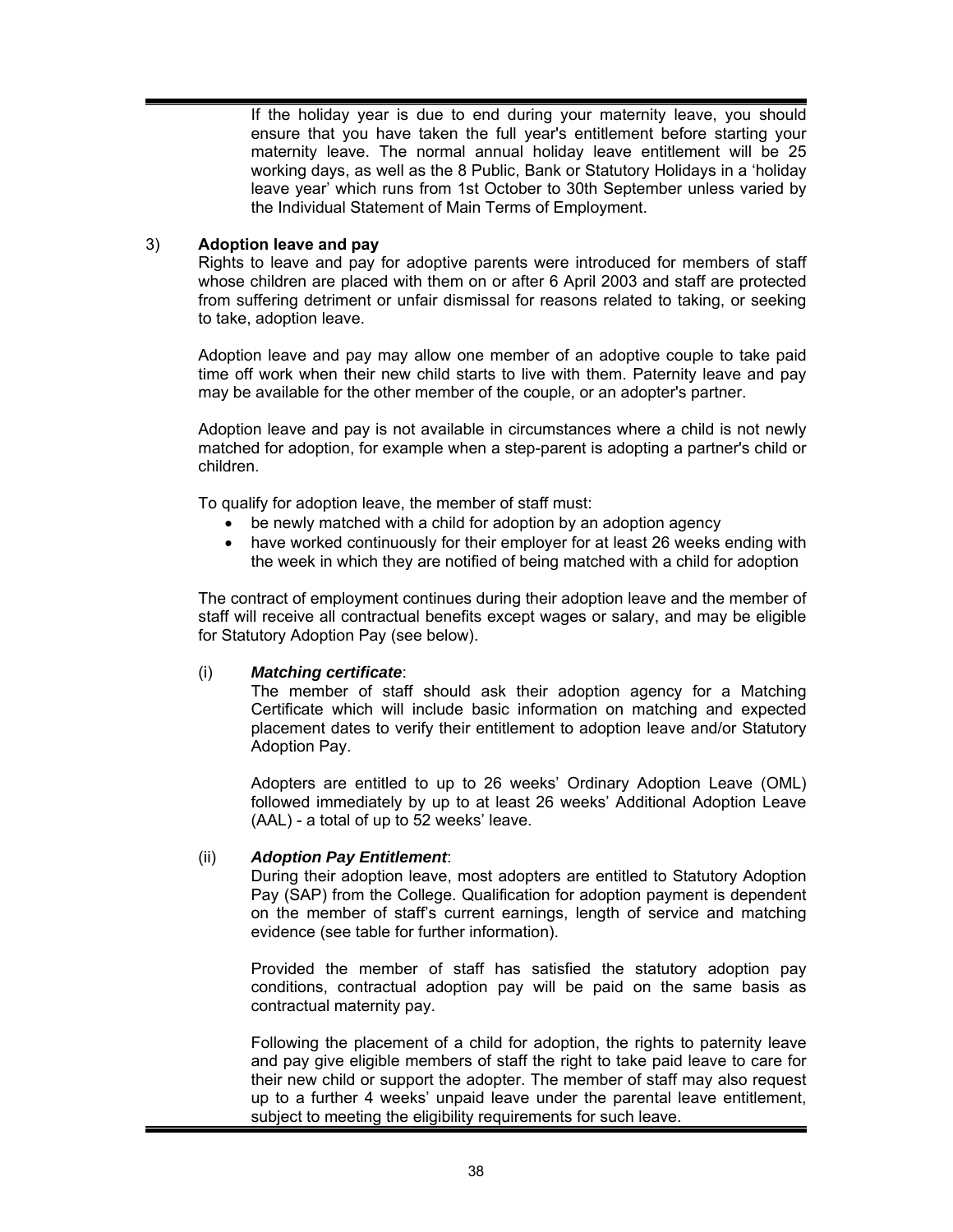If the holiday year is due to end during your maternity leave, you should ensure that you have taken the full year's entitlement before starting your maternity leave. The normal annual holiday leave entitlement will be 25 working days, as well as the 8 Public, Bank or Statutory Holidays in a 'holiday leave year' which runs from 1st October to 30th September unless varied by the Individual Statement of Main Terms of Employment.

3) **Adoption leave and pay**

Rights to leave and pay for adoptive parents were introduced for members of staff whose children are placed with them on or after 6 April 2003 and staff are protected from suffering detriment or unfair dismissal for reasons related to taking, or seeking to take, adoption leave.

Adoption leave and pay may allow one member of an adoptive couple to take paid time off work when their new child starts to live with them. Paternity leave and pay may be available for the other member of the couple, or an adopter's partner.

Adoption leave and pay is not available in circumstances where a child is not newly matched for adoption, for example when a step-parent is adopting a partner's child or children.

To qualify for adoption leave, the member of staff must:

- be newly matched with a child for adoption by an adoption agency
- have worked continuously for their employer for at least 26 weeks ending with the week in which they are notified of being matched with a child for adoption

The contract of employment continues during their adoption leave and the member of staff will receive all contractual benefits except wages or salary, and may be eligible for Statutory Adoption Pay (see below).

(i) ***Matching certificate***:

The member of staff should ask their adoption agency for a Matching Certificate which will include basic information on matching and expected placement dates to verify their entitlement to adoption leave and/or Statutory Adoption Pay.

Adopters are entitled to up to 26 weeks' Ordinary Adoption Leave (OML) followed immediately by up to at least 26 weeks' Additional Adoption Leave (AAL) - a total of up to 52 weeks' leave.

(ii) ***Adoption Pay Entitlement***:

During their adoption leave, most adopters are entitled to Statutory Adoption Pay (SAP) from the College. Qualification for adoption payment is dependent on the member of staff's current earnings, length of service and matching evidence (see table for further information).

Provided the member of staff has satisfied the statutory adoption pay conditions, contractual adoption pay will be paid on the same basis as contractual maternity pay.

Following the placement of a child for adoption, the rights to paternity leave and pay give eligible members of staff the right to take paid leave to care for their new child or support the adopter. The member of staff may also request up to a further 4 weeks' unpaid leave under the parental leave entitlement, subject to meeting the eligibility requirements for such leave.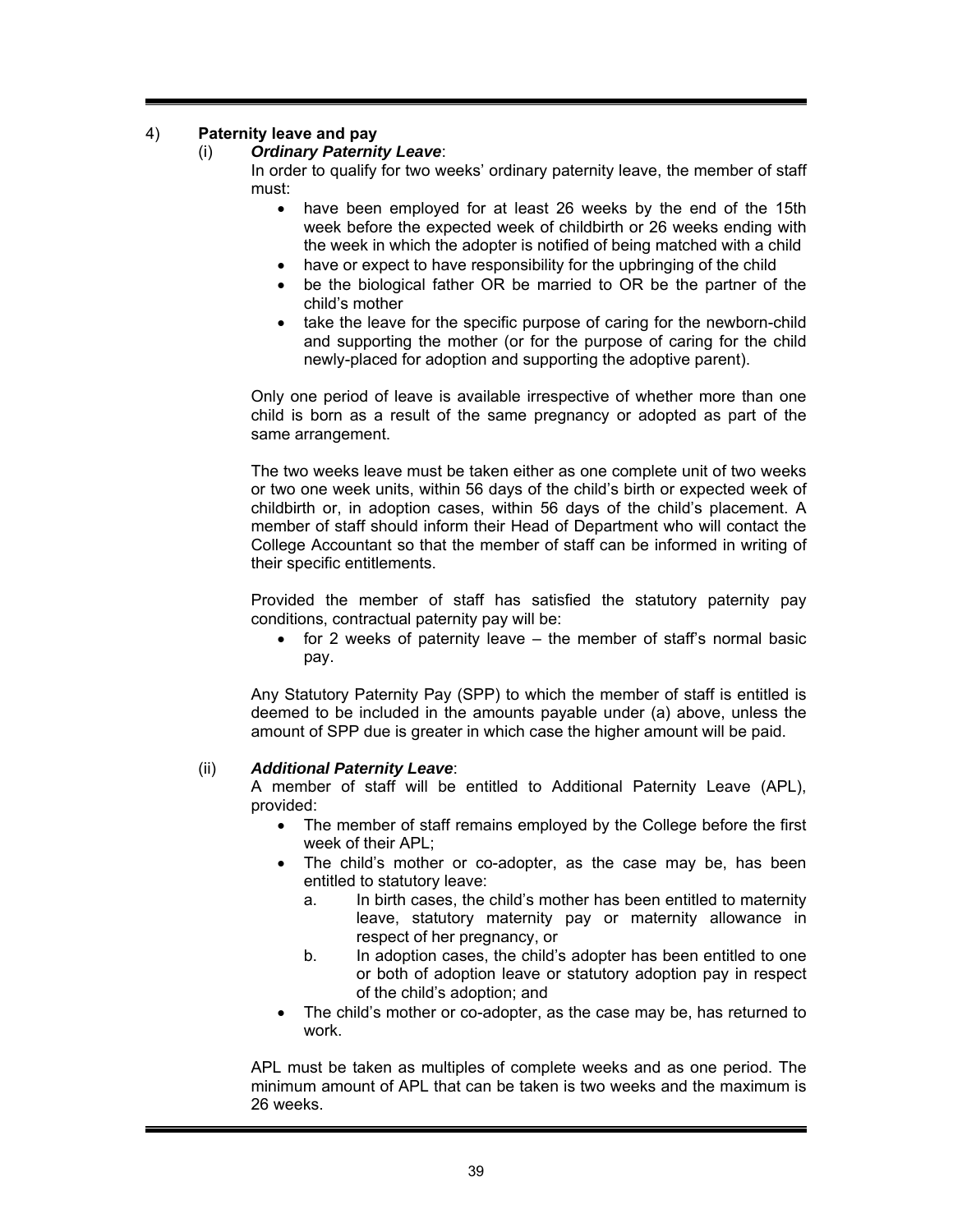4) **Paternity leave and pay**

(i) ***Ordinary Paternity Leave***:

In order to qualify for two weeks' ordinary paternity leave, the member of staff must:

- have been employed for at least 26 weeks by the end of the 15th week before the expected week of childbirth or 26 weeks ending with the week in which the adopter is notified of being matched with a child
- have or expect to have responsibility for the upbringing of the child
- be the biological father OR be married to OR be the partner of the child's mother
- take the leave for the specific purpose of caring for the newborn-child and supporting the mother (or for the purpose of caring for the child newly-placed for adoption and supporting the adoptive parent).

Only one period of leave is available irrespective of whether more than one child is born as a result of the same pregnancy or adopted as part of the same arrangement.

The two weeks leave must be taken either as one complete unit of two weeks or two one week units, within 56 days of the child's birth or expected week of childbirth or, in adoption cases, within 56 days of the child's placement. A member of staff should inform their Head of Department who will contact the College Accountant so that the member of staff can be informed in writing of their specific entitlements.

Provided the member of staff has satisfied the statutory paternity pay conditions, contractual paternity pay will be:

- for 2 weeks of paternity leave – the member of staff's normal basic pay.

Any Statutory Paternity Pay (SPP) to which the member of staff is entitled is deemed to be included in the amounts payable under (a) above, unless the amount of SPP due is greater in which case the higher amount will be paid.

(ii) ***Additional Paternity Leave***:

A member of staff will be entitled to Additional Paternity Leave (APL), provided:

- The member of staff remains employed by the College before the first week of their APL;
- The child's mother or co-adopter, as the case may be, has been entitled to statutory leave:
  a. In birth cases, the child's mother has been entitled to maternity leave, statutory maternity pay or maternity allowance in respect of her pregnancy, or
  b. In adoption cases, the child's adopter has been entitled to one or both of adoption leave or statutory adoption pay in respect of the child's adoption; and
- The child's mother or co-adopter, as the case may be, has returned to work.

APL must be taken as multiples of complete weeks and as one period. The minimum amount of APL that can be taken is two weeks and the maximum is 26 weeks.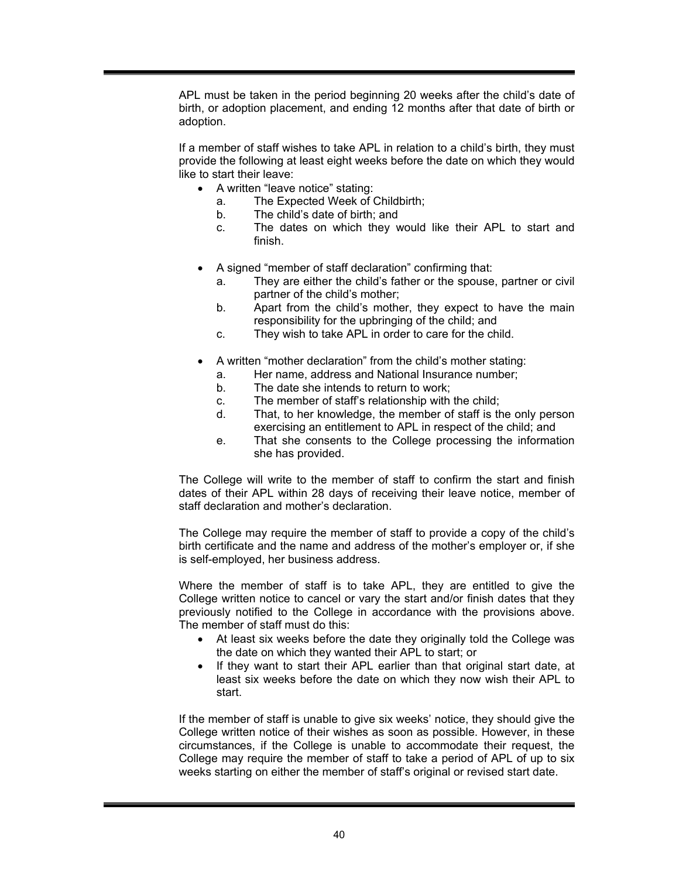APL must be taken in the period beginning 20 weeks after the child's date of birth, or adoption placement, and ending 12 months after that date of birth or adoption.

If a member of staff wishes to take APL in relation to a child's birth, they must provide the following at least eight weeks before the date on which they would like to start their leave:

- A written "leave notice" stating:
    a. The Expected Week of Childbirth;
    b. The child's date of birth; and
    c. The dates on which they would like their APL to start and finish.

- A signed "member of staff declaration" confirming that:
    a. They are either the child's father or the spouse, partner or civil partner of the child's mother;
    b. Apart from the child's mother, they expect to have the main responsibility for the upbringing of the child; and
    c. They wish to take APL in order to care for the child.

- A written "mother declaration" from the child's mother stating:
    a. Her name, address and National Insurance number;
    b. The date she intends to return to work;
    c. The member of staff's relationship with the child;
    d. That, to her knowledge, the member of staff is the only person exercising an entitlement to APL in respect of the child; and
    e. That she consents to the College processing the information she has provided.

The College will write to the member of staff to confirm the start and finish dates of their APL within 28 days of receiving their leave notice, member of staff declaration and mother's declaration.

The College may require the member of staff to provide a copy of the child's birth certificate and the name and address of the mother's employer or, if she is self-employed, her business address.

Where the member of staff is to take APL, they are entitled to give the College written notice to cancel or vary the start and/or finish dates that they previously notified to the College in accordance with the provisions above. The member of staff must do this:

- At least six weeks before the date they originally told the College was the date on which they wanted their APL to start; or
- If they want to start their APL earlier than that original start date, at least six weeks before the date on which they now wish their APL to start.

If the member of staff is unable to give six weeks' notice, they should give the College written notice of their wishes as soon as possible. However, in these circumstances, if the College is unable to accommodate their request, the College may require the member of staff to take a period of APL of up to six weeks starting on either the member of staff's original or revised start date.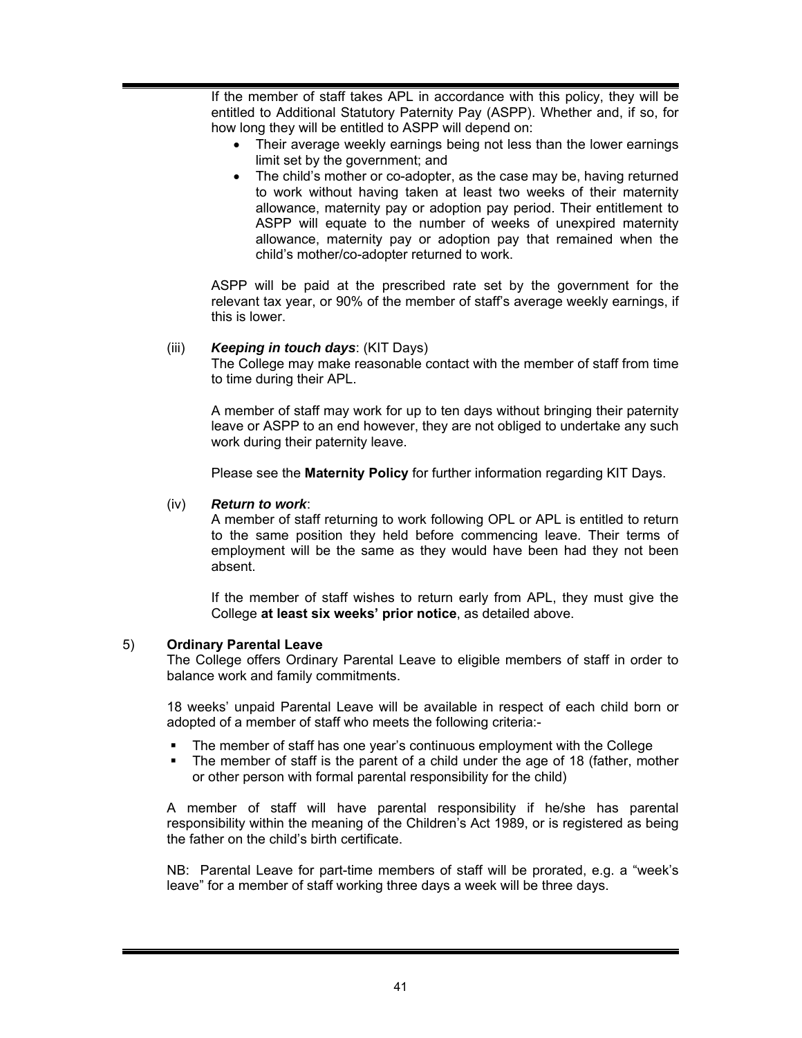If the member of staff takes APL in accordance with this policy, they will be entitled to Additional Statutory Paternity Pay (ASPP). Whether and, if so, for how long they will be entitled to ASPP will depend on:

- Their average weekly earnings being not less than the lower earnings limit set by the government; and
- The child's mother or co-adopter, as the case may be, having returned to work without having taken at least two weeks of their maternity allowance, maternity pay or adoption pay period. Their entitlement to ASPP will equate to the number of weeks of unexpired maternity allowance, maternity pay or adoption pay that remained when the child's mother/co-adopter returned to work.

ASPP will be paid at the prescribed rate set by the government for the relevant tax year, or 90% of the member of staff's average weekly earnings, if this is lower.

(iii) ***Keeping in touch days***: (KIT Days)

The College may make reasonable contact with the member of staff from time to time during their APL.

A member of staff may work for up to ten days without bringing their paternity leave or ASPP to an end however, they are not obliged to undertake any such work during their paternity leave.

Please see the **Maternity Policy** for further information regarding KIT Days.

(iv) ***Return to work***:

A member of staff returning to work following OPL or APL is entitled to return to the same position they held before commencing leave. Their terms of employment will be the same as they would have been had they not been absent.

If the member of staff wishes to return early from APL, they must give the College **at least six weeks' prior notice**, as detailed above.

5) **Ordinary Parental Leave**

The College offers Ordinary Parental Leave to eligible members of staff in order to balance work and family commitments.

18 weeks' unpaid Parental Leave will be available in respect of each child born or adopted of a member of staff who meets the following criteria:-

- The member of staff has one year's continuous employment with the College
- The member of staff is the parent of a child under the age of 18 (father, mother or other person with formal parental responsibility for the child)

A member of staff will have parental responsibility if he/she has parental responsibility within the meaning of the Children's Act 1989, or is registered as being the father on the child's birth certificate.

NB: Parental Leave for part-time members of staff will be prorated, e.g. a "week's leave" for a member of staff working three days a week will be three days.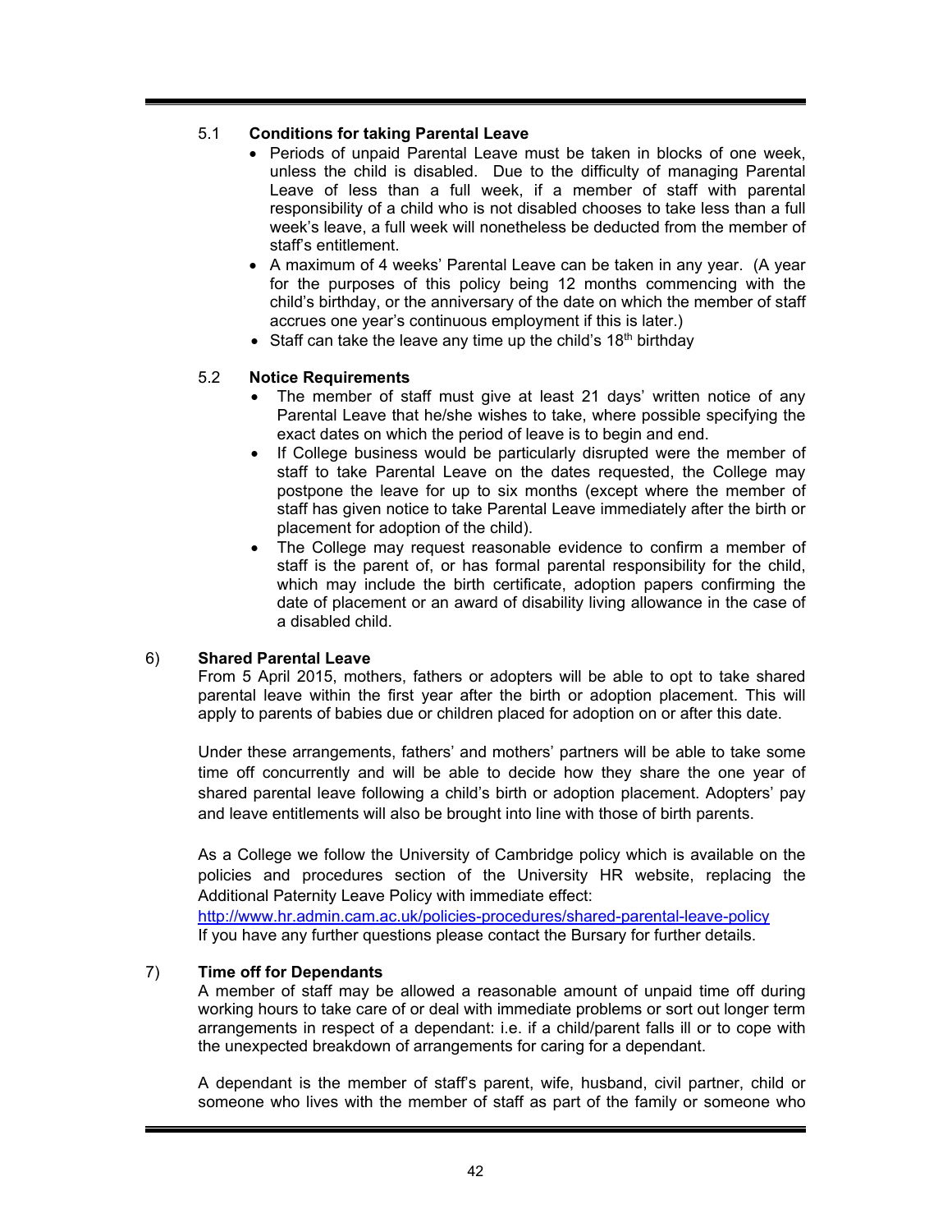### 5.1 Conditions for taking Parental Leave

- Periods of unpaid Parental Leave must be taken in blocks of one week, unless the child is disabled. Due to the difficulty of managing Parental Leave of less than a full week, if a member of staff with parental responsibility of a child who is not disabled chooses to take less than a full week's leave, a full week will nonetheless be deducted from the member of staff's entitlement.
- A maximum of 4 weeks' Parental Leave can be taken in any year. (A year for the purposes of this policy being 12 months commencing with the child's birthday, or the anniversary of the date on which the member of staff accrues one year's continuous employment if this is later.)
- Staff can take the leave any time up the child's 18th birthday

### 5.2 Notice Requirements

- The member of staff must give at least 21 days' written notice of any Parental Leave that he/she wishes to take, where possible specifying the exact dates on which the period of leave is to begin and end.
- If College business would be particularly disrupted were the member of staff to take Parental Leave on the dates requested, the College may postpone the leave for up to six months (except where the member of staff has given notice to take Parental Leave immediately after the birth or placement for adoption of the child).
- The College may request reasonable evidence to confirm a member of staff is the parent of, or has formal parental responsibility for the child, which may include the birth certificate, adoption papers confirming the date of placement or an award of disability living allowance in the case of a disabled child.

## 6) Shared Parental Leave

From 5 April 2015, mothers, fathers or adopters will be able to opt to take shared parental leave within the first year after the birth or adoption placement. This will apply to parents of babies due or children placed for adoption on or after this date.

Under these arrangements, fathers' and mothers' partners will be able to take some time off concurrently and will be able to decide how they share the one year of shared parental leave following a child's birth or adoption placement. Adopters' pay and leave entitlements will also be brought into line with those of birth parents.

As a College we follow the University of Cambridge policy which is available on the policies and procedures section of the University HR website, replacing the Additional Paternity Leave Policy with immediate effect:
http://www.hr.admin.cam.ac.uk/policies-procedures/shared-parental-leave-policy
If you have any further questions please contact the Bursary for further details.

## 7) Time off for Dependants

A member of staff may be allowed a reasonable amount of unpaid time off during working hours to take care of or deal with immediate problems or sort out longer term arrangements in respect of a dependant: i.e. if a child/parent falls ill or to cope with the unexpected breakdown of arrangements for caring for a dependant.

A dependant is the member of staff's parent, wife, husband, civil partner, child or someone who lives with the member of staff as part of the family or someone who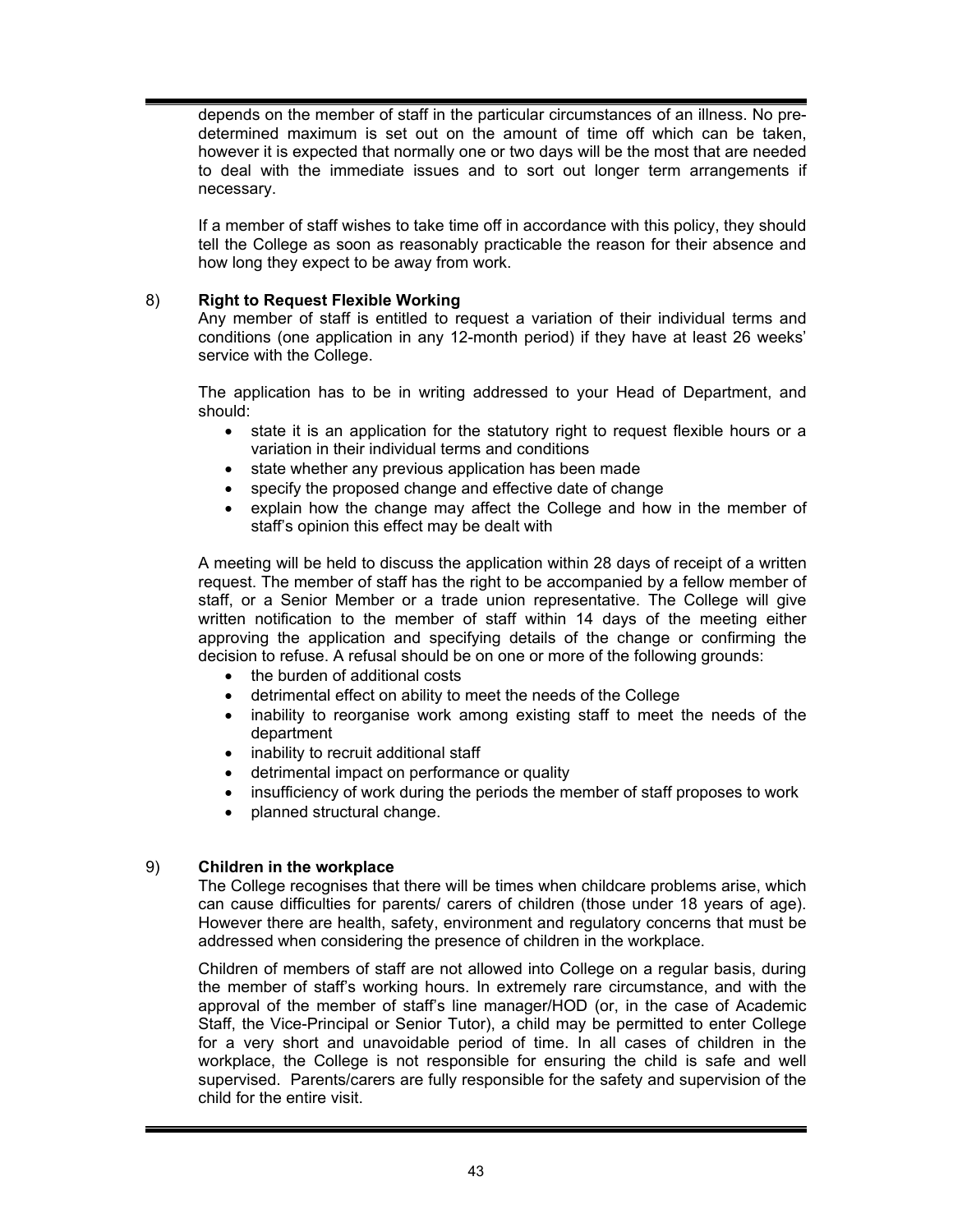depends on the member of staff in the particular circumstances of an illness. No pre-determined maximum is set out on the amount of time off which can be taken, however it is expected that normally one or two days will be the most that are needed to deal with the immediate issues and to sort out longer term arrangements if necessary.

If a member of staff wishes to take time off in accordance with this policy, they should tell the College as soon as reasonably practicable the reason for their absence and how long they expect to be away from work.

8) **Right to Request Flexible Working**

Any member of staff is entitled to request a variation of their individual terms and conditions (one application in any 12-month period) if they have at least 26 weeks' service with the College.

The application has to be in writing addressed to your Head of Department, and should:

- state it is an application for the statutory right to request flexible hours or a variation in their individual terms and conditions
- state whether any previous application has been made
- specify the proposed change and effective date of change
- explain how the change may affect the College and how in the member of staff's opinion this effect may be dealt with

A meeting will be held to discuss the application within 28 days of receipt of a written request. The member of staff has the right to be accompanied by a fellow member of staff, or a Senior Member or a trade union representative. The College will give written notification to the member of staff within 14 days of the meeting either approving the application and specifying details of the change or confirming the decision to refuse. A refusal should be on one or more of the following grounds:

- the burden of additional costs
- detrimental effect on ability to meet the needs of the College
- inability to reorganise work among existing staff to meet the needs of the department
- inability to recruit additional staff
- detrimental impact on performance or quality
- insufficiency of work during the periods the member of staff proposes to work
- planned structural change.

9) **Children in the workplace**

The College recognises that there will be times when childcare problems arise, which can cause difficulties for parents/ carers of children (those under 18 years of age). However there are health, safety, environment and regulatory concerns that must be addressed when considering the presence of children in the workplace.

Children of members of staff are not allowed into College on a regular basis, during the member of staff's working hours. In extremely rare circumstance, and with the approval of the member of staff's line manager/HOD (or, in the case of Academic Staff, the Vice-Principal or Senior Tutor), a child may be permitted to enter College for a very short and unavoidable period of time. In all cases of children in the workplace, the College is not responsible for ensuring the child is safe and well supervised. Parents/carers are fully responsible for the safety and supervision of the child for the entire visit.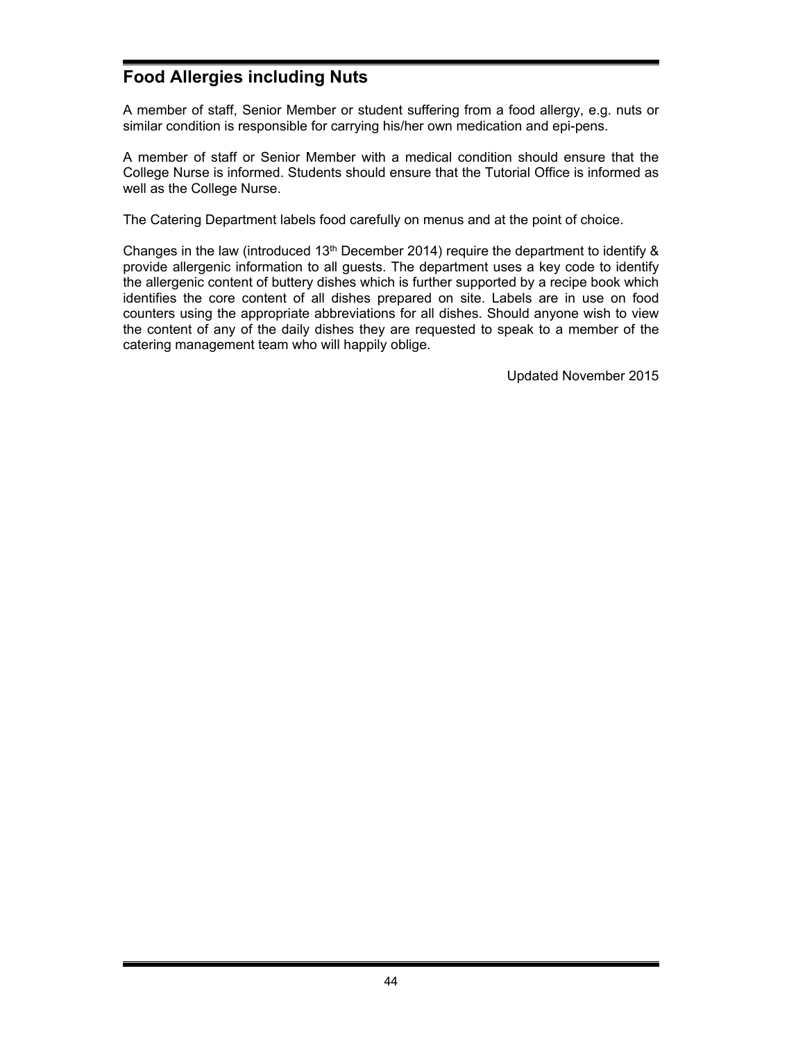## Food Allergies including Nuts

A member of staff, Senior Member or student suffering from a food allergy, e.g. nuts or similar condition is responsible for carrying his/her own medication and epi-pens.

A member of staff or Senior Member with a medical condition should ensure that the College Nurse is informed. Students should ensure that the Tutorial Office is informed as well as the College Nurse.

The Catering Department labels food carefully on menus and at the point of choice.

Changes in the law (introduced 13th December 2014) require the department to identify & provide allergenic information to all guests. The department uses a key code to identify the allergenic content of buttery dishes which is further supported by a recipe book which identifies the core content of all dishes prepared on site. Labels are in use on food counters using the appropriate abbreviations for all dishes. Should anyone wish to view the content of any of the daily dishes they are requested to speak to a member of the catering management team who will happily oblige.

Updated November 2015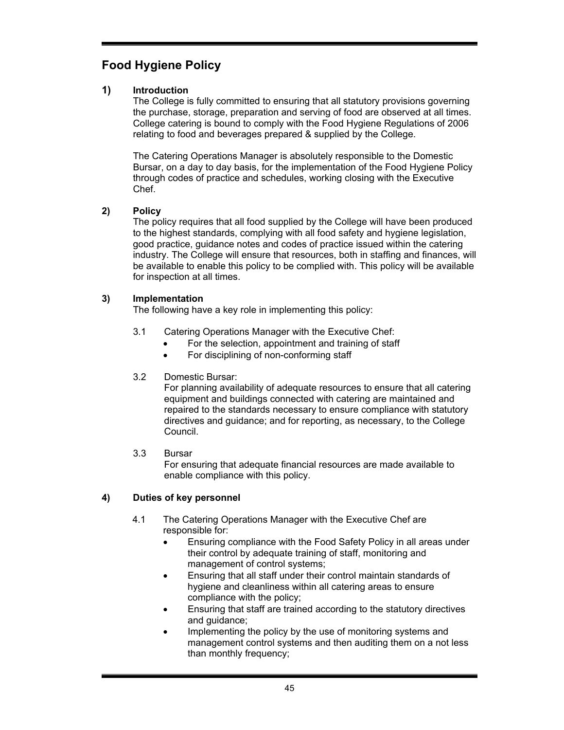## Food Hygiene Policy

### 1) Introduction

The College is fully committed to ensuring that all statutory provisions governing the purchase, storage, preparation and serving of food are observed at all times. College catering is bound to comply with the Food Hygiene Regulations of 2006 relating to food and beverages prepared & supplied by the College.

The Catering Operations Manager is absolutely responsible to the Domestic Bursar, on a day to day basis, for the implementation of the Food Hygiene Policy through codes of practice and schedules, working closing with the Executive Chef.

### 2) Policy

The policy requires that all food supplied by the College will have been produced to the highest standards, complying with all food safety and hygiene legislation, good practice, guidance notes and codes of practice issued within the catering industry. The College will ensure that resources, both in staffing and finances, will be available to enable this policy to be complied with. This policy will be available for inspection at all times.

### 3) Implementation

The following have a key role in implementing this policy:

3.1 Catering Operations Manager with the Executive Chef:

- For the selection, appointment and training of staff
- For disciplining of non-conforming staff

3.2 Domestic Bursar:

For planning availability of adequate resources to ensure that all catering equipment and buildings connected with catering are maintained and repaired to the standards necessary to ensure compliance with statutory directives and guidance; and for reporting, as necessary, to the College Council.

3.3 Bursar

For ensuring that adequate financial resources are made available to enable compliance with this policy.

### 4) Duties of key personnel

4.1 The Catering Operations Manager with the Executive Chef are responsible for:

- Ensuring compliance with the Food Safety Policy in all areas under their control by adequate training of staff, monitoring and management of control systems;
- Ensuring that all staff under their control maintain standards of hygiene and cleanliness within all catering areas to ensure compliance with the policy;
- Ensuring that staff are trained according to the statutory directives and guidance;
- Implementing the policy by the use of monitoring systems and management control systems and then auditing them on a not less than monthly frequency;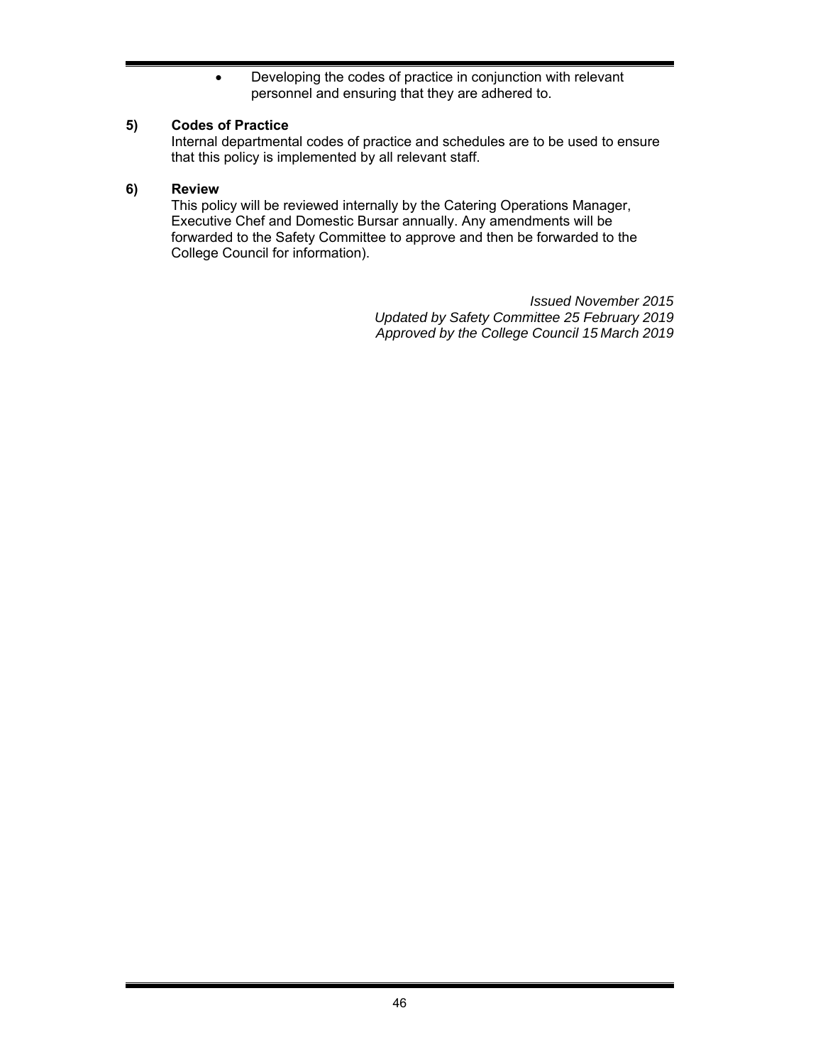- Developing the codes of practice in conjunction with relevant personnel and ensuring that they are adhered to.

**5) Codes of Practice**

Internal departmental codes of practice and schedules are to be used to ensure that this policy is implemented by all relevant staff.

**6) Review**

This policy will be reviewed internally by the Catering Operations Manager, Executive Chef and Domestic Bursar annually. Any amendments will be forwarded to the Safety Committee to approve and then be forwarded to the College Council for information).

*Issued November 2015*
*Updated by Safety Committee 25 February 2019*
*Approved by the College Council 15 March 2019*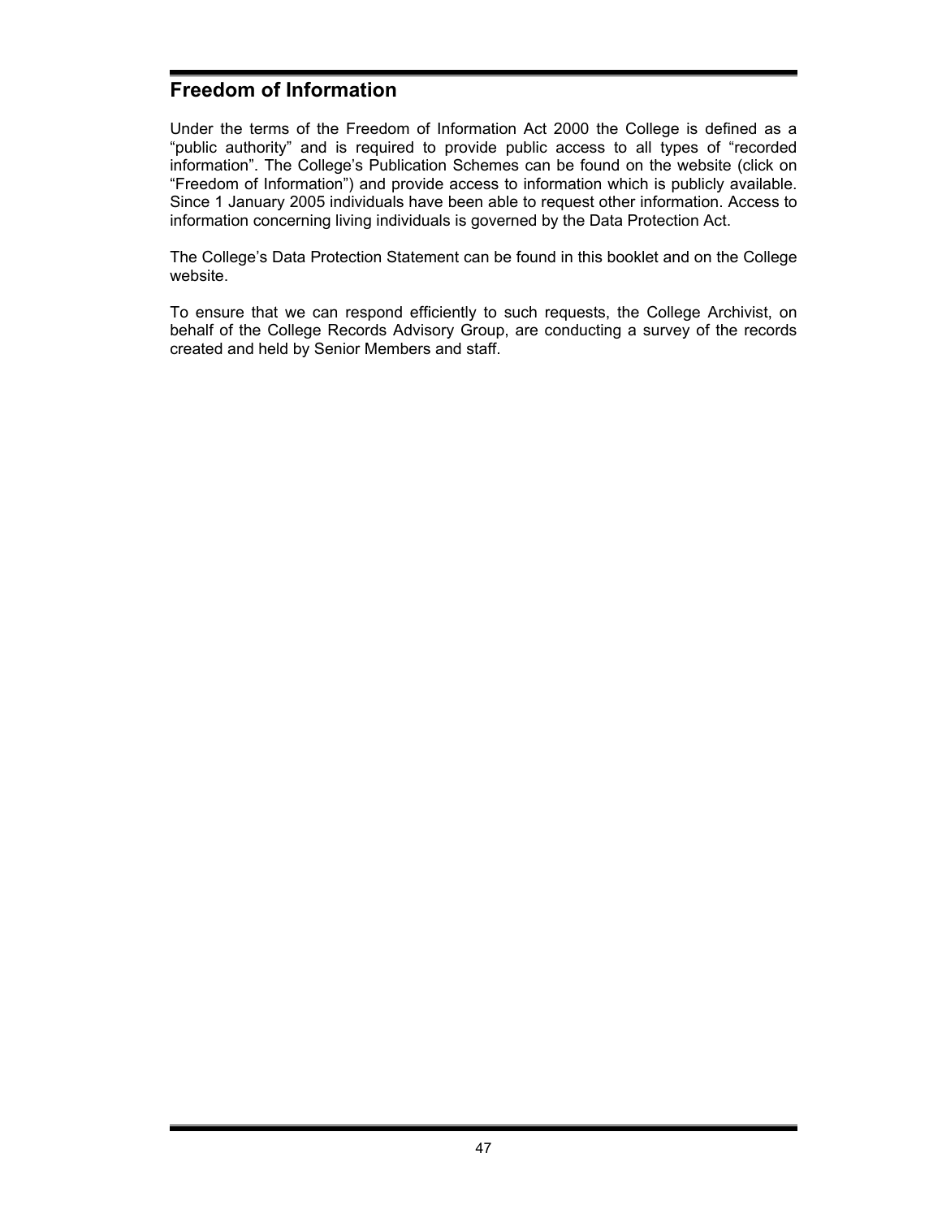## Freedom of Information

Under the terms of the Freedom of Information Act 2000 the College is defined as a "public authority" and is required to provide public access to all types of "recorded information". The College's Publication Schemes can be found on the website (click on "Freedom of Information") and provide access to information which is publicly available. Since 1 January 2005 individuals have been able to request other information. Access to information concerning living individuals is governed by the Data Protection Act.

The College's Data Protection Statement can be found in this booklet and on the College website.

To ensure that we can respond efficiently to such requests, the College Archivist, on behalf of the College Records Advisory Group, are conducting a survey of the records created and held by Senior Members and staff.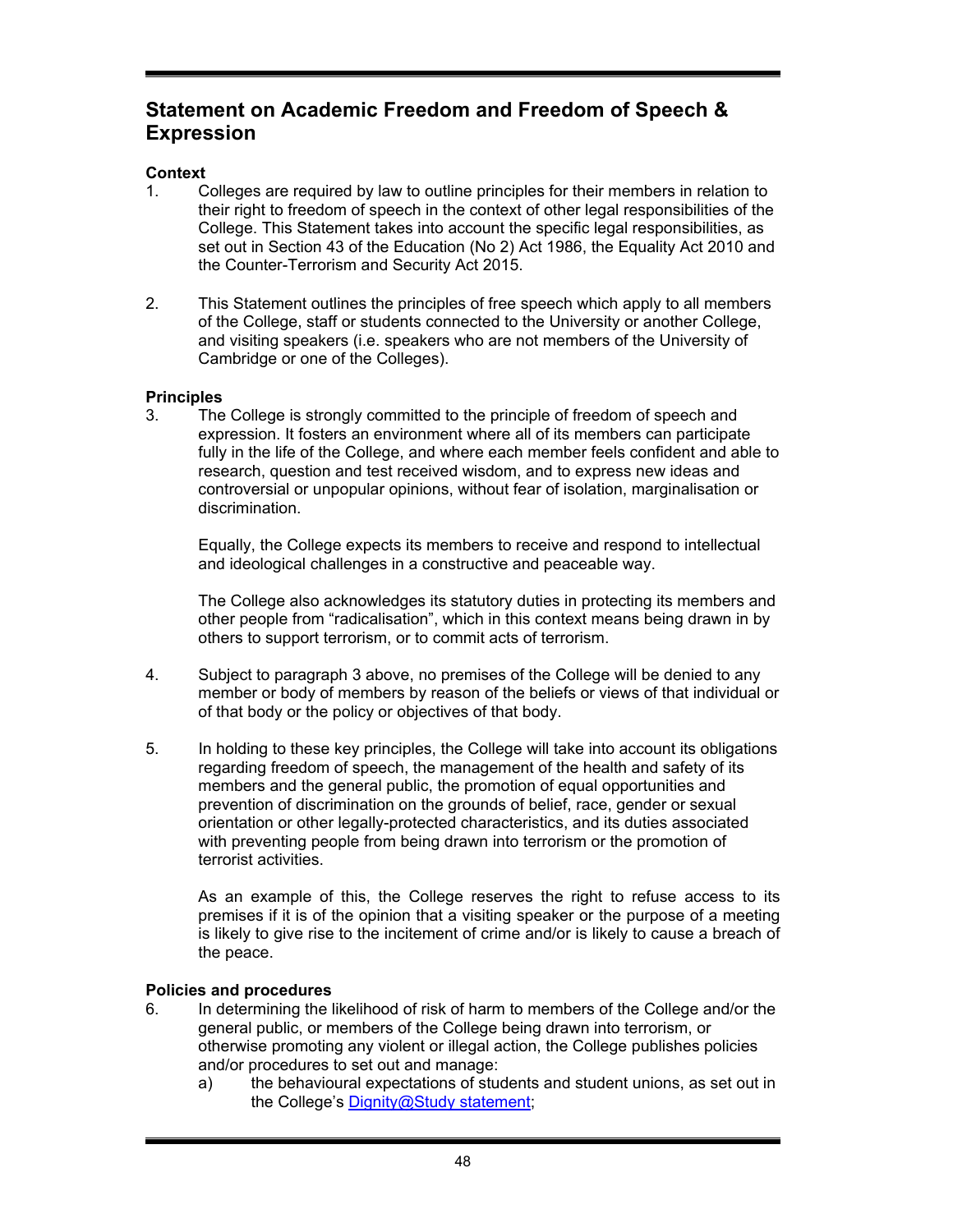## Statement on Academic Freedom and Freedom of Speech & Expression

**Context**

1. Colleges are required by law to outline principles for their members in relation to their right to freedom of speech in the context of other legal responsibilities of the College. This Statement takes into account the specific legal responsibilities, as set out in Section 43 of the Education (No 2) Act 1986, the Equality Act 2010 and the Counter-Terrorism and Security Act 2015.

2. This Statement outlines the principles of free speech which apply to all members of the College, staff or students connected to the University or another College, and visiting speakers (i.e. speakers who are not members of the University of Cambridge or one of the Colleges).

**Principles**

3. The College is strongly committed to the principle of freedom of speech and expression. It fosters an environment where all of its members can participate fully in the life of the College, and where each member feels confident and able to research, question and test received wisdom, and to express new ideas and controversial or unpopular opinions, without fear of isolation, marginalisation or discrimination.

   Equally, the College expects its members to receive and respond to intellectual and ideological challenges in a constructive and peaceable way.

   The College also acknowledges its statutory duties in protecting its members and other people from "radicalisation", which in this context means being drawn in by others to support terrorism, or to commit acts of terrorism.

4. Subject to paragraph 3 above, no premises of the College will be denied to any member or body of members by reason of the beliefs or views of that individual or of that body or the policy or objectives of that body.

5. In holding to these key principles, the College will take into account its obligations regarding freedom of speech, the management of the health and safety of its members and the general public, the promotion of equal opportunities and prevention of discrimination on the grounds of belief, race, gender or sexual orientation or other legally-protected characteristics, and its duties associated with preventing people from being drawn into terrorism or the promotion of terrorist activities.

   As an example of this, the College reserves the right to refuse access to its premises if it is of the opinion that a visiting speaker or the purpose of a meeting is likely to give rise to the incitement of crime and/or is likely to cause a breach of the peace.

**Policies and procedures**

6. In determining the likelihood of risk of harm to members of the College and/or the general public, or members of the College being drawn into terrorism, or otherwise promoting any violent or illegal action, the College publishes policies and/or procedures to set out and manage:
   a) the behavioural expectations of students and student unions, as set out in the College's Dignity@Study statement;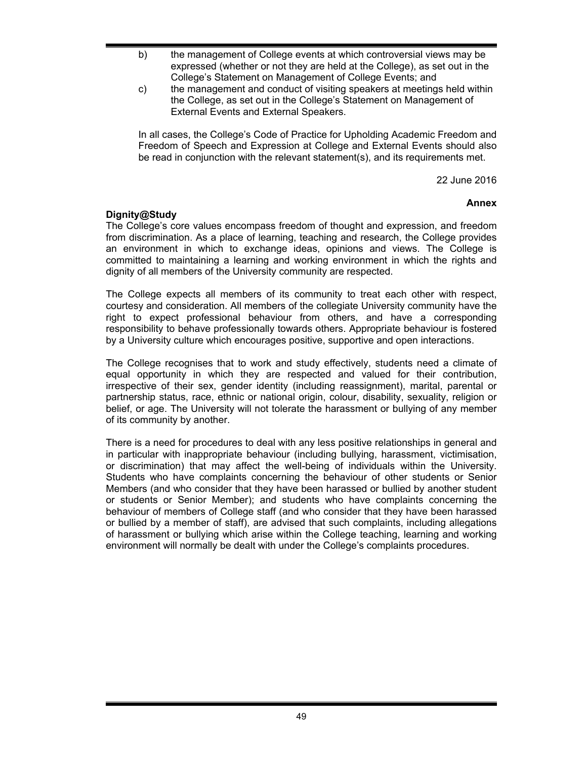b) the management of College events at which controversial views may be expressed (whether or not they are held at the College), as set out in the College's Statement on Management of College Events; and

c) the management and conduct of visiting speakers at meetings held within the College, as set out in the College's Statement on Management of External Events and External Speakers.

In all cases, the College's Code of Practice for Upholding Academic Freedom and Freedom of Speech and Expression at College and External Events should also be read in conjunction with the relevant statement(s), and its requirements met.

22 June 2016

**Annex**

**Dignity@Study**

The College's core values encompass freedom of thought and expression, and freedom from discrimination. As a place of learning, teaching and research, the College provides an environment in which to exchange ideas, opinions and views. The College is committed to maintaining a learning and working environment in which the rights and dignity of all members of the University community are respected.

The College expects all members of its community to treat each other with respect, courtesy and consideration. All members of the collegiate University community have the right to expect professional behaviour from others, and have a corresponding responsibility to behave professionally towards others. Appropriate behaviour is fostered by a University culture which encourages positive, supportive and open interactions.

The College recognises that to work and study effectively, students need a climate of equal opportunity in which they are respected and valued for their contribution, irrespective of their sex, gender identity (including reassignment), marital, parental or partnership status, race, ethnic or national origin, colour, disability, sexuality, religion or belief, or age. The University will not tolerate the harassment or bullying of any member of its community by another.

There is a need for procedures to deal with any less positive relationships in general and in particular with inappropriate behaviour (including bullying, harassment, victimisation, or discrimination) that may affect the well-being of individuals within the University. Students who have complaints concerning the behaviour of other students or Senior Members (and who consider that they have been harassed or bullied by another student or students or Senior Member); and students who have complaints concerning the behaviour of members of College staff (and who consider that they have been harassed or bullied by a member of staff), are advised that such complaints, including allegations of harassment or bullying which arise within the College teaching, learning and working environment will normally be dealt with under the College's complaints procedures.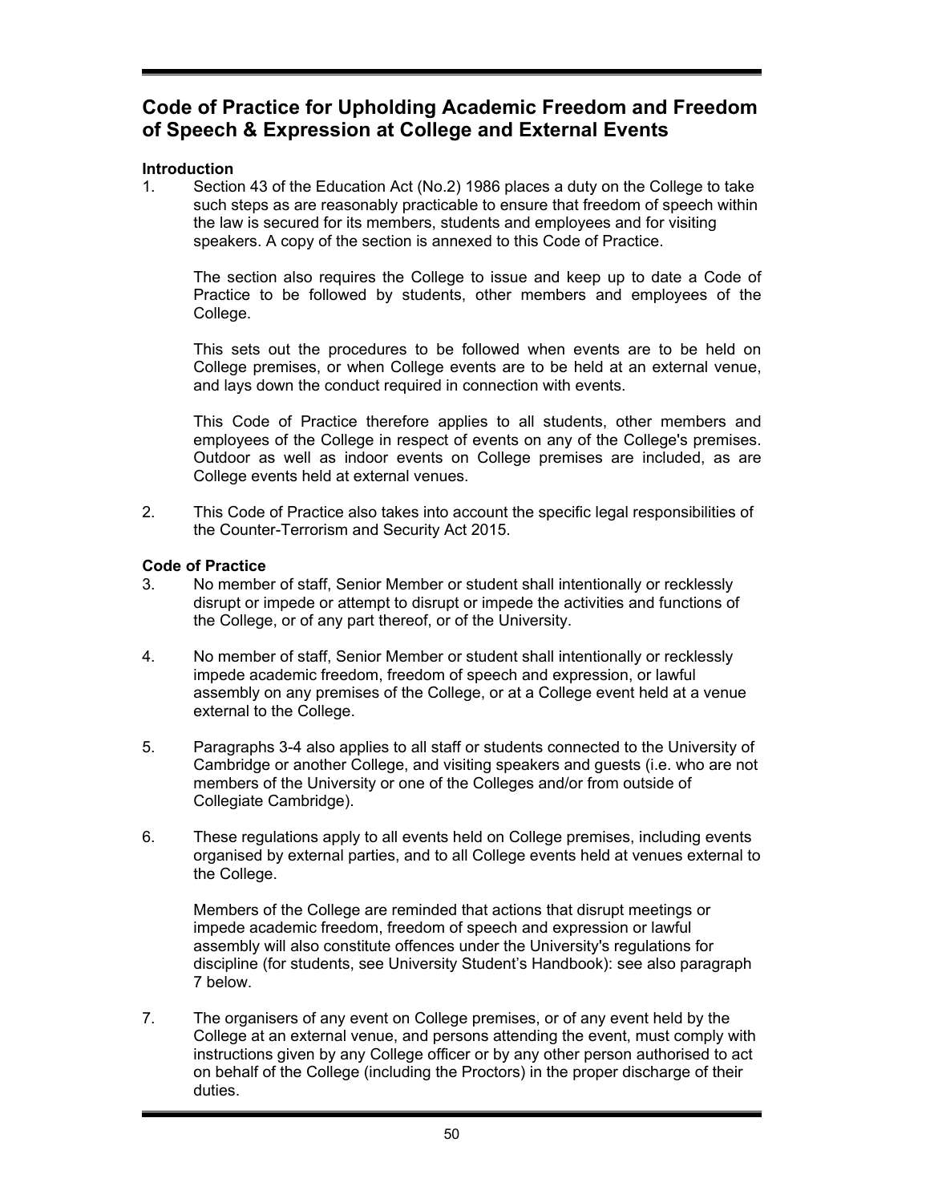## Code of Practice for Upholding Academic Freedom and Freedom of Speech & Expression at College and External Events

### Introduction

1. Section 43 of the Education Act (No.2) 1986 places a duty on the College to take such steps as are reasonably practicable to ensure that freedom of speech within the law is secured for its members, students and employees and for visiting speakers. A copy of the section is annexed to this Code of Practice.

   The section also requires the College to issue and keep up to date a Code of Practice to be followed by students, other members and employees of the College.

   This sets out the procedures to be followed when events are to be held on College premises, or when College events are to be held at an external venue, and lays down the conduct required in connection with events.

   This Code of Practice therefore applies to all students, other members and employees of the College in respect of events on any of the College's premises. Outdoor as well as indoor events on College premises are included, as are College events held at external venues.

2. This Code of Practice also takes into account the specific legal responsibilities of the Counter-Terrorism and Security Act 2015.

### Code of Practice

3. No member of staff, Senior Member or student shall intentionally or recklessly disrupt or impede or attempt to disrupt or impede the activities and functions of the College, or of any part thereof, or of the University.

4. No member of staff, Senior Member or student shall intentionally or recklessly impede academic freedom, freedom of speech and expression, or lawful assembly on any premises of the College, or at a College event held at a venue external to the College.

5. Paragraphs 3-4 also applies to all staff or students connected to the University of Cambridge or another College, and visiting speakers and guests (i.e. who are not members of the University or one of the Colleges and/or from outside of Collegiate Cambridge).

6. These regulations apply to all events held on College premises, including events organised by external parties, and to all College events held at venues external to the College.

   Members of the College are reminded that actions that disrupt meetings or impede academic freedom, freedom of speech and expression or lawful assembly will also constitute offences under the University's regulations for discipline (for students, see University Student's Handbook): see also paragraph 7 below.

7. The organisers of any event on College premises, or of any event held by the College at an external venue, and persons attending the event, must comply with instructions given by any College officer or by any other person authorised to act on behalf of the College (including the Proctors) in the proper discharge of their duties.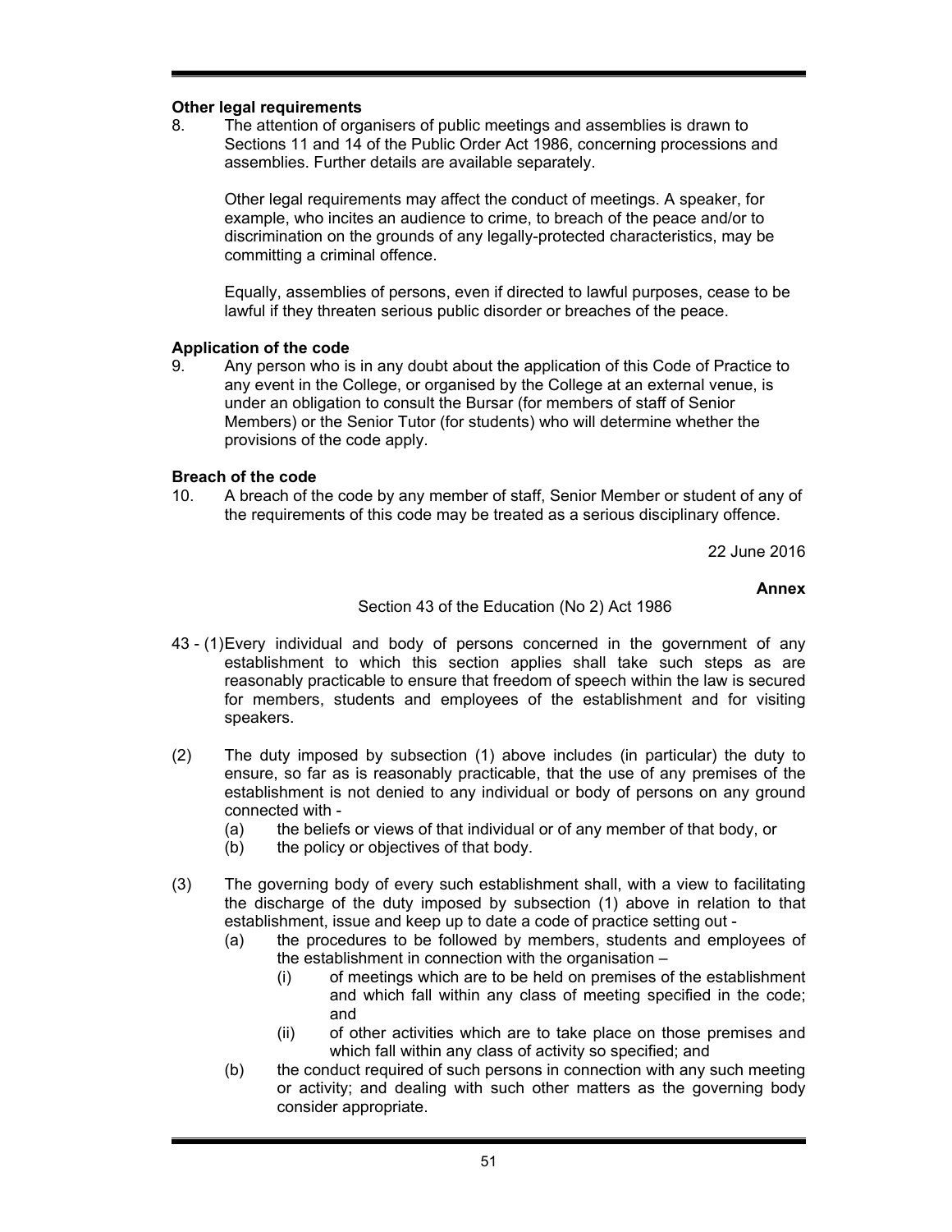**Other legal requirements**

8. The attention of organisers of public meetings and assemblies is drawn to Sections 11 and 14 of the Public Order Act 1986, concerning processions and assemblies. Further details are available separately.

   Other legal requirements may affect the conduct of meetings. A speaker, for example, who incites an audience to crime, to breach of the peace and/or to discrimination on the grounds of any legally-protected characteristics, may be committing a criminal offence.

   Equally, assemblies of persons, even if directed to lawful purposes, cease to be lawful if they threaten serious public disorder or breaches of the peace.

**Application of the code**

9. Any person who is in any doubt about the application of this Code of Practice to any event in the College, or organised by the College at an external venue, is under an obligation to consult the Bursar (for members of staff of Senior Members) or the Senior Tutor (for students) who will determine whether the provisions of the code apply.

**Breach of the code**

10. A breach of the code by any member of staff, Senior Member or student of any of the requirements of this code may be treated as a serious disciplinary offence.

22 June 2016

**Annex**

Section 43 of the Education (No 2) Act 1986

43 - (1) Every individual and body of persons concerned in the government of any establishment to which this section applies shall take such steps as are reasonably practicable to ensure that freedom of speech within the law is secured for members, students and employees of the establishment and for visiting speakers.

(2) The duty imposed by subsection (1) above includes (in particular) the duty to ensure, so far as is reasonably practicable, that the use of any premises of the establishment is not denied to any individual or body of persons on any ground connected with -
   - (a) the beliefs or views of that individual or of any member of that body, or
   - (b) the policy or objectives of that body.

(3) The governing body of every such establishment shall, with a view to facilitating the discharge of the duty imposed by subsection (1) above in relation to that establishment, issue and keep up to date a code of practice setting out -
   - (a) the procedures to be followed by members, students and employees of the establishment in connection with the organisation –
     - (i) of meetings which are to be held on premises of the establishment and which fall within any class of meeting specified in the code; and
     - (ii) of other activities which are to take place on those premises and which fall within any class of activity so specified; and
   - (b) the conduct required of such persons in connection with any such meeting or activity; and dealing with such other matters as the governing body consider appropriate.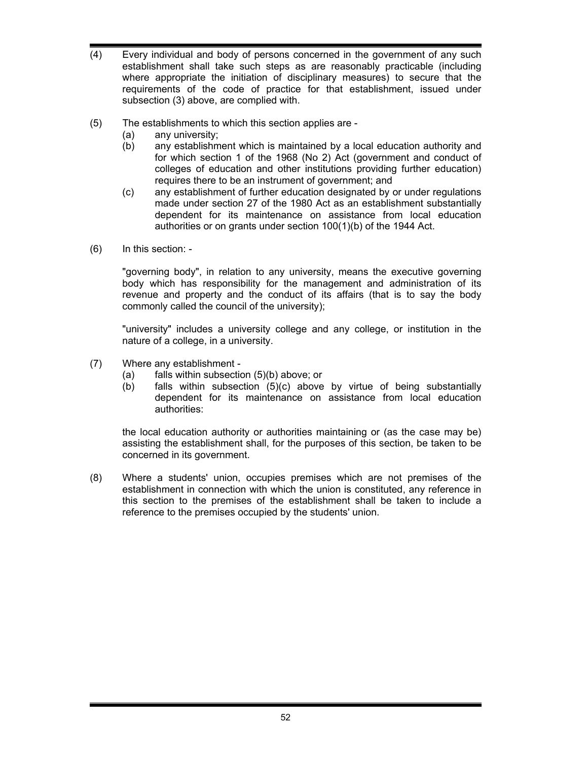(4) Every individual and body of persons concerned in the government of any such establishment shall take such steps as are reasonably practicable (including where appropriate the initiation of disciplinary measures) to secure that the requirements of the code of practice for that establishment, issued under subsection (3) above, are complied with.

(5) The establishments to which this section applies are -

- (a) any university;
- (b) any establishment which is maintained by a local education authority and for which section 1 of the 1968 (No 2) Act (government and conduct of colleges of education and other institutions providing further education) requires there to be an instrument of government; and
- (c) any establishment of further education designated by or under regulations made under section 27 of the 1980 Act as an establishment substantially dependent for its maintenance on assistance from local education authorities or on grants under section 100(1)(b) of the 1944 Act.

(6) In this section: -

"governing body", in relation to any university, means the executive governing body which has responsibility for the management and administration of its revenue and property and the conduct of its affairs (that is to say the body commonly called the council of the university);

"university" includes a university college and any college, or institution in the nature of a college, in a university.

(7) Where any establishment -

- (a) falls within subsection (5)(b) above; or
- (b) falls within subsection (5)(c) above by virtue of being substantially dependent for its maintenance on assistance from local education authorities:

the local education authority or authorities maintaining or (as the case may be) assisting the establishment shall, for the purposes of this section, be taken to be concerned in its government.

(8) Where a students' union, occupies premises which are not premises of the establishment in connection with which the union is constituted, any reference in this section to the premises of the establishment shall be taken to include a reference to the premises occupied by the students' union.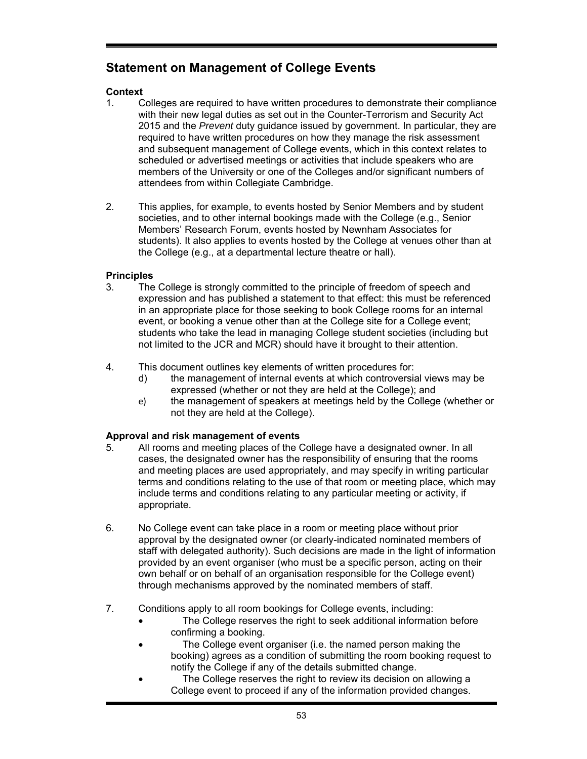## Statement on Management of College Events

**Context**

1. Colleges are required to have written procedures to demonstrate their compliance with their new legal duties as set out in the Counter-Terrorism and Security Act 2015 and the *Prevent* duty guidance issued by government. In particular, they are required to have written procedures on how they manage the risk assessment and subsequent management of College events, which in this context relates to scheduled or advertised meetings or activities that include speakers who are members of the University or one of the Colleges and/or significant numbers of attendees from within Collegiate Cambridge.

2. This applies, for example, to events hosted by Senior Members and by student societies, and to other internal bookings made with the College (e.g., Senior Members' Research Forum, events hosted by Newnham Associates for students). It also applies to events hosted by the College at venues other than at the College (e.g., at a departmental lecture theatre or hall).

**Principles**

3. The College is strongly committed to the principle of freedom of speech and expression and has published a statement to that effect: this must be referenced in an appropriate place for those seeking to book College rooms for an internal event, or booking a venue other than at the College site for a College event; students who take the lead in managing College student societies (including but not limited to the JCR and MCR) should have it brought to their attention.

4. This document outlines key elements of written procedures for:
   - d) the management of internal events at which controversial views may be expressed (whether or not they are held at the College); and
   - e) the management of speakers at meetings held by the College (whether or not they are held at the College).

**Approval and risk management of events**

5. All rooms and meeting places of the College have a designated owner. In all cases, the designated owner has the responsibility of ensuring that the rooms and meeting places are used appropriately, and may specify in writing particular terms and conditions relating to the use of that room or meeting place, which may include terms and conditions relating to any particular meeting or activity, if appropriate.

6. No College event can take place in a room or meeting place without prior approval by the designated owner (or clearly-indicated nominated members of staff with delegated authority). Such decisions are made in the light of information provided by an event organiser (who must be a specific person, acting on their own behalf or on behalf of an organisation responsible for the College event) through mechanisms approved by the nominated members of staff.

7. Conditions apply to all room bookings for College events, including:
   - The College reserves the right to seek additional information before confirming a booking.
   - The College event organiser (i.e. the named person making the booking) agrees as a condition of submitting the room booking request to notify the College if any of the details submitted change.
   - The College reserves the right to review its decision on allowing a College event to proceed if any of the information provided changes.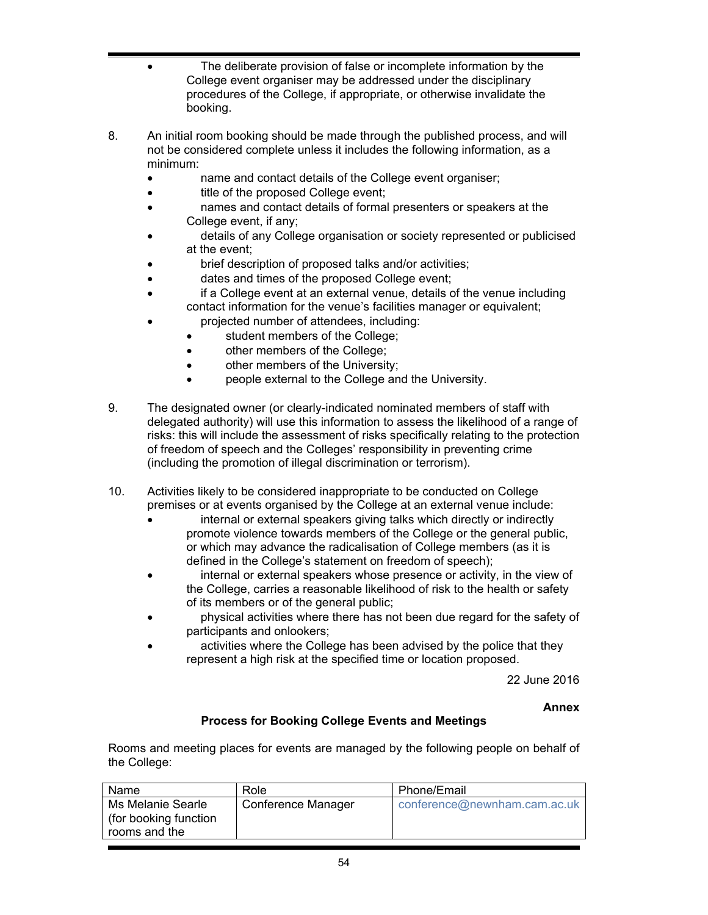- The deliberate provision of false or incomplete information by the College event organiser may be addressed under the disciplinary procedures of the College, if appropriate, or otherwise invalidate the booking.

8. An initial room booking should be made through the published process, and will not be considered complete unless it includes the following information, as a minimum:
   - name and contact details of the College event organiser;
   - title of the proposed College event;
   - names and contact details of formal presenters or speakers at the College event, if any;
   - details of any College organisation or society represented or publicised at the event;
   - brief description of proposed talks and/or activities;
   - dates and times of the proposed College event;
   - if a College event at an external venue, details of the venue including contact information for the venue's facilities manager or equivalent;
   - projected number of attendees, including:
     - student members of the College;
     - other members of the College;
     - other members of the University;
     - people external to the College and the University.

9. The designated owner (or clearly-indicated nominated members of staff with delegated authority) will use this information to assess the likelihood of a range of risks: this will include the assessment of risks specifically relating to the protection of freedom of speech and the Colleges' responsibility in preventing crime (including the promotion of illegal discrimination or terrorism).

10. Activities likely to be considered inappropriate to be conducted on College premises or at events organised by the College at an external venue include:
    - internal or external speakers giving talks which directly or indirectly promote violence towards members of the College or the general public, or which may advance the radicalisation of College members (as it is defined in the College's statement on freedom of speech);
    - internal or external speakers whose presence or activity, in the view of the College, carries a reasonable likelihood of risk to the health or safety of its members or of the general public;
    - physical activities where there has not been due regard for the safety of participants and onlookers;
    - activities where the College has been advised by the police that they represent a high risk at the specified time or location proposed.

22 June 2016

**Annex**

**Process for Booking College Events and Meetings**

Rooms and meeting places for events are managed by the following people on behalf of the College:

| Name | Role | Phone/Email |
|---|---|---|
| Ms Melanie Searle (for booking function rooms and the | Conference Manager | conference@newnham.cam.ac.uk |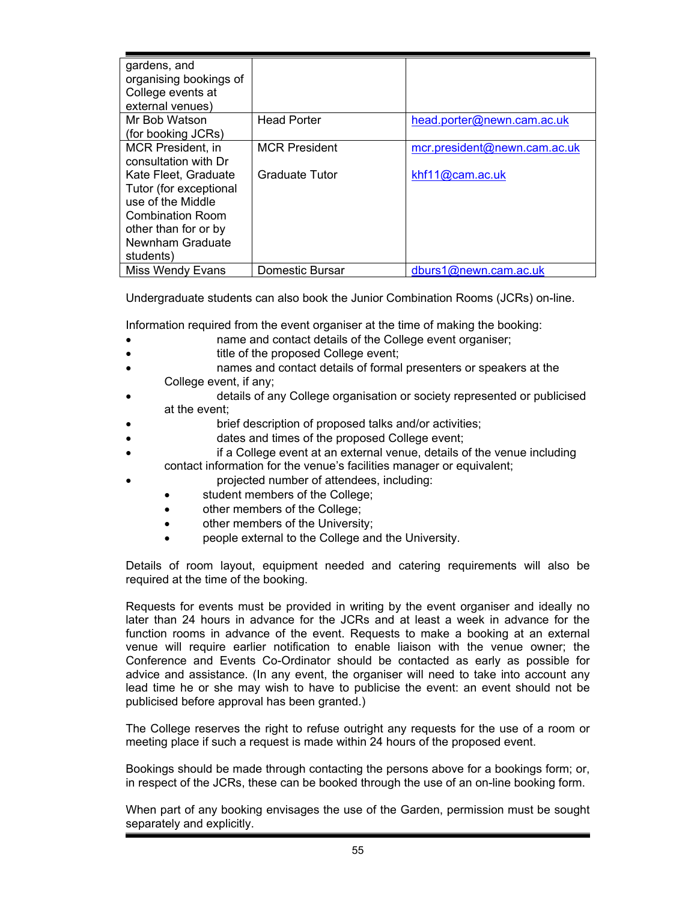| | | |
|---|---|---|
| gardens, and organising bookings of College events at external venues) | | |
| Mr Bob Watson (for booking JCRs) | Head Porter | head.porter@newn.cam.ac.uk |
| MCR President, in consultation with Dr Kate Fleet, Graduate Tutor (for exceptional use of the Middle Combination Room other than for or by Newnham Graduate students) | MCR President<br><br>Graduate Tutor | mcr.president@newn.cam.ac.uk<br><br>khf11@cam.ac.uk |
| Miss Wendy Evans | Domestic Bursar | dburs1@newn.cam.ac.uk |

Undergraduate students can also book the Junior Combination Rooms (JCRs) on-line.

Information required from the event organiser at the time of making the booking:

- name and contact details of the College event organiser;
- title of the proposed College event;
- names and contact details of formal presenters or speakers at the College event, if any;
- details of any College organisation or society represented or publicised at the event;
- brief description of proposed talks and/or activities;
- dates and times of the proposed College event;
- if a College event at an external venue, details of the venue including contact information for the venue's facilities manager or equivalent;
- projected number of attendees, including:
  - student members of the College;
  - other members of the College;
  - other members of the University;
  - people external to the College and the University.

Details of room layout, equipment needed and catering requirements will also be required at the time of the booking.

Requests for events must be provided in writing by the event organiser and ideally no later than 24 hours in advance for the JCRs and at least a week in advance for the function rooms in advance of the event. Requests to make a booking at an external venue will require earlier notification to enable liaison with the venue owner; the Conference and Events Co-Ordinator should be contacted as early as possible for advice and assistance. (In any event, the organiser will need to take into account any lead time he or she may wish to have to publicise the event: an event should not be publicised before approval has been granted.)

The College reserves the right to refuse outright any requests for the use of a room or meeting place if such a request is made within 24 hours of the proposed event.

Bookings should be made through contacting the persons above for a bookings form; or, in respect of the JCRs, these can be booked through the use of an on-line booking form.

When part of any booking envisages the use of the Garden, permission must be sought separately and explicitly.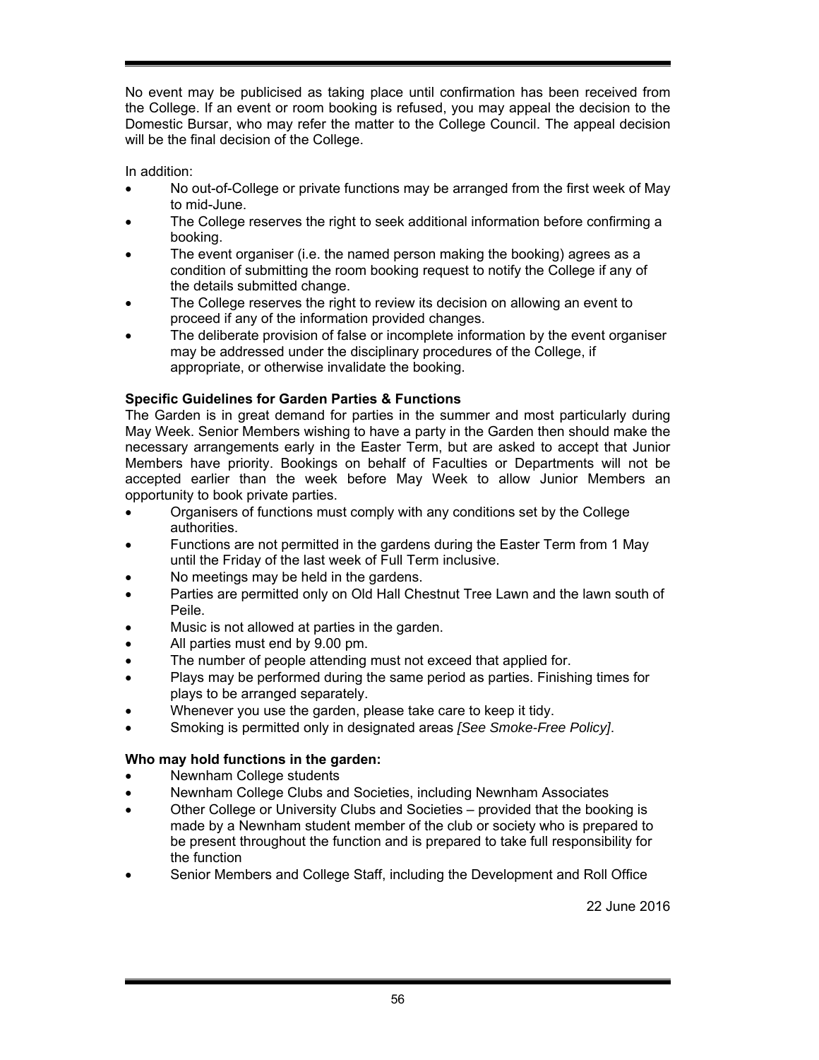No event may be publicised as taking place until confirmation has been received from the College. If an event or room booking is refused, you may appeal the decision to the Domestic Bursar, who may refer the matter to the College Council. The appeal decision will be the final decision of the College.

In addition:

- No out-of-College or private functions may be arranged from the first week of May to mid-June.
- The College reserves the right to seek additional information before confirming a booking.
- The event organiser (i.e. the named person making the booking) agrees as a condition of submitting the room booking request to notify the College if any of the details submitted change.
- The College reserves the right to review its decision on allowing an event to proceed if any of the information provided changes.
- The deliberate provision of false or incomplete information by the event organiser may be addressed under the disciplinary procedures of the College, if appropriate, or otherwise invalidate the booking.

**Specific Guidelines for Garden Parties & Functions**

The Garden is in great demand for parties in the summer and most particularly during May Week. Senior Members wishing to have a party in the Garden then should make the necessary arrangements early in the Easter Term, but are asked to accept that Junior Members have priority. Bookings on behalf of Faculties or Departments will not be accepted earlier than the week before May Week to allow Junior Members an opportunity to book private parties.

- Organisers of functions must comply with any conditions set by the College authorities.
- Functions are not permitted in the gardens during the Easter Term from 1 May until the Friday of the last week of Full Term inclusive.
- No meetings may be held in the gardens.
- Parties are permitted only on Old Hall Chestnut Tree Lawn and the lawn south of Peile.
- Music is not allowed at parties in the garden.
- All parties must end by 9.00 pm.
- The number of people attending must not exceed that applied for.
- Plays may be performed during the same period as parties. Finishing times for plays to be arranged separately.
- Whenever you use the garden, please take care to keep it tidy.
- Smoking is permitted only in designated areas *[See Smoke-Free Policy]*.

**Who may hold functions in the garden:**

- Newnham College students
- Newnham College Clubs and Societies, including Newnham Associates
- Other College or University Clubs and Societies – provided that the booking is made by a Newnham student member of the club or society who is prepared to be present throughout the function and is prepared to take full responsibility for the function
- Senior Members and College Staff, including the Development and Roll Office

22 June 2016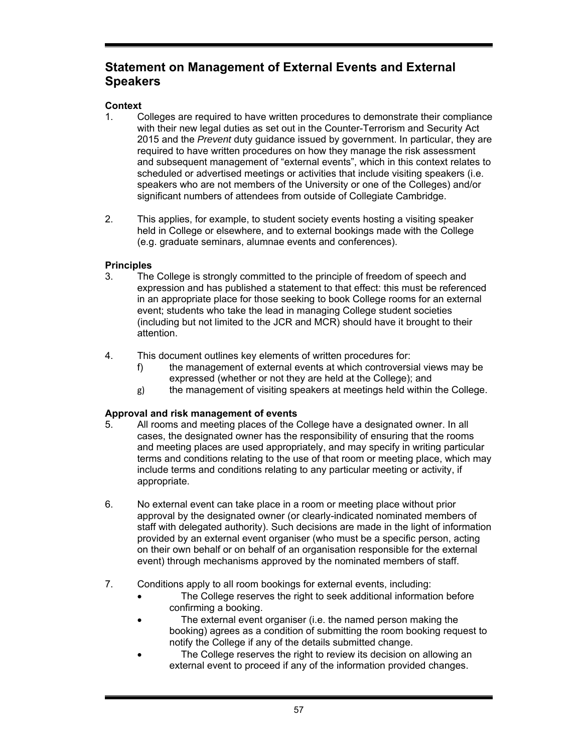## Statement on Management of External Events and External Speakers

**Context**

1. Colleges are required to have written procedures to demonstrate their compliance with their new legal duties as set out in the Counter-Terrorism and Security Act 2015 and the *Prevent* duty guidance issued by government. In particular, they are required to have written procedures on how they manage the risk assessment and subsequent management of "external events", which in this context relates to scheduled or advertised meetings or activities that include visiting speakers (i.e. speakers who are not members of the University or one of the Colleges) and/or significant numbers of attendees from outside of Collegiate Cambridge.

2. This applies, for example, to student society events hosting a visiting speaker held in College or elsewhere, and to external bookings made with the College (e.g. graduate seminars, alumnae events and conferences).

**Principles**

3. The College is strongly committed to the principle of freedom of speech and expression and has published a statement to that effect: this must be referenced in an appropriate place for those seeking to book College rooms for an external event; students who take the lead in managing College student societies (including but not limited to the JCR and MCR) should have it brought to their attention.

4. This document outlines key elements of written procedures for:
   - f) the management of external events at which controversial views may be expressed (whether or not they are held at the College); and
   - g) the management of visiting speakers at meetings held within the College.

**Approval and risk management of events**

5. All rooms and meeting places of the College have a designated owner. In all cases, the designated owner has the responsibility of ensuring that the rooms and meeting places are used appropriately, and may specify in writing particular terms and conditions relating to the use of that room or meeting place, which may include terms and conditions relating to any particular meeting or activity, if appropriate.

6. No external event can take place in a room or meeting place without prior approval by the designated owner (or clearly-indicated nominated members of staff with delegated authority). Such decisions are made in the light of information provided by an external event organiser (who must be a specific person, acting on their own behalf or on behalf of an organisation responsible for the external event) through mechanisms approved by the nominated members of staff.

7. Conditions apply to all room bookings for external events, including:
   - The College reserves the right to seek additional information before confirming a booking.
   - The external event organiser (i.e. the named person making the booking) agrees as a condition of submitting the room booking request to notify the College if any of the details submitted change.
   - The College reserves the right to review its decision on allowing an external event to proceed if any of the information provided changes.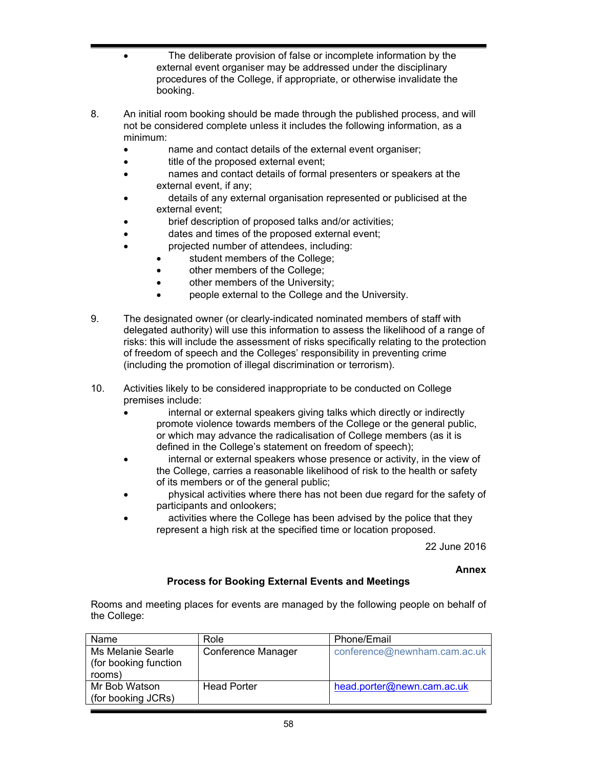- The deliberate provision of false or incomplete information by the external event organiser may be addressed under the disciplinary procedures of the College, if appropriate, or otherwise invalidate the booking.

8. An initial room booking should be made through the published process, and will not be considered complete unless it includes the following information, as a minimum:
   - name and contact details of the external event organiser;
   - title of the proposed external event;
   - names and contact details of formal presenters or speakers at the external event, if any;
   - details of any external organisation represented or publicised at the external event;
   - brief description of proposed talks and/or activities;
   - dates and times of the proposed external event;
   - projected number of attendees, including:
     - student members of the College;
     - other members of the College;
     - other members of the University;
     - people external to the College and the University.

9. The designated owner (or clearly-indicated nominated members of staff with delegated authority) will use this information to assess the likelihood of a range of risks: this will include the assessment of risks specifically relating to the protection of freedom of speech and the Colleges' responsibility in preventing crime (including the promotion of illegal discrimination or terrorism).

10. Activities likely to be considered inappropriate to be conducted on College premises include:
    - internal or external speakers giving talks which directly or indirectly promote violence towards members of the College or the general public, or which may advance the radicalisation of College members (as it is defined in the College's statement on freedom of speech);
    - internal or external speakers whose presence or activity, in the view of the College, carries a reasonable likelihood of risk to the health or safety of its members or of the general public;
    - physical activities where there has not been due regard for the safety of participants and onlookers;
    - activities where the College has been advised by the police that they represent a high risk at the specified time or location proposed.

22 June 2016

**Annex**

**Process for Booking External Events and Meetings**

Rooms and meeting places for events are managed by the following people on behalf of the College:

| Name | Role | Phone/Email |
|---|---|---|
| Ms Melanie Searle (for booking function rooms) | Conference Manager | conference@newnham.cam.ac.uk |
| Mr Bob Watson (for booking JCRs) | Head Porter | head.porter@newn.cam.ac.uk |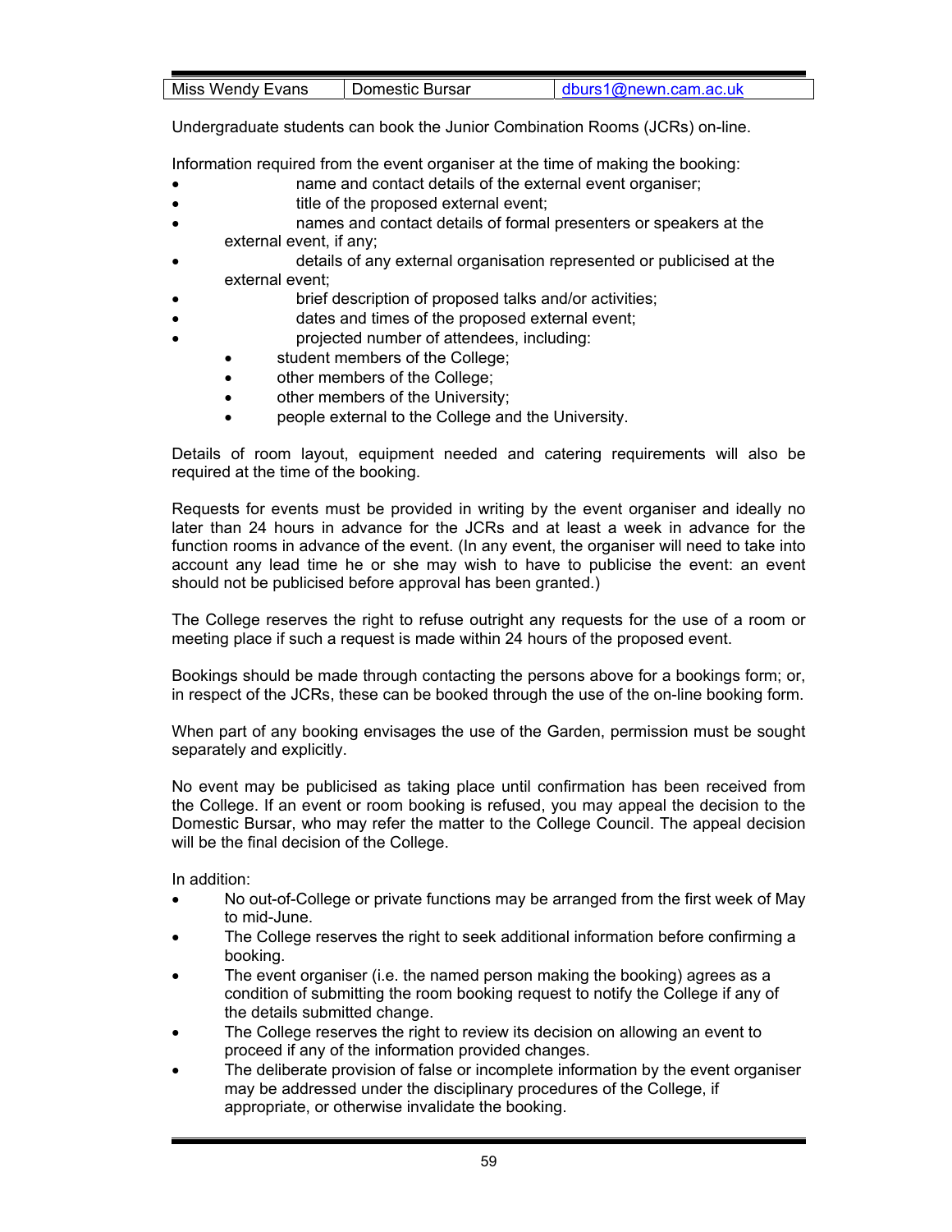| Miss Wendy Evans | Domestic Bursar | dburs1@newn.cam.ac.uk |
|---|---|---|

Undergraduate students can book the Junior Combination Rooms (JCRs) on-line.

Information required from the event organiser at the time of making the booking:

- name and contact details of the external event organiser;
- title of the proposed external event;
- names and contact details of formal presenters or speakers at the external event, if any;
- details of any external organisation represented or publicised at the external event;
- brief description of proposed talks and/or activities;
- dates and times of the proposed external event;
- projected number of attendees, including:
  - student members of the College;
  - other members of the College;
  - other members of the University;
  - people external to the College and the University.

Details of room layout, equipment needed and catering requirements will also be required at the time of the booking.

Requests for events must be provided in writing by the event organiser and ideally no later than 24 hours in advance for the JCRs and at least a week in advance for the function rooms in advance of the event. (In any event, the organiser will need to take into account any lead time he or she may wish to have to publicise the event: an event should not be publicised before approval has been granted.)

The College reserves the right to refuse outright any requests for the use of a room or meeting place if such a request is made within 24 hours of the proposed event.

Bookings should be made through contacting the persons above for a bookings form; or, in respect of the JCRs, these can be booked through the use of the on-line booking form.

When part of any booking envisages the use of the Garden, permission must be sought separately and explicitly.

No event may be publicised as taking place until confirmation has been received from the College. If an event or room booking is refused, you may appeal the decision to the Domestic Bursar, who may refer the matter to the College Council. The appeal decision will be the final decision of the College.

In addition:

- No out-of-College or private functions may be arranged from the first week of May to mid-June.
- The College reserves the right to seek additional information before confirming a booking.
- The event organiser (i.e. the named person making the booking) agrees as a condition of submitting the room booking request to notify the College if any of the details submitted change.
- The College reserves the right to review its decision on allowing an event to proceed if any of the information provided changes.
- The deliberate provision of false or incomplete information by the event organiser may be addressed under the disciplinary procedures of the College, if appropriate, or otherwise invalidate the booking.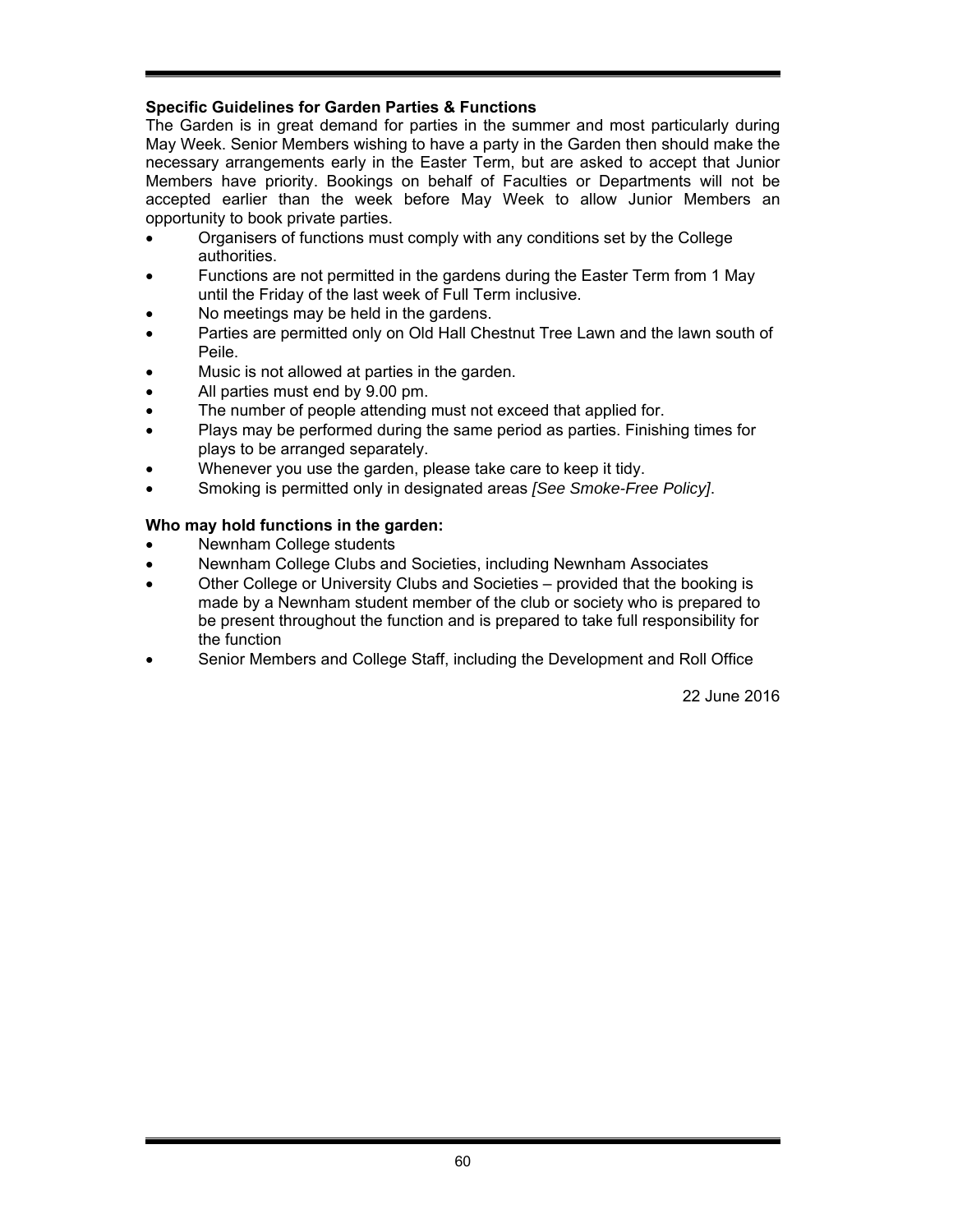**Specific Guidelines for Garden Parties & Functions**

The Garden is in great demand for parties in the summer and most particularly during May Week. Senior Members wishing to have a party in the Garden then should make the necessary arrangements early in the Easter Term, but are asked to accept that Junior Members have priority. Bookings on behalf of Faculties or Departments will not be accepted earlier than the week before May Week to allow Junior Members an opportunity to book private parties.

- Organisers of functions must comply with any conditions set by the College authorities.
- Functions are not permitted in the gardens during the Easter Term from 1 May until the Friday of the last week of Full Term inclusive.
- No meetings may be held in the gardens.
- Parties are permitted only on Old Hall Chestnut Tree Lawn and the lawn south of Peile.
- Music is not allowed at parties in the garden.
- All parties must end by 9.00 pm.
- The number of people attending must not exceed that applied for.
- Plays may be performed during the same period as parties. Finishing times for plays to be arranged separately.
- Whenever you use the garden, please take care to keep it tidy.
- Smoking is permitted only in designated areas *[See Smoke-Free Policy]*.

**Who may hold functions in the garden:**

- Newnham College students
- Newnham College Clubs and Societies, including Newnham Associates
- Other College or University Clubs and Societies – provided that the booking is made by a Newnham student member of the club or society who is prepared to be present throughout the function and is prepared to take full responsibility for the function
- Senior Members and College Staff, including the Development and Roll Office

22 June 2016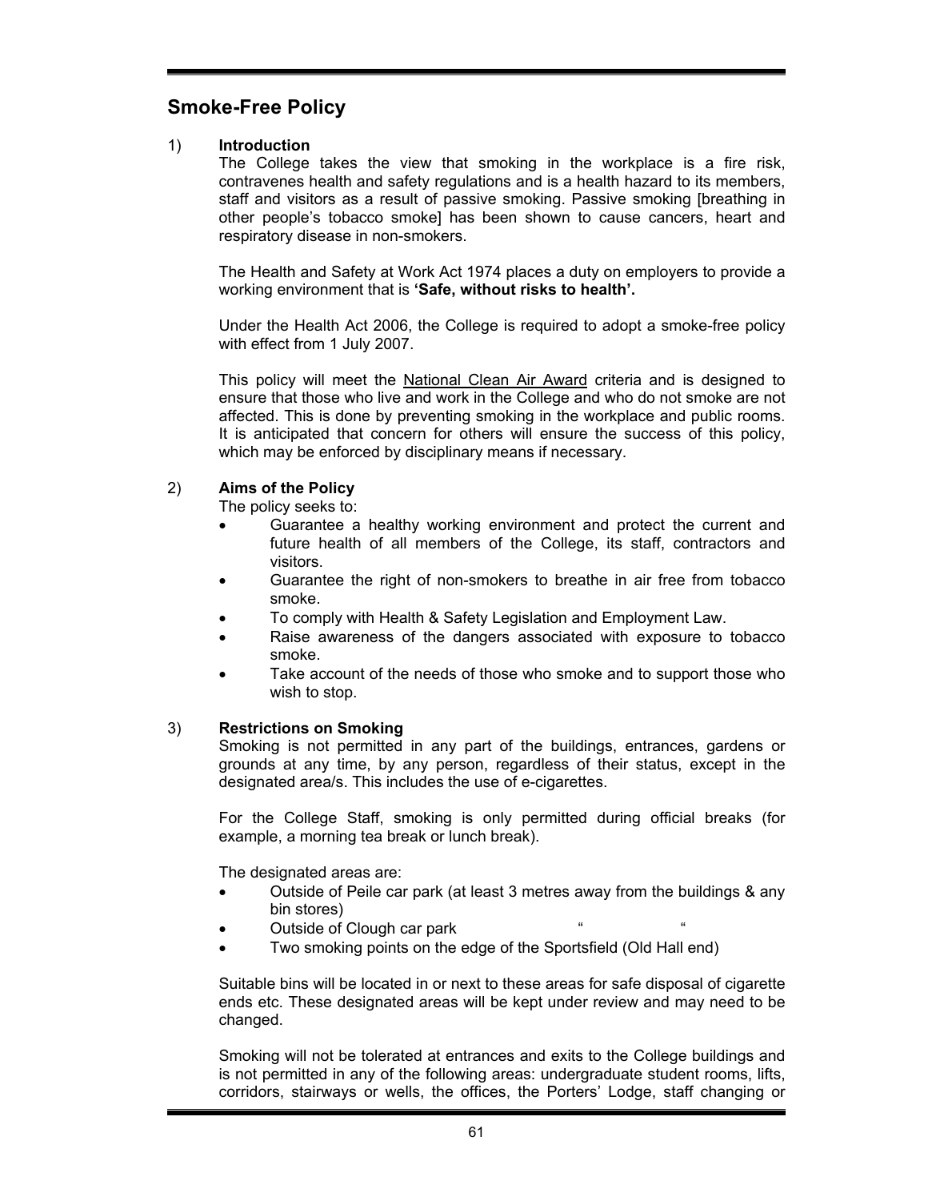## Smoke-Free Policy

1) **Introduction**

The College takes the view that smoking in the workplace is a fire risk, contravenes health and safety regulations and is a health hazard to its members, staff and visitors as a result of passive smoking. Passive smoking [breathing in other people's tobacco smoke] has been shown to cause cancers, heart and respiratory disease in non-smokers.

The Health and Safety at Work Act 1974 places a duty on employers to provide a working environment that is **'Safe, without risks to health'.**

Under the Health Act 2006, the College is required to adopt a smoke-free policy with effect from 1 July 2007.

This policy will meet the National Clean Air Award criteria and is designed to ensure that those who live and work in the College and who do not smoke are not affected. This is done by preventing smoking in the workplace and public rooms. It is anticipated that concern for others will ensure the success of this policy, which may be enforced by disciplinary means if necessary.

2) **Aims of the Policy**

The policy seeks to:

- Guarantee a healthy working environment and protect the current and future health of all members of the College, its staff, contractors and visitors.
- Guarantee the right of non-smokers to breathe in air free from tobacco smoke.
- To comply with Health & Safety Legislation and Employment Law.
- Raise awareness of the dangers associated with exposure to tobacco smoke.
- Take account of the needs of those who smoke and to support those who wish to stop.

3) **Restrictions on Smoking**

Smoking is not permitted in any part of the buildings, entrances, gardens or grounds at any time, by any person, regardless of their status, except in the designated area/s. This includes the use of e-cigarettes.

For the College Staff, smoking is only permitted during official breaks (for example, a morning tea break or lunch break).

The designated areas are:

- Outside of Peile car park (at least 3 metres away from the buildings & any bin stores)
- Outside of Clough car park " "
- Two smoking points on the edge of the Sportsfield (Old Hall end)

Suitable bins will be located in or next to these areas for safe disposal of cigarette ends etc. These designated areas will be kept under review and may need to be changed.

Smoking will not be tolerated at entrances and exits to the College buildings and is not permitted in any of the following areas: undergraduate student rooms, lifts, corridors, stairways or wells, the offices, the Porters' Lodge, staff changing or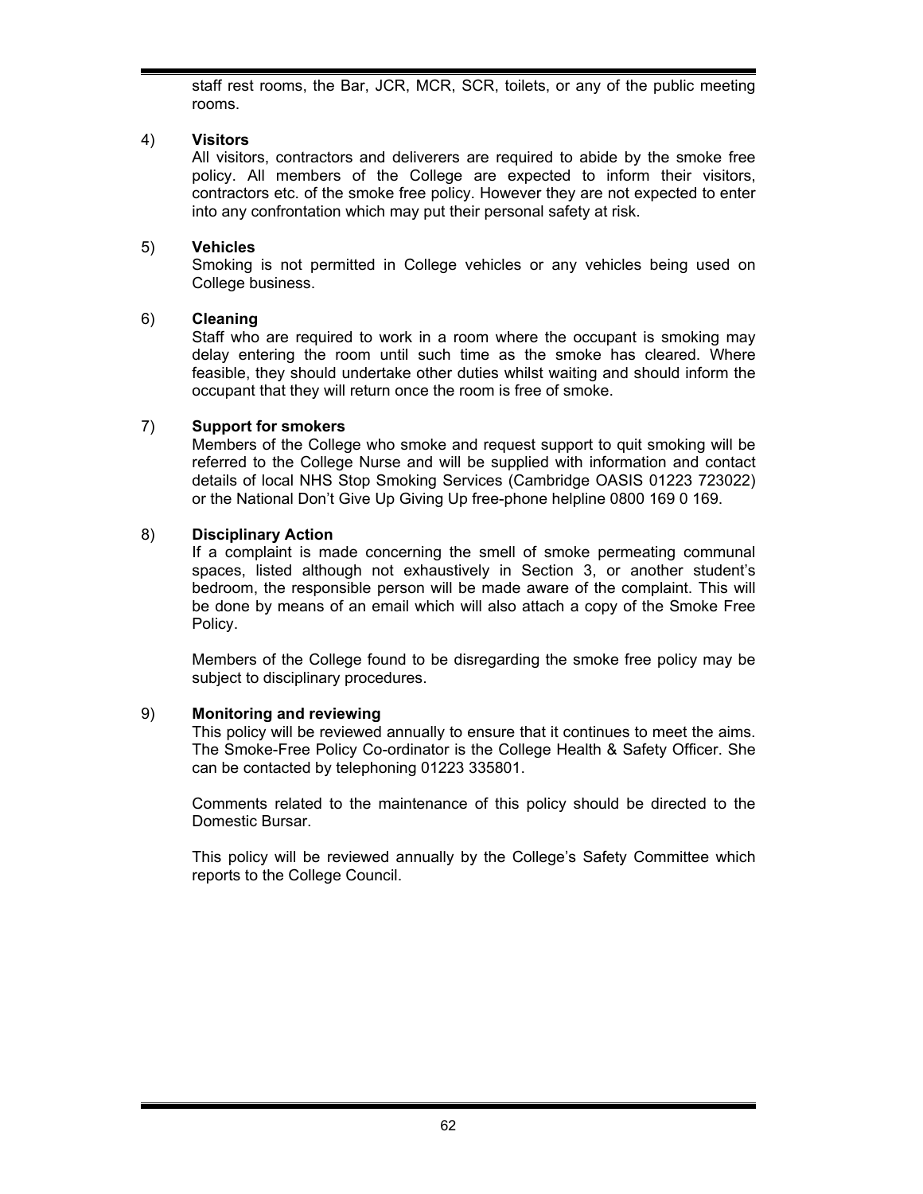staff rest rooms, the Bar, JCR, MCR, SCR, toilets, or any of the public meeting rooms.

4) **Visitors**

All visitors, contractors and deliverers are required to abide by the smoke free policy. All members of the College are expected to inform their visitors, contractors etc. of the smoke free policy. However they are not expected to enter into any confrontation which may put their personal safety at risk.

5) **Vehicles**

Smoking is not permitted in College vehicles or any vehicles being used on College business.

6) **Cleaning**

Staff who are required to work in a room where the occupant is smoking may delay entering the room until such time as the smoke has cleared. Where feasible, they should undertake other duties whilst waiting and should inform the occupant that they will return once the room is free of smoke.

7) **Support for smokers**

Members of the College who smoke and request support to quit smoking will be referred to the College Nurse and will be supplied with information and contact details of local NHS Stop Smoking Services (Cambridge OASIS 01223 723022) or the National Don't Give Up Giving Up free-phone helpline 0800 169 0 169.

8) **Disciplinary Action**

If a complaint is made concerning the smell of smoke permeating communal spaces, listed although not exhaustively in Section 3, or another student's bedroom, the responsible person will be made aware of the complaint. This will be done by means of an email which will also attach a copy of the Smoke Free Policy.

Members of the College found to be disregarding the smoke free policy may be subject to disciplinary procedures.

9) **Monitoring and reviewing**

This policy will be reviewed annually to ensure that it continues to meet the aims. The Smoke-Free Policy Co-ordinator is the College Health & Safety Officer. She can be contacted by telephoning 01223 335801.

Comments related to the maintenance of this policy should be directed to the Domestic Bursar.

This policy will be reviewed annually by the College's Safety Committee which reports to the College Council.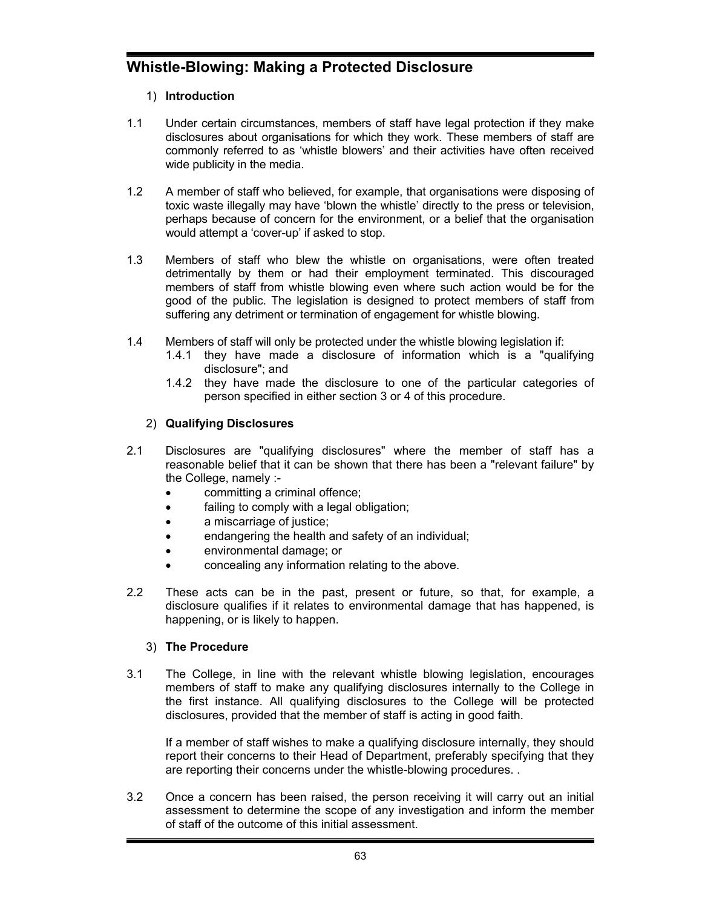## Whistle-Blowing: Making a Protected Disclosure

### 1) Introduction

1.1 Under certain circumstances, members of staff have legal protection if they make disclosures about organisations for which they work. These members of staff are commonly referred to as 'whistle blowers' and their activities have often received wide publicity in the media.

1.2 A member of staff who believed, for example, that organisations were disposing of toxic waste illegally may have 'blown the whistle' directly to the press or television, perhaps because of concern for the environment, or a belief that the organisation would attempt a 'cover-up' if asked to stop.

1.3 Members of staff who blew the whistle on organisations, were often treated detrimentally by them or had their employment terminated. This discouraged members of staff from whistle blowing even where such action would be for the good of the public. The legislation is designed to protect members of staff from suffering any detriment or termination of engagement for whistle blowing.

1.4 Members of staff will only be protected under the whistle blowing legislation if:
   - 1.4.1 they have made a disclosure of information which is a "qualifying disclosure"; and
   - 1.4.2 they have made the disclosure to one of the particular categories of person specified in either section 3 or 4 of this procedure.

### 2) Qualifying Disclosures

2.1 Disclosures are "qualifying disclosures" where the member of staff has a reasonable belief that it can be shown that there has been a "relevant failure" by the College, namely :-

- committing a criminal offence;
- failing to comply with a legal obligation;
- a miscarriage of justice;
- endangering the health and safety of an individual;
- environmental damage; or
- concealing any information relating to the above.

2.2 These acts can be in the past, present or future, so that, for example, a disclosure qualifies if it relates to environmental damage that has happened, is happening, or is likely to happen.

### 3) The Procedure

3.1 The College, in line with the relevant whistle blowing legislation, encourages members of staff to make any qualifying disclosures internally to the College in the first instance. All qualifying disclosures to the College will be protected disclosures, provided that the member of staff is acting in good faith.

If a member of staff wishes to make a qualifying disclosure internally, they should report their concerns to their Head of Department, preferably specifying that they are reporting their concerns under the whistle-blowing procedures. .

3.2 Once a concern has been raised, the person receiving it will carry out an initial assessment to determine the scope of any investigation and inform the member of staff of the outcome of this initial assessment.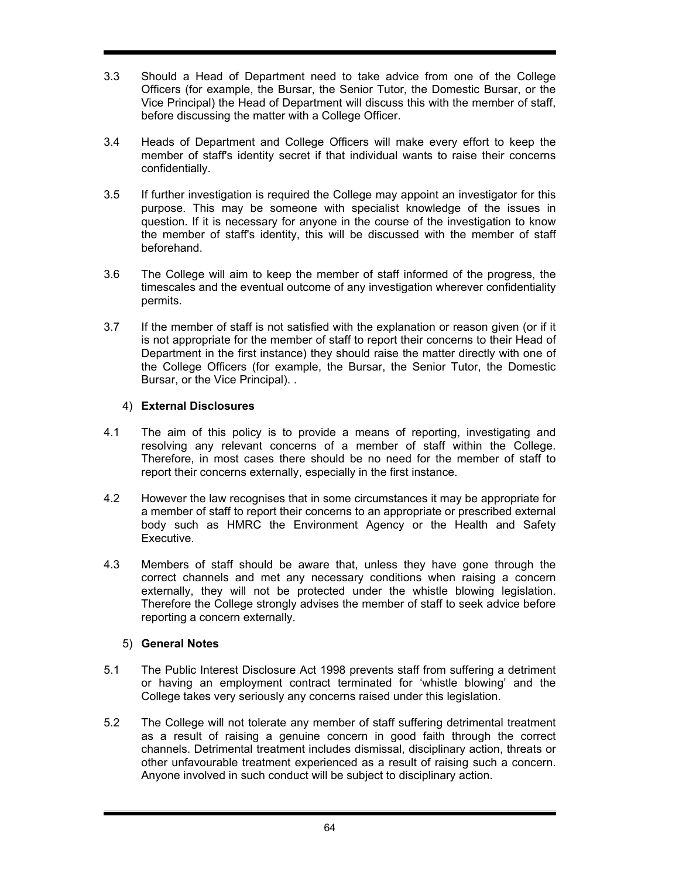3.3 Should a Head of Department need to take advice from one of the College Officers (for example, the Bursar, the Senior Tutor, the Domestic Bursar, or the Vice Principal) the Head of Department will discuss this with the member of staff, before discussing the matter with a College Officer.

3.4 Heads of Department and College Officers will make every effort to keep the member of staff's identity secret if that individual wants to raise their concerns confidentially.

3.5 If further investigation is required the College may appoint an investigator for this purpose. This may be someone with specialist knowledge of the issues in question. If it is necessary for anyone in the course of the investigation to know the member of staff's identity, this will be discussed with the member of staff beforehand.

3.6 The College will aim to keep the member of staff informed of the progress, the timescales and the eventual outcome of any investigation wherever confidentiality permits.

3.7 If the member of staff is not satisfied with the explanation or reason given (or if it is not appropriate for the member of staff to report their concerns to their Head of Department in the first instance) they should raise the matter directly with one of the College Officers (for example, the Bursar, the Senior Tutor, the Domestic Bursar, or the Vice Principal). .

## 4) **External Disclosures**

4.1 The aim of this policy is to provide a means of reporting, investigating and resolving any relevant concerns of a member of staff within the College. Therefore, in most cases there should be no need for the member of staff to report their concerns externally, especially in the first instance.

4.2 However the law recognises that in some circumstances it may be appropriate for a member of staff to report their concerns to an appropriate or prescribed external body such as HMRC the Environment Agency or the Health and Safety Executive.

4.3 Members of staff should be aware that, unless they have gone through the correct channels and met any necessary conditions when raising a concern externally, they will not be protected under the whistle blowing legislation. Therefore the College strongly advises the member of staff to seek advice before reporting a concern externally.

## 5) **General Notes**

5.1 The Public Interest Disclosure Act 1998 prevents staff from suffering a detriment or having an employment contract terminated for 'whistle blowing' and the College takes very seriously any concerns raised under this legislation.

5.2 The College will not tolerate any member of staff suffering detrimental treatment as a result of raising a genuine concern in good faith through the correct channels. Detrimental treatment includes dismissal, disciplinary action, threats or other unfavourable treatment experienced as a result of raising such a concern. Anyone involved in such conduct will be subject to disciplinary action.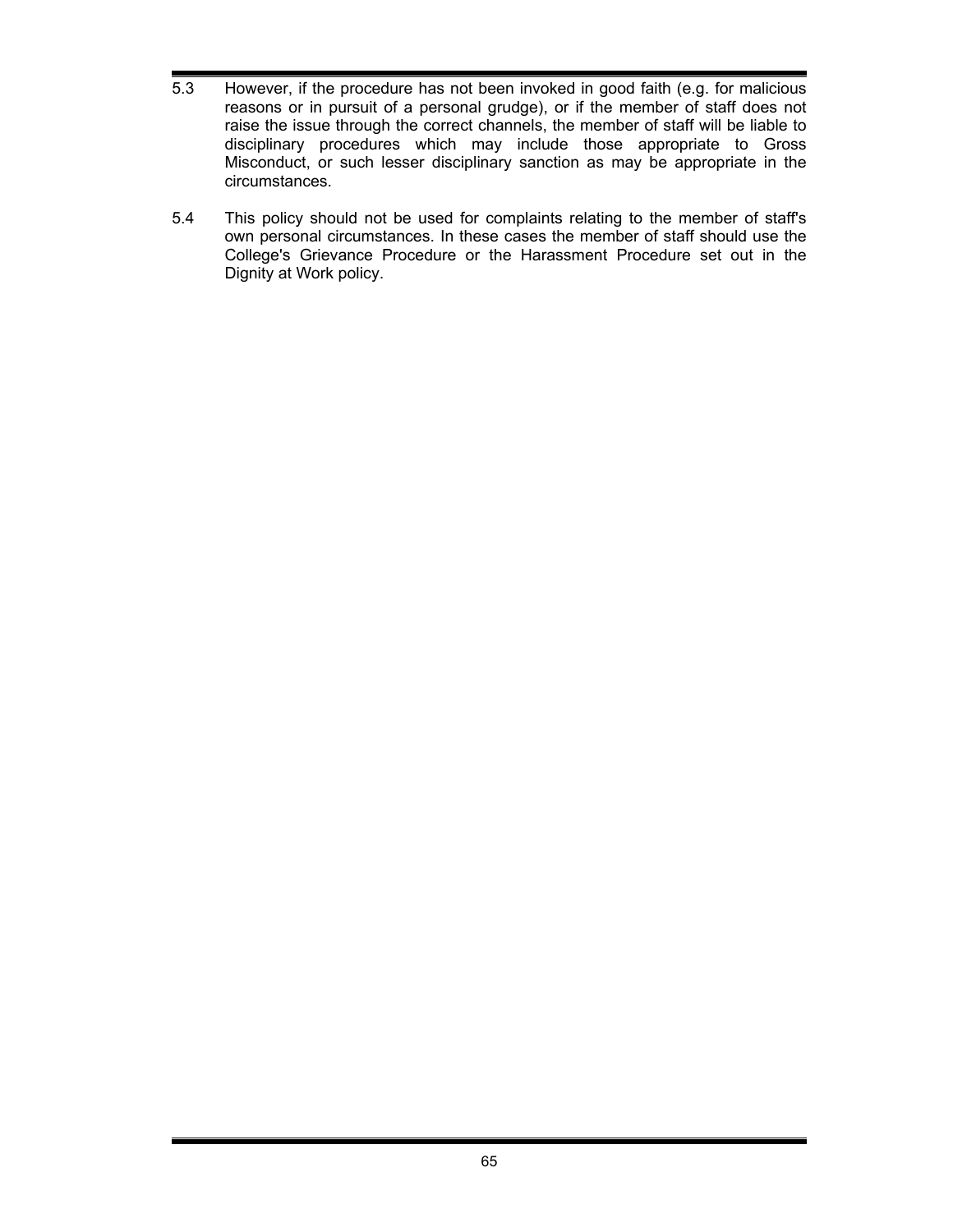5.3 However, if the procedure has not been invoked in good faith (e.g. for malicious reasons or in pursuit of a personal grudge), or if the member of staff does not raise the issue through the correct channels, the member of staff will be liable to disciplinary procedures which may include those appropriate to Gross Misconduct, or such lesser disciplinary sanction as may be appropriate in the circumstances.

5.4 This policy should not be used for complaints relating to the member of staff's own personal circumstances. In these cases the member of staff should use the College's Grievance Procedure or the Harassment Procedure set out in the Dignity at Work policy.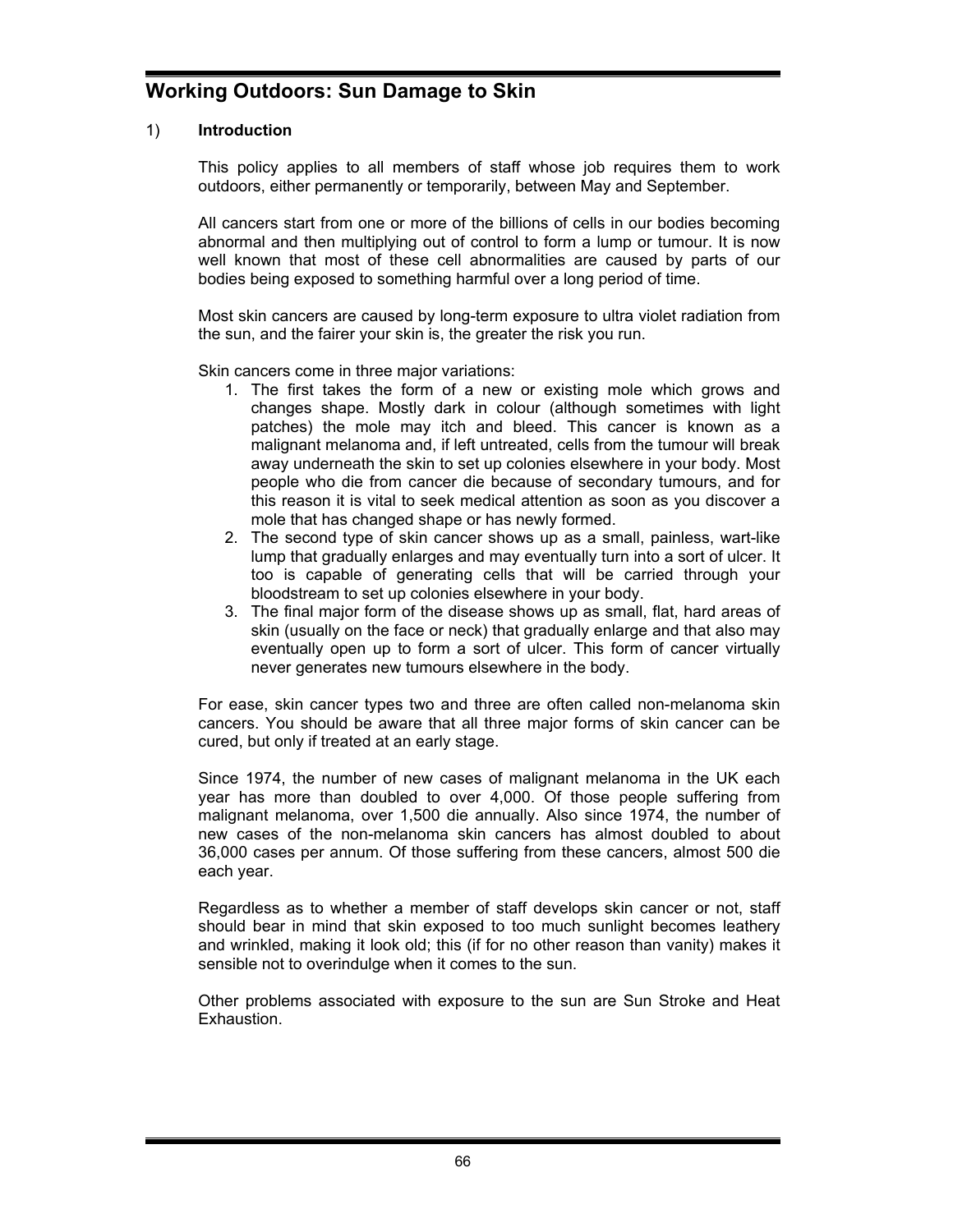## Working Outdoors: Sun Damage to Skin

### 1) Introduction

This policy applies to all members of staff whose job requires them to work outdoors, either permanently or temporarily, between May and September.

All cancers start from one or more of the billions of cells in our bodies becoming abnormal and then multiplying out of control to form a lump or tumour. It is now well known that most of these cell abnormalities are caused by parts of our bodies being exposed to something harmful over a long period of time.

Most skin cancers are caused by long-term exposure to ultra violet radiation from the sun, and the fairer your skin is, the greater the risk you run.

Skin cancers come in three major variations:

1. The first takes the form of a new or existing mole which grows and changes shape. Mostly dark in colour (although sometimes with light patches) the mole may itch and bleed. This cancer is known as a malignant melanoma and, if left untreated, cells from the tumour will break away underneath the skin to set up colonies elsewhere in your body. Most people who die from cancer die because of secondary tumours, and for this reason it is vital to seek medical attention as soon as you discover a mole that has changed shape or has newly formed.
2. The second type of skin cancer shows up as a small, painless, wart-like lump that gradually enlarges and may eventually turn into a sort of ulcer. It too is capable of generating cells that will be carried through your bloodstream to set up colonies elsewhere in your body.
3. The final major form of the disease shows up as small, flat, hard areas of skin (usually on the face or neck) that gradually enlarge and that also may eventually open up to form a sort of ulcer. This form of cancer virtually never generates new tumours elsewhere in the body.

For ease, skin cancer types two and three are often called non-melanoma skin cancers. You should be aware that all three major forms of skin cancer can be cured, but only if treated at an early stage.

Since 1974, the number of new cases of malignant melanoma in the UK each year has more than doubled to over 4,000. Of those people suffering from malignant melanoma, over 1,500 die annually. Also since 1974, the number of new cases of the non-melanoma skin cancers has almost doubled to about 36,000 cases per annum. Of those suffering from these cancers, almost 500 die each year.

Regardless as to whether a member of staff develops skin cancer or not, staff should bear in mind that skin exposed to too much sunlight becomes leathery and wrinkled, making it look old; this (if for no other reason than vanity) makes it sensible not to overindulge when it comes to the sun.

Other problems associated with exposure to the sun are Sun Stroke and Heat Exhaustion.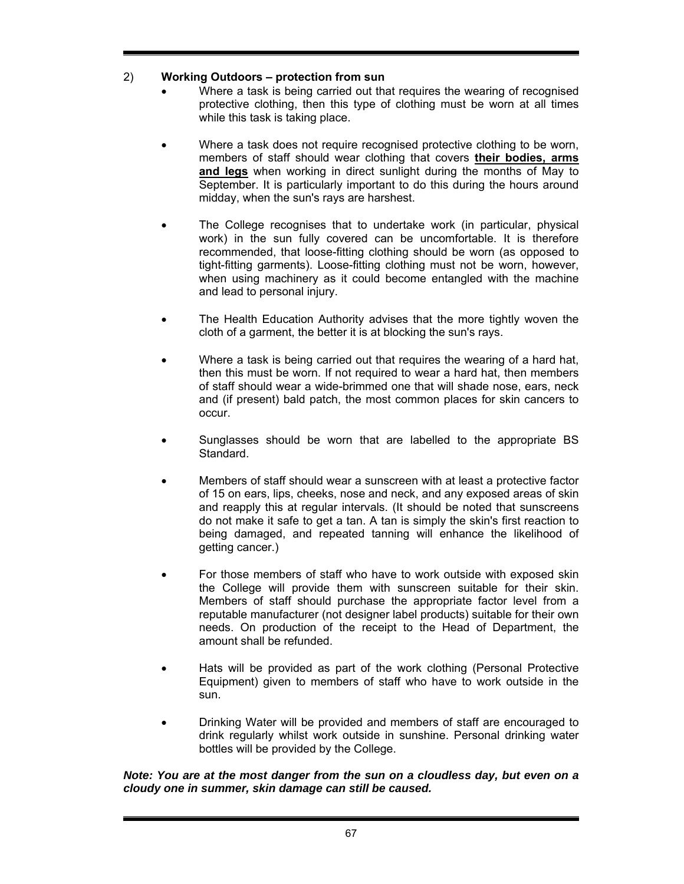2) **Working Outdoors – protection from sun**

- Where a task is being carried out that requires the wearing of recognised protective clothing, then this type of clothing must be worn at all times while this task is taking place.

- Where a task does not require recognised protective clothing to be worn, members of staff should wear clothing that covers **<u>their bodies, arms and legs</u>** when working in direct sunlight during the months of May to September. It is particularly important to do this during the hours around midday, when the sun's rays are harshest.

- The College recognises that to undertake work (in particular, physical work) in the sun fully covered can be uncomfortable. It is therefore recommended, that loose-fitting clothing should be worn (as opposed to tight-fitting garments). Loose-fitting clothing must not be worn, however, when using machinery as it could become entangled with the machine and lead to personal injury.

- The Health Education Authority advises that the more tightly woven the cloth of a garment, the better it is at blocking the sun's rays.

- Where a task is being carried out that requires the wearing of a hard hat, then this must be worn. If not required to wear a hard hat, then members of staff should wear a wide-brimmed one that will shade nose, ears, neck and (if present) bald patch, the most common places for skin cancers to occur.

- Sunglasses should be worn that are labelled to the appropriate BS Standard.

- Members of staff should wear a sunscreen with at least a protective factor of 15 on ears, lips, cheeks, nose and neck, and any exposed areas of skin and reapply this at regular intervals. (It should be noted that sunscreens do not make it safe to get a tan. A tan is simply the skin's first reaction to being damaged, and repeated tanning will enhance the likelihood of getting cancer.)

- For those members of staff who have to work outside with exposed skin the College will provide them with sunscreen suitable for their skin. Members of staff should purchase the appropriate factor level from a reputable manufacturer (not designer label products) suitable for their own needs. On production of the receipt to the Head of Department, the amount shall be refunded.

- Hats will be provided as part of the work clothing (Personal Protective Equipment) given to members of staff who have to work outside in the sun.

- Drinking Water will be provided and members of staff are encouraged to drink regularly whilst work outside in sunshine. Personal drinking water bottles will be provided by the College.

***Note: You are at the most danger from the sun on a cloudless day, but even on a cloudy one in summer, skin damage can still be caused.***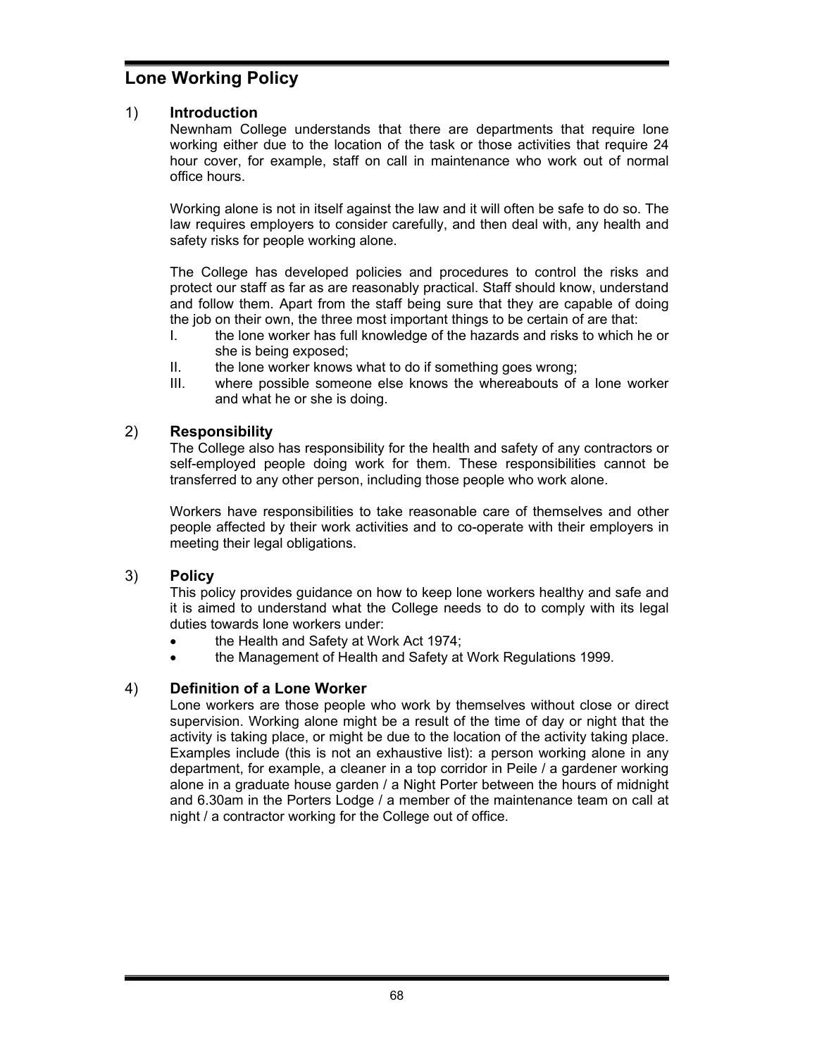# Lone Working Policy

## 1) Introduction

Newnham College understands that there are departments that require lone working either due to the location of the task or those activities that require 24 hour cover, for example, staff on call in maintenance who work out of normal office hours.

Working alone is not in itself against the law and it will often be safe to do so. The law requires employers to consider carefully, and then deal with, any health and safety risks for people working alone.

The College has developed policies and procedures to control the risks and protect our staff as far as are reasonably practical. Staff should know, understand and follow them. Apart from the staff being sure that they are capable of doing the job on their own, the three most important things to be certain of are that:

I. the lone worker has full knowledge of the hazards and risks to which he or she is being exposed;

II. the lone worker knows what to do if something goes wrong;

III. where possible someone else knows the whereabouts of a lone worker and what he or she is doing.

## 2) Responsibility

The College also has responsibility for the health and safety of any contractors or self-employed people doing work for them. These responsibilities cannot be transferred to any other person, including those people who work alone.

Workers have responsibilities to take reasonable care of themselves and other people affected by their work activities and to co-operate with their employers in meeting their legal obligations.

## 3) Policy

This policy provides guidance on how to keep lone workers healthy and safe and it is aimed to understand what the College needs to do to comply with its legal duties towards lone workers under:

- the Health and Safety at Work Act 1974;
- the Management of Health and Safety at Work Regulations 1999.

## 4) Definition of a Lone Worker

Lone workers are those people who work by themselves without close or direct supervision. Working alone might be a result of the time of day or night that the activity is taking place, or might be due to the location of the activity taking place. Examples include (this is not an exhaustive list): a person working alone in any department, for example, a cleaner in a top corridor in Peile / a gardener working alone in a graduate house garden / a Night Porter between the hours of midnight and 6.30am in the Porters Lodge / a member of the maintenance team on call at night / a contractor working for the College out of office.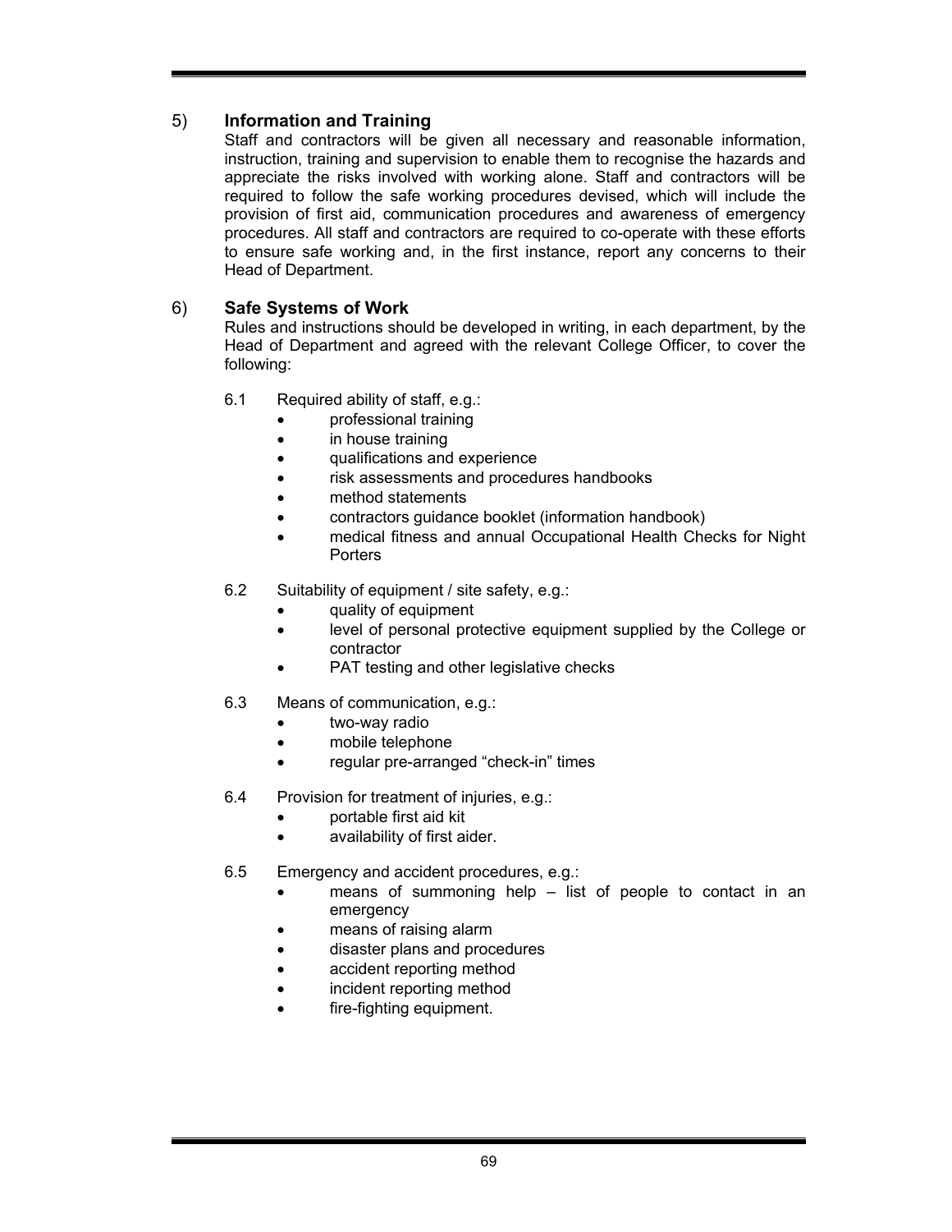## 5) Information and Training

Staff and contractors will be given all necessary and reasonable information, instruction, training and supervision to enable them to recognise the hazards and appreciate the risks involved with working alone. Staff and contractors will be required to follow the safe working procedures devised, which will include the provision of first aid, communication procedures and awareness of emergency procedures. All staff and contractors are required to co-operate with these efforts to ensure safe working and, in the first instance, report any concerns to their Head of Department.

## 6) Safe Systems of Work

Rules and instructions should be developed in writing, in each department, by the Head of Department and agreed with the relevant College Officer, to cover the following:

6.1 Required ability of staff, e.g.:

- professional training
- in house training
- qualifications and experience
- risk assessments and procedures handbooks
- method statements
- contractors guidance booklet (information handbook)
- medical fitness and annual Occupational Health Checks for Night Porters

6.2 Suitability of equipment / site safety, e.g.:

- quality of equipment
- level of personal protective equipment supplied by the College or contractor
- PAT testing and other legislative checks

6.3 Means of communication, e.g.:

- two-way radio
- mobile telephone
- regular pre-arranged “check-in” times

6.4 Provision for treatment of injuries, e.g.:

- portable first aid kit
- availability of first aider.

6.5 Emergency and accident procedures, e.g.:

- means of summoning help – list of people to contact in an emergency
- means of raising alarm
- disaster plans and procedures
- accident reporting method
- incident reporting method
- fire-fighting equipment.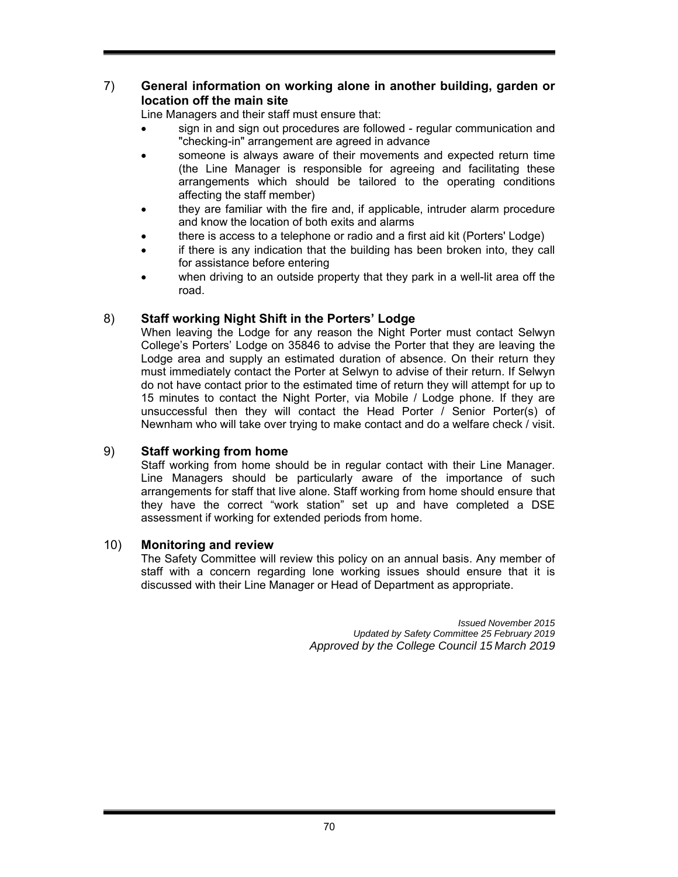## 7) General information on working alone in another building, garden or location off the main site

Line Managers and their staff must ensure that:

- sign in and sign out procedures are followed - regular communication and "checking-in" arrangement are agreed in advance
- someone is always aware of their movements and expected return time (the Line Manager is responsible for agreeing and facilitating these arrangements which should be tailored to the operating conditions affecting the staff member)
- they are familiar with the fire and, if applicable, intruder alarm procedure and know the location of both exits and alarms
- there is access to a telephone or radio and a first aid kit (Porters' Lodge)
- if there is any indication that the building has been broken into, they call for assistance before entering
- when driving to an outside property that they park in a well-lit area off the road.

## 8) Staff working Night Shift in the Porters' Lodge

When leaving the Lodge for any reason the Night Porter must contact Selwyn College's Porters' Lodge on 35846 to advise the Porter that they are leaving the Lodge area and supply an estimated duration of absence. On their return they must immediately contact the Porter at Selwyn to advise of their return. If Selwyn do not have contact prior to the estimated time of return they will attempt for up to 15 minutes to contact the Night Porter, via Mobile / Lodge phone. If they are unsuccessful then they will contact the Head Porter / Senior Porter(s) of Newnham who will take over trying to make contact and do a welfare check / visit.

## 9) Staff working from home

Staff working from home should be in regular contact with their Line Manager. Line Managers should be particularly aware of the importance of such arrangements for staff that live alone. Staff working from home should ensure that they have the correct "work station" set up and have completed a DSE assessment if working for extended periods from home.

## 10) Monitoring and review

The Safety Committee will review this policy on an annual basis. Any member of staff with a concern regarding lone working issues should ensure that it is discussed with their Line Manager or Head of Department as appropriate.

*Issued November 2015*
*Updated by Safety Committee 25 February 2019*
*Approved by the College Council 15 March 2019*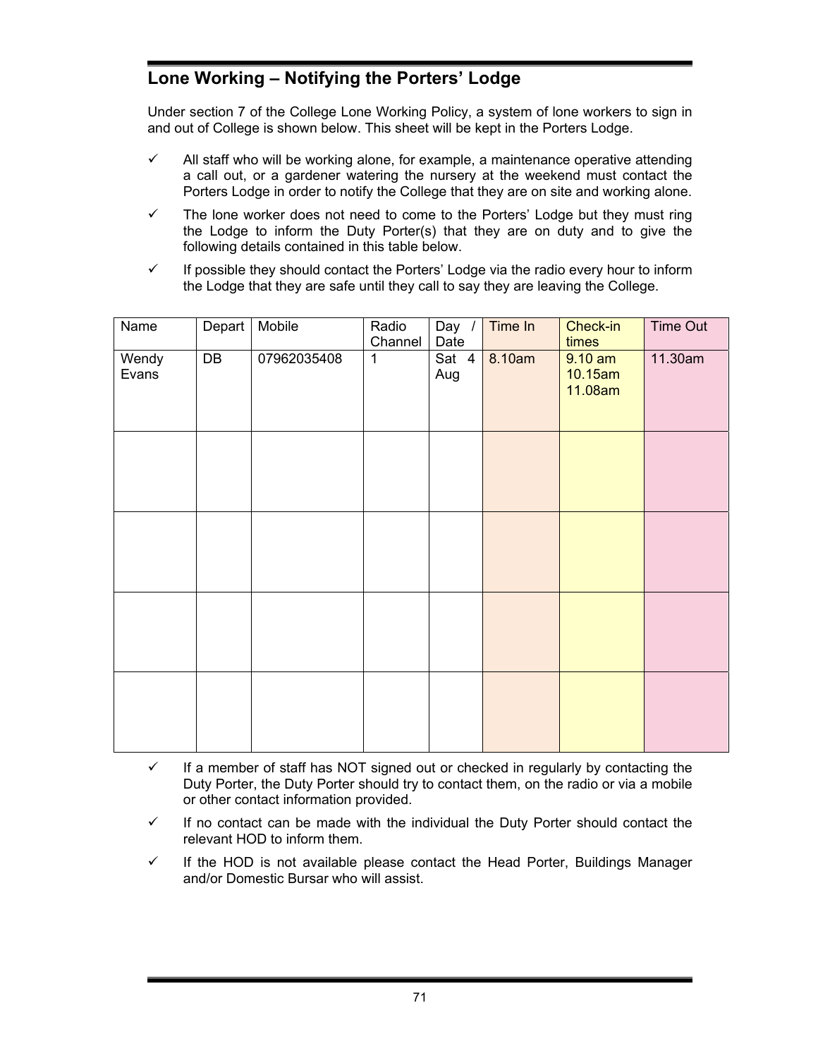## Lone Working – Notifying the Porters' Lodge

Under section 7 of the College Lone Working Policy, a system of lone workers to sign in and out of College is shown below. This sheet will be kept in the Porters Lodge.

- ✓ All staff who will be working alone, for example, a maintenance operative attending a call out, or a gardener watering the nursery at the weekend must contact the Porters Lodge in order to notify the College that they are on site and working alone.
- ✓ The lone worker does not need to come to the Porters' Lodge but they must ring the Lodge to inform the Duty Porter(s) that they are on duty and to give the following details contained in this table below.
- ✓ If possible they should contact the Porters' Lodge via the radio every hour to inform the Lodge that they are safe until they call to say they are leaving the College.

| Name | Depart | Mobile | Radio Channel | Day / Date | Time In | Check-in times | Time Out |
|---|---|---|---|---|---|---|---|
| Wendy Evans | DB | 07962035408 | 1 | Sat 4 Aug | 8.10am | 9.10 am<br>10.15am<br>11.08am | 11.30am |
| | | | | | | | |
| | | | | | | | |
| | | | | | | | |
| | | | | | | | |

- ✓ If a member of staff has NOT signed out or checked in regularly by contacting the Duty Porter, the Duty Porter should try to contact them, on the radio or via a mobile or other contact information provided.
- ✓ If no contact can be made with the individual the Duty Porter should contact the relevant HOD to inform them.
- ✓ If the HOD is not available please contact the Head Porter, Buildings Manager and/or Domestic Bursar who will assist.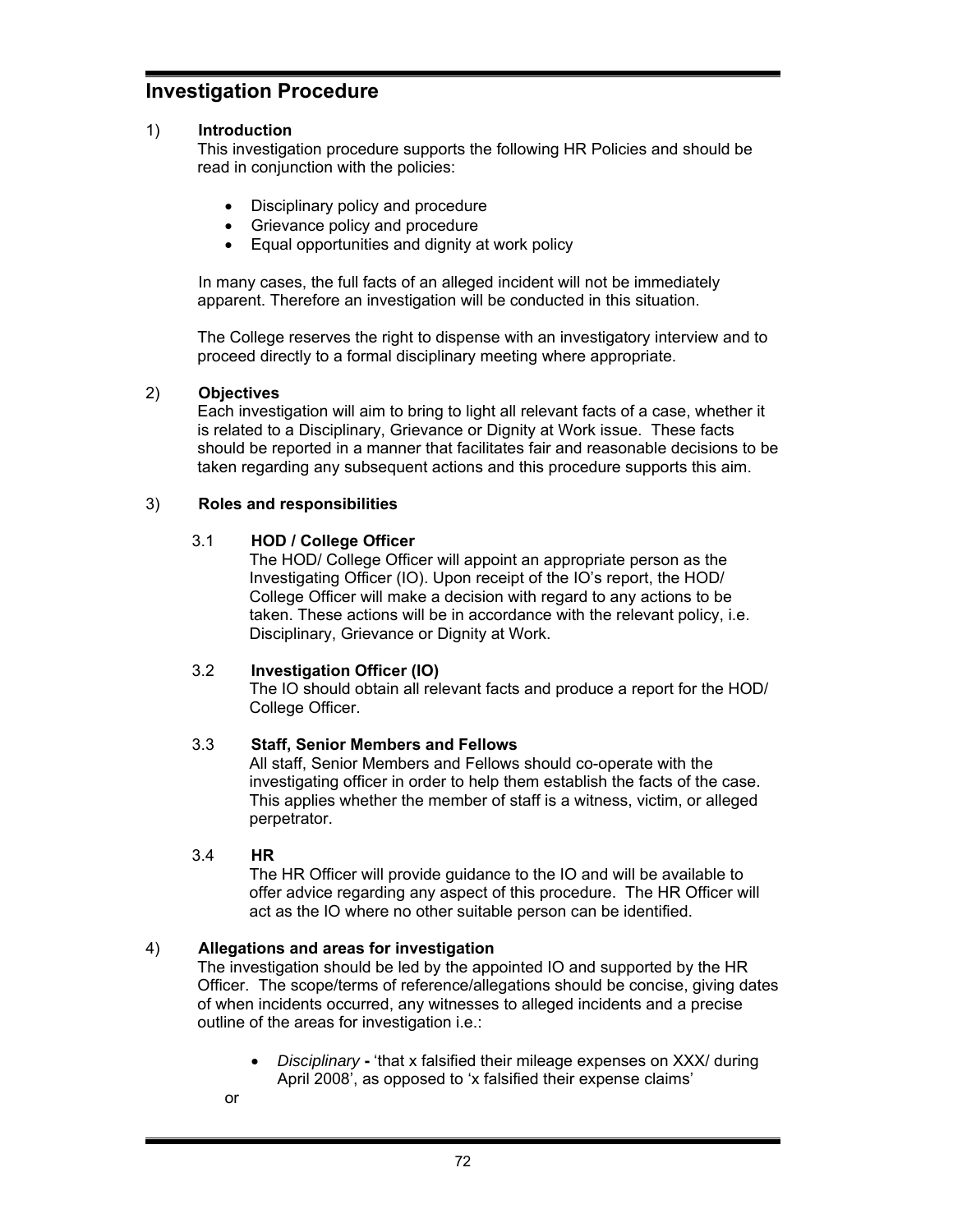## Investigation Procedure

1) **Introduction**

This investigation procedure supports the following HR Policies and should be read in conjunction with the policies:

- Disciplinary policy and procedure
- Grievance policy and procedure
- Equal opportunities and dignity at work policy

In many cases, the full facts of an alleged incident will not be immediately apparent. Therefore an investigation will be conducted in this situation.

The College reserves the right to dispense with an investigatory interview and to proceed directly to a formal disciplinary meeting where appropriate.

2) **Objectives**

Each investigation will aim to bring to light all relevant facts of a case, whether it is related to a Disciplinary, Grievance or Dignity at Work issue. These facts should be reported in a manner that facilitates fair and reasonable decisions to be taken regarding any subsequent actions and this procedure supports this aim.

3) **Roles and responsibilities**

3.1 **HOD / College Officer**

The HOD/ College Officer will appoint an appropriate person as the Investigating Officer (IO). Upon receipt of the IO's report, the HOD/ College Officer will make a decision with regard to any actions to be taken. These actions will be in accordance with the relevant policy, i.e. Disciplinary, Grievance or Dignity at Work.

3.2 **Investigation Officer (IO)**

The IO should obtain all relevant facts and produce a report for the HOD/ College Officer.

3.3 **Staff, Senior Members and Fellows**

All staff, Senior Members and Fellows should co-operate with the investigating officer in order to help them establish the facts of the case. This applies whether the member of staff is a witness, victim, or alleged perpetrator.

3.4 **HR**

The HR Officer will provide guidance to the IO and will be available to offer advice regarding any aspect of this procedure. The HR Officer will act as the IO where no other suitable person can be identified.

4) **Allegations and areas for investigation**

The investigation should be led by the appointed IO and supported by the HR Officer. The scope/terms of reference/allegations should be concise, giving dates of when incidents occurred, any witnesses to alleged incidents and a precise outline of the areas for investigation i.e.:

- *Disciplinary* **-** 'that x falsified their mileage expenses on XXX/ during April 2008', as opposed to 'x falsified their expense claims'

or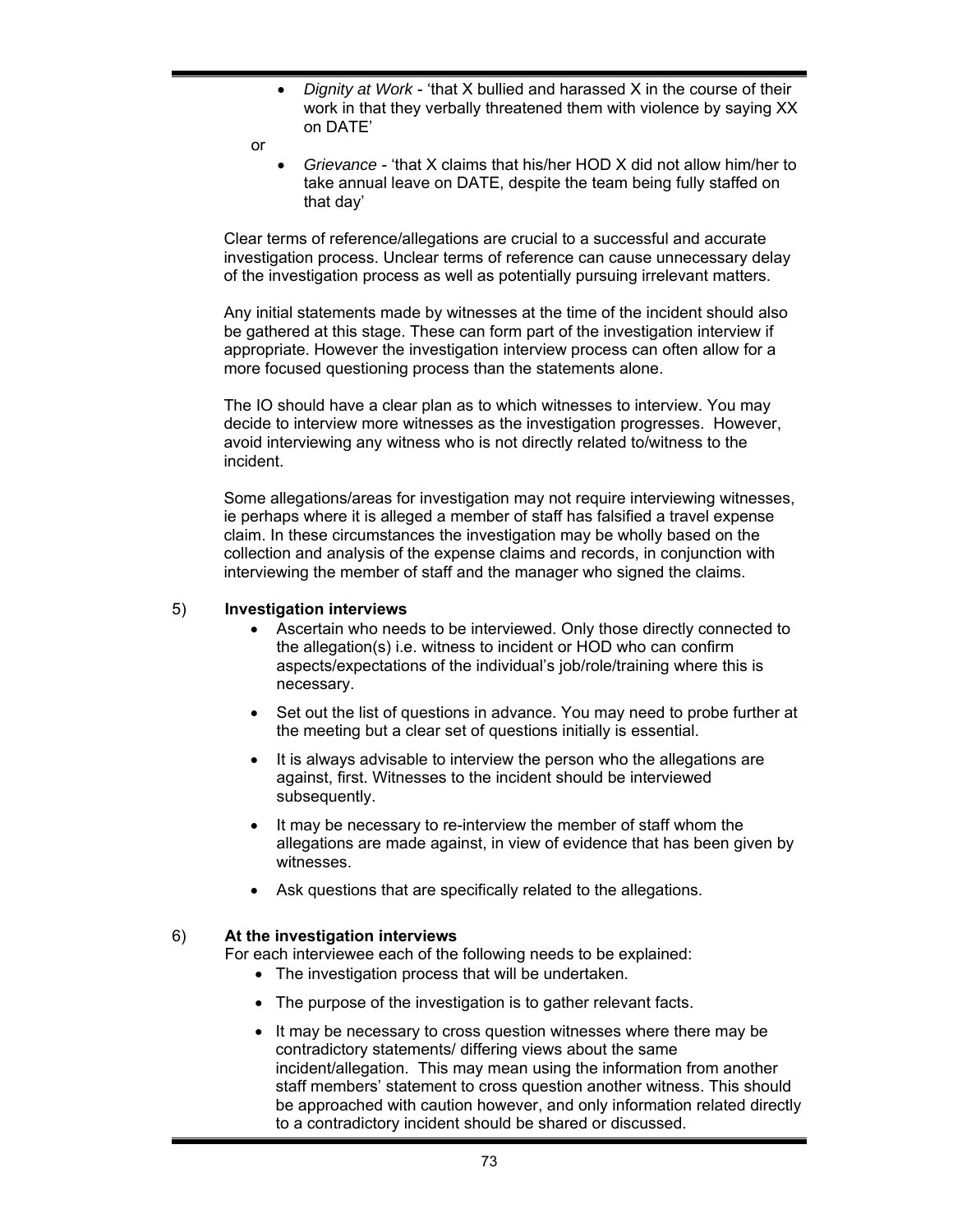- *Dignity at Work* - 'that X bullied and harassed X in the course of their work in that they verbally threatened them with violence by saying XX on DATE'

or

- *Grievance* - 'that X claims that his/her HOD X did not allow him/her to take annual leave on DATE, despite the team being fully staffed on that day'

Clear terms of reference/allegations are crucial to a successful and accurate investigation process. Unclear terms of reference can cause unnecessary delay of the investigation process as well as potentially pursuing irrelevant matters.

Any initial statements made by witnesses at the time of the incident should also be gathered at this stage. These can form part of the investigation interview if appropriate. However the investigation interview process can often allow for a more focused questioning process than the statements alone.

The IO should have a clear plan as to which witnesses to interview. You may decide to interview more witnesses as the investigation progresses. However, avoid interviewing any witness who is not directly related to/witness to the incident.

Some allegations/areas for investigation may not require interviewing witnesses, ie perhaps where it is alleged a member of staff has falsified a travel expense claim. In these circumstances the investigation may be wholly based on the collection and analysis of the expense claims and records, in conjunction with interviewing the member of staff and the manager who signed the claims.

5) **Investigation interviews**

- Ascertain who needs to be interviewed. Only those directly connected to the allegation(s) i.e. witness to incident or HOD who can confirm aspects/expectations of the individual's job/role/training where this is necessary.
- Set out the list of questions in advance. You may need to probe further at the meeting but a clear set of questions initially is essential.
- It is always advisable to interview the person who the allegations are against, first. Witnesses to the incident should be interviewed subsequently.
- It may be necessary to re-interview the member of staff whom the allegations are made against, in view of evidence that has been given by witnesses.
- Ask questions that are specifically related to the allegations.

6) **At the investigation interviews**

For each interviewee each of the following needs to be explained:

- The investigation process that will be undertaken.
- The purpose of the investigation is to gather relevant facts.
- It may be necessary to cross question witnesses where there may be contradictory statements/ differing views about the same incident/allegation. This may mean using the information from another staff members' statement to cross question another witness. This should be approached with caution however, and only information related directly to a contradictory incident should be shared or discussed.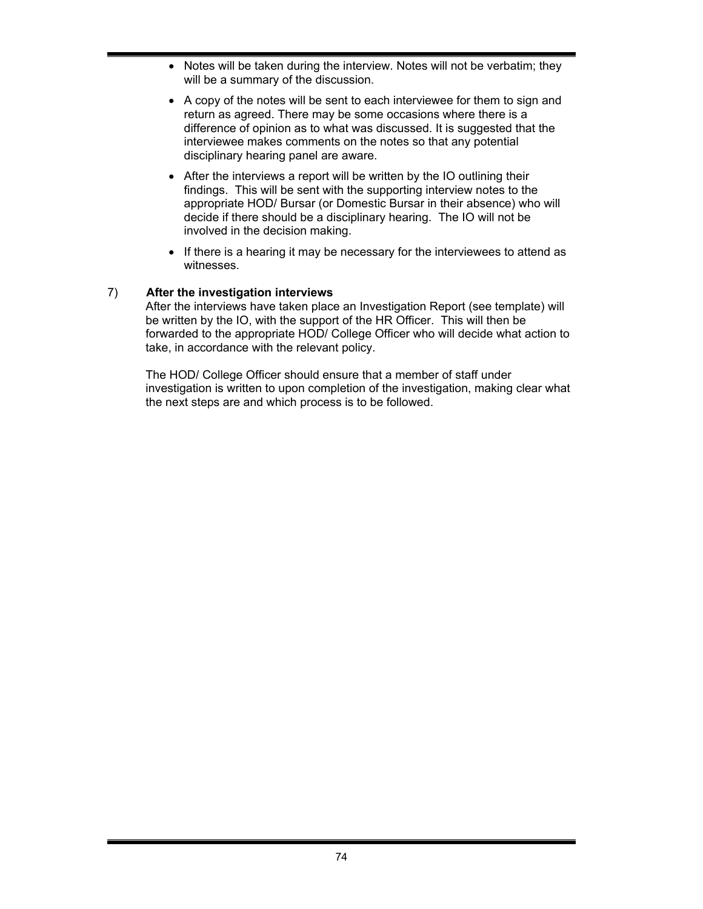- Notes will be taken during the interview. Notes will not be verbatim; they will be a summary of the discussion.
- A copy of the notes will be sent to each interviewee for them to sign and return as agreed. There may be some occasions where there is a difference of opinion as to what was discussed. It is suggested that the interviewee makes comments on the notes so that any potential disciplinary hearing panel are aware.
- After the interviews a report will be written by the IO outlining their findings. This will be sent with the supporting interview notes to the appropriate HOD/ Bursar (or Domestic Bursar in their absence) who will decide if there should be a disciplinary hearing. The IO will not be involved in the decision making.
- If there is a hearing it may be necessary for the interviewees to attend as witnesses.

7) **After the investigation interviews**

After the interviews have taken place an Investigation Report (see template) will be written by the IO, with the support of the HR Officer. This will then be forwarded to the appropriate HOD/ College Officer who will decide what action to take, in accordance with the relevant policy.

The HOD/ College Officer should ensure that a member of staff under investigation is written to upon completion of the investigation, making clear what the next steps are and which process is to be followed.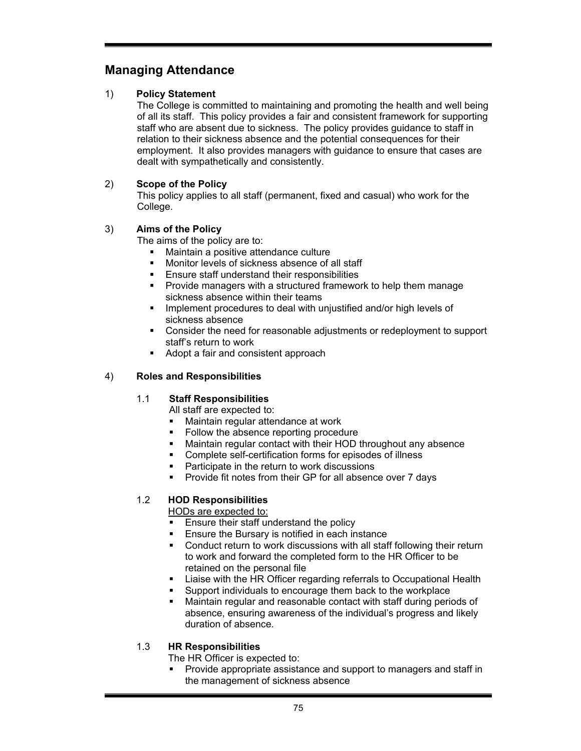## Managing Attendance

1) **Policy Statement**

The College is committed to maintaining and promoting the health and well being of all its staff. This policy provides a fair and consistent framework for supporting staff who are absent due to sickness. The policy provides guidance to staff in relation to their sickness absence and the potential consequences for their employment. It also provides managers with guidance to ensure that cases are dealt with sympathetically and consistently.

2) **Scope of the Policy**

This policy applies to all staff (permanent, fixed and casual) who work for the College.

3) **Aims of the Policy**

The aims of the policy are to:

- Maintain a positive attendance culture
- Monitor levels of sickness absence of all staff
- Ensure staff understand their responsibilities
- Provide managers with a structured framework to help them manage sickness absence within their teams
- Implement procedures to deal with unjustified and/or high levels of sickness absence
- Consider the need for reasonable adjustments or redeployment to support staff's return to work
- Adopt a fair and consistent approach

4) **Roles and Responsibilities**

1.1 **Staff Responsibilities**

All staff are expected to:

- Maintain regular attendance at work
- Follow the absence reporting procedure
- Maintain regular contact with their HOD throughout any absence
- Complete self-certification forms for episodes of illness
- Participate in the return to work discussions
- Provide fit notes from their GP for all absence over 7 days

1.2 **HOD Responsibilities**

<u>HODs are expected to:</u>

- Ensure their staff understand the policy
- Ensure the Bursary is notified in each instance
- Conduct return to work discussions with all staff following their return to work and forward the completed form to the HR Officer to be retained on the personal file
- Liaise with the HR Officer regarding referrals to Occupational Health
- Support individuals to encourage them back to the workplace
- Maintain regular and reasonable contact with staff during periods of absence, ensuring awareness of the individual's progress and likely duration of absence.

1.3 **HR Responsibilities**

The HR Officer is expected to:

- Provide appropriate assistance and support to managers and staff in the management of sickness absence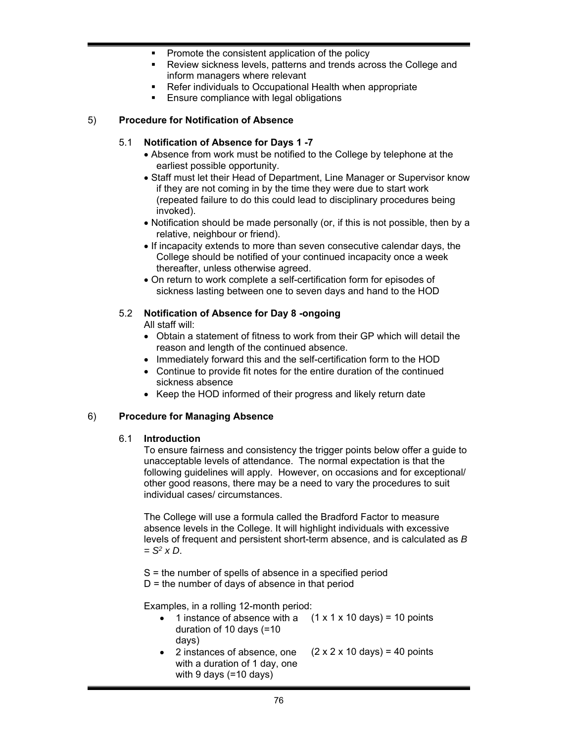- Promote the consistent application of the policy
- Review sickness levels, patterns and trends across the College and inform managers where relevant
- Refer individuals to Occupational Health when appropriate
- Ensure compliance with legal obligations

## 5) Procedure for Notification of Absence

### 5.1 Notification of Absence for Days 1 -7

- Absence from work must be notified to the College by telephone at the earliest possible opportunity.
- Staff must let their Head of Department, Line Manager or Supervisor know if they are not coming in by the time they were due to start work (repeated failure to do this could lead to disciplinary procedures being invoked).
- Notification should be made personally (or, if this is not possible, then by a relative, neighbour or friend).
- If incapacity extends to more than seven consecutive calendar days, the College should be notified of your continued incapacity once a week thereafter, unless otherwise agreed.
- On return to work complete a self-certification form for episodes of sickness lasting between one to seven days and hand to the HOD

### 5.2 Notification of Absence for Day 8 -ongoing

All staff will:

- Obtain a statement of fitness to work from their GP which will detail the reason and length of the continued absence.
- Immediately forward this and the self-certification form to the HOD
- Continue to provide fit notes for the entire duration of the continued sickness absence
- Keep the HOD informed of their progress and likely return date

## 6) Procedure for Managing Absence

### 6.1 Introduction

To ensure fairness and consistency the trigger points below offer a guide to unacceptable levels of attendance. The normal expectation is that the following guidelines will apply. However, on occasions and for exceptional/ other good reasons, there may be a need to vary the procedures to suit individual cases/ circumstances.

The College will use a formula called the Bradford Factor to measure absence levels in the College. It will highlight individuals with excessive levels of frequent and persistent short-term absence, and is calculated as $B = S^2 \times D$.

S = the number of spells of absence in a specified period
D = the number of days of absence in that period

Examples, in a rolling 12-month period:

- 1 instance of absence with a duration of 10 days (=10 days) — (1 x 1 x 10 days) = 10 points
- 2 instances of absence, one with a duration of 1 day, one with 9 days (=10 days) — (2 x 2 x 10 days) = 40 points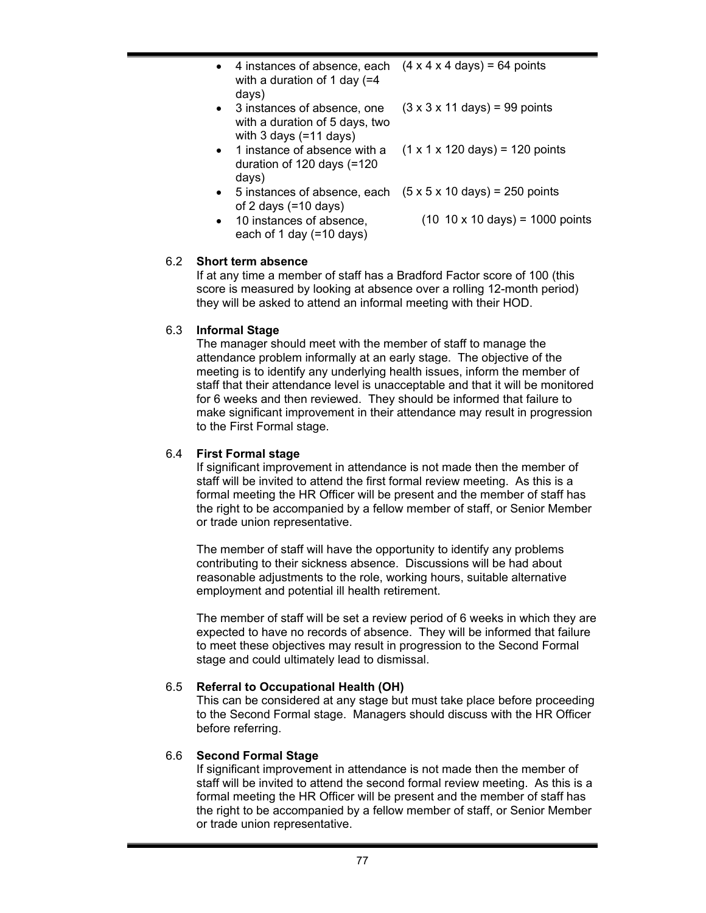- 4 instances of absence, each with a duration of 1 day (=4 days) — (4 x 4 x 4 days) = 64 points
- 3 instances of absence, one with a duration of 5 days, two with 3 days (=11 days) — (3 x 3 x 11 days) = 99 points
- 1 instance of absence with a duration of 120 days (=120 days) — (1 x 1 x 120 days) = 120 points
- 5 instances of absence, each of 2 days (=10 days) — (5 x 5 x 10 days) = 250 points
- 10 instances of absence, each of 1 day (=10 days) — (10 10 x 10 days) = 1000 points

6.2 **Short term absence**

If at any time a member of staff has a Bradford Factor score of 100 (this score is measured by looking at absence over a rolling 12-month period) they will be asked to attend an informal meeting with their HOD.

6.3 **Informal Stage**

The manager should meet with the member of staff to manage the attendance problem informally at an early stage. The objective of the meeting is to identify any underlying health issues, inform the member of staff that their attendance level is unacceptable and that it will be monitored for 6 weeks and then reviewed. They should be informed that failure to make significant improvement in their attendance may result in progression to the First Formal stage.

6.4 **First Formal stage**

If significant improvement in attendance is not made then the member of staff will be invited to attend the first formal review meeting. As this is a formal meeting the HR Officer will be present and the member of staff has the right to be accompanied by a fellow member of staff, or Senior Member or trade union representative.

The member of staff will have the opportunity to identify any problems contributing to their sickness absence. Discussions will be had about reasonable adjustments to the role, working hours, suitable alternative employment and potential ill health retirement.

The member of staff will be set a review period of 6 weeks in which they are expected to have no records of absence. They will be informed that failure to meet these objectives may result in progression to the Second Formal stage and could ultimately lead to dismissal.

6.5 **Referral to Occupational Health (OH)**

This can be considered at any stage but must take place before proceeding to the Second Formal stage. Managers should discuss with the HR Officer before referring.

6.6 **Second Formal Stage**

If significant improvement in attendance is not made then the member of staff will be invited to attend the second formal review meeting. As this is a formal meeting the HR Officer will be present and the member of staff has the right to be accompanied by a fellow member of staff, or Senior Member or trade union representative.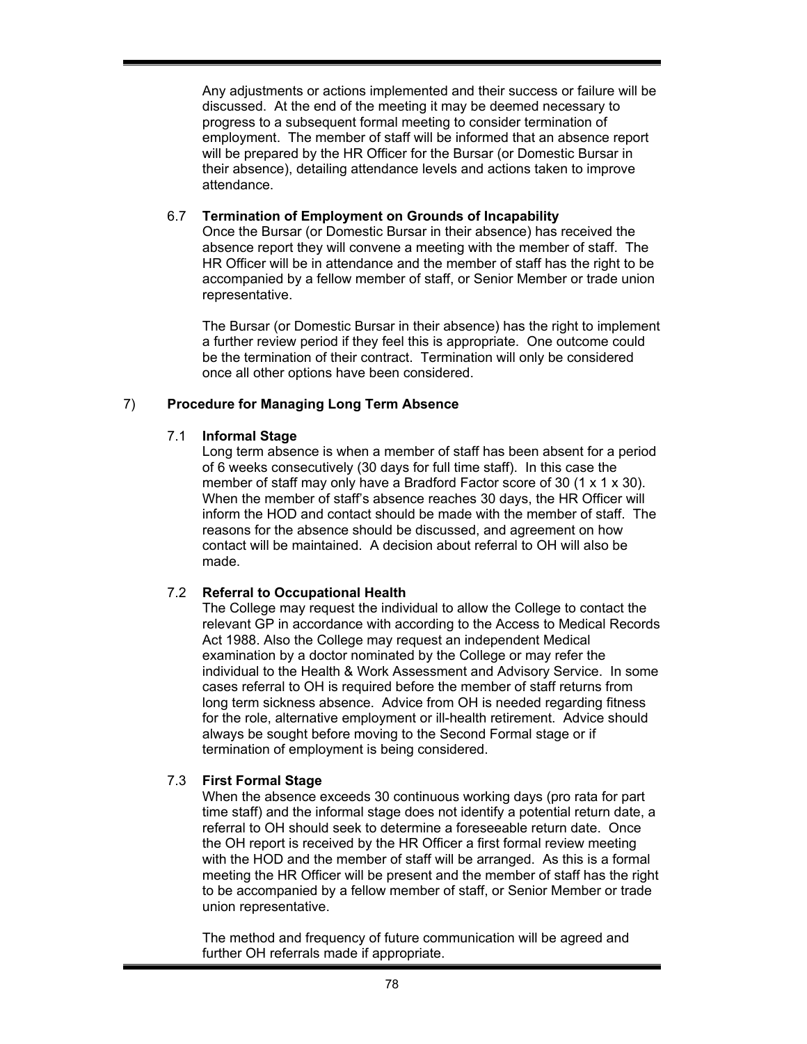Any adjustments or actions implemented and their success or failure will be discussed. At the end of the meeting it may be deemed necessary to progress to a subsequent formal meeting to consider termination of employment. The member of staff will be informed that an absence report will be prepared by the HR Officer for the Bursar (or Domestic Bursar in their absence), detailing attendance levels and actions taken to improve attendance.

### 6.7 Termination of Employment on Grounds of Incapability

Once the Bursar (or Domestic Bursar in their absence) has received the absence report they will convene a meeting with the member of staff. The HR Officer will be in attendance and the member of staff has the right to be accompanied by a fellow member of staff, or Senior Member or trade union representative.

The Bursar (or Domestic Bursar in their absence) has the right to implement a further review period if they feel this is appropriate. One outcome could be the termination of their contract. Termination will only be considered once all other options have been considered.

## 7) Procedure for Managing Long Term Absence

### 7.1 Informal Stage

Long term absence is when a member of staff has been absent for a period of 6 weeks consecutively (30 days for full time staff). In this case the member of staff may only have a Bradford Factor score of 30 (1 x 1 x 30). When the member of staff's absence reaches 30 days, the HR Officer will inform the HOD and contact should be made with the member of staff. The reasons for the absence should be discussed, and agreement on how contact will be maintained. A decision about referral to OH will also be made.

### 7.2 Referral to Occupational Health

The College may request the individual to allow the College to contact the relevant GP in accordance with according to the Access to Medical Records Act 1988. Also the College may request an independent Medical examination by a doctor nominated by the College or may refer the individual to the Health & Work Assessment and Advisory Service. In some cases referral to OH is required before the member of staff returns from long term sickness absence. Advice from OH is needed regarding fitness for the role, alternative employment or ill-health retirement. Advice should always be sought before moving to the Second Formal stage or if termination of employment is being considered.

### 7.3 First Formal Stage

When the absence exceeds 30 continuous working days (pro rata for part time staff) and the informal stage does not identify a potential return date, a referral to OH should seek to determine a foreseeable return date. Once the OH report is received by the HR Officer a first formal review meeting with the HOD and the member of staff will be arranged. As this is a formal meeting the HR Officer will be present and the member of staff has the right to be accompanied by a fellow member of staff, or Senior Member or trade union representative.

The method and frequency of future communication will be agreed and further OH referrals made if appropriate.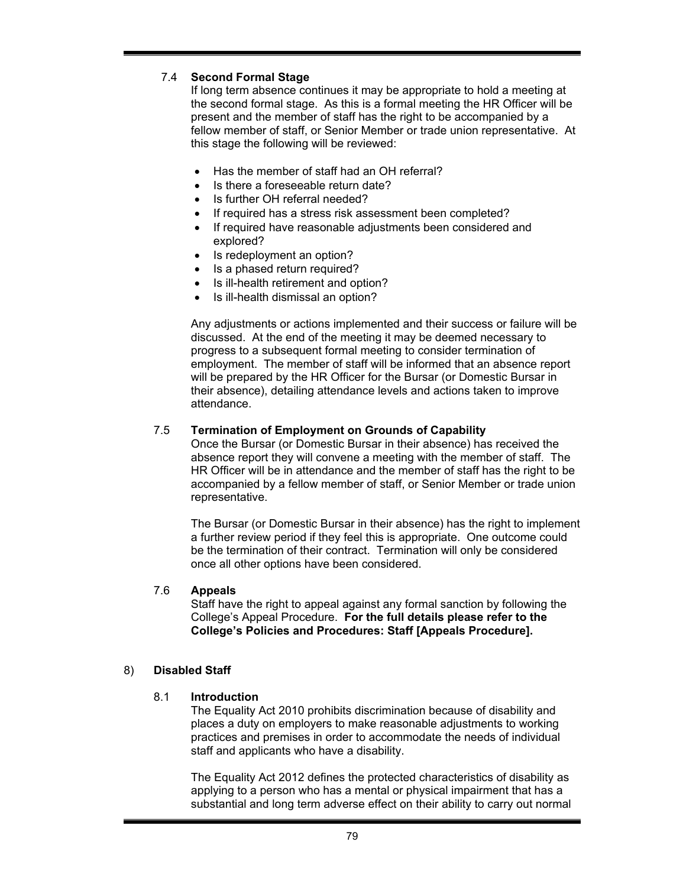### 7.4 **Second Formal Stage**

If long term absence continues it may be appropriate to hold a meeting at the second formal stage. As this is a formal meeting the HR Officer will be present and the member of staff has the right to be accompanied by a fellow member of staff, or Senior Member or trade union representative. At this stage the following will be reviewed:

- Has the member of staff had an OH referral?
- Is there a foreseeable return date?
- Is further OH referral needed?
- If required has a stress risk assessment been completed?
- If required have reasonable adjustments been considered and explored?
- Is redeployment an option?
- Is a phased return required?
- Is ill-health retirement and option?
- Is ill-health dismissal an option?

Any adjustments or actions implemented and their success or failure will be discussed. At the end of the meeting it may be deemed necessary to progress to a subsequent formal meeting to consider termination of employment. The member of staff will be informed that an absence report will be prepared by the HR Officer for the Bursar (or Domestic Bursar in their absence), detailing attendance levels and actions taken to improve attendance.

### 7.5 **Termination of Employment on Grounds of Capability**

Once the Bursar (or Domestic Bursar in their absence) has received the absence report they will convene a meeting with the member of staff. The HR Officer will be in attendance and the member of staff has the right to be accompanied by a fellow member of staff, or Senior Member or trade union representative.

The Bursar (or Domestic Bursar in their absence) has the right to implement a further review period if they feel this is appropriate. One outcome could be the termination of their contract. Termination will only be considered once all other options have been considered.

### 7.6 **Appeals**

Staff have the right to appeal against any formal sanction by following the College's Appeal Procedure. **For the full details please refer to the College's Policies and Procedures: Staff [Appeals Procedure].**

## 8) **Disabled Staff**

### 8.1 **Introduction**

The Equality Act 2010 prohibits discrimination because of disability and places a duty on employers to make reasonable adjustments to working practices and premises in order to accommodate the needs of individual staff and applicants who have a disability.

The Equality Act 2012 defines the protected characteristics of disability as applying to a person who has a mental or physical impairment that has a substantial and long term adverse effect on their ability to carry out normal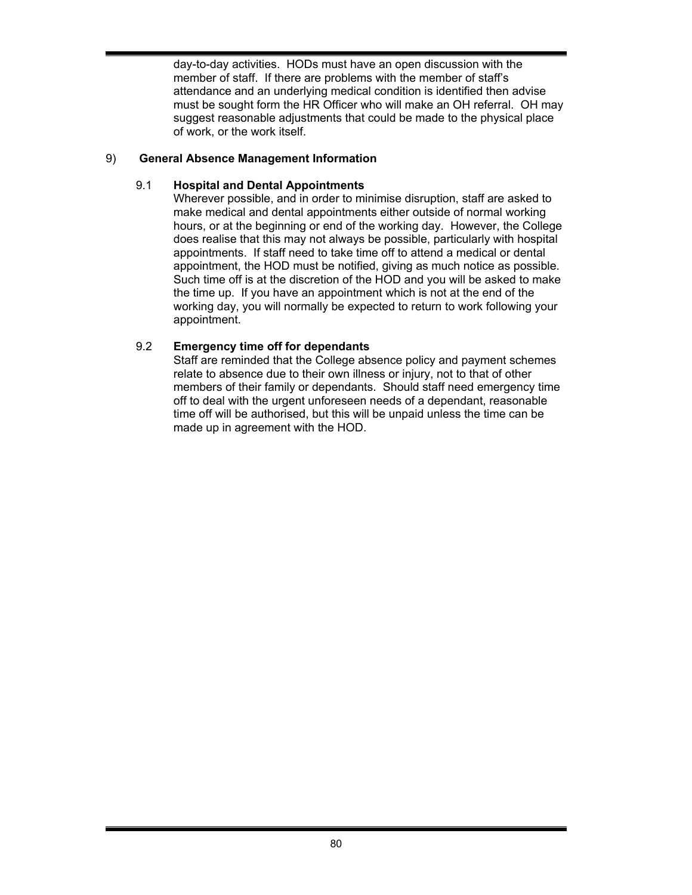day-to-day activities. HODs must have an open discussion with the member of staff. If there are problems with the member of staff's attendance and an underlying medical condition is identified then advise must be sought form the HR Officer who will make an OH referral. OH may suggest reasonable adjustments that could be made to the physical place of work, or the work itself.

## 9) General Absence Management Information

### 9.1 Hospital and Dental Appointments

Wherever possible, and in order to minimise disruption, staff are asked to make medical and dental appointments either outside of normal working hours, or at the beginning or end of the working day. However, the College does realise that this may not always be possible, particularly with hospital appointments. If staff need to take time off to attend a medical or dental appointment, the HOD must be notified, giving as much notice as possible. Such time off is at the discretion of the HOD and you will be asked to make the time up. If you have an appointment which is not at the end of the working day, you will normally be expected to return to work following your appointment.

### 9.2 Emergency time off for dependants

Staff are reminded that the College absence policy and payment schemes relate to absence due to their own illness or injury, not to that of other members of their family or dependants. Should staff need emergency time off to deal with the urgent unforeseen needs of a dependant, reasonable time off will be authorised, but this will be unpaid unless the time can be made up in agreement with the HOD.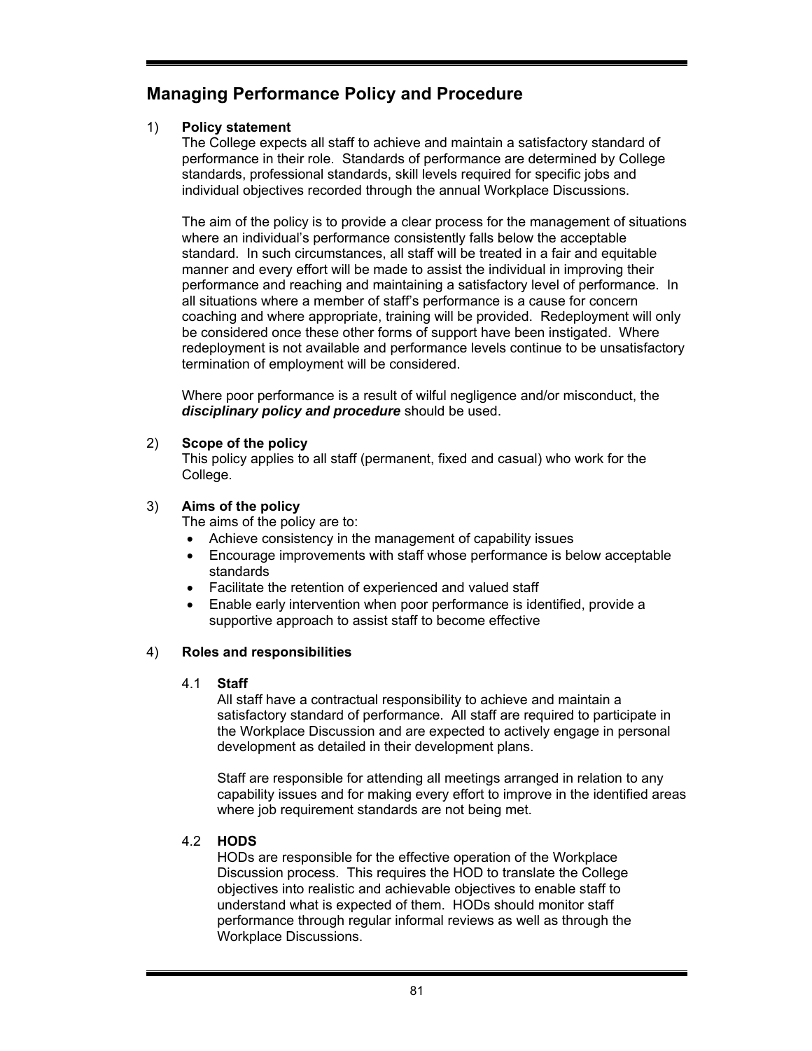## Managing Performance Policy and Procedure

1) **Policy statement**

The College expects all staff to achieve and maintain a satisfactory standard of performance in their role. Standards of performance are determined by College standards, professional standards, skill levels required for specific jobs and individual objectives recorded through the annual Workplace Discussions.

The aim of the policy is to provide a clear process for the management of situations where an individual's performance consistently falls below the acceptable standard. In such circumstances, all staff will be treated in a fair and equitable manner and every effort will be made to assist the individual in improving their performance and reaching and maintaining a satisfactory level of performance. In all situations where a member of staff's performance is a cause for concern coaching and where appropriate, training will be provided. Redeployment will only be considered once these other forms of support have been instigated. Where redeployment is not available and performance levels continue to be unsatisfactory termination of employment will be considered.

Where poor performance is a result of wilful negligence and/or misconduct, the ***disciplinary policy and procedure*** should be used.

2) **Scope of the policy**

This policy applies to all staff (permanent, fixed and casual) who work for the College.

3) **Aims of the policy**

The aims of the policy are to:

- Achieve consistency in the management of capability issues
- Encourage improvements with staff whose performance is below acceptable standards
- Facilitate the retention of experienced and valued staff
- Enable early intervention when poor performance is identified, provide a supportive approach to assist staff to become effective

4) **Roles and responsibilities**

4.1 **Staff**

All staff have a contractual responsibility to achieve and maintain a satisfactory standard of performance. All staff are required to participate in the Workplace Discussion and are expected to actively engage in personal development as detailed in their development plans.

Staff are responsible for attending all meetings arranged in relation to any capability issues and for making every effort to improve in the identified areas where job requirement standards are not being met.

4.2 **HODS**

HODs are responsible for the effective operation of the Workplace Discussion process. This requires the HOD to translate the College objectives into realistic and achievable objectives to enable staff to understand what is expected of them. HODs should monitor staff performance through regular informal reviews as well as through the Workplace Discussions.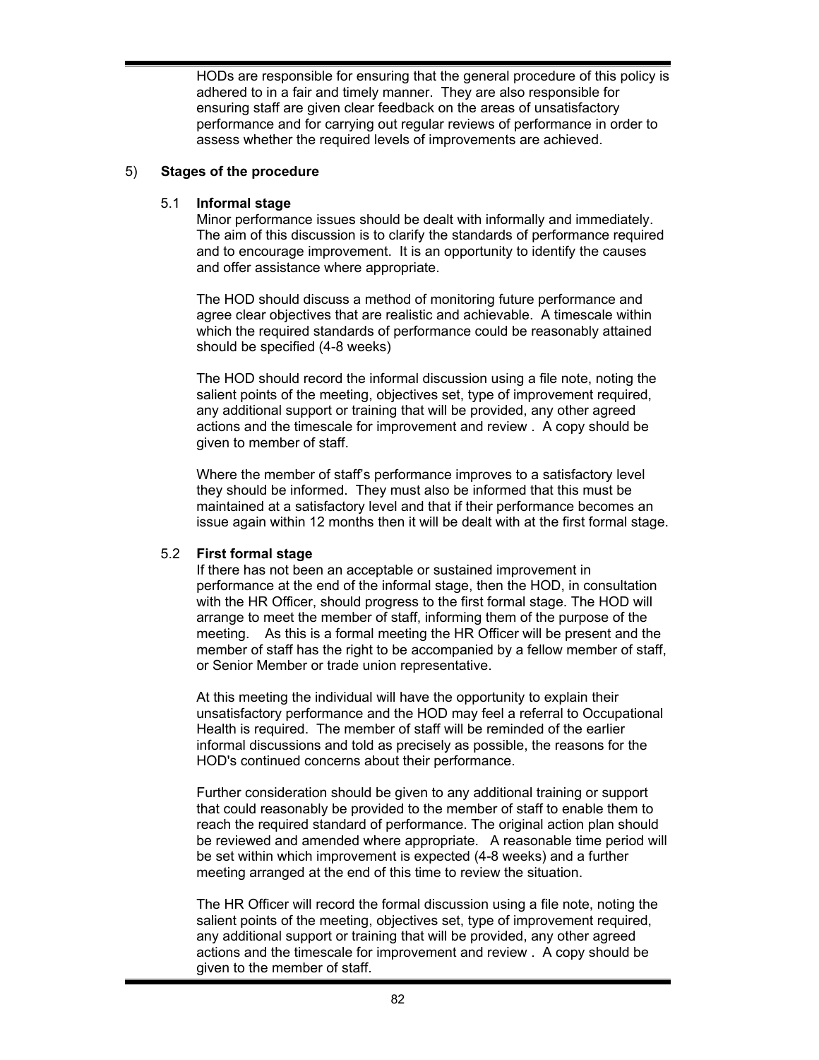HODs are responsible for ensuring that the general procedure of this policy is adhered to in a fair and timely manner. They are also responsible for ensuring staff are given clear feedback on the areas of unsatisfactory performance and for carrying out regular reviews of performance in order to assess whether the required levels of improvements are achieved.

## 5) Stages of the procedure

### 5.1 Informal stage

Minor performance issues should be dealt with informally and immediately. The aim of this discussion is to clarify the standards of performance required and to encourage improvement. It is an opportunity to identify the causes and offer assistance where appropriate.

The HOD should discuss a method of monitoring future performance and agree clear objectives that are realistic and achievable. A timescale within which the required standards of performance could be reasonably attained should be specified (4-8 weeks)

The HOD should record the informal discussion using a file note, noting the salient points of the meeting, objectives set, type of improvement required, any additional support or training that will be provided, any other agreed actions and the timescale for improvement and review . A copy should be given to member of staff.

Where the member of staff's performance improves to a satisfactory level they should be informed. They must also be informed that this must be maintained at a satisfactory level and that if their performance becomes an issue again within 12 months then it will be dealt with at the first formal stage.

### 5.2 First formal stage

If there has not been an acceptable or sustained improvement in performance at the end of the informal stage, then the HOD, in consultation with the HR Officer, should progress to the first formal stage. The HOD will arrange to meet the member of staff, informing them of the purpose of the meeting. As this is a formal meeting the HR Officer will be present and the member of staff has the right to be accompanied by a fellow member of staff, or Senior Member or trade union representative.

At this meeting the individual will have the opportunity to explain their unsatisfactory performance and the HOD may feel a referral to Occupational Health is required. The member of staff will be reminded of the earlier informal discussions and told as precisely as possible, the reasons for the HOD's continued concerns about their performance.

Further consideration should be given to any additional training or support that could reasonably be provided to the member of staff to enable them to reach the required standard of performance. The original action plan should be reviewed and amended where appropriate. A reasonable time period will be set within which improvement is expected (4-8 weeks) and a further meeting arranged at the end of this time to review the situation.

The HR Officer will record the formal discussion using a file note, noting the salient points of the meeting, objectives set, type of improvement required, any additional support or training that will be provided, any other agreed actions and the timescale for improvement and review . A copy should be given to the member of staff.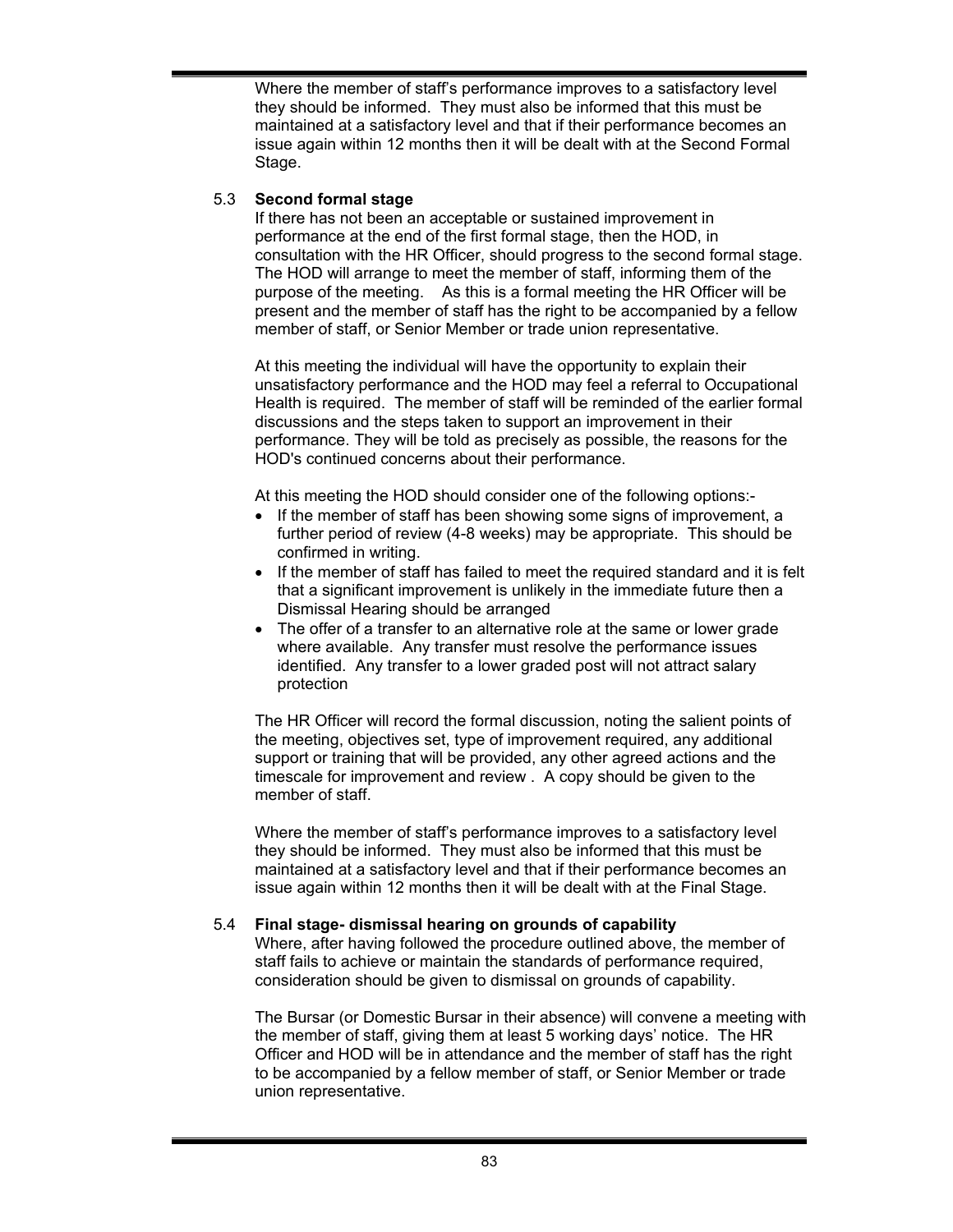Where the member of staff's performance improves to a satisfactory level they should be informed. They must also be informed that this must be maintained at a satisfactory level and that if their performance becomes an issue again within 12 months then it will be dealt with at the Second Formal Stage.

### 5.3 Second formal stage

If there has not been an acceptable or sustained improvement in performance at the end of the first formal stage, then the HOD, in consultation with the HR Officer, should progress to the second formal stage. The HOD will arrange to meet the member of staff, informing them of the purpose of the meeting. As this is a formal meeting the HR Officer will be present and the member of staff has the right to be accompanied by a fellow member of staff, or Senior Member or trade union representative.

At this meeting the individual will have the opportunity to explain their unsatisfactory performance and the HOD may feel a referral to Occupational Health is required. The member of staff will be reminded of the earlier formal discussions and the steps taken to support an improvement in their performance. They will be told as precisely as possible, the reasons for the HOD's continued concerns about their performance.

At this meeting the HOD should consider one of the following options:-

- If the member of staff has been showing some signs of improvement, a further period of review (4-8 weeks) may be appropriate. This should be confirmed in writing.
- If the member of staff has failed to meet the required standard and it is felt that a significant improvement is unlikely in the immediate future then a Dismissal Hearing should be arranged
- The offer of a transfer to an alternative role at the same or lower grade where available. Any transfer must resolve the performance issues identified. Any transfer to a lower graded post will not attract salary protection

The HR Officer will record the formal discussion, noting the salient points of the meeting, objectives set, type of improvement required, any additional support or training that will be provided, any other agreed actions and the timescale for improvement and review . A copy should be given to the member of staff.

Where the member of staff's performance improves to a satisfactory level they should be informed. They must also be informed that this must be maintained at a satisfactory level and that if their performance becomes an issue again within 12 months then it will be dealt with at the Final Stage.

### 5.4 Final stage- dismissal hearing on grounds of capability

Where, after having followed the procedure outlined above, the member of staff fails to achieve or maintain the standards of performance required, consideration should be given to dismissal on grounds of capability.

The Bursar (or Domestic Bursar in their absence) will convene a meeting with the member of staff, giving them at least 5 working days' notice. The HR Officer and HOD will be in attendance and the member of staff has the right to be accompanied by a fellow member of staff, or Senior Member or trade union representative.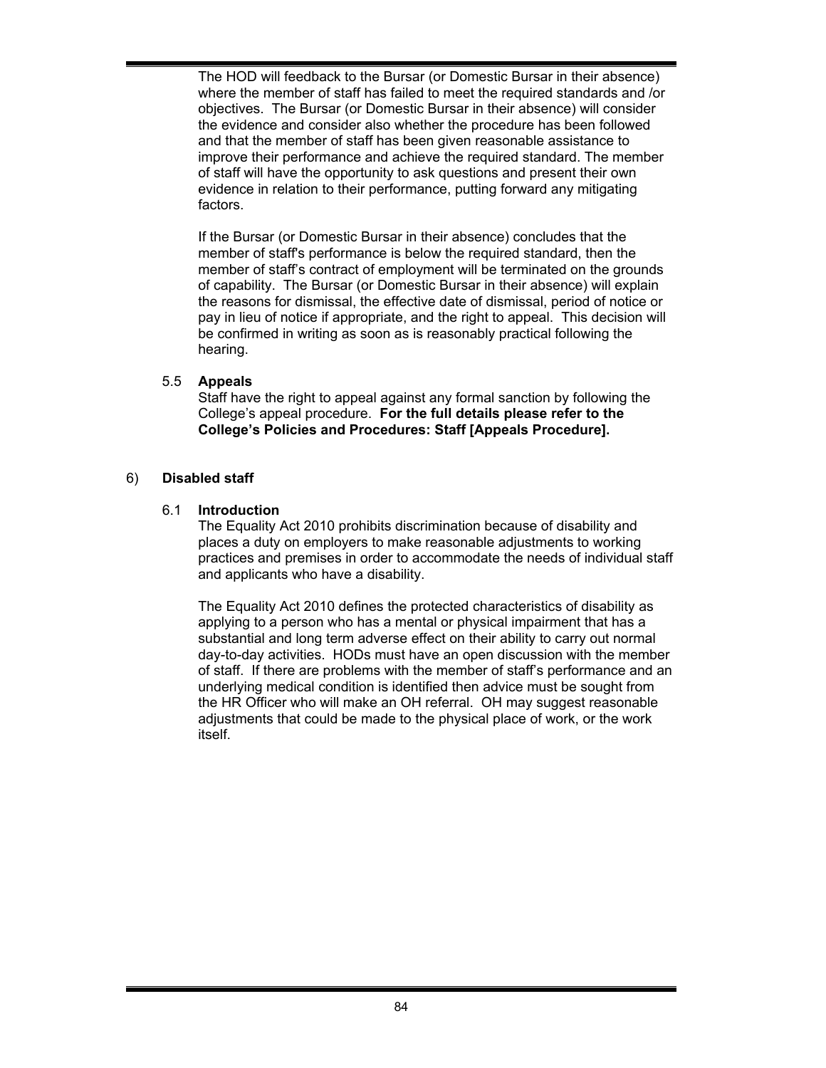The HOD will feedback to the Bursar (or Domestic Bursar in their absence) where the member of staff has failed to meet the required standards and /or objectives. The Bursar (or Domestic Bursar in their absence) will consider the evidence and consider also whether the procedure has been followed and that the member of staff has been given reasonable assistance to improve their performance and achieve the required standard. The member of staff will have the opportunity to ask questions and present their own evidence in relation to their performance, putting forward any mitigating factors.

If the Bursar (or Domestic Bursar in their absence) concludes that the member of staff's performance is below the required standard, then the member of staff's contract of employment will be terminated on the grounds of capability. The Bursar (or Domestic Bursar in their absence) will explain the reasons for dismissal, the effective date of dismissal, period of notice or pay in lieu of notice if appropriate, and the right to appeal. This decision will be confirmed in writing as soon as is reasonably practical following the hearing.

### 5.5 Appeals

Staff have the right to appeal against any formal sanction by following the College's appeal procedure. **For the full details please refer to the College's Policies and Procedures: Staff [Appeals Procedure].**

## 6) Disabled staff

### 6.1 Introduction

The Equality Act 2010 prohibits discrimination because of disability and places a duty on employers to make reasonable adjustments to working practices and premises in order to accommodate the needs of individual staff and applicants who have a disability.

The Equality Act 2010 defines the protected characteristics of disability as applying to a person who has a mental or physical impairment that has a substantial and long term adverse effect on their ability to carry out normal day-to-day activities. HODs must have an open discussion with the member of staff. If there are problems with the member of staff's performance and an underlying medical condition is identified then advice must be sought from the HR Officer who will make an OH referral. OH may suggest reasonable adjustments that could be made to the physical place of work, or the work itself.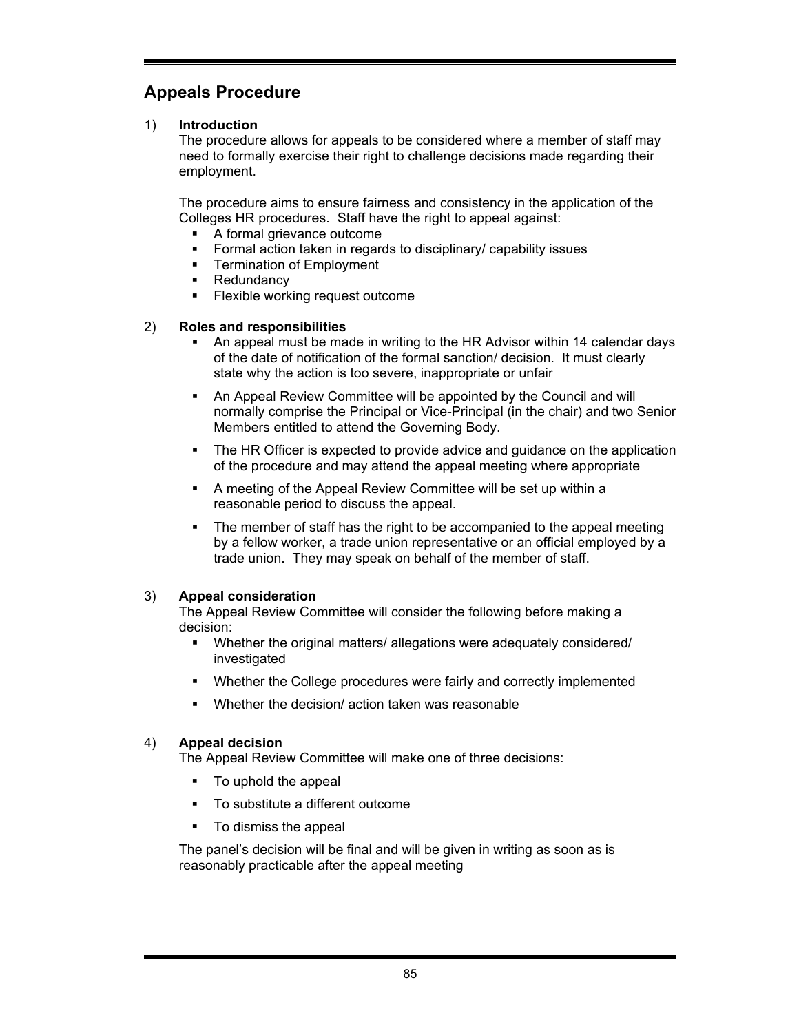## Appeals Procedure

1) **Introduction**

The procedure allows for appeals to be considered where a member of staff may need to formally exercise their right to challenge decisions made regarding their employment.

The procedure aims to ensure fairness and consistency in the application of the Colleges HR procedures. Staff have the right to appeal against:

- A formal grievance outcome
- Formal action taken in regards to disciplinary/ capability issues
- Termination of Employment
- Redundancy
- Flexible working request outcome

2) **Roles and responsibilities**

- An appeal must be made in writing to the HR Advisor within 14 calendar days of the date of notification of the formal sanction/ decision. It must clearly state why the action is too severe, inappropriate or unfair
- An Appeal Review Committee will be appointed by the Council and will normally comprise the Principal or Vice-Principal (in the chair) and two Senior Members entitled to attend the Governing Body.
- The HR Officer is expected to provide advice and guidance on the application of the procedure and may attend the appeal meeting where appropriate
- A meeting of the Appeal Review Committee will be set up within a reasonable period to discuss the appeal.
- The member of staff has the right to be accompanied to the appeal meeting by a fellow worker, a trade union representative or an official employed by a trade union. They may speak on behalf of the member of staff.

3) **Appeal consideration**

The Appeal Review Committee will consider the following before making a decision:

- Whether the original matters/ allegations were adequately considered/ investigated
- Whether the College procedures were fairly and correctly implemented
- Whether the decision/ action taken was reasonable

4) **Appeal decision**

The Appeal Review Committee will make one of three decisions:

- To uphold the appeal
- To substitute a different outcome
- To dismiss the appeal

The panel's decision will be final and will be given in writing as soon as is reasonably practicable after the appeal meeting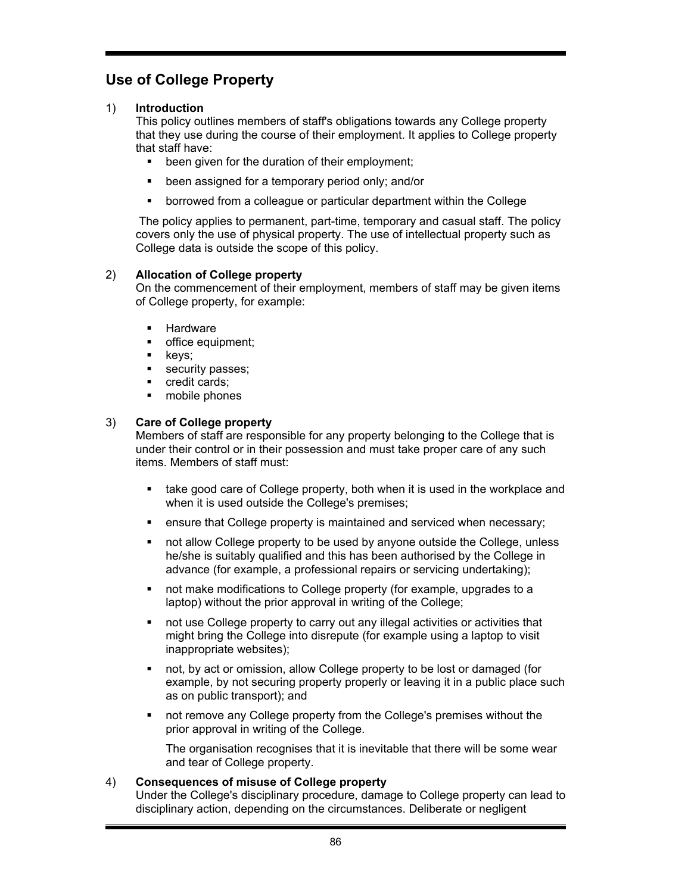## Use of College Property

1) **Introduction**

This policy outlines members of staff's obligations towards any College property that they use during the course of their employment. It applies to College property that staff have:

- been given for the duration of their employment;
- been assigned for a temporary period only; and/or
- borrowed from a colleague or particular department within the College

The policy applies to permanent, part-time, temporary and casual staff. The policy covers only the use of physical property. The use of intellectual property such as College data is outside the scope of this policy.

2) **Allocation of College property**

On the commencement of their employment, members of staff may be given items of College property, for example:

- Hardware
- office equipment;
- keys;
- security passes;
- credit cards;
- mobile phones

3) **Care of College property**

Members of staff are responsible for any property belonging to the College that is under their control or in their possession and must take proper care of any such items. Members of staff must:

- take good care of College property, both when it is used in the workplace and when it is used outside the College's premises;
- ensure that College property is maintained and serviced when necessary;
- not allow College property to be used by anyone outside the College, unless he/she is suitably qualified and this has been authorised by the College in advance (for example, a professional repairs or servicing undertaking);
- not make modifications to College property (for example, upgrades to a laptop) without the prior approval in writing of the College;
- not use College property to carry out any illegal activities or activities that might bring the College into disrepute (for example using a laptop to visit inappropriate websites);
- not, by act or omission, allow College property to be lost or damaged (for example, by not securing property properly or leaving it in a public place such as on public transport); and
- not remove any College property from the College's premises without the prior approval in writing of the College.

  The organisation recognises that it is inevitable that there will be some wear and tear of College property.

4) **Consequences of misuse of College property**

Under the College's disciplinary procedure, damage to College property can lead to disciplinary action, depending on the circumstances. Deliberate or negligent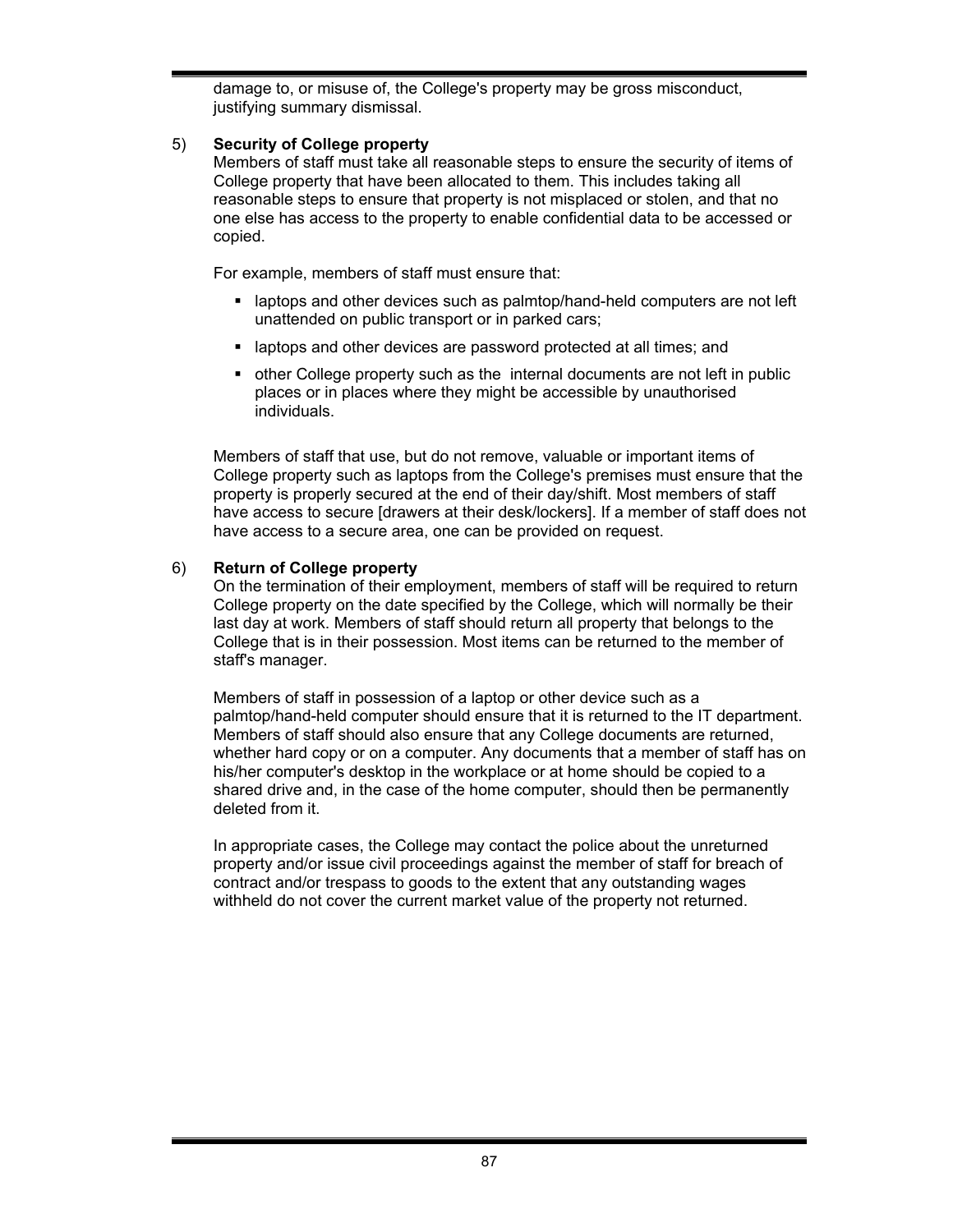damage to, or misuse of, the College's property may be gross misconduct, justifying summary dismissal.

5) **Security of College property**

Members of staff must take all reasonable steps to ensure the security of items of College property that have been allocated to them. This includes taking all reasonable steps to ensure that property is not misplaced or stolen, and that no one else has access to the property to enable confidential data to be accessed or copied.

For example, members of staff must ensure that:

- laptops and other devices such as palmtop/hand-held computers are not left unattended on public transport or in parked cars;
- laptops and other devices are password protected at all times; and
- other College property such as the internal documents are not left in public places or in places where they might be accessible by unauthorised individuals.

Members of staff that use, but do not remove, valuable or important items of College property such as laptops from the College's premises must ensure that the property is properly secured at the end of their day/shift. Most members of staff have access to secure [drawers at their desk/lockers]. If a member of staff does not have access to a secure area, one can be provided on request.

6) **Return of College property**

On the termination of their employment, members of staff will be required to return College property on the date specified by the College, which will normally be their last day at work. Members of staff should return all property that belongs to the College that is in their possession. Most items can be returned to the member of staff's manager.

Members of staff in possession of a laptop or other device such as a palmtop/hand-held computer should ensure that it is returned to the IT department. Members of staff should also ensure that any College documents are returned, whether hard copy or on a computer. Any documents that a member of staff has on his/her computer's desktop in the workplace or at home should be copied to a shared drive and, in the case of the home computer, should then be permanently deleted from it.

In appropriate cases, the College may contact the police about the unreturned property and/or issue civil proceedings against the member of staff for breach of contract and/or trespass to goods to the extent that any outstanding wages withheld do not cover the current market value of the property not returned.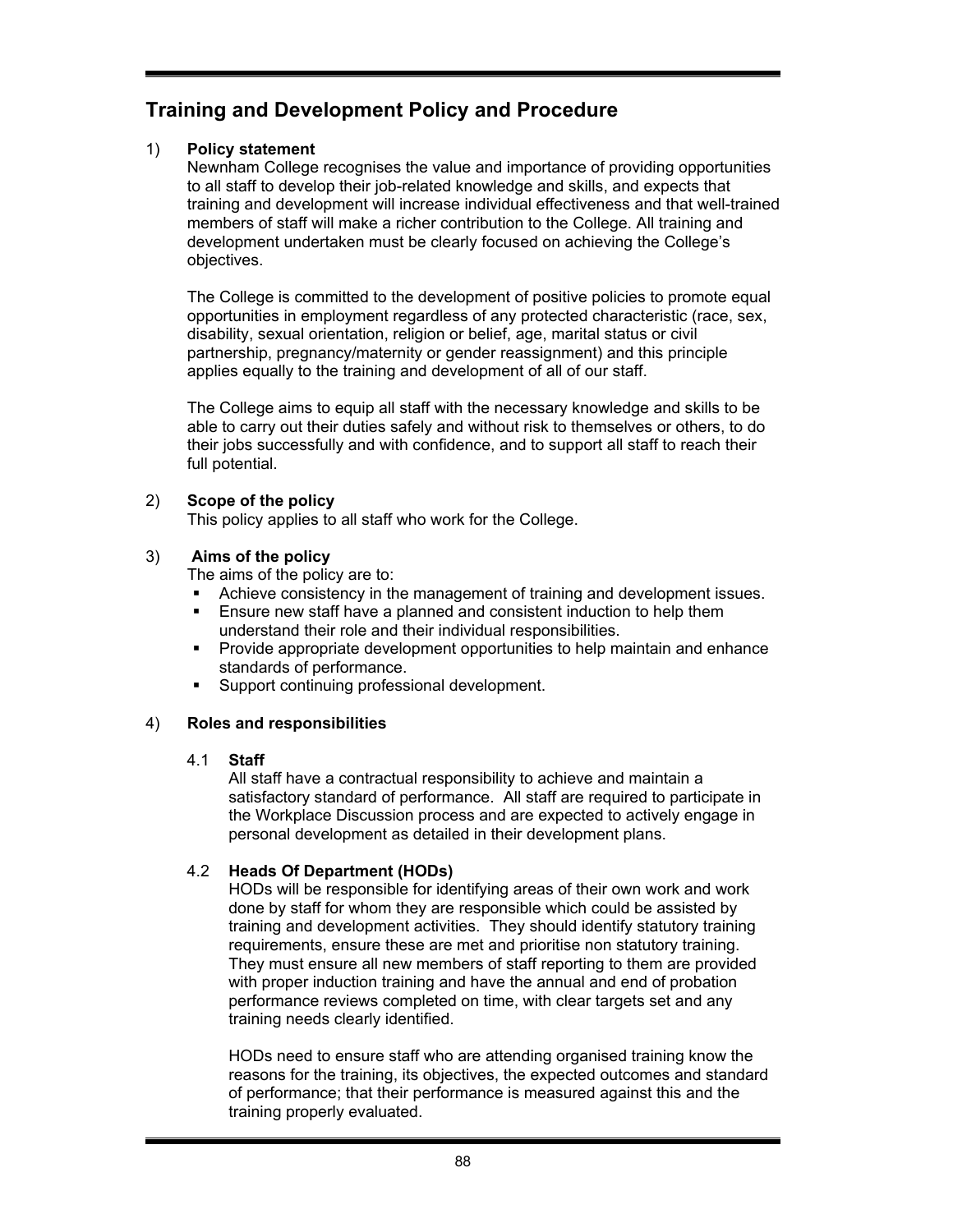## Training and Development Policy and Procedure

1) **Policy statement**

Newnham College recognises the value and importance of providing opportunities to all staff to develop their job-related knowledge and skills, and expects that training and development will increase individual effectiveness and that well-trained members of staff will make a richer contribution to the College. All training and development undertaken must be clearly focused on achieving the College's objectives.

The College is committed to the development of positive policies to promote equal opportunities in employment regardless of any protected characteristic (race, sex, disability, sexual orientation, religion or belief, age, marital status or civil partnership, pregnancy/maternity or gender reassignment) and this principle applies equally to the training and development of all of our staff.

The College aims to equip all staff with the necessary knowledge and skills to be able to carry out their duties safely and without risk to themselves or others, to do their jobs successfully and with confidence, and to support all staff to reach their full potential.

2) **Scope of the policy**

This policy applies to all staff who work for the College.

3) **Aims of the policy**

The aims of the policy are to:

- Achieve consistency in the management of training and development issues.
- Ensure new staff have a planned and consistent induction to help them understand their role and their individual responsibilities.
- Provide appropriate development opportunities to help maintain and enhance standards of performance.
- Support continuing professional development.

4) **Roles and responsibilities**

4.1 **Staff**

All staff have a contractual responsibility to achieve and maintain a satisfactory standard of performance. All staff are required to participate in the Workplace Discussion process and are expected to actively engage in personal development as detailed in their development plans.

4.2 **Heads Of Department (HODs)**

HODs will be responsible for identifying areas of their own work and work done by staff for whom they are responsible which could be assisted by training and development activities. They should identify statutory training requirements, ensure these are met and prioritise non statutory training. They must ensure all new members of staff reporting to them are provided with proper induction training and have the annual and end of probation performance reviews completed on time, with clear targets set and any training needs clearly identified.

HODs need to ensure staff who are attending organised training know the reasons for the training, its objectives, the expected outcomes and standard of performance; that their performance is measured against this and the training properly evaluated.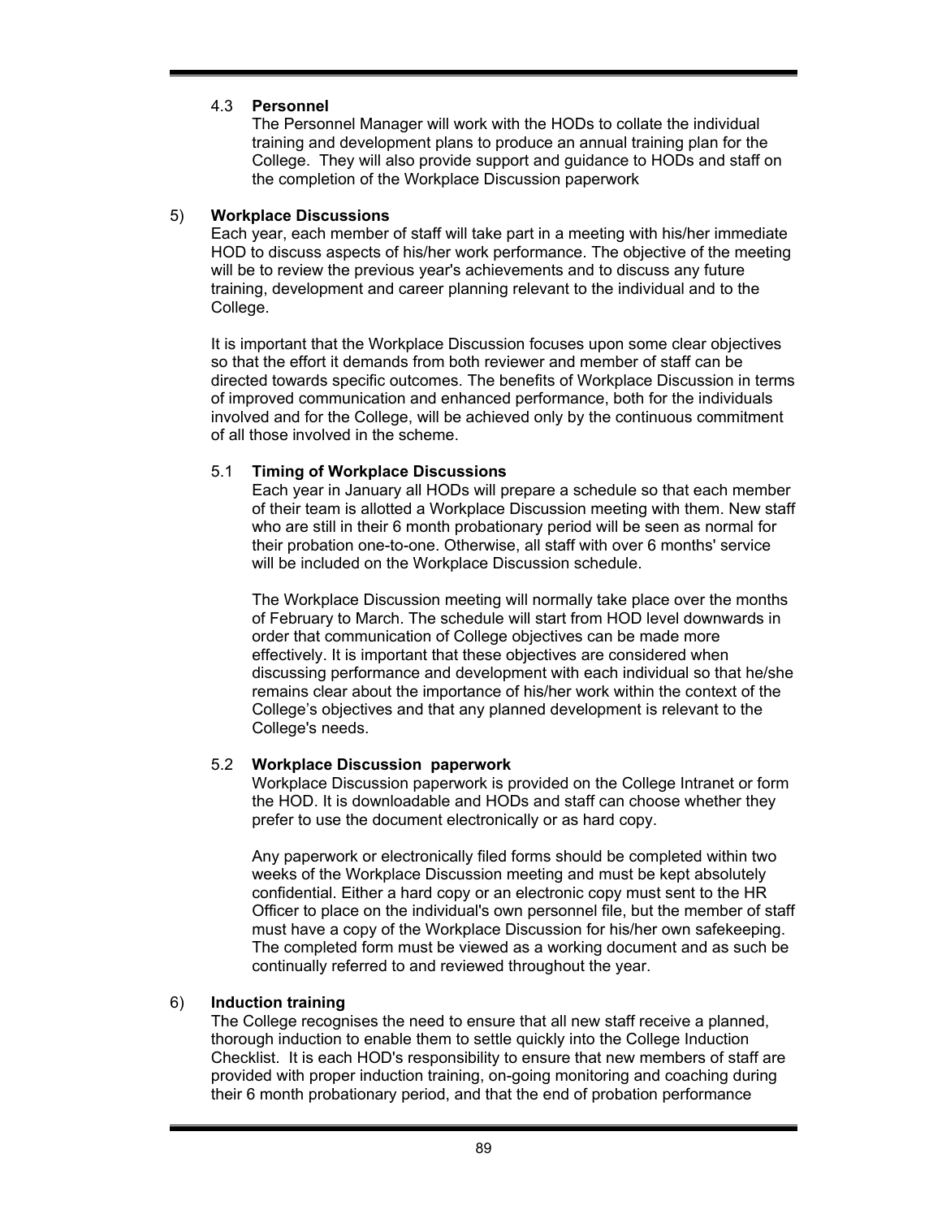### 4.3 Personnel

The Personnel Manager will work with the HODs to collate the individual training and development plans to produce an annual training plan for the College. They will also provide support and guidance to HODs and staff on the completion of the Workplace Discussion paperwork

## 5) Workplace Discussions

Each year, each member of staff will take part in a meeting with his/her immediate HOD to discuss aspects of his/her work performance. The objective of the meeting will be to review the previous year's achievements and to discuss any future training, development and career planning relevant to the individual and to the College.

It is important that the Workplace Discussion focuses upon some clear objectives so that the effort it demands from both reviewer and member of staff can be directed towards specific outcomes. The benefits of Workplace Discussion in terms of improved communication and enhanced performance, both for the individuals involved and for the College, will be achieved only by the continuous commitment of all those involved in the scheme.

### 5.1 Timing of Workplace Discussions

Each year in January all HODs will prepare a schedule so that each member of their team is allotted a Workplace Discussion meeting with them. New staff who are still in their 6 month probationary period will be seen as normal for their probation one-to-one. Otherwise, all staff with over 6 months' service will be included on the Workplace Discussion schedule.

The Workplace Discussion meeting will normally take place over the months of February to March. The schedule will start from HOD level downwards in order that communication of College objectives can be made more effectively. It is important that these objectives are considered when discussing performance and development with each individual so that he/she remains clear about the importance of his/her work within the context of the College's objectives and that any planned development is relevant to the College's needs.

### 5.2 Workplace Discussion paperwork

Workplace Discussion paperwork is provided on the College Intranet or form the HOD. It is downloadable and HODs and staff can choose whether they prefer to use the document electronically or as hard copy.

Any paperwork or electronically filed forms should be completed within two weeks of the Workplace Discussion meeting and must be kept absolutely confidential. Either a hard copy or an electronic copy must sent to the HR Officer to place on the individual's own personnel file, but the member of staff must have a copy of the Workplace Discussion for his/her own safekeeping. The completed form must be viewed as a working document and as such be continually referred to and reviewed throughout the year.

## 6) Induction training

The College recognises the need to ensure that all new staff receive a planned, thorough induction to enable them to settle quickly into the College Induction Checklist. It is each HOD's responsibility to ensure that new members of staff are provided with proper induction training, on-going monitoring and coaching during their 6 month probationary period, and that the end of probation performance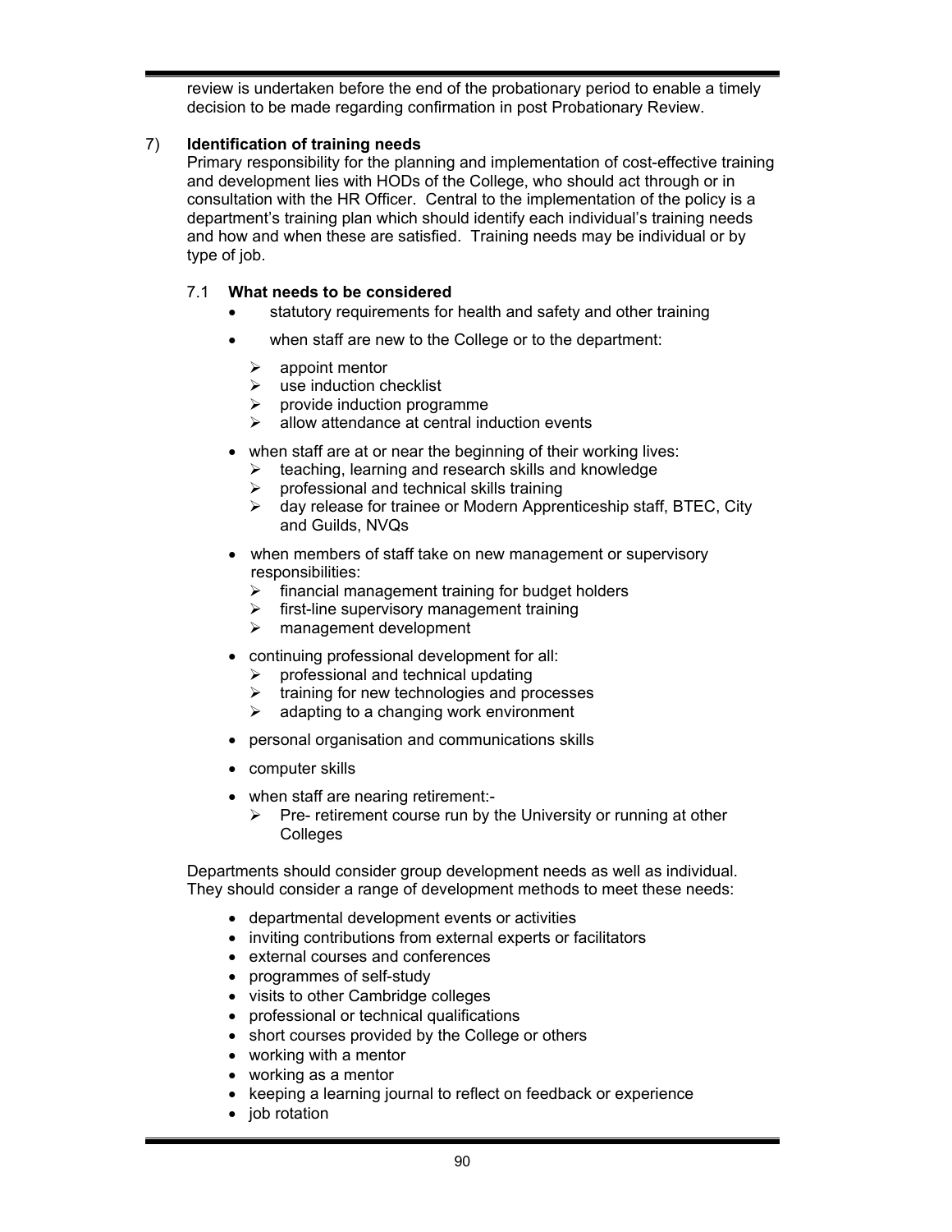review is undertaken before the end of the probationary period to enable a timely decision to be made regarding confirmation in post Probationary Review.

7) **Identification of training needs**

Primary responsibility for the planning and implementation of cost-effective training and development lies with HODs of the College, who should act through or in consultation with the HR Officer. Central to the implementation of the policy is a department's training plan which should identify each individual's training needs and how and when these are satisfied. Training needs may be individual or by type of job.

7.1 **What needs to be considered**

- statutory requirements for health and safety and other training
- when staff are new to the College or to the department:
  - appoint mentor
  - use induction checklist
  - provide induction programme
  - allow attendance at central induction events
- when staff are at or near the beginning of their working lives:
  - teaching, learning and research skills and knowledge
  - professional and technical skills training
  - day release for trainee or Modern Apprenticeship staff, BTEC, City and Guilds, NVQs
- when members of staff take on new management or supervisory responsibilities:
  - financial management training for budget holders
  - first-line supervisory management training
  - management development
- continuing professional development for all:
  - professional and technical updating
  - training for new technologies and processes
  - adapting to a changing work environment
- personal organisation and communications skills
- computer skills
- when staff are nearing retirement:-
  - Pre- retirement course run by the University or running at other Colleges

Departments should consider group development needs as well as individual. They should consider a range of development methods to meet these needs:

- departmental development events or activities
- inviting contributions from external experts or facilitators
- external courses and conferences
- programmes of self-study
- visits to other Cambridge colleges
- professional or technical qualifications
- short courses provided by the College or others
- working with a mentor
- working as a mentor
- keeping a learning journal to reflect on feedback or experience
- job rotation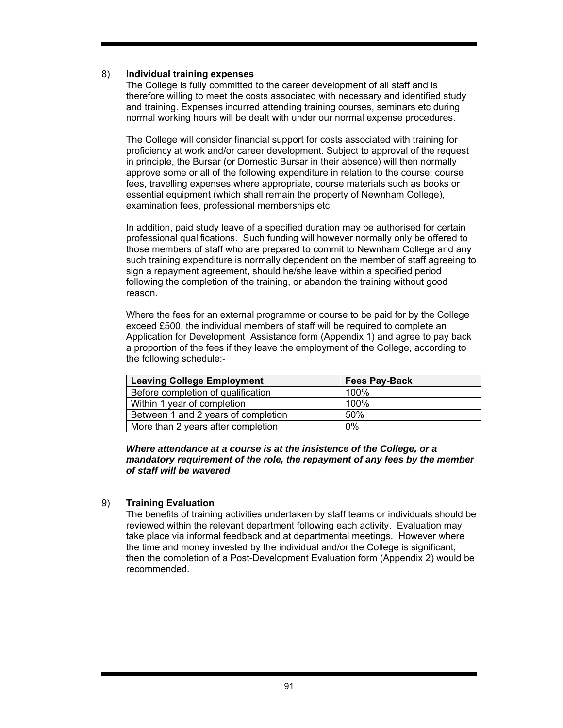8) **Individual training expenses**

The College is fully committed to the career development of all staff and is therefore willing to meet the costs associated with necessary and identified study and training. Expenses incurred attending training courses, seminars etc during normal working hours will be dealt with under our normal expense procedures.

The College will consider financial support for costs associated with training for proficiency at work and/or career development. Subject to approval of the request in principle, the Bursar (or Domestic Bursar in their absence) will then normally approve some or all of the following expenditure in relation to the course: course fees, travelling expenses where appropriate, course materials such as books or essential equipment (which shall remain the property of Newnham College), examination fees, professional memberships etc.

In addition, paid study leave of a specified duration may be authorised for certain professional qualifications. Such funding will however normally only be offered to those members of staff who are prepared to commit to Newnham College and any such training expenditure is normally dependent on the member of staff agreeing to sign a repayment agreement, should he/she leave within a specified period following the completion of the training, or abandon the training without good reason.

Where the fees for an external programme or course to be paid for by the College exceed £500, the individual members of staff will be required to complete an Application for Development Assistance form (Appendix 1) and agree to pay back a proportion of the fees if they leave the employment of the College, according to the following schedule:-

| Leaving College Employment | Fees Pay-Back |
|---|---|
| Before completion of qualification | 100% |
| Within 1 year of completion | 100% |
| Between 1 and 2 years of completion | 50% |
| More than 2 years after completion | 0% |

***Where attendance at a course is at the insistence of the College, or a mandatory requirement of the role, the repayment of any fees by the member of staff will be wavered***

9) **Training Evaluation**

The benefits of training activities undertaken by staff teams or individuals should be reviewed within the relevant department following each activity. Evaluation may take place via informal feedback and at departmental meetings. However where the time and money invested by the individual and/or the College is significant, then the completion of a Post-Development Evaluation form (Appendix 2) would be recommended.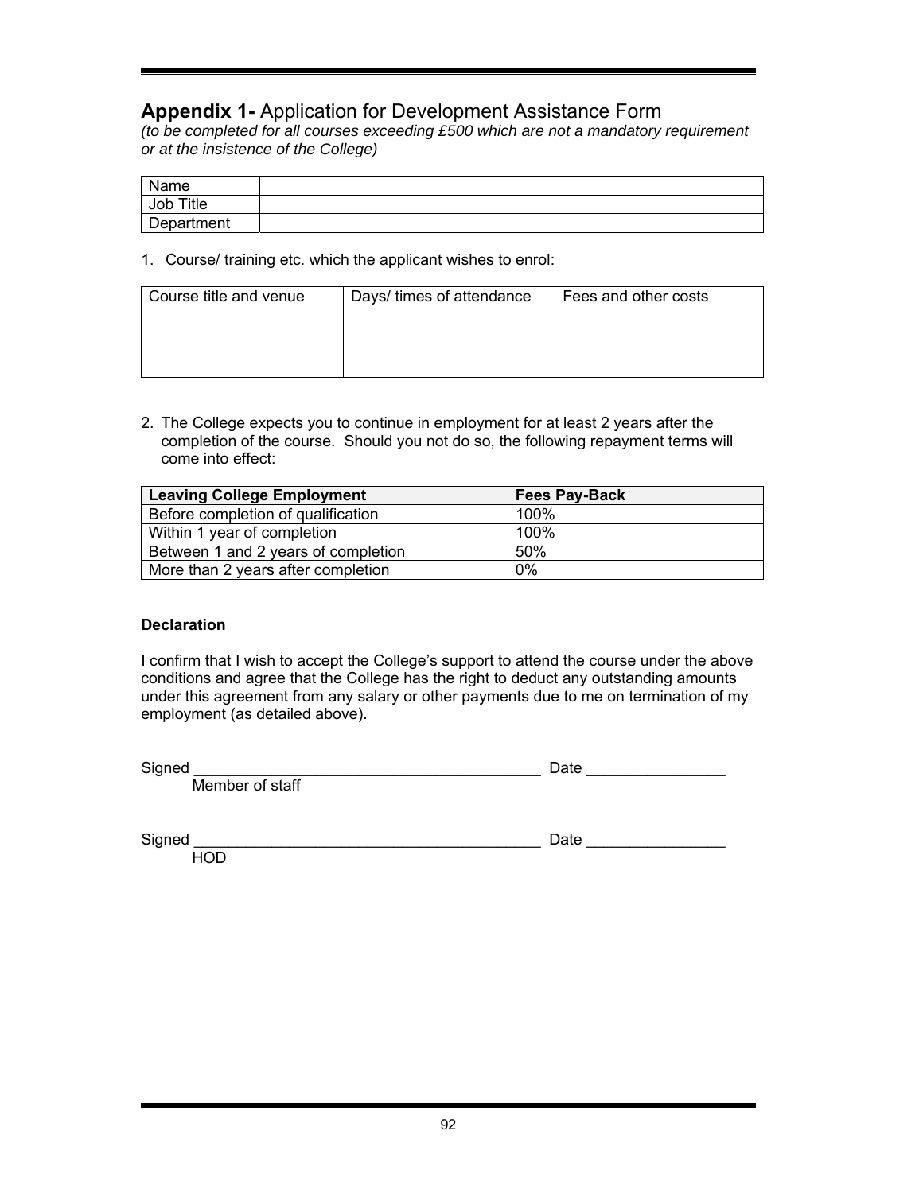## **Appendix 1-** Application for Development Assistance Form

*(to be completed for all courses exceeding £500 which are not a mandatory requirement or at the insistence of the College)*

| Name | |
|---|---|
| Job Title | |
| Department | |

1. Course/ training etc. which the applicant wishes to enrol:

| Course title and venue | Days/ times of attendance | Fees and other costs |
|---|---|---|
| | | |

2. The College expects you to continue in employment for at least 2 years after the completion of the course. Should you not do so, the following repayment terms will come into effect:

| **Leaving College Employment** | **Fees Pay-Back** |
|---|---|
| Before completion of qualification | 100% |
| Within 1 year of completion | 100% |
| Between 1 and 2 years of completion | 50% |
| More than 2 years after completion | 0% |

**Declaration**

I confirm that I wish to accept the College's support to attend the course under the above conditions and agree that the College has the right to deduct any outstanding amounts under this agreement from any salary or other payments due to me on termination of my employment (as detailed above).

Signed ________________________________________ Date ________________
Member of staff

Signed ________________________________________ Date ________________
HOD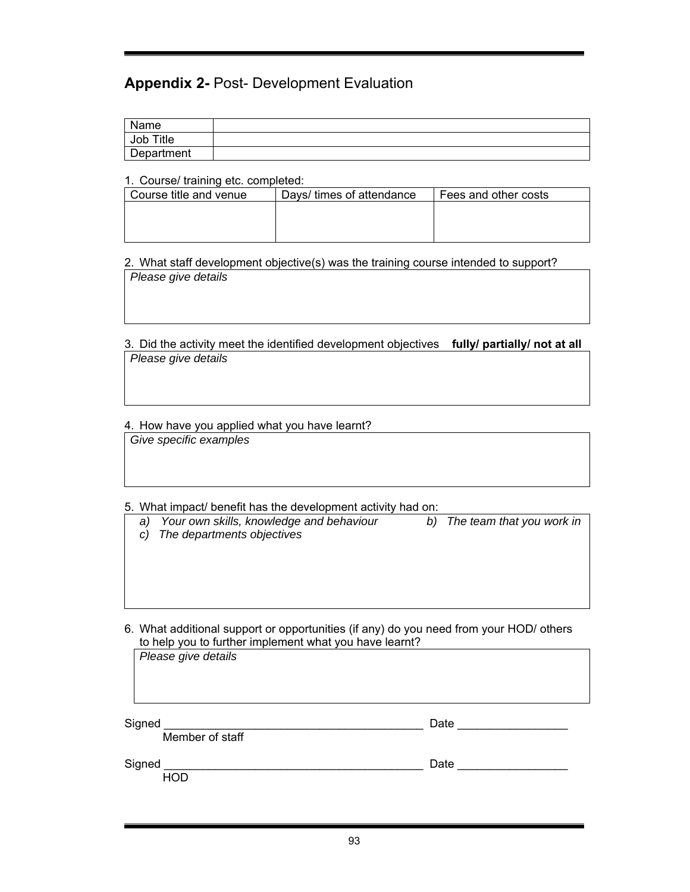## **Appendix 2-** Post- Development Evaluation

| | |
|---|---|
| Name | |
| Job Title | |
| Department | |

1. Course/ training etc. completed:

| Course title and venue | Days/ times of attendance | Fees and other costs |
|---|---|---|
| | | |

2. What staff development objective(s) was the training course intended to support?

| |
|---|
| *Please give details* |

3. Did the activity meet the identified development objectives **fully/ partially/ not at all**

| |
|---|
| *Please give details* |

4. How have you applied what you have learnt?

| |
|---|
| *Give specific examples* |

5. What impact/ benefit has the development activity had on:

| |
|---|
| *a) Your own skills, knowledge and behaviour* *b) The team that you work in* *c) The departments objectives* |

6. What additional support or opportunities (if any) do you need from your HOD/ others to help you to further implement what you have learnt?

| |
|---|
| *Please give details* |

Signed ________________________________________ Date _________________
Member of staff

Signed ________________________________________ Date _________________
HOD